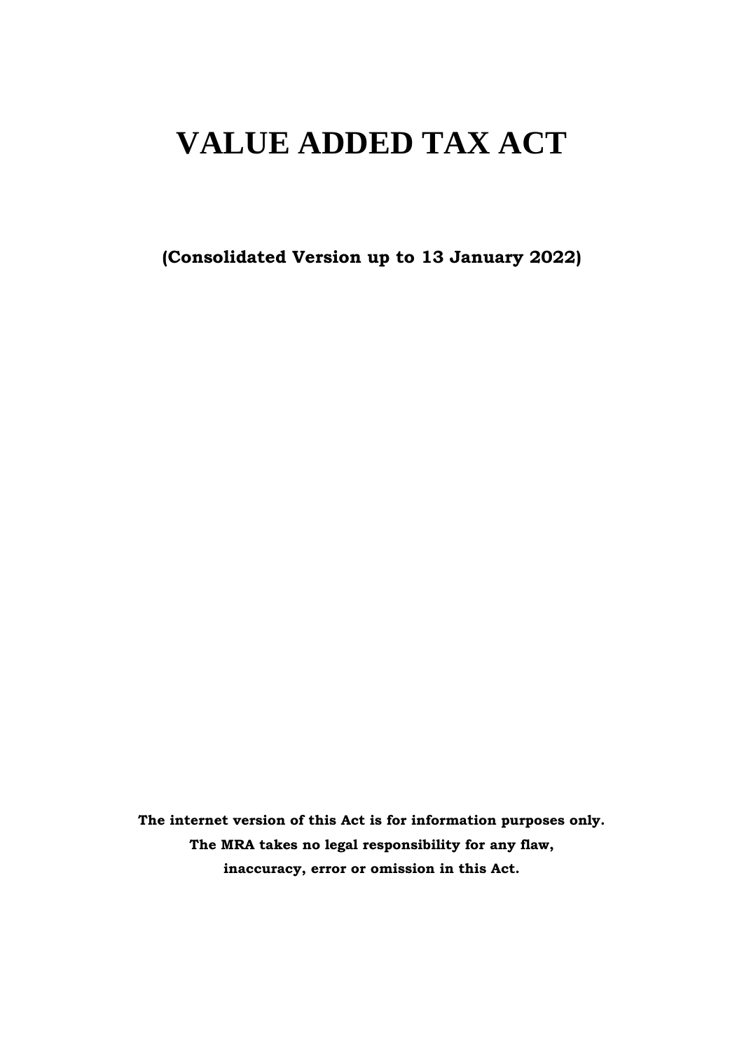# VALUE ADDED TAX ACT

**(Consolidated Version up to 13 January 2022)**

**The internet version of this Act is for information purposes only.**
**The MRA takes no legal responsibility for any flaw,**
**inaccuracy, error or omission in this Act.**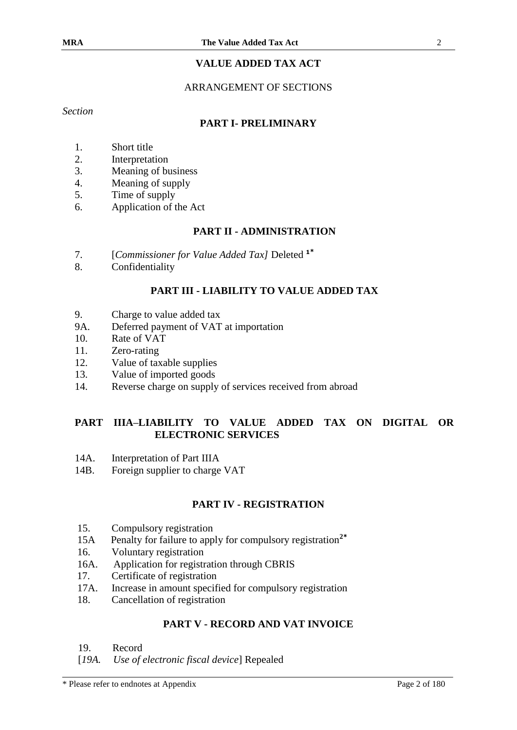# VALUE ADDED TAX ACT

ARRANGEMENT OF SECTIONS

*Section*

## PART I- PRELIMINARY

1. Short title
2. Interpretation
3. Meaning of business
4. Meaning of supply
5. Time of supply
6. Application of the Act

## PART II - ADMINISTRATION

7. [*Commissioner for Value Added Tax]* Deleted [1*]
8. Confidentiality

## PART III - LIABILITY TO VALUE ADDED TAX

9. Charge to value added tax
9A. Deferred payment of VAT at importation
10. Rate of VAT
11. Zero-rating
12. Value of taxable supplies
13. Value of imported goods
14. Reverse charge on supply of services received from abroad

## PART IIIA–LIABILITY TO VALUE ADDED TAX ON DIGITAL OR ELECTRONIC SERVICES

14A. Interpretation of Part IIIA
14B. Foreign supplier to charge VAT

## PART IV - REGISTRATION

15. Compulsory registration
15A Penalty for failure to apply for compulsory registration[2*]
16. Voluntary registration
16A. Application for registration through CBRIS
17. Certificate of registration
17A. Increase in amount specified for compulsory registration
18. Cancellation of registration

## PART V - RECORD AND VAT INVOICE

19. Record
[*19A. Use of electronic fiscal device*] Repealed

\* Please refer to endnotes at Appendix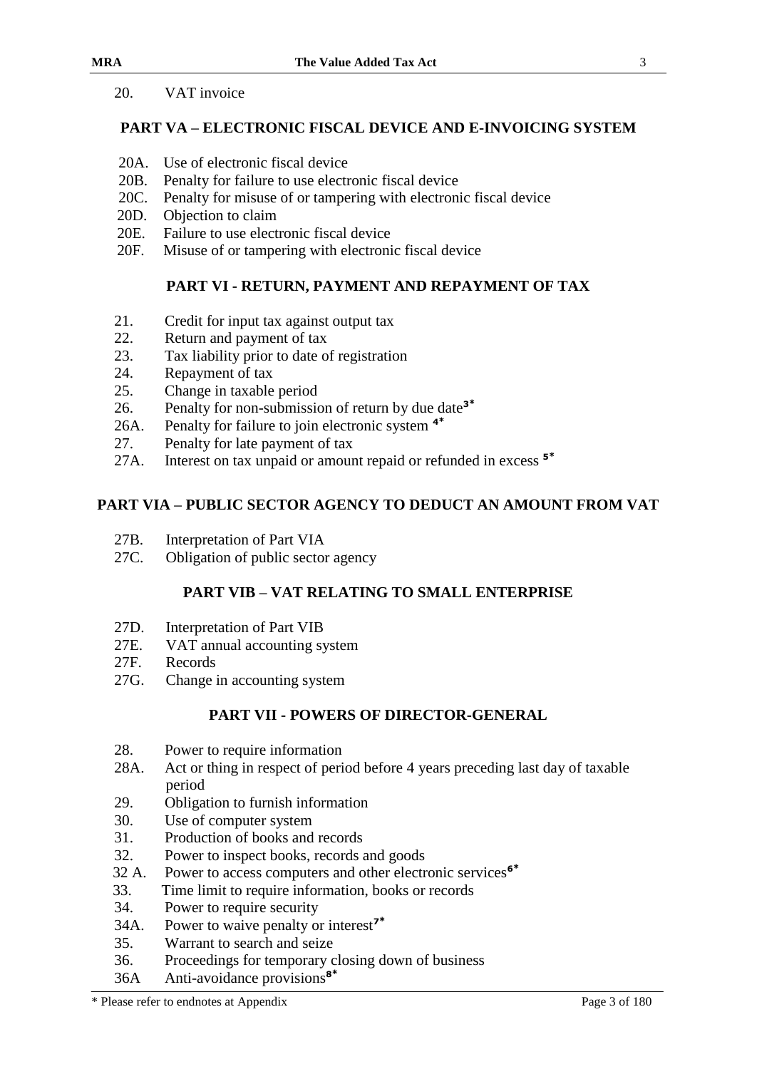20. VAT invoice

## PART VA – ELECTRONIC FISCAL DEVICE AND E-INVOICING SYSTEM

20A. Use of electronic fiscal device
20B. Penalty for failure to use electronic fiscal device
20C. Penalty for misuse of or tampering with electronic fiscal device
20D. Objection to claim
20E. Failure to use electronic fiscal device
20F. Misuse of or tampering with electronic fiscal device

## PART VI - RETURN, PAYMENT AND REPAYMENT OF TAX

21. Credit for input tax against output tax
22. Return and payment of tax
23. Tax liability prior to date of registration
24. Repayment of tax
25. Change in taxable period
26. Penalty for non-submission of return by due date[3*]
26A. Penalty for failure to join electronic system [4*]
27. Penalty for late payment of tax
27A. Interest on tax unpaid or amount repaid or refunded in excess [5*]

## PART VIA – PUBLIC SECTOR AGENCY TO DEDUCT AN AMOUNT FROM VAT

27B. Interpretation of Part VIA
27C. Obligation of public sector agency

## PART VIB – VAT RELATING TO SMALL ENTERPRISE

27D. Interpretation of Part VIB
27E. VAT annual accounting system
27F. Records
27G. Change in accounting system

## PART VII - POWERS OF DIRECTOR-GENERAL

28. Power to require information
28A. Act or thing in respect of period before 4 years preceding last day of taxable period
29. Obligation to furnish information
30. Use of computer system
31. Production of books and records
32. Power to inspect books, records and goods
32 A. Power to access computers and other electronic services[6*]
33. Time limit to require information, books or records
34. Power to require security
34A. Power to waive penalty or interest[7*]
35. Warrant to search and seize
36. Proceedings for temporary closing down of business
36A Anti-avoidance provisions[8*]

\* Please refer to endnotes at Appendix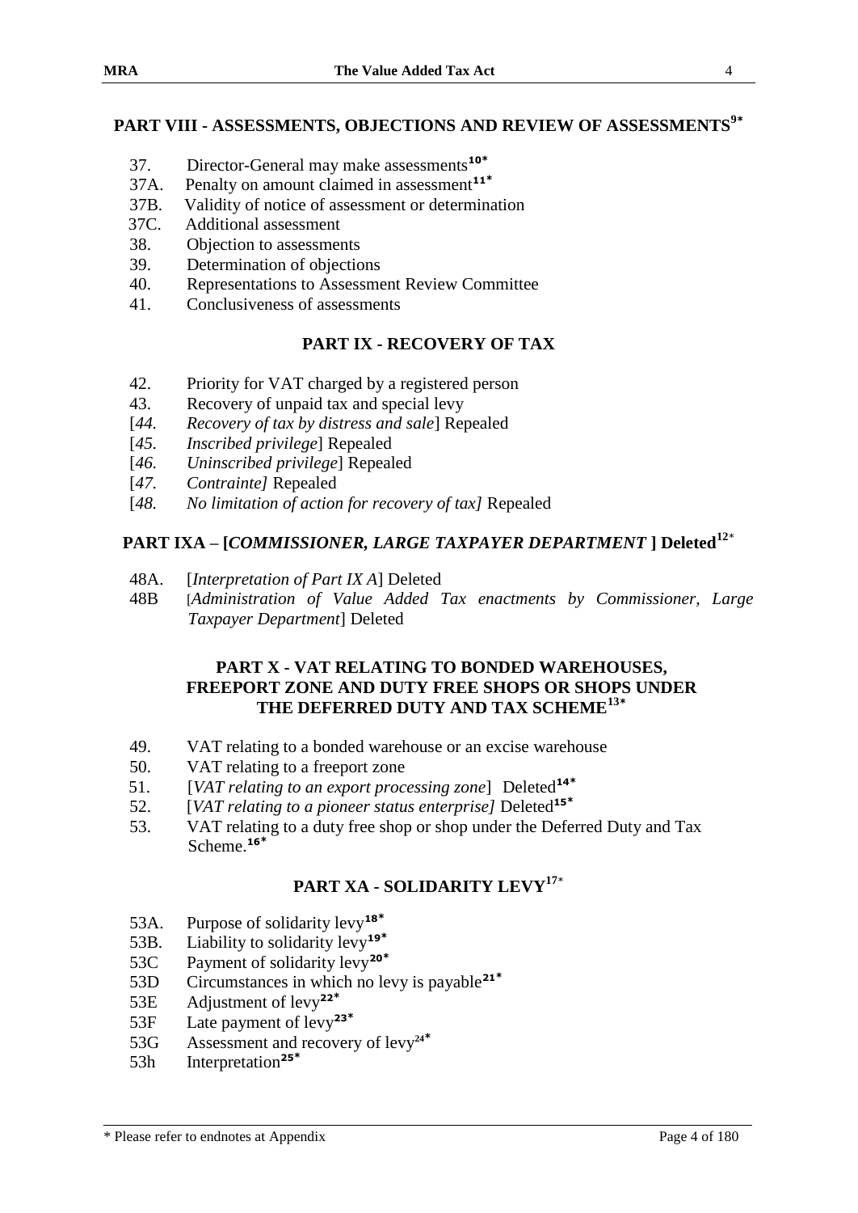## PART VIII - ASSESSMENTS, OBJECTIONS AND REVIEW OF ASSESSMENTS[9*]

37. Director-General may make assessments[10*]
37A. Penalty on amount claimed in assessment[11*]
37B. Validity of notice of assessment or determination
37C. Additional assessment
38. Objection to assessments
39. Determination of objections
40. Representations to Assessment Review Committee
41. Conclusiveness of assessments

## PART IX - RECOVERY OF TAX

42. Priority for VAT charged by a registered person
43. Recovery of unpaid tax and special levy
[*44. Recovery of tax by distress and sale*] Repealed
[*45. Inscribed privilege*] Repealed
[*46. Uninscribed privilege*] Repealed
[*47. Contrainte]* Repealed
[*48. No limitation of action for recovery of tax]* Repealed

## PART IXA – [*COMMISSIONER, LARGE TAXPAYER DEPARTMENT* ] Deleted[12*]

48A. [*Interpretation of Part IX A*] Deleted
48B [*Administration of Value Added Tax enactments by Commissioner, Large Taxpayer Department*] Deleted

## PART X - VAT RELATING TO BONDED WAREHOUSES, FREEPORT ZONE AND DUTY FREE SHOPS OR SHOPS UNDER THE DEFERRED DUTY AND TAX SCHEME[13*]

49. VAT relating to a bonded warehouse or an excise warehouse
50. VAT relating to a freeport zone
51. [*VAT relating to an export processing zone*] Deleted[14*]
52. [*VAT relating to a pioneer status enterprise]* Deleted[15*]
53. VAT relating to a duty free shop or shop under the Deferred Duty and Tax Scheme.[16*]

## PART XA - SOLIDARITY LEVY[17*]

53A. Purpose of solidarity levy[18*]
53B. Liability to solidarity levy[19*]
53C Payment of solidarity levy[20*]
53D Circumstances in which no levy is payable[21*]
53E Adjustment of levy[22*]
53F Late payment of levy[23*]
53G Assessment and recovery of levy[24*]
53h Interpretation[25*]

\* Please refer to endnotes at Appendix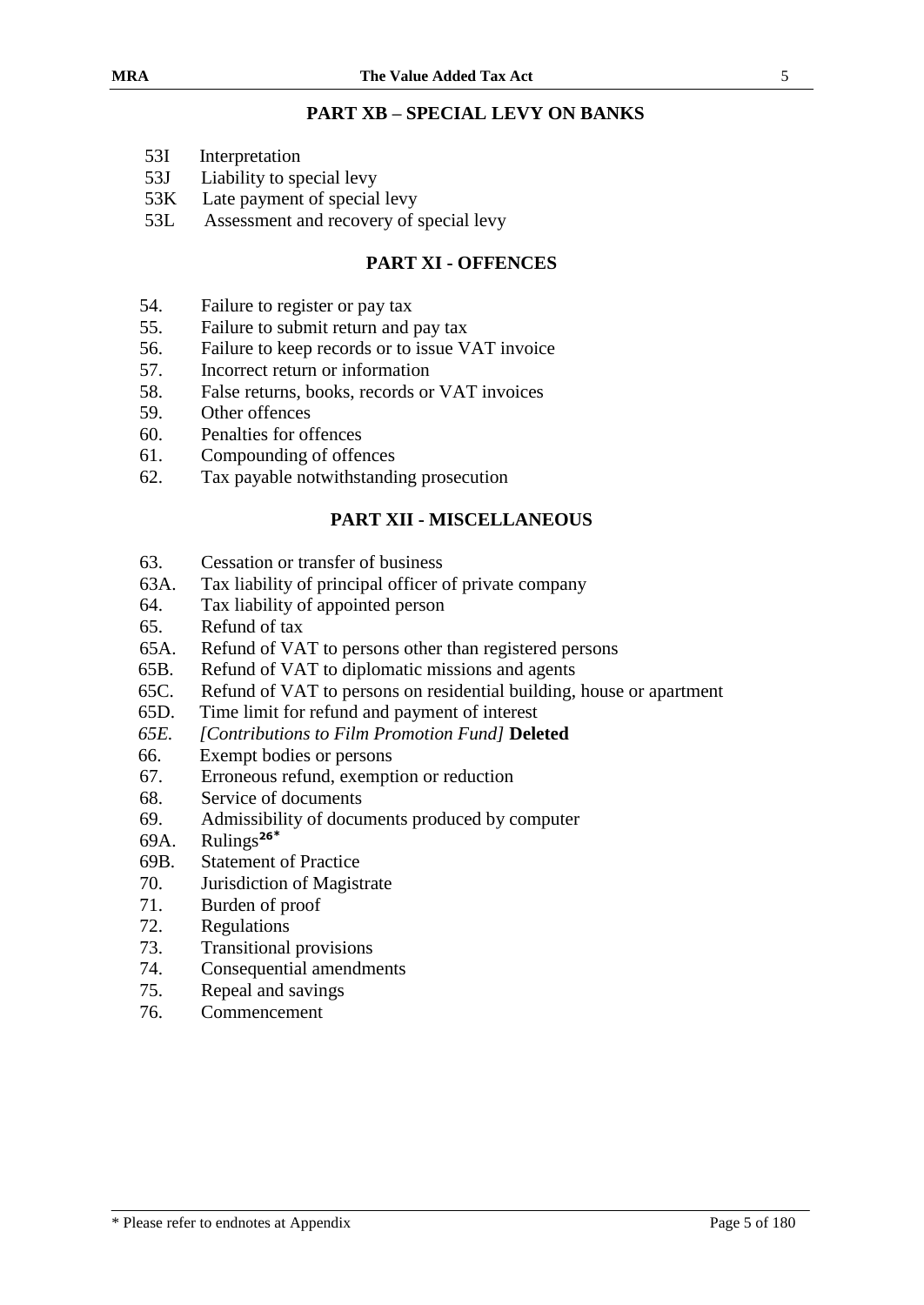## PART XB – SPECIAL LEVY ON BANKS

53I Interpretation
53J Liability to special levy
53K Late payment of special levy
53L Assessment and recovery of special levy

## PART XI - OFFENCES

54. Failure to register or pay tax
55. Failure to submit return and pay tax
56. Failure to keep records or to issue VAT invoice
57. Incorrect return or information
58. False returns, books, records or VAT invoices
59. Other offences
60. Penalties for offences
61. Compounding of offences
62. Tax payable notwithstanding prosecution

## PART XII - MISCELLANEOUS

63. Cessation or transfer of business
63A. Tax liability of principal officer of private company
64. Tax liability of appointed person
65. Refund of tax
65A. Refund of VAT to persons other than registered persons
65B. Refund of VAT to diplomatic missions and agents
65C. Refund of VAT to persons on residential building, house or apartment
65D. Time limit for refund and payment of interest
*65E. [Contributions to Film Promotion Fund]* **Deleted**
66. Exempt bodies or persons
67. Erroneous refund, exemption or reduction
68. Service of documents
69. Admissibility of documents produced by computer
69A. Rulings[26*]
69B. Statement of Practice
70. Jurisdiction of Magistrate
71. Burden of proof
72. Regulations
73. Transitional provisions
74. Consequential amendments
75. Repeal and savings
76. Commencement

* Please refer to endnotes at Appendix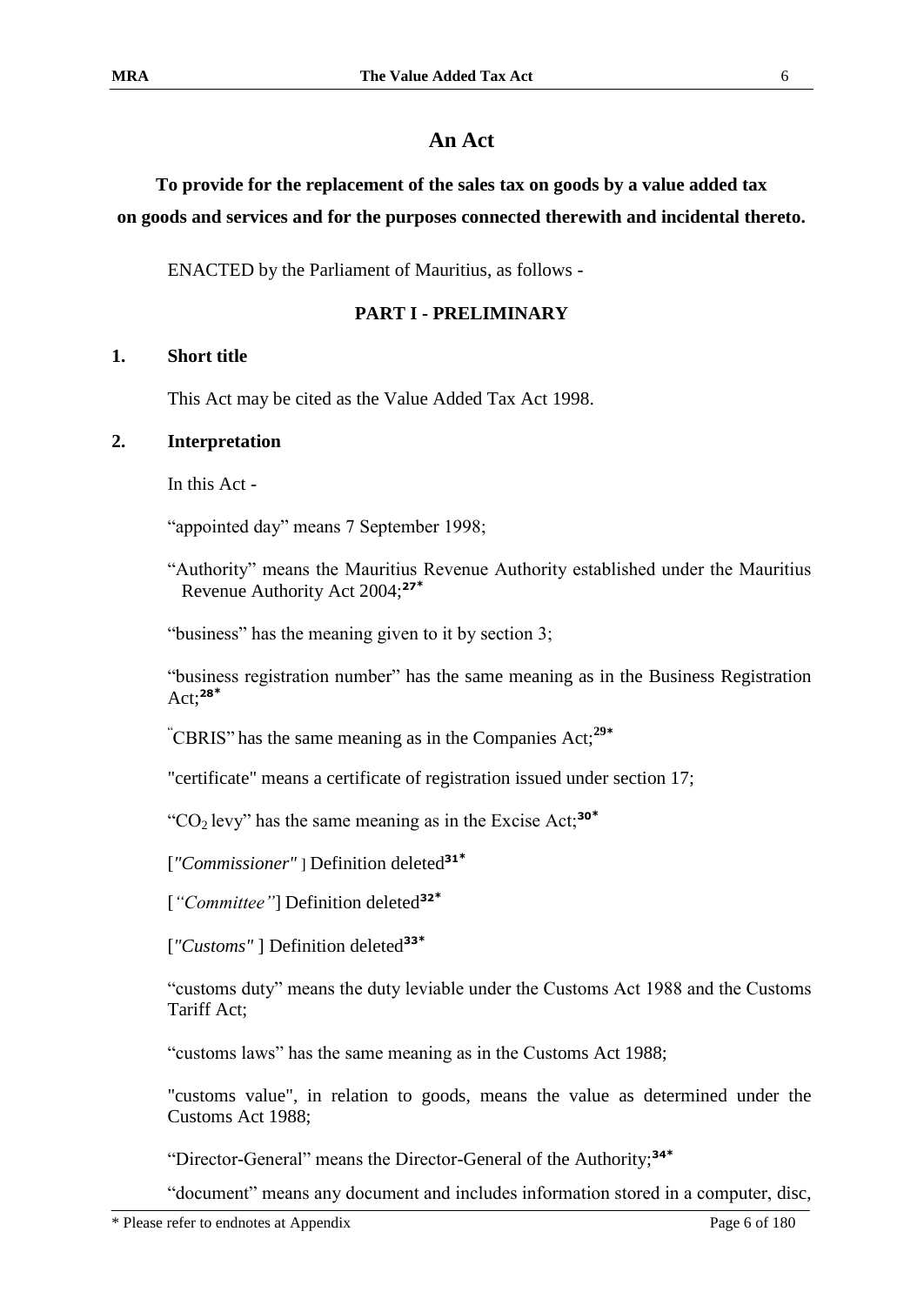# An Act

**To provide for the replacement of the sales tax on goods by a value added tax on goods and services and for the purposes connected therewith and incidental thereto.**

ENACTED by the Parliament of Mauritius, as follows -

## PART I - PRELIMINARY

### 1. Short title

This Act may be cited as the Value Added Tax Act 1998.

### 2. Interpretation

In this Act -

"appointed day" means 7 September 1998;

"Authority" means the Mauritius Revenue Authority established under the Mauritius Revenue Authority Act 2004;[27*]

"business" has the meaning given to it by section 3;

"business registration number" has the same meaning as in the Business Registration Act;[28*]

"CBRIS" has the same meaning as in the Companies Act;[29*]

"certificate" means a certificate of registration issued under section 17;

"$CO_2$ levy" has the same meaning as in the Excise Act;[30*]

[*"Commissioner"* ] Definition deleted[31*]

[*"Committee"*] Definition deleted[32*]

[*"Customs"* ] Definition deleted[33*]

"customs duty" means the duty leviable under the Customs Act 1988 and the Customs Tariff Act;

"customs laws" has the same meaning as in the Customs Act 1988;

"customs value", in relation to goods, means the value as determined under the Customs Act 1988;

"Director-General" means the Director-General of the Authority;[34*]

"document" means any document and includes information stored in a computer, disc,

* Please refer to endnotes at Appendix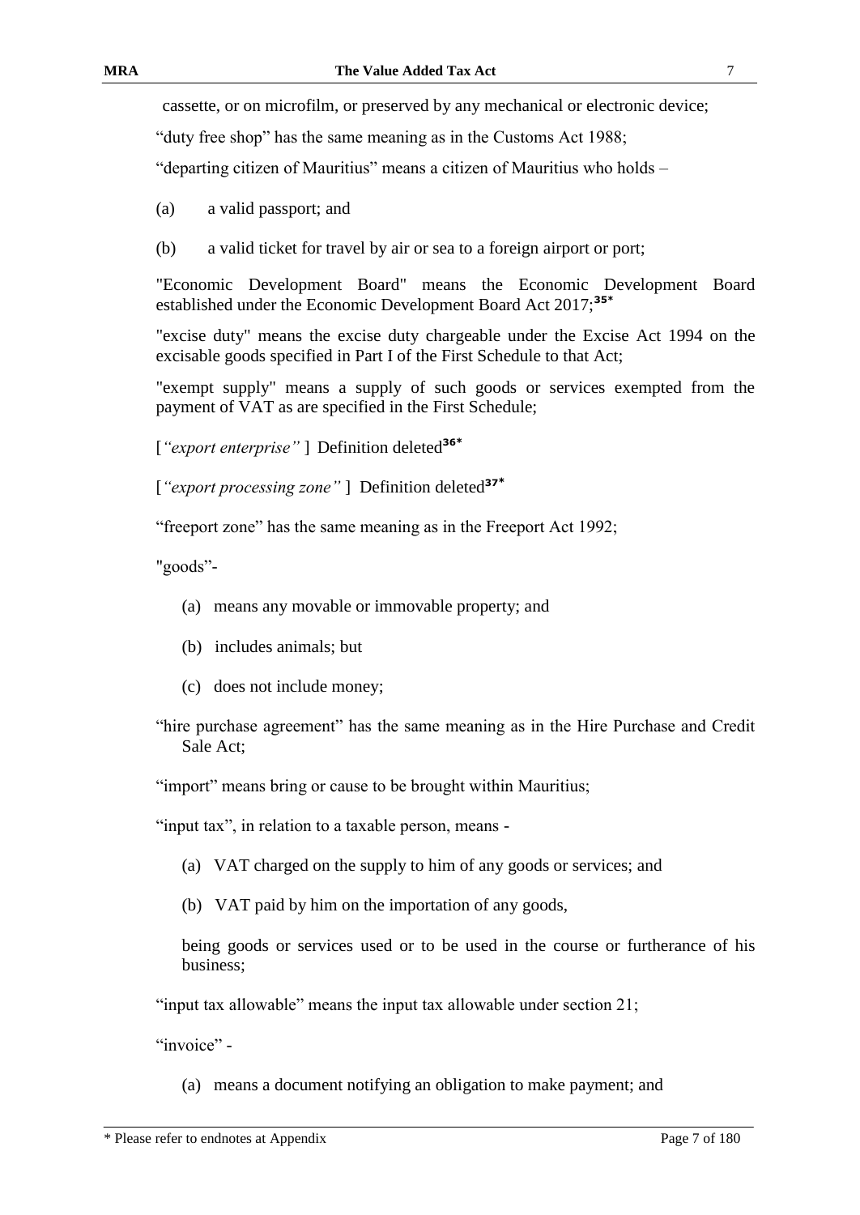cassette, or on microfilm, or preserved by any mechanical or electronic device;

"duty free shop" has the same meaning as in the Customs Act 1988;

"departing citizen of Mauritius" means a citizen of Mauritius who holds –

(a) a valid passport; and

(b) a valid ticket for travel by air or sea to a foreign airport or port;

"Economic Development Board" means the Economic Development Board established under the Economic Development Board Act 2017;[35*]

"excise duty" means the excise duty chargeable under the Excise Act 1994 on the excisable goods specified in Part I of the First Schedule to that Act;

"exempt supply" means a supply of such goods or services exempted from the payment of VAT as are specified in the First Schedule;

[*"export enterprise"* ] Definition deleted[36*]

[*"export processing zone"* ] Definition deleted[37*]

"freeport zone" has the same meaning as in the Freeport Act 1992;

"goods"-

(a) means any movable or immovable property; and

(b) includes animals; but

(c) does not include money;

"hire purchase agreement" has the same meaning as in the Hire Purchase and Credit Sale Act;

"import" means bring or cause to be brought within Mauritius;

"input tax", in relation to a taxable person, means -

(a) VAT charged on the supply to him of any goods or services; and

(b) VAT paid by him on the importation of any goods,

being goods or services used or to be used in the course or furtherance of his business;

"input tax allowable" means the input tax allowable under section 21;

"invoice" -

(a) means a document notifying an obligation to make payment; and

\* Please refer to endnotes at Appendix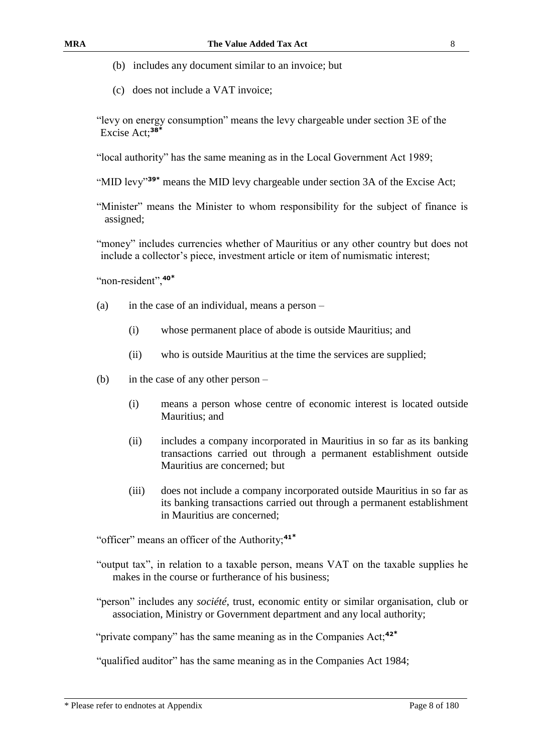(b) includes any document similar to an invoice; but

(c) does not include a VAT invoice;

"levy on energy consumption" means the levy chargeable under section 3E of the Excise Act;[38*]

"local authority" has the same meaning as in the Local Government Act 1989;

"MID levy"[39*] means the MID levy chargeable under section 3A of the Excise Act;

"Minister" means the Minister to whom responsibility for the subject of finance is assigned;

"money" includes currencies whether of Mauritius or any other country but does not include a collector's piece, investment article or item of numismatic interest;

"non-resident",[40*]

(a) in the case of an individual, means a person –

(i) whose permanent place of abode is outside Mauritius; and

(ii) who is outside Mauritius at the time the services are supplied;

(b) in the case of any other person –

(i) means a person whose centre of economic interest is located outside Mauritius; and

(ii) includes a company incorporated in Mauritius in so far as its banking transactions carried out through a permanent establishment outside Mauritius are concerned; but

(iii) does not include a company incorporated outside Mauritius in so far as its banking transactions carried out through a permanent establishment in Mauritius are concerned;

"officer" means an officer of the Authority;[41*]

"output tax", in relation to a taxable person, means VAT on the taxable supplies he makes in the course or furtherance of his business;

"person" includes any *société*, trust, economic entity or similar organisation, club or association, Ministry or Government department and any local authority;

"private company" has the same meaning as in the Companies Act;[42*]

"qualified auditor" has the same meaning as in the Companies Act 1984;

\* Please refer to endnotes at Appendix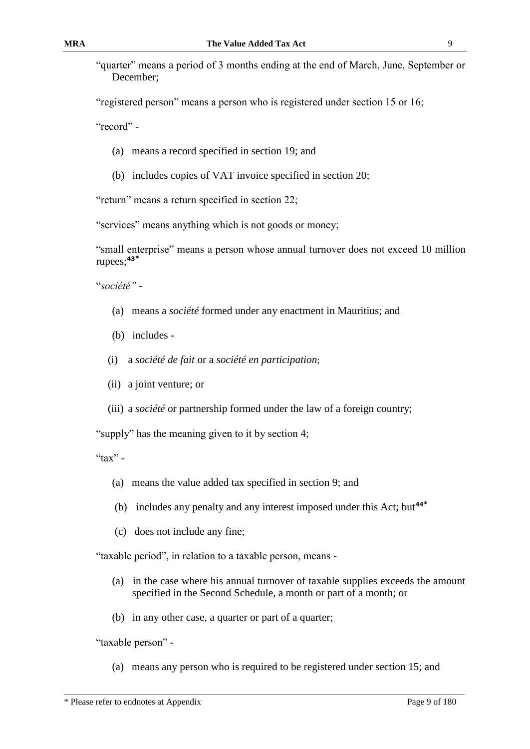"quarter" means a period of 3 months ending at the end of March, June, September or December;

"registered person" means a person who is registered under section 15 or 16;

"record" -

(a) means a record specified in section 19; and

(b) includes copies of VAT invoice specified in section 20;

"return" means a return specified in section 22;

"services" means anything which is not goods or money;

"small enterprise" means a person whose annual turnover does not exceed 10 million rupees;[43*]

"*société*" -

(a) means a *société* formed under any enactment in Mauritius; and

(b) includes -

(i) a *société de fait* or a *société en participation*;

(ii) a joint venture; or

(iii) a *société* or partnership formed under the law of a foreign country;

"supply" has the meaning given to it by section 4;

"tax" -

(a) means the value added tax specified in section 9; and

(b) includes any penalty and any interest imposed under this Act; but[44*]

(c) does not include any fine;

"taxable period", in relation to a taxable person, means -

(a) in the case where his annual turnover of taxable supplies exceeds the amount specified in the Second Schedule, a month or part of a month; or

(b) in any other case, a quarter or part of a quarter;

"taxable person" -

(a) means any person who is required to be registered under section 15; and

\* Please refer to endnotes at Appendix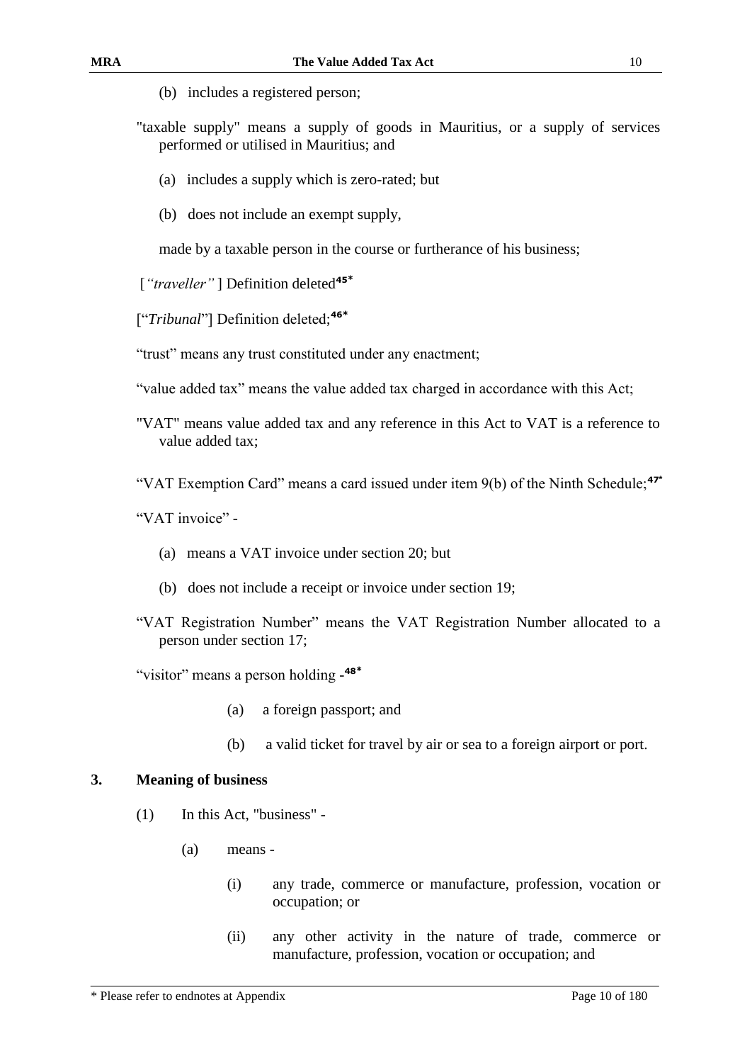(b) includes a registered person;

"taxable supply" means a supply of goods in Mauritius, or a supply of services performed or utilised in Mauritius; and

(a) includes a supply which is zero-rated; but

(b) does not include an exempt supply,

made by a taxable person in the course or furtherance of his business;

[*"traveller"* ] Definition deleted[45*]

["*Tribunal*"] Definition deleted;[46*]

"trust" means any trust constituted under any enactment;

"value added tax" means the value added tax charged in accordance with this Act;

"VAT" means value added tax and any reference in this Act to VAT is a reference to value added tax;

"VAT Exemption Card" means a card issued under item 9(b) of the Ninth Schedule;[47*]

"VAT invoice" -

(a) means a VAT invoice under section 20; but

(b) does not include a receipt or invoice under section 19;

"VAT Registration Number" means the VAT Registration Number allocated to a person under section 17;

"visitor" means a person holding -[48*]

(a) a foreign passport; and

(b) a valid ticket for travel by air or sea to a foreign airport or port.

### 3. Meaning of business

(1) In this Act, "business" -

(a) means -

(i) any trade, commerce or manufacture, profession, vocation or occupation; or

(ii) any other activity in the nature of trade, commerce or manufacture, profession, vocation or occupation; and

\* Please refer to endnotes at Appendix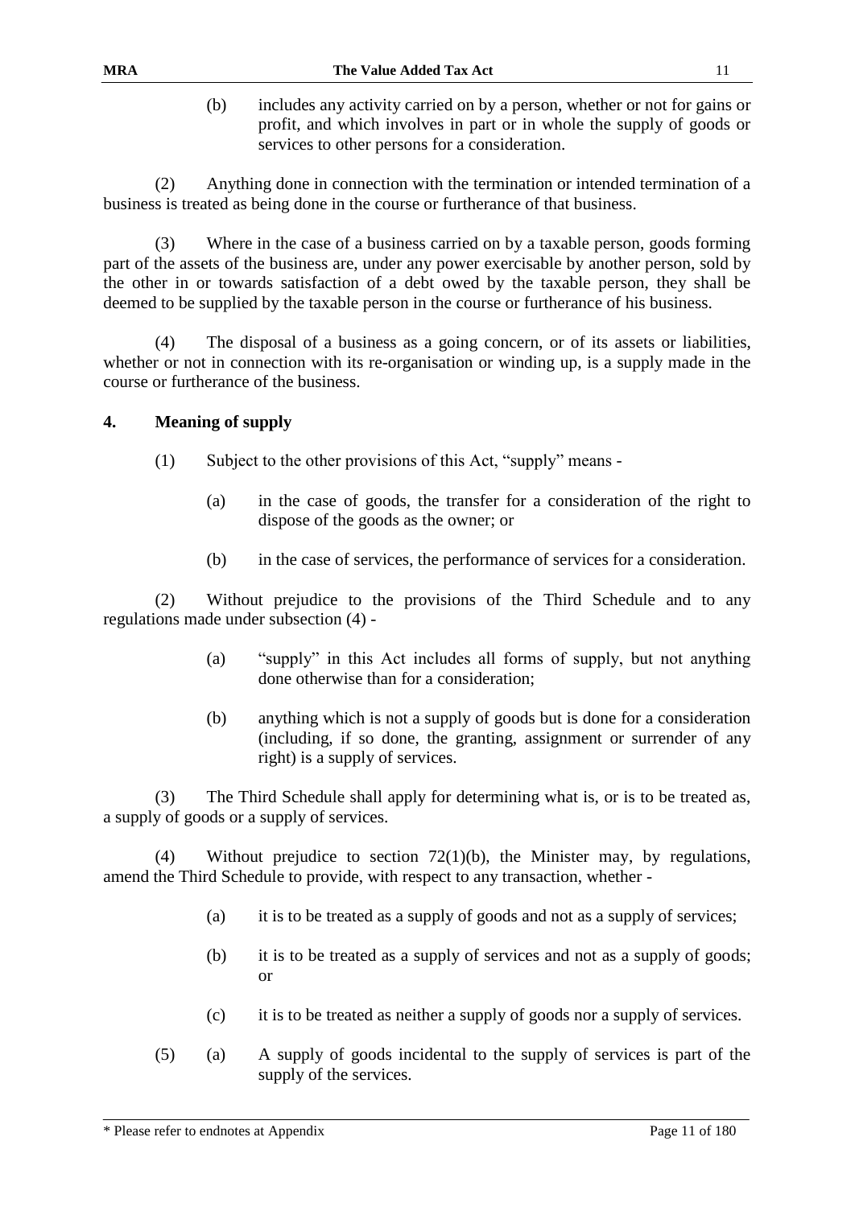(b) includes any activity carried on by a person, whether or not for gains or profit, and which involves in part or in whole the supply of goods or services to other persons for a consideration.

(2) Anything done in connection with the termination or intended termination of a business is treated as being done in the course or furtherance of that business.

(3) Where in the case of a business carried on by a taxable person, goods forming part of the assets of the business are, under any power exercisable by another person, sold by the other in or towards satisfaction of a debt owed by the taxable person, they shall be deemed to be supplied by the taxable person in the course or furtherance of his business.

(4) The disposal of a business as a going concern, or of its assets or liabilities, whether or not in connection with its re-organisation or winding up, is a supply made in the course or furtherance of the business.

## 4. Meaning of supply

(1) Subject to the other provisions of this Act, "supply" means -

(a) in the case of goods, the transfer for a consideration of the right to dispose of the goods as the owner; or

(b) in the case of services, the performance of services for a consideration.

(2) Without prejudice to the provisions of the Third Schedule and to any regulations made under subsection (4) -

(a) "supply" in this Act includes all forms of supply, but not anything done otherwise than for a consideration;

(b) anything which is not a supply of goods but is done for a consideration (including, if so done, the granting, assignment or surrender of any right) is a supply of services.

(3) The Third Schedule shall apply for determining what is, or is to be treated as, a supply of goods or a supply of services.

(4) Without prejudice to section 72(1)(b), the Minister may, by regulations, amend the Third Schedule to provide, with respect to any transaction, whether -

(a) it is to be treated as a supply of goods and not as a supply of services;

(b) it is to be treated as a supply of services and not as a supply of goods; or

(c) it is to be treated as neither a supply of goods nor a supply of services.

(5) (a) A supply of goods incidental to the supply of services is part of the supply of the services.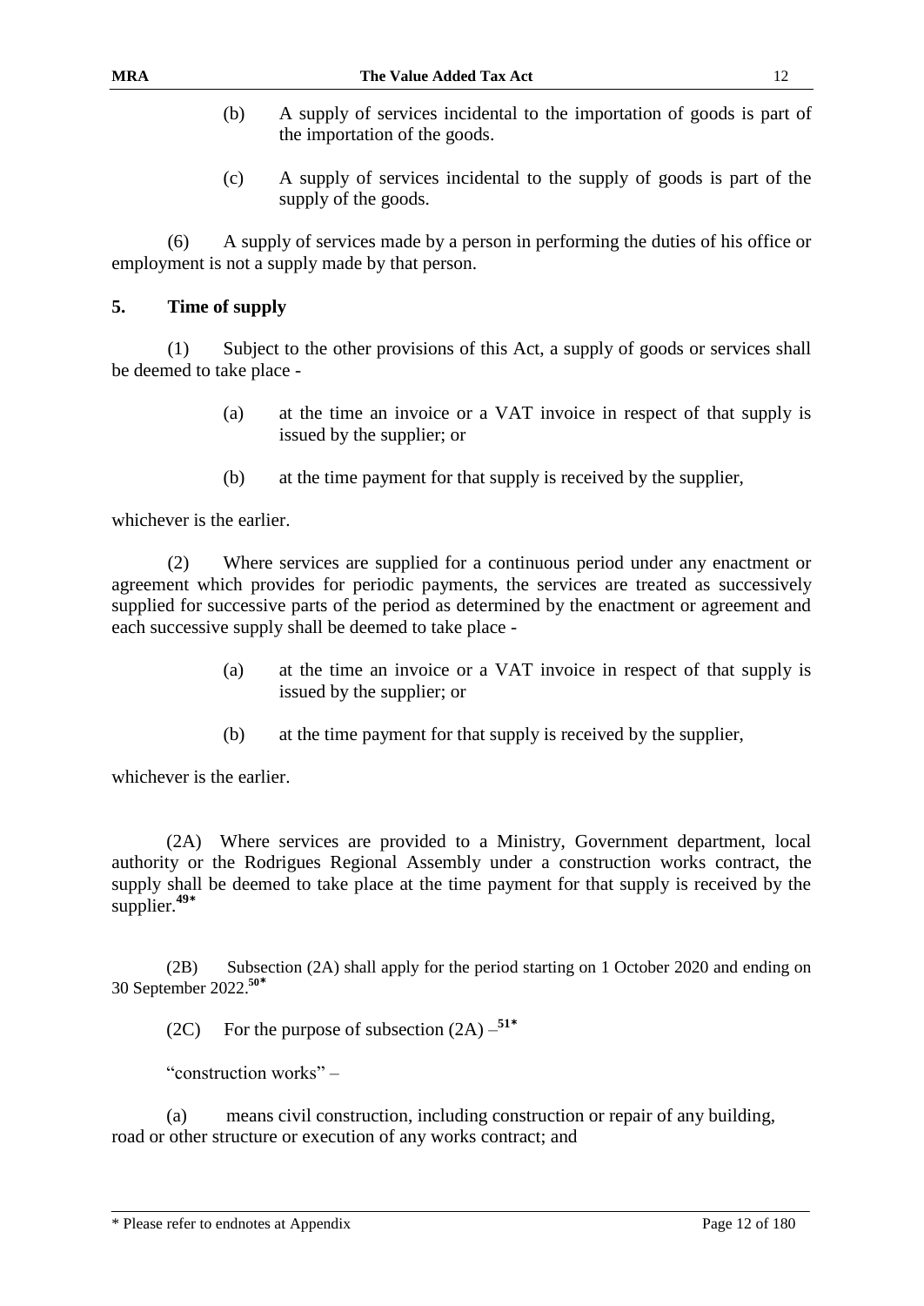(b) A supply of services incidental to the importation of goods is part of the importation of the goods.

(c) A supply of services incidental to the supply of goods is part of the supply of the goods.

(6) A supply of services made by a person in performing the duties of his office or employment is not a supply made by that person.

## 5. Time of supply

(1) Subject to the other provisions of this Act, a supply of goods or services shall be deemed to take place -

(a) at the time an invoice or a VAT invoice in respect of that supply is issued by the supplier; or

(b) at the time payment for that supply is received by the supplier,

whichever is the earlier.

(2) Where services are supplied for a continuous period under any enactment or agreement which provides for periodic payments, the services are treated as successively supplied for successive parts of the period as determined by the enactment or agreement and each successive supply shall be deemed to take place -

(a) at the time an invoice or a VAT invoice in respect of that supply is issued by the supplier; or

(b) at the time payment for that supply is received by the supplier,

whichever is the earlier.

(2A) Where services are provided to a Ministry, Government department, local authority or the Rodrigues Regional Assembly under a construction works contract, the supply shall be deemed to take place at the time payment for that supply is received by the supplier.[49*]

(2B) Subsection (2A) shall apply for the period starting on 1 October 2020 and ending on 30 September 2022.[50*]

(2C) For the purpose of subsection (2A) –[51*]

"construction works" –

(a) means civil construction, including construction or repair of any building, road or other structure or execution of any works contract; and

\* Please refer to endnotes at Appendix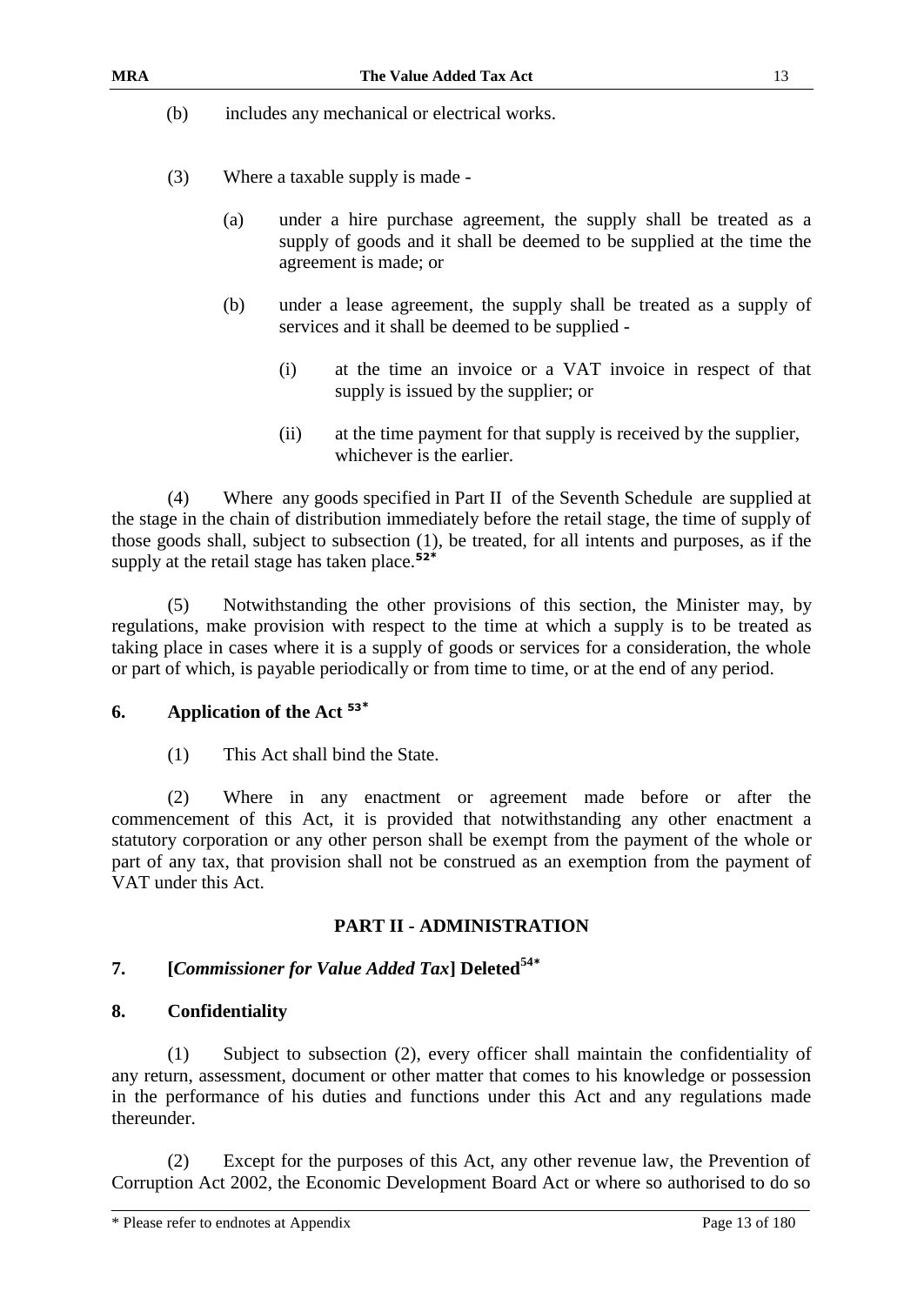(b) includes any mechanical or electrical works.

(3) Where a taxable supply is made -

(a) under a hire purchase agreement, the supply shall be treated as a supply of goods and it shall be deemed to be supplied at the time the agreement is made; or

(b) under a lease agreement, the supply shall be treated as a supply of services and it shall be deemed to be supplied -

(i) at the time an invoice or a VAT invoice in respect of that supply is issued by the supplier; or

(ii) at the time payment for that supply is received by the supplier, whichever is the earlier.

(4) Where any goods specified in Part II of the Seventh Schedule are supplied at the stage in the chain of distribution immediately before the retail stage, the time of supply of those goods shall, subject to subsection (1), be treated, for all intents and purposes, as if the supply at the retail stage has taken place.[52*]

(5) Notwithstanding the other provisions of this section, the Minister may, by regulations, make provision with respect to the time at which a supply is to be treated as taking place in cases where it is a supply of goods or services for a consideration, the whole or part of which, is payable periodically or from time to time, or at the end of any period.

### 6. Application of the Act [53*]

(1) This Act shall bind the State.

(2) Where in any enactment or agreement made before or after the commencement of this Act, it is provided that notwithstanding any other enactment a statutory corporation or any other person shall be exempt from the payment of the whole or part of any tax, that provision shall not be construed as an exemption from the payment of VAT under this Act.

## PART II - ADMINISTRATION

### 7. [*Commissioner for Value Added Tax*] Deleted[54*]

### 8. Confidentiality

(1) Subject to subsection (2), every officer shall maintain the confidentiality of any return, assessment, document or other matter that comes to his knowledge or possession in the performance of his duties and functions under this Act and any regulations made thereunder.

(2) Except for the purposes of this Act, any other revenue law, the Prevention of Corruption Act 2002, the Economic Development Board Act or where so authorised to do so

* Please refer to endnotes at Appendix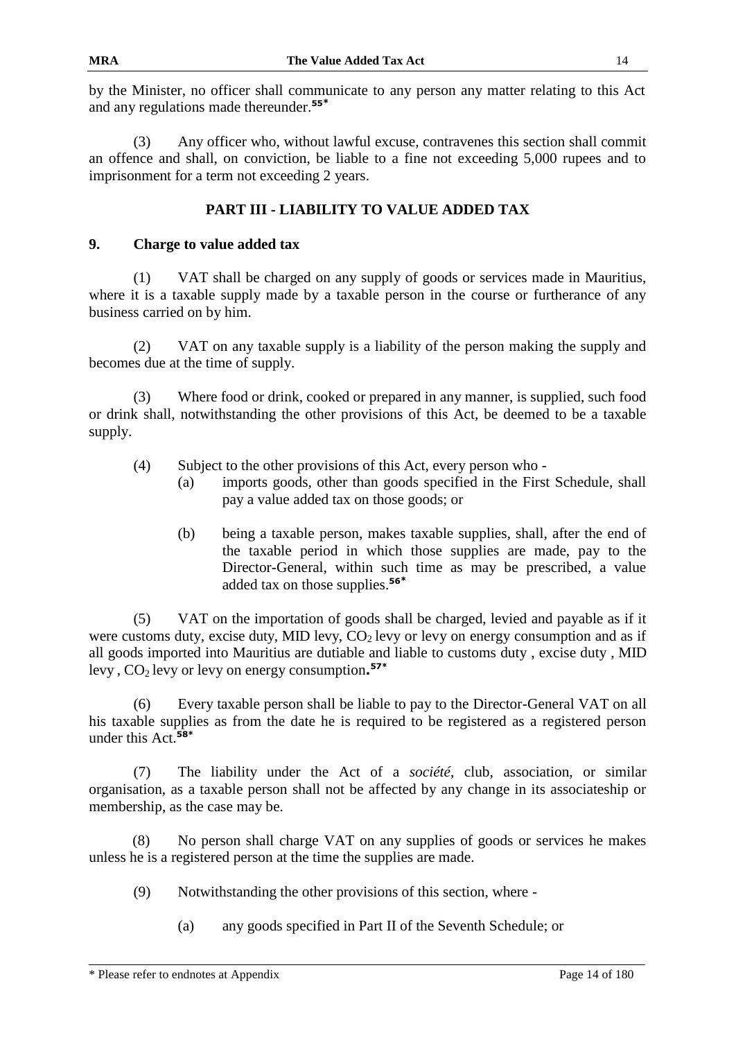by the Minister, no officer shall communicate to any person any matter relating to this Act and any regulations made thereunder.[55*]

(3) Any officer who, without lawful excuse, contravenes this section shall commit an offence and shall, on conviction, be liable to a fine not exceeding 5,000 rupees and to imprisonment for a term not exceeding 2 years.

## PART III - LIABILITY TO VALUE ADDED TAX

### 9. Charge to value added tax

(1) VAT shall be charged on any supply of goods or services made in Mauritius, where it is a taxable supply made by a taxable person in the course or furtherance of any business carried on by him.

(2) VAT on any taxable supply is a liability of the person making the supply and becomes due at the time of supply.

(3) Where food or drink, cooked or prepared in any manner, is supplied, such food or drink shall, notwithstanding the other provisions of this Act, be deemed to be a taxable supply.

(4) Subject to the other provisions of this Act, every person who -

(a) imports goods, other than goods specified in the First Schedule, shall pay a value added tax on those goods; or

(b) being a taxable person, makes taxable supplies, shall, after the end of the taxable period in which those supplies are made, pay to the Director-General, within such time as may be prescribed, a value added tax on those supplies.[56*]

(5) VAT on the importation of goods shall be charged, levied and payable as if it were customs duty, excise duty, MID levy, $CO_2$ levy or levy on energy consumption and as if all goods imported into Mauritius are dutiable and liable to customs duty , excise duty , MID levy , $CO_2$ levy or levy on energy consumption**.**[57*]

(6) Every taxable person shall be liable to pay to the Director-General VAT on all his taxable supplies as from the date he is required to be registered as a registered person under this Act.[58*]

(7) The liability under the Act of a *société*, club, association, or similar organisation, as a taxable person shall not be affected by any change in its associateship or membership, as the case may be.

(8) No person shall charge VAT on any supplies of goods or services he makes unless he is a registered person at the time the supplies are made.

(9) Notwithstanding the other provisions of this section, where -

(a) any goods specified in Part II of the Seventh Schedule; or

\* Please refer to endnotes at Appendix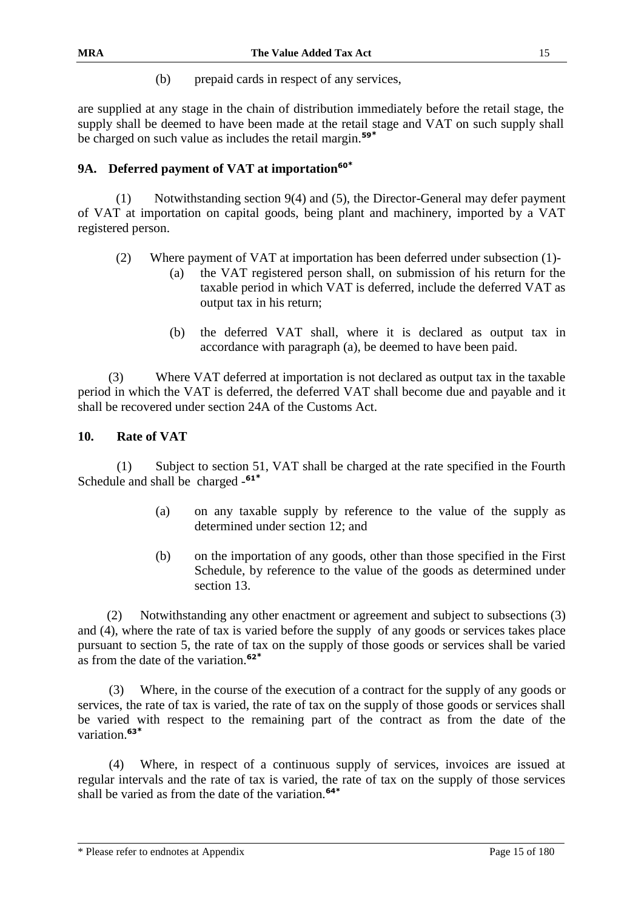(b) prepaid cards in respect of any services,

are supplied at any stage in the chain of distribution immediately before the retail stage, the supply shall be deemed to have been made at the retail stage and VAT on such supply shall be charged on such value as includes the retail margin.[59*]

### 9A. Deferred payment of VAT at importation[60*]

(1) Notwithstanding section 9(4) and (5), the Director-General may defer payment of VAT at importation on capital goods, being plant and machinery, imported by a VAT registered person.

(2) Where payment of VAT at importation has been deferred under subsection (1)-

- (a) the VAT registered person shall, on submission of his return for the taxable period in which VAT is deferred, include the deferred VAT as output tax in his return;
- (b) the deferred VAT shall, where it is declared as output tax in accordance with paragraph (a), be deemed to have been paid.

(3) Where VAT deferred at importation is not declared as output tax in the taxable period in which the VAT is deferred, the deferred VAT shall become due and payable and it shall be recovered under section 24A of the Customs Act.

### 10. Rate of VAT

(1) Subject to section 51, VAT shall be charged at the rate specified in the Fourth Schedule and shall be charged -[61*]

- (a) on any taxable supply by reference to the value of the supply as determined under section 12; and
- (b) on the importation of any goods, other than those specified in the First Schedule, by reference to the value of the goods as determined under section 13.

(2) Notwithstanding any other enactment or agreement and subject to subsections (3) and (4), where the rate of tax is varied before the supply of any goods or services takes place pursuant to section 5, the rate of tax on the supply of those goods or services shall be varied as from the date of the variation.[62*]

(3) Where, in the course of the execution of a contract for the supply of any goods or services, the rate of tax is varied, the rate of tax on the supply of those goods or services shall be varied with respect to the remaining part of the contract as from the date of the variation.[63*]

(4) Where, in respect of a continuous supply of services, invoices are issued at regular intervals and the rate of tax is varied, the rate of tax on the supply of those services shall be varied as from the date of the variation.[64*]

* Please refer to endnotes at Appendix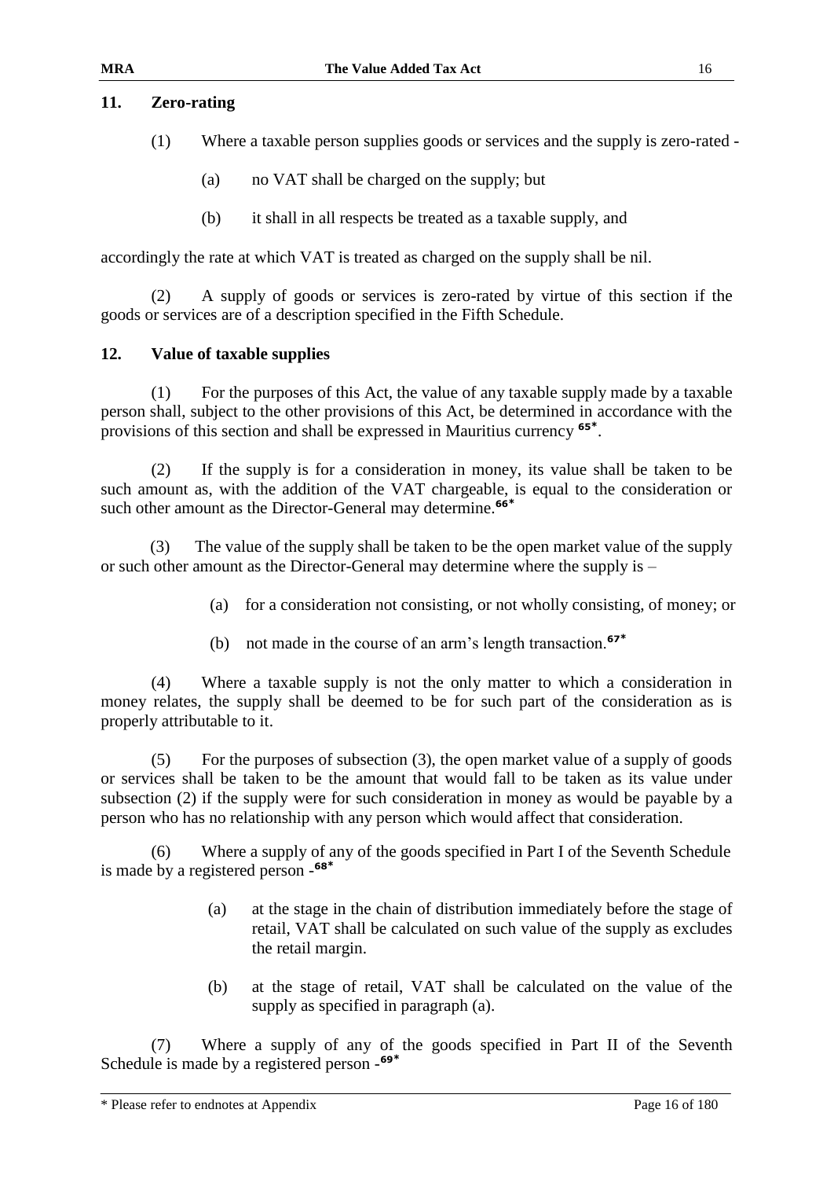## 11. Zero-rating

(1) Where a taxable person supplies goods or services and the supply is zero-rated -

(a) no VAT shall be charged on the supply; but

(b) it shall in all respects be treated as a taxable supply, and

accordingly the rate at which VAT is treated as charged on the supply shall be nil.

(2) A supply of goods or services is zero-rated by virtue of this section if the goods or services are of a description specified in the Fifth Schedule.

## 12. Value of taxable supplies

(1) For the purposes of this Act, the value of any taxable supply made by a taxable person shall, subject to the other provisions of this Act, be determined in accordance with the provisions of this section and shall be expressed in Mauritius currency [65*].

(2) If the supply is for a consideration in money, its value shall be taken to be such amount as, with the addition of the VAT chargeable, is equal to the consideration or such other amount as the Director-General may determine.[66*]

(3) The value of the supply shall be taken to be the open market value of the supply or such other amount as the Director-General may determine where the supply is –

(a) for a consideration not consisting, or not wholly consisting, of money; or

(b) not made in the course of an arm's length transaction.[67*]

(4) Where a taxable supply is not the only matter to which a consideration in money relates, the supply shall be deemed to be for such part of the consideration as is properly attributable to it.

(5) For the purposes of subsection (3), the open market value of a supply of goods or services shall be taken to be the amount that would fall to be taken as its value under subsection (2) if the supply were for such consideration in money as would be payable by a person who has no relationship with any person which would affect that consideration.

(6) Where a supply of any of the goods specified in Part I of the Seventh Schedule is made by a registered person -[68*]

(a) at the stage in the chain of distribution immediately before the stage of retail, VAT shall be calculated on such value of the supply as excludes the retail margin.

(b) at the stage of retail, VAT shall be calculated on the value of the supply as specified in paragraph (a).

(7) Where a supply of any of the goods specified in Part II of the Seventh Schedule is made by a registered person -[69*]

\* Please refer to endnotes at Appendix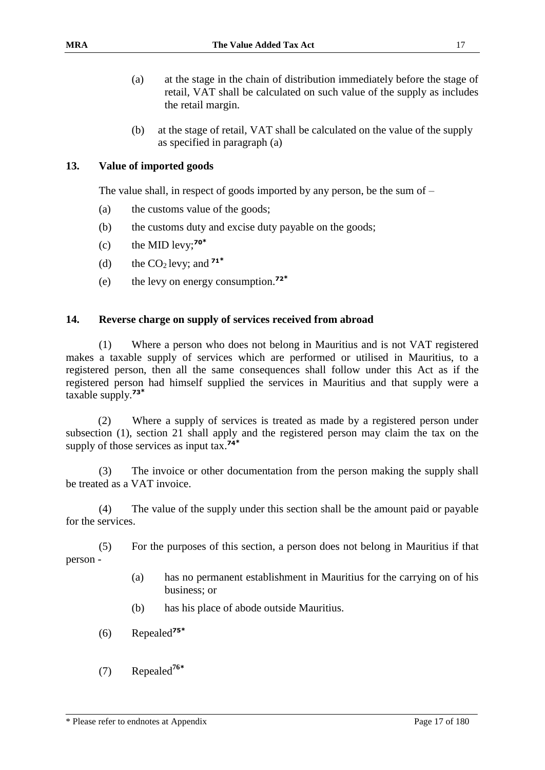(a) at the stage in the chain of distribution immediately before the stage of retail, VAT shall be calculated on such value of the supply as includes the retail margin.

(b) at the stage of retail, VAT shall be calculated on the value of the supply as specified in paragraph (a)

## 13. Value of imported goods

The value shall, in respect of goods imported by any person, be the sum of –

(a) the customs value of the goods;

(b) the customs duty and excise duty payable on the goods;

(c) the MID levy;[70*]

(d) the $CO_2$ levy; and [71*]

(e) the levy on energy consumption.[72*]

## 14. Reverse charge on supply of services received from abroad

(1) Where a person who does not belong in Mauritius and is not VAT registered makes a taxable supply of services which are performed or utilised in Mauritius, to a registered person, then all the same consequences shall follow under this Act as if the registered person had himself supplied the services in Mauritius and that supply were a taxable supply.[73*]

(2) Where a supply of services is treated as made by a registered person under subsection (1), section 21 shall apply and the registered person may claim the tax on the supply of those services as input tax.[74*]

(3) The invoice or other documentation from the person making the supply shall be treated as a VAT invoice.

(4) The value of the supply under this section shall be the amount paid or payable for the services.

(5) For the purposes of this section, a person does not belong in Mauritius if that person -

(a) has no permanent establishment in Mauritius for the carrying on of his business; or

(b) has his place of abode outside Mauritius.

(6) Repealed[75*]

(7) Repealed[76*]

* Please refer to endnotes at Appendix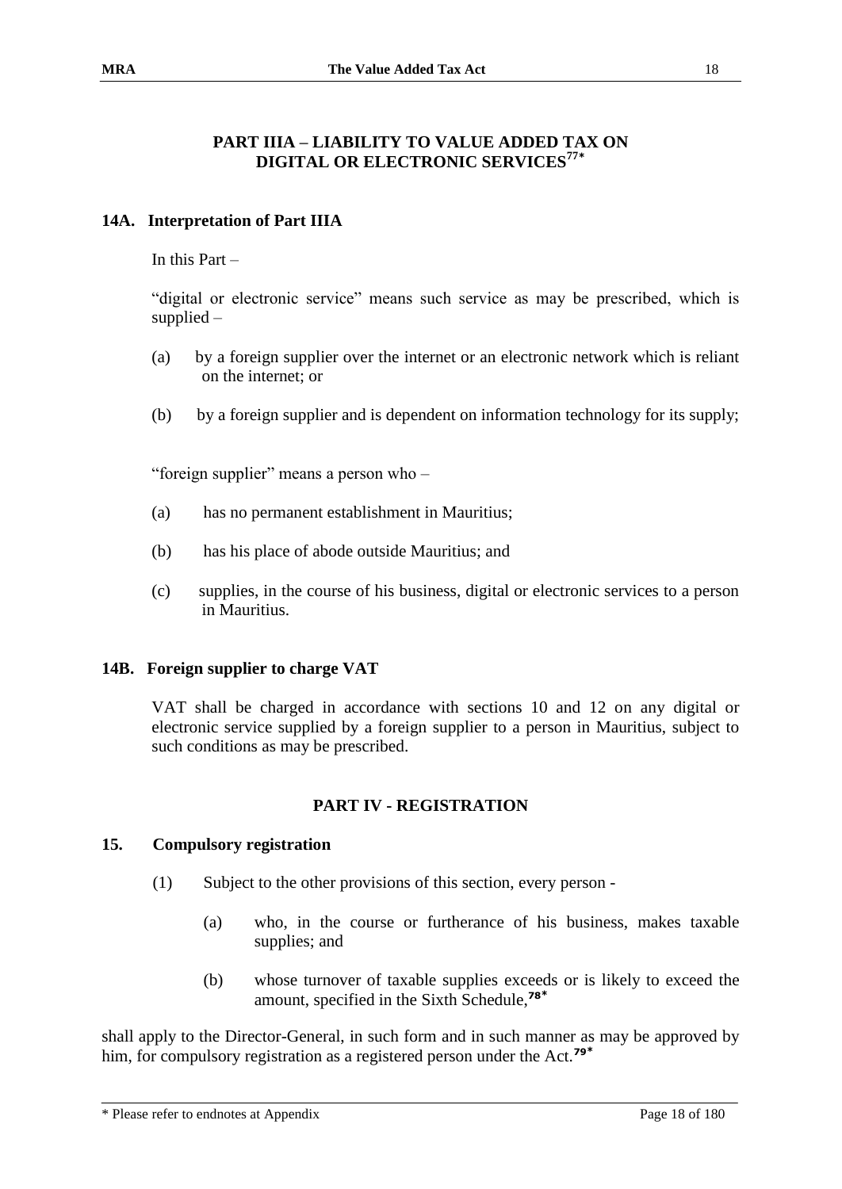## PART IIIA – LIABILITY TO VALUE ADDED TAX ON DIGITAL OR ELECTRONIC SERVICES[77*]

### 14A. Interpretation of Part IIIA

In this Part –

"digital or electronic service" means such service as may be prescribed, which is supplied –

(a) by a foreign supplier over the internet or an electronic network which is reliant on the internet; or

(b) by a foreign supplier and is dependent on information technology for its supply;

"foreign supplier" means a person who –

(a) has no permanent establishment in Mauritius;

(b) has his place of abode outside Mauritius; and

(c) supplies, in the course of his business, digital or electronic services to a person in Mauritius.

### 14B. Foreign supplier to charge VAT

VAT shall be charged in accordance with sections 10 and 12 on any digital or electronic service supplied by a foreign supplier to a person in Mauritius, subject to such conditions as may be prescribed.

## PART IV - REGISTRATION

### 15. Compulsory registration

(1) Subject to the other provisions of this section, every person -

(a) who, in the course or furtherance of his business, makes taxable supplies; and

(b) whose turnover of taxable supplies exceeds or is likely to exceed the amount, specified in the Sixth Schedule,[78*]

shall apply to the Director-General, in such form and in such manner as may be approved by him, for compulsory registration as a registered person under the Act.[79*]

\* Please refer to endnotes at Appendix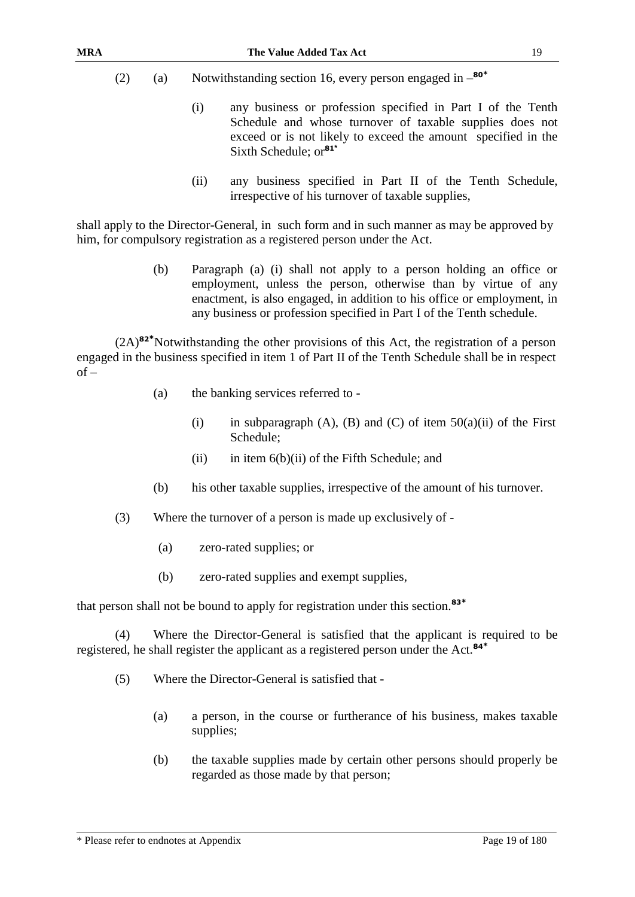(2) (a) Notwithstanding section 16, every person engaged in –[80*]

(i) any business or profession specified in Part I of the Tenth Schedule and whose turnover of taxable supplies does not exceed or is not likely to exceed the amount specified in the Sixth Schedule; or[81*]

(ii) any business specified in Part II of the Tenth Schedule, irrespective of his turnover of taxable supplies,

shall apply to the Director-General, in such form and in such manner as may be approved by him, for compulsory registration as a registered person under the Act.

(b) Paragraph (a) (i) shall not apply to a person holding an office or employment, unless the person, otherwise than by virtue of any enactment, is also engaged, in addition to his office or employment, in any business or profession specified in Part I of the Tenth schedule.

(2A)[82*]Notwithstanding the other provisions of this Act, the registration of a person engaged in the business specified in item 1 of Part II of the Tenth Schedule shall be in respect of –

(a) the banking services referred to -

(i) in subparagraph (A), (B) and (C) of item 50(a)(ii) of the First Schedule;

(ii) in item 6(b)(ii) of the Fifth Schedule; and

(b) his other taxable supplies, irrespective of the amount of his turnover.

(3) Where the turnover of a person is made up exclusively of -

(a) zero-rated supplies; or

(b) zero-rated supplies and exempt supplies,

that person shall not be bound to apply for registration under this section.[83*]

(4) Where the Director-General is satisfied that the applicant is required to be registered, he shall register the applicant as a registered person under the Act.[84*]

(5) Where the Director-General is satisfied that -

(a) a person, in the course or furtherance of his business, makes taxable supplies;

(b) the taxable supplies made by certain other persons should properly be regarded as those made by that person;

\* Please refer to endnotes at Appendix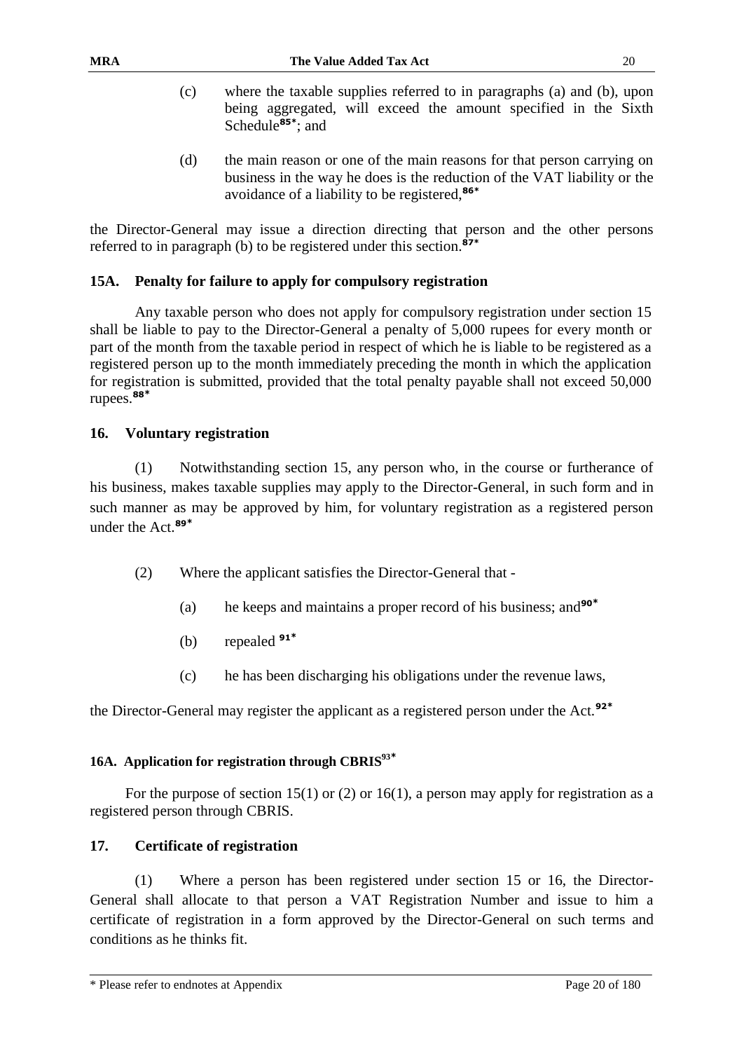(c) where the taxable supplies referred to in paragraphs (a) and (b), upon being aggregated, will exceed the amount specified in the Sixth Schedule[85*]; and

(d) the main reason or one of the main reasons for that person carrying on business in the way he does is the reduction of the VAT liability or the avoidance of a liability to be registered,[86*]

the Director-General may issue a direction directing that person and the other persons referred to in paragraph (b) to be registered under this section.[87*]

### 15A. Penalty for failure to apply for compulsory registration

Any taxable person who does not apply for compulsory registration under section 15 shall be liable to pay to the Director-General a penalty of 5,000 rupees for every month or part of the month from the taxable period in respect of which he is liable to be registered as a registered person up to the month immediately preceding the month in which the application for registration is submitted, provided that the total penalty payable shall not exceed 50,000 rupees.[88*]

### 16. Voluntary registration

(1) Notwithstanding section 15, any person who, in the course or furtherance of his business, makes taxable supplies may apply to the Director-General, in such form and in such manner as may be approved by him, for voluntary registration as a registered person under the Act.[89*]

(2) Where the applicant satisfies the Director-General that -

(a) he keeps and maintains a proper record of his business; and[90*]

(b) repealed [91*]

(c) he has been discharging his obligations under the revenue laws,

the Director-General may register the applicant as a registered person under the Act.[92*]

### 16A. Application for registration through CBRIS[93*]

For the purpose of section 15(1) or (2) or 16(1), a person may apply for registration as a registered person through CBRIS.

### 17. Certificate of registration

(1) Where a person has been registered under section 15 or 16, the Director-General shall allocate to that person a VAT Registration Number and issue to him a certificate of registration in a form approved by the Director-General on such terms and conditions as he thinks fit.

* Please refer to endnotes at Appendix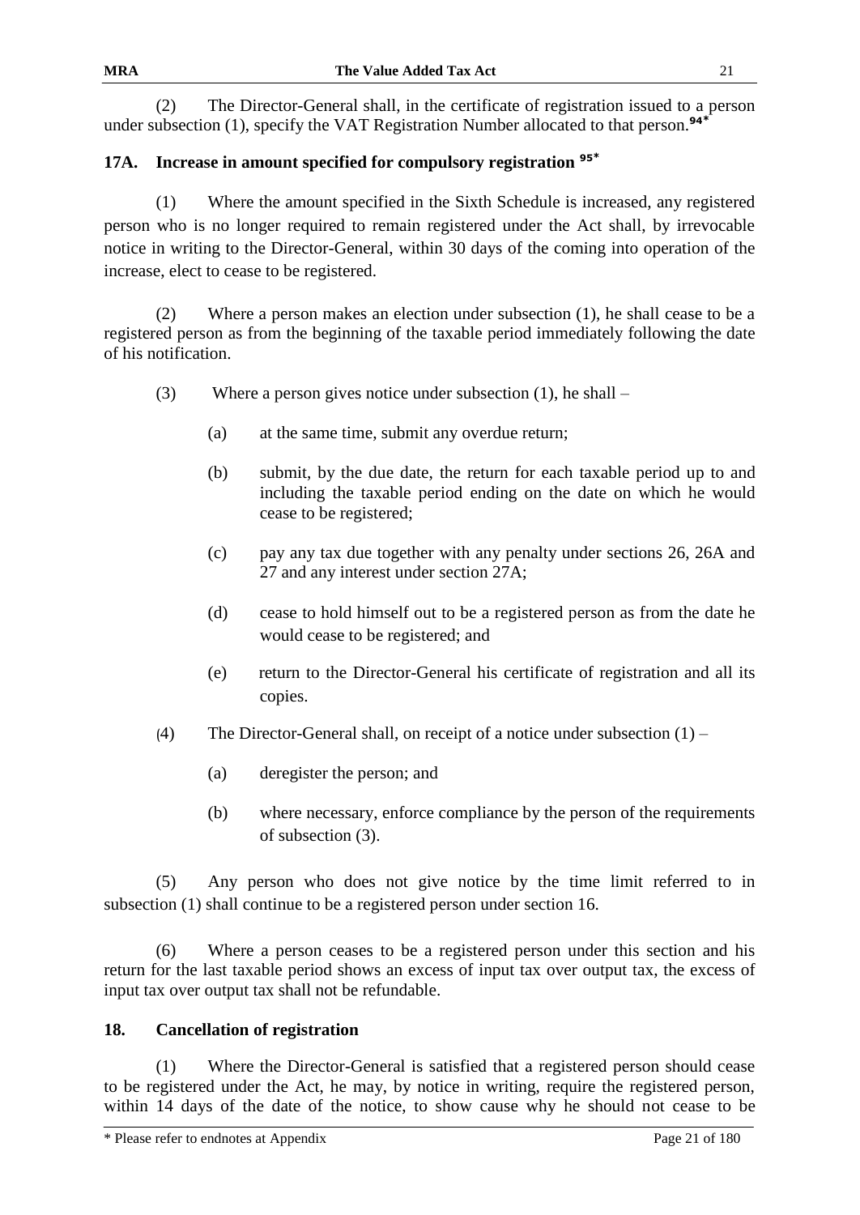(2) The Director-General shall, in the certificate of registration issued to a person under subsection (1), specify the VAT Registration Number allocated to that person.[94*]

## 17A. Increase in amount specified for compulsory registration [95*]

(1) Where the amount specified in the Sixth Schedule is increased, any registered person who is no longer required to remain registered under the Act shall, by irrevocable notice in writing to the Director-General, within 30 days of the coming into operation of the increase, elect to cease to be registered.

(2) Where a person makes an election under subsection (1), he shall cease to be a registered person as from the beginning of the taxable period immediately following the date of his notification.

(3) Where a person gives notice under subsection (1), he shall –

(a) at the same time, submit any overdue return;

(b) submit, by the due date, the return for each taxable period up to and including the taxable period ending on the date on which he would cease to be registered;

(c) pay any tax due together with any penalty under sections 26, 26A and 27 and any interest under section 27A;

(d) cease to hold himself out to be a registered person as from the date he would cease to be registered; and

(e) return to the Director-General his certificate of registration and all its copies.

(4) The Director-General shall, on receipt of a notice under subsection (1) –

(a) deregister the person; and

(b) where necessary, enforce compliance by the person of the requirements of subsection (3).

(5) Any person who does not give notice by the time limit referred to in subsection (1) shall continue to be a registered person under section 16.

(6) Where a person ceases to be a registered person under this section and his return for the last taxable period shows an excess of input tax over output tax, the excess of input tax over output tax shall not be refundable.

## 18. Cancellation of registration

(1) Where the Director-General is satisfied that a registered person should cease to be registered under the Act, he may, by notice in writing, require the registered person, within 14 days of the date of the notice, to show cause why he should not cease to be

\* Please refer to endnotes at Appendix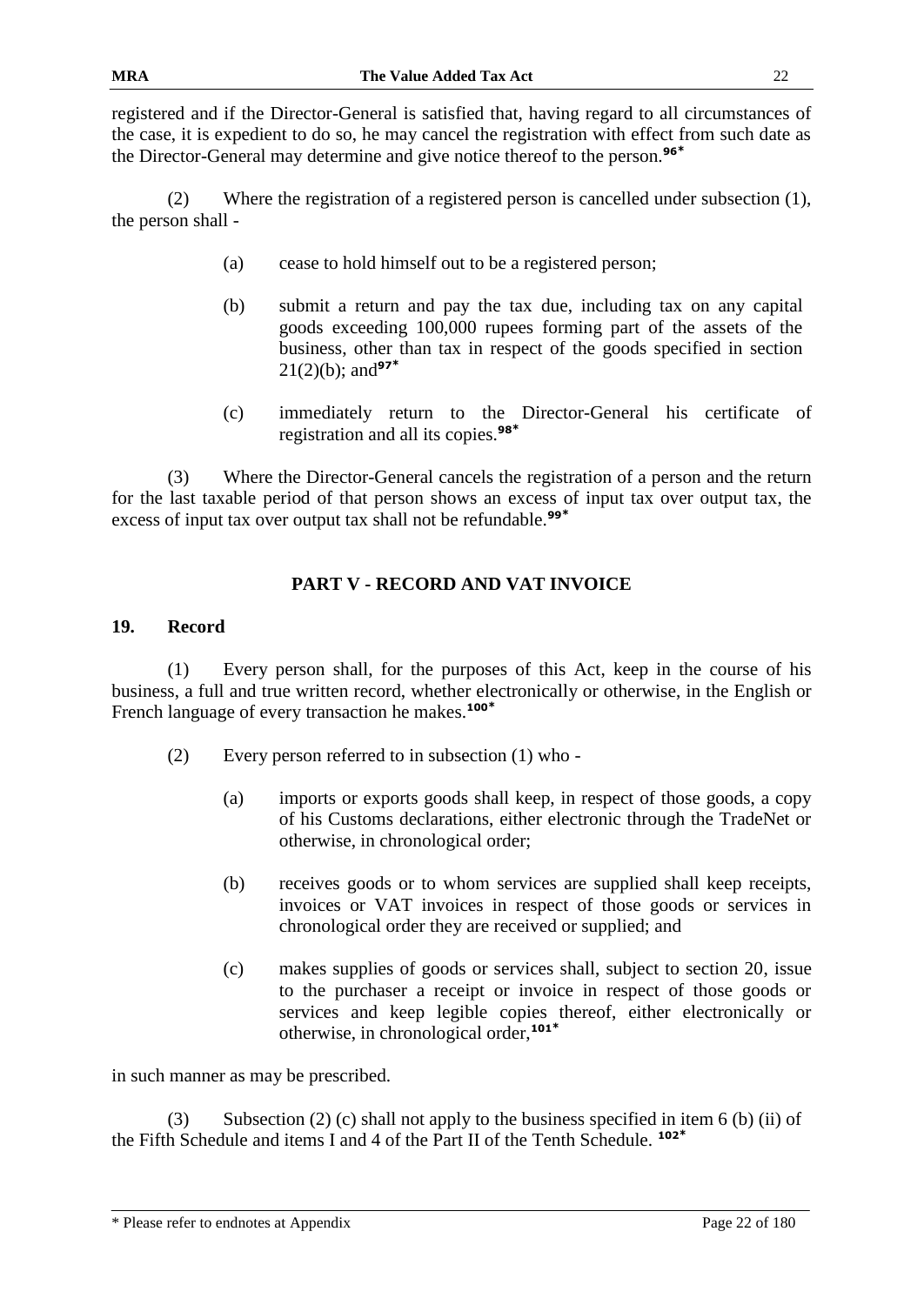registered and if the Director-General is satisfied that, having regard to all circumstances of the case, it is expedient to do so, he may cancel the registration with effect from such date as the Director-General may determine and give notice thereof to the person.[96*]

(2) Where the registration of a registered person is cancelled under subsection (1), the person shall -

(a) cease to hold himself out to be a registered person;

(b) submit a return and pay the tax due, including tax on any capital goods exceeding 100,000 rupees forming part of the assets of the business, other than tax in respect of the goods specified in section 21(2)(b); and[97*]

(c) immediately return to the Director-General his certificate of registration and all its copies.[98*]

(3) Where the Director-General cancels the registration of a person and the return for the last taxable period of that person shows an excess of input tax over output tax, the excess of input tax over output tax shall not be refundable.[99*]

## PART V - RECORD AND VAT INVOICE

### 19. Record

(1) Every person shall, for the purposes of this Act, keep in the course of his business, a full and true written record, whether electronically or otherwise, in the English or French language of every transaction he makes.[100*]

(2) Every person referred to in subsection (1) who -

(a) imports or exports goods shall keep, in respect of those goods, a copy of his Customs declarations, either electronic through the TradeNet or otherwise, in chronological order;

(b) receives goods or to whom services are supplied shall keep receipts, invoices or VAT invoices in respect of those goods or services in chronological order they are received or supplied; and

(c) makes supplies of goods or services shall, subject to section 20, issue to the purchaser a receipt or invoice in respect of those goods or services and keep legible copies thereof, either electronically or otherwise, in chronological order,[101*]

in such manner as may be prescribed.

(3) Subsection (2) (c) shall not apply to the business specified in item 6 (b) (ii) of the Fifth Schedule and items I and 4 of the Part II of the Tenth Schedule. [102*]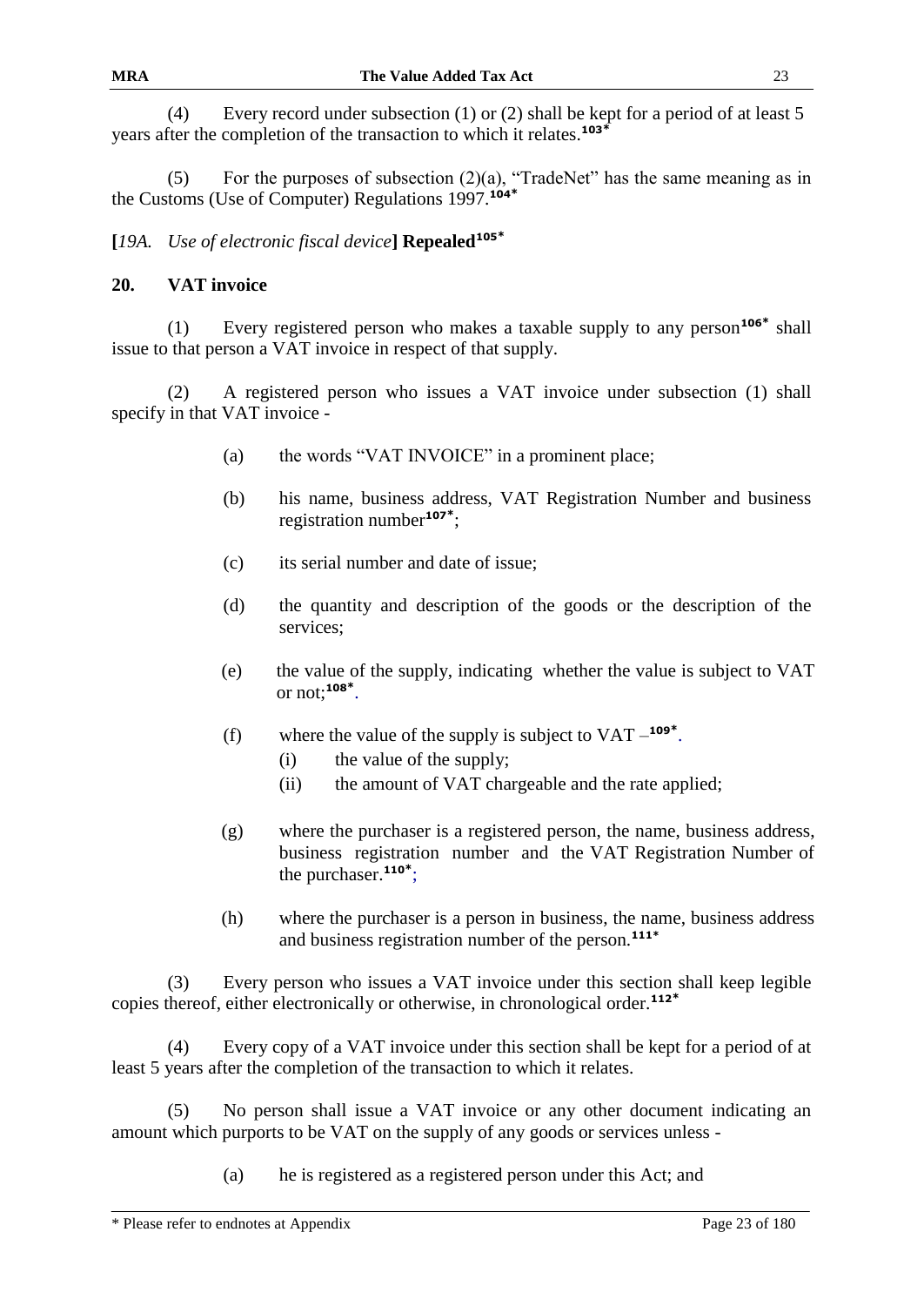(4) Every record under subsection (1) or (2) shall be kept for a period of at least 5 years after the completion of the transaction to which it relates.[103*]

(5) For the purposes of subsection (2)(a), "TradeNet" has the same meaning as in the Customs (Use of Computer) Regulations 1997.[104*]

**[***19A. Use of electronic fiscal device***] Repealed**[105*]

## 20. VAT invoice

(1) Every registered person who makes a taxable supply to any person[106*] shall issue to that person a VAT invoice in respect of that supply.

(2) A registered person who issues a VAT invoice under subsection (1) shall specify in that VAT invoice -

- (a) the words "VAT INVOICE" in a prominent place;
- (b) his name, business address, VAT Registration Number and business registration number[107*];
- (c) its serial number and date of issue;
- (d) the quantity and description of the goods or the description of the services;
- (e) the value of the supply, indicating whether the value is subject to VAT or not;[108*].
- (f) where the value of the supply is subject to VAT –[109*].
  - (i) the value of the supply;
  - (ii) the amount of VAT chargeable and the rate applied;
- (g) where the purchaser is a registered person, the name, business address, business registration number and the VAT Registration Number of the purchaser.[110*];
- (h) where the purchaser is a person in business, the name, business address and business registration number of the person.[111*]

(3) Every person who issues a VAT invoice under this section shall keep legible copies thereof, either electronically or otherwise, in chronological order.[112*]

(4) Every copy of a VAT invoice under this section shall be kept for a period of at least 5 years after the completion of the transaction to which it relates.

(5) No person shall issue a VAT invoice or any other document indicating an amount which purports to be VAT on the supply of any goods or services unless -

- (a) he is registered as a registered person under this Act; and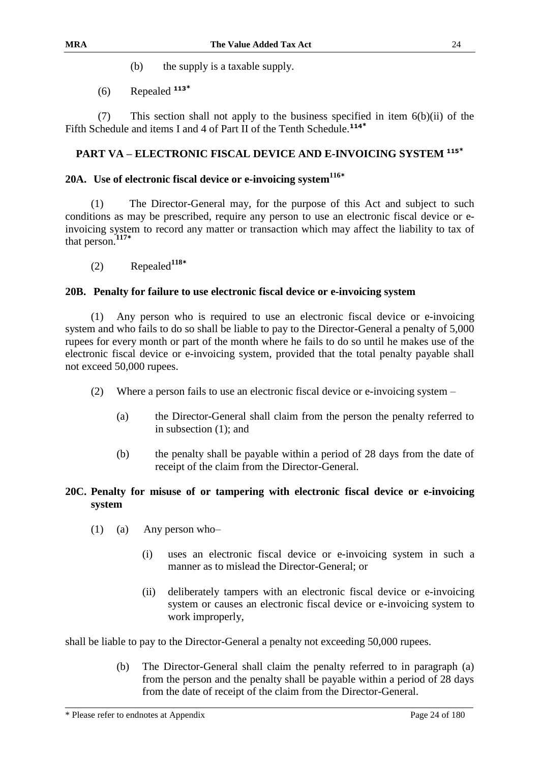(b) the supply is a taxable supply.

(6) Repealed [113*]

(7) This section shall not apply to the business specified in item 6(b)(ii) of the Fifth Schedule and items I and 4 of Part II of the Tenth Schedule.[114*]

## PART VA – ELECTRONIC FISCAL DEVICE AND E-INVOICING SYSTEM [115*]

### 20A. Use of electronic fiscal device or e-invoicing system[116*]

(1) The Director-General may, for the purpose of this Act and subject to such conditions as may be prescribed, require any person to use an electronic fiscal device or e-invoicing system to record any matter or transaction which may affect the liability to tax of that person.[117*]

(2) Repealed[118*]

### 20B. Penalty for failure to use electronic fiscal device or e-invoicing system

(1) Any person who is required to use an electronic fiscal device or e-invoicing system and who fails to do so shall be liable to pay to the Director-General a penalty of 5,000 rupees for every month or part of the month where he fails to do so until he makes use of the electronic fiscal device or e-invoicing system, provided that the total penalty payable shall not exceed 50,000 rupees.

(2) Where a person fails to use an electronic fiscal device or e-invoicing system –

(a) the Director-General shall claim from the person the penalty referred to in subsection (1); and

(b) the penalty shall be payable within a period of 28 days from the date of receipt of the claim from the Director-General.

### 20C. Penalty for misuse of or tampering with electronic fiscal device or e-invoicing system

(1) (a) Any person who–

(i) uses an electronic fiscal device or e-invoicing system in such a manner as to mislead the Director-General; or

(ii) deliberately tampers with an electronic fiscal device or e-invoicing system or causes an electronic fiscal device or e-invoicing system to work improperly,

shall be liable to pay to the Director-General a penalty not exceeding 50,000 rupees.

(b) The Director-General shall claim the penalty referred to in paragraph (a) from the person and the penalty shall be payable within a period of 28 days from the date of receipt of the claim from the Director-General.

\* Please refer to endnotes at Appendix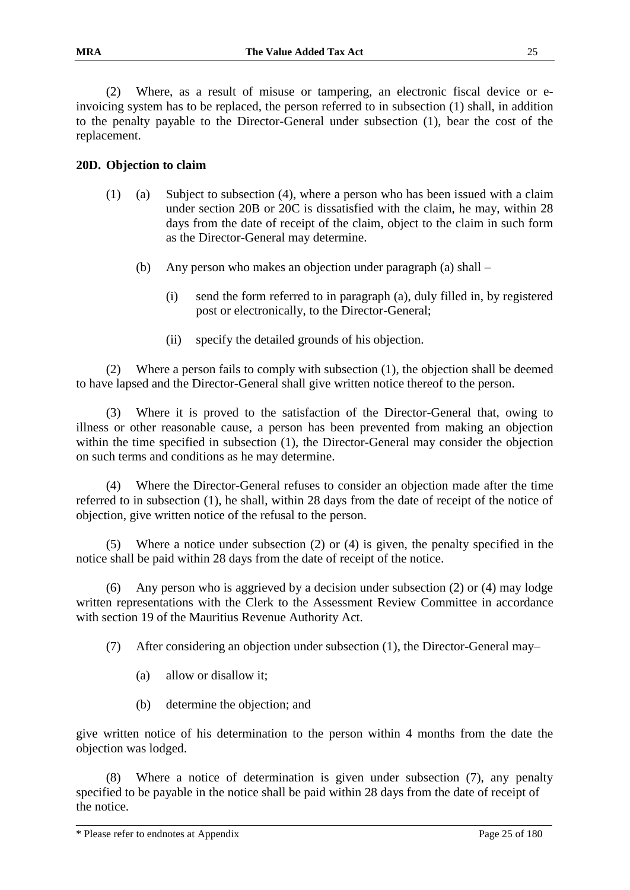(2) Where, as a result of misuse or tampering, an electronic fiscal device or e-invoicing system has to be replaced, the person referred to in subsection (1) shall, in addition to the penalty payable to the Director-General under subsection (1), bear the cost of the replacement.

**20D. Objection to claim**

(1) (a) Subject to subsection (4), where a person who has been issued with a claim under section 20B or 20C is dissatisfied with the claim, he may, within 28 days from the date of receipt of the claim, object to the claim in such form as the Director-General may determine.

(b) Any person who makes an objection under paragraph (a) shall –

(i) send the form referred to in paragraph (a), duly filled in, by registered post or electronically, to the Director-General;

(ii) specify the detailed grounds of his objection.

(2) Where a person fails to comply with subsection (1), the objection shall be deemed to have lapsed and the Director-General shall give written notice thereof to the person.

(3) Where it is proved to the satisfaction of the Director-General that, owing to illness or other reasonable cause, a person has been prevented from making an objection within the time specified in subsection (1), the Director-General may consider the objection on such terms and conditions as he may determine.

(4) Where the Director-General refuses to consider an objection made after the time referred to in subsection (1), he shall, within 28 days from the date of receipt of the notice of objection, give written notice of the refusal to the person.

(5) Where a notice under subsection (2) or (4) is given, the penalty specified in the notice shall be paid within 28 days from the date of receipt of the notice.

(6) Any person who is aggrieved by a decision under subsection (2) or (4) may lodge written representations with the Clerk to the Assessment Review Committee in accordance with section 19 of the Mauritius Revenue Authority Act.

(7) After considering an objection under subsection (1), the Director-General may–

(a) allow or disallow it;

(b) determine the objection; and

give written notice of his determination to the person within 4 months from the date the objection was lodged.

(8) Where a notice of determination is given under subsection (7), any penalty specified to be payable in the notice shall be paid within 28 days from the date of receipt of the notice.

\* Please refer to endnotes at Appendix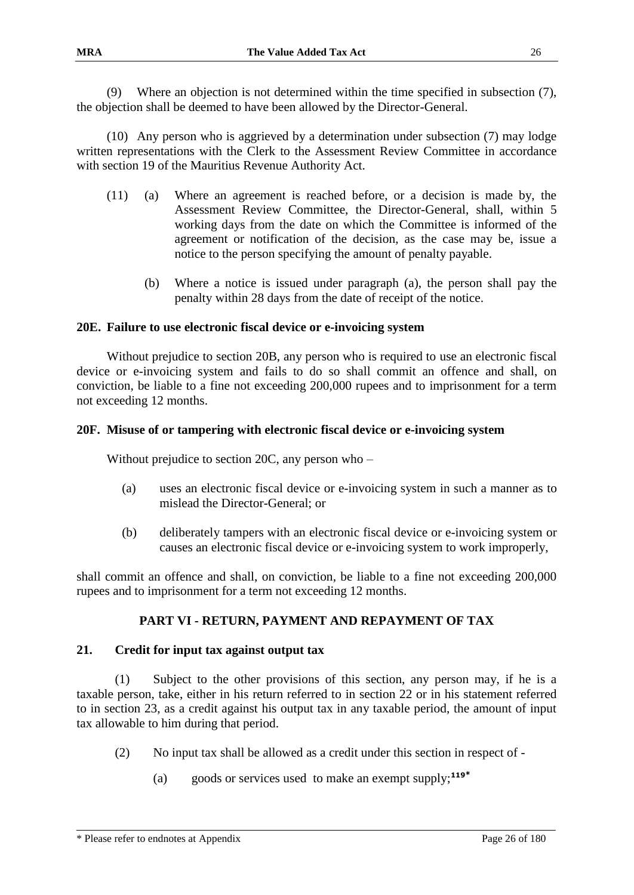(9) Where an objection is not determined within the time specified in subsection (7), the objection shall be deemed to have been allowed by the Director-General.

(10) Any person who is aggrieved by a determination under subsection (7) may lodge written representations with the Clerk to the Assessment Review Committee in accordance with section 19 of the Mauritius Revenue Authority Act.

(11) (a) Where an agreement is reached before, or a decision is made by, the Assessment Review Committee, the Director-General, shall, within 5 working days from the date on which the Committee is informed of the agreement or notification of the decision, as the case may be, issue a notice to the person specifying the amount of penalty payable.

(b) Where a notice is issued under paragraph (a), the person shall pay the penalty within 28 days from the date of receipt of the notice.

**20E. Failure to use electronic fiscal device or e-invoicing system**

Without prejudice to section 20B, any person who is required to use an electronic fiscal device or e-invoicing system and fails to do so shall commit an offence and shall, on conviction, be liable to a fine not exceeding 200,000 rupees and to imprisonment for a term not exceeding 12 months.

**20F. Misuse of or tampering with electronic fiscal device or e-invoicing system**

Without prejudice to section 20C, any person who –

(a) uses an electronic fiscal device or e-invoicing system in such a manner as to mislead the Director-General; or

(b) deliberately tampers with an electronic fiscal device or e-invoicing system or causes an electronic fiscal device or e-invoicing system to work improperly,

shall commit an offence and shall, on conviction, be liable to a fine not exceeding 200,000 rupees and to imprisonment for a term not exceeding 12 months.

## PART VI - RETURN, PAYMENT AND REPAYMENT OF TAX

**21. Credit for input tax against output tax**

(1) Subject to the other provisions of this section, any person may, if he is a taxable person, take, either in his return referred to in section 22 or in his statement referred to in section 23, as a credit against his output tax in any taxable period, the amount of input tax allowable to him during that period.

(2) No input tax shall be allowed as a credit under this section in respect of -

(a) goods or services used to make an exempt supply;[119*]

* Please refer to endnotes at Appendix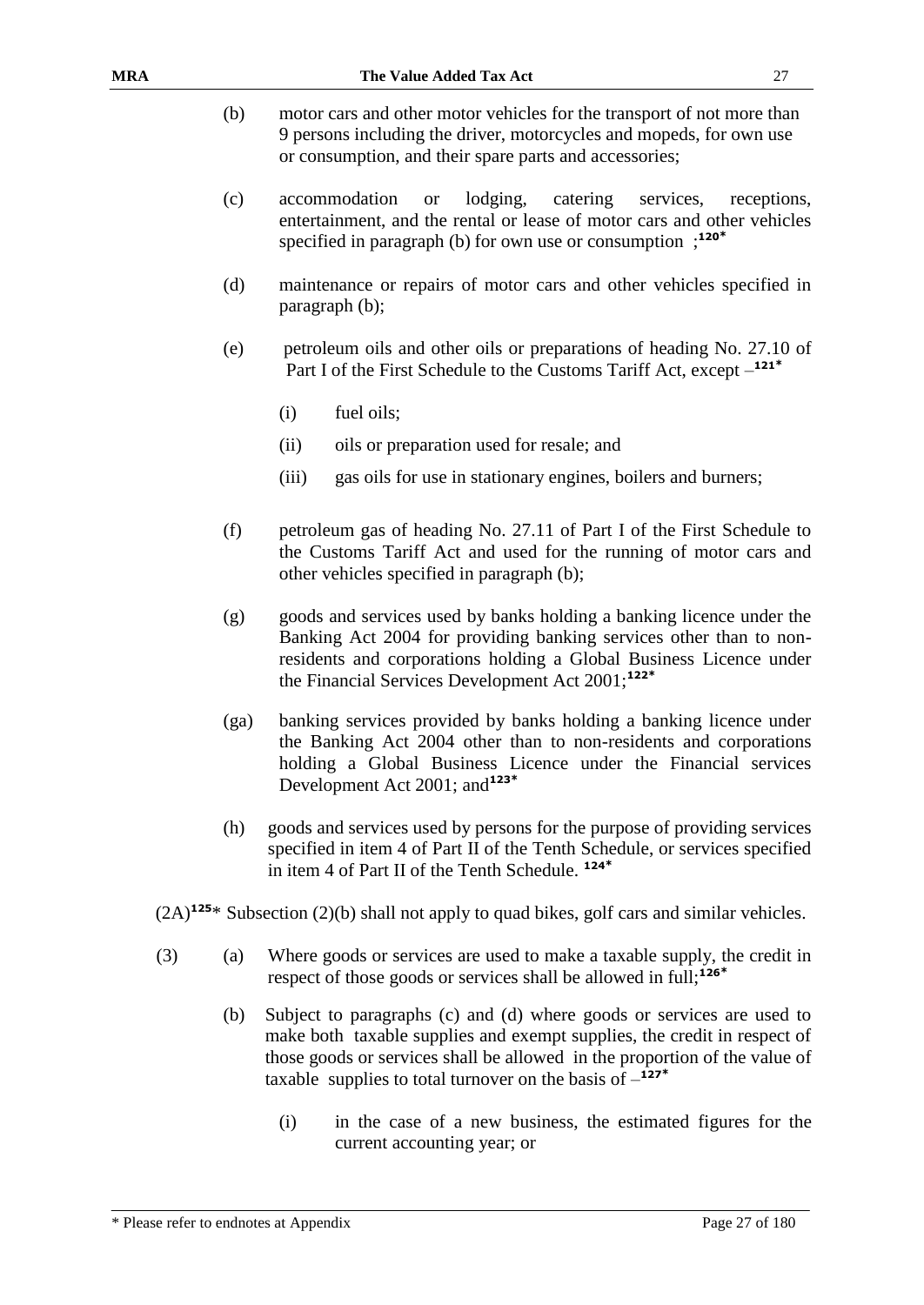(b) motor cars and other motor vehicles for the transport of not more than 9 persons including the driver, motorcycles and mopeds, for own use or consumption, and their spare parts and accessories;

(c) accommodation or lodging, catering services, receptions, entertainment, and the rental or lease of motor cars and other vehicles specified in paragraph (b) for own use or consumption ;[120*]

(d) maintenance or repairs of motor cars and other vehicles specified in paragraph (b);

(e) petroleum oils and other oils or preparations of heading No. 27.10 of Part I of the First Schedule to the Customs Tariff Act, except –[121*]

  (i) fuel oils;

  (ii) oils or preparation used for resale; and

  (iii) gas oils for use in stationary engines, boilers and burners;

(f) petroleum gas of heading No. 27.11 of Part I of the First Schedule to the Customs Tariff Act and used for the running of motor cars and other vehicles specified in paragraph (b);

(g) goods and services used by banks holding a banking licence under the Banking Act 2004 for providing banking services other than to non-residents and corporations holding a Global Business Licence under the Financial Services Development Act 2001;[122*]

(ga) banking services provided by banks holding a banking licence under the Banking Act 2004 other than to non-residents and corporations holding a Global Business Licence under the Financial services Development Act 2001; and[123*]

(h) goods and services used by persons for the purpose of providing services specified in item 4 of Part II of the Tenth Schedule, or services specified in item 4 of Part II of the Tenth Schedule. [124*]

(2A)[125*] Subsection (2)(b) shall not apply to quad bikes, golf cars and similar vehicles.

(3) (a) Where goods or services are used to make a taxable supply, the credit in respect of those goods or services shall be allowed in full;[126*]

(b) Subject to paragraphs (c) and (d) where goods or services are used to make both taxable supplies and exempt supplies, the credit in respect of those goods or services shall be allowed in the proportion of the value of taxable supplies to total turnover on the basis of –[127*]

  (i) in the case of a new business, the estimated figures for the current accounting year; or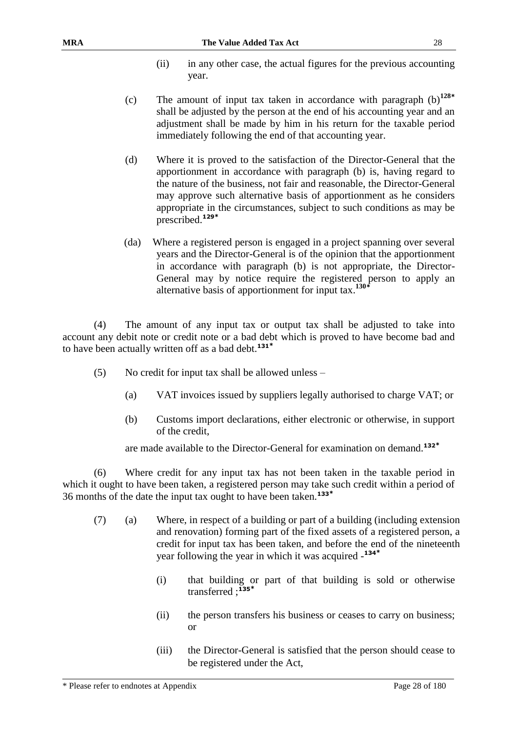(ii) in any other case, the actual figures for the previous accounting year.

(c) The amount of input tax taken in accordance with paragraph (b)[128*] shall be adjusted by the person at the end of his accounting year and an adjustment shall be made by him in his return for the taxable period immediately following the end of that accounting year.

(d) Where it is proved to the satisfaction of the Director-General that the apportionment in accordance with paragraph (b) is, having regard to the nature of the business, not fair and reasonable, the Director-General may approve such alternative basis of apportionment as he considers appropriate in the circumstances, subject to such conditions as may be prescribed.[129*]

(da) Where a registered person is engaged in a project spanning over several years and the Director-General is of the opinion that the apportionment in accordance with paragraph (b) is not appropriate, the Director-General may by notice require the registered person to apply an alternative basis of apportionment for input tax.[130*]

(4) The amount of any input tax or output tax shall be adjusted to take into account any debit note or credit note or a bad debt which is proved to have become bad and to have been actually written off as a bad debt.[131*]

(5) No credit for input tax shall be allowed unless –

(a) VAT invoices issued by suppliers legally authorised to charge VAT; or

(b) Customs import declarations, either electronic or otherwise, in support of the credit,

are made available to the Director-General for examination on demand.[132*]

(6) Where credit for any input tax has not been taken in the taxable period in which it ought to have been taken, a registered person may take such credit within a period of 36 months of the date the input tax ought to have been taken.[133*]

(7) (a) Where, in respect of a building or part of a building (including extension and renovation) forming part of the fixed assets of a registered person, a credit for input tax has been taken, and before the end of the nineteenth year following the year in which it was acquired -[134*]

(i) that building or part of that building is sold or otherwise transferred ;[135*]

(ii) the person transfers his business or ceases to carry on business; or

(iii) the Director-General is satisfied that the person should cease to be registered under the Act,

\* Please refer to endnotes at Appendix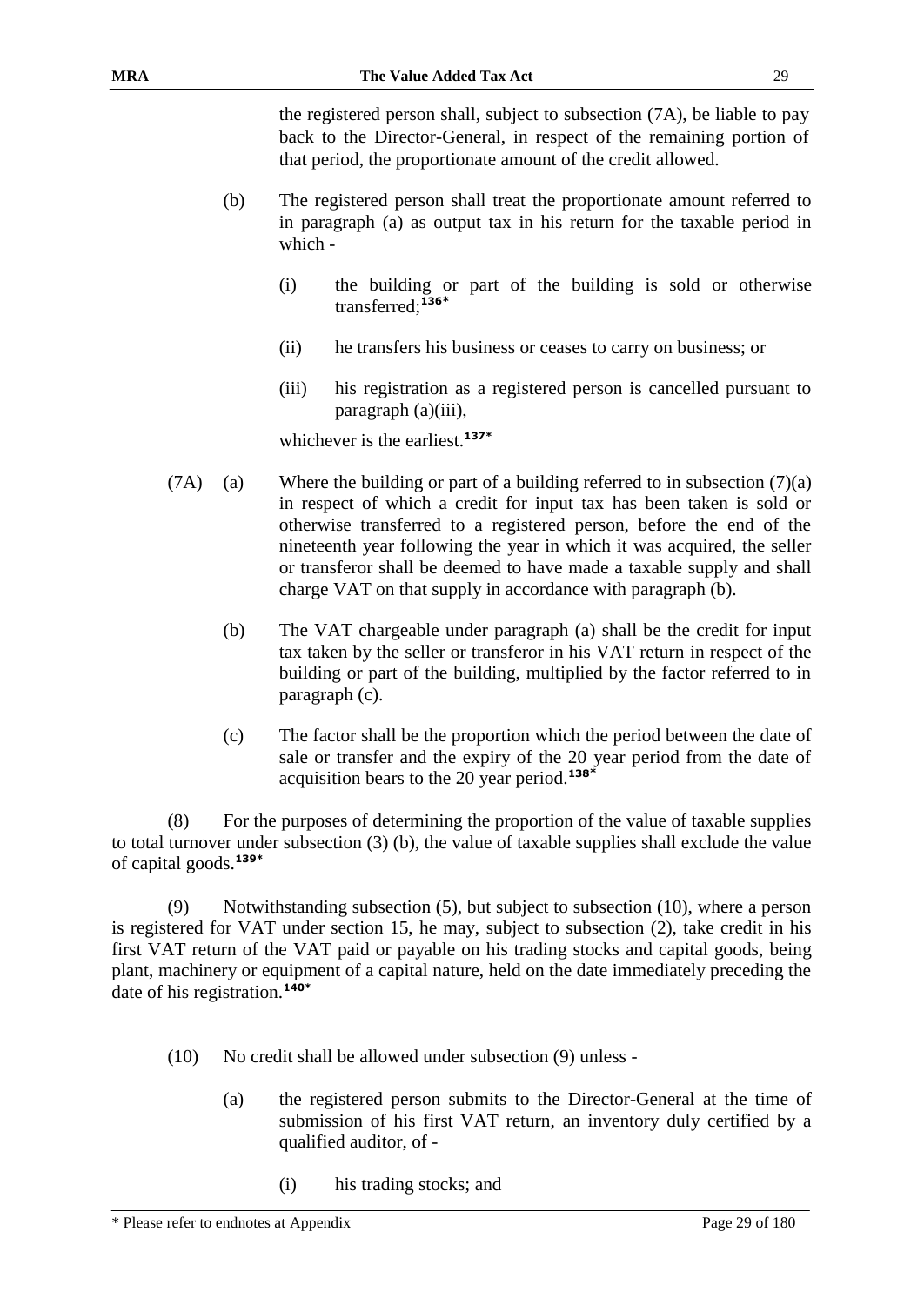the registered person shall, subject to subsection (7A), be liable to pay back to the Director-General, in respect of the remaining portion of that period, the proportionate amount of the credit allowed.

(b) The registered person shall treat the proportionate amount referred to in paragraph (a) as output tax in his return for the taxable period in which -

(i) the building or part of the building is sold or otherwise transferred;[136*]

(ii) he transfers his business or ceases to carry on business; or

(iii) his registration as a registered person is cancelled pursuant to paragraph (a)(iii),

whichever is the earliest.[137*]

(7A) (a) Where the building or part of a building referred to in subsection (7)(a) in respect of which a credit for input tax has been taken is sold or otherwise transferred to a registered person, before the end of the nineteenth year following the year in which it was acquired, the seller or transferor shall be deemed to have made a taxable supply and shall charge VAT on that supply in accordance with paragraph (b).

(b) The VAT chargeable under paragraph (a) shall be the credit for input tax taken by the seller or transferor in his VAT return in respect of the building or part of the building, multiplied by the factor referred to in paragraph (c).

(c) The factor shall be the proportion which the period between the date of sale or transfer and the expiry of the 20 year period from the date of acquisition bears to the 20 year period.[138*]

(8) For the purposes of determining the proportion of the value of taxable supplies to total turnover under subsection (3) (b), the value of taxable supplies shall exclude the value of capital goods.[139*]

(9) Notwithstanding subsection (5), but subject to subsection (10), where a person is registered for VAT under section 15, he may, subject to subsection (2), take credit in his first VAT return of the VAT paid or payable on his trading stocks and capital goods, being plant, machinery or equipment of a capital nature, held on the date immediately preceding the date of his registration.[140*]

(10) No credit shall be allowed under subsection (9) unless -

(a) the registered person submits to the Director-General at the time of submission of his first VAT return, an inventory duly certified by a qualified auditor, of -

(i) his trading stocks; and

* Please refer to endnotes at Appendix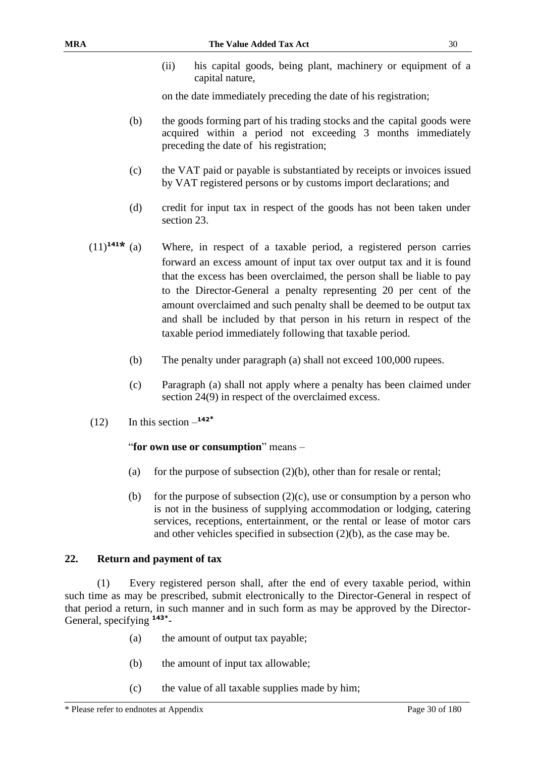(ii) his capital goods, being plant, machinery or equipment of a capital nature,

on the date immediately preceding the date of his registration;

(b) the goods forming part of his trading stocks and the capital goods were acquired within a period not exceeding 3 months immediately preceding the date of his registration;

(c) the VAT paid or payable is substantiated by receipts or invoices issued by VAT registered persons or by customs import declarations; and

(d) credit for input tax in respect of the goods has not been taken under section 23.

(11)[141*] (a) Where, in respect of a taxable period, a registered person carries forward an excess amount of input tax over output tax and it is found that the excess has been overclaimed, the person shall be liable to pay to the Director-General a penalty representing 20 per cent of the amount overclaimed and such penalty shall be deemed to be output tax and shall be included by that person in his return in respect of the taxable period immediately following that taxable period.

(b) The penalty under paragraph (a) shall not exceed 100,000 rupees.

(c) Paragraph (a) shall not apply where a penalty has been claimed under section 24(9) in respect of the overclaimed excess.

(12) In this section –[142*]

"**for own use or consumption**" means –

(a) for the purpose of subsection (2)(b), other than for resale or rental;

(b) for the purpose of subsection (2)(c), use or consumption by a person who is not in the business of supplying accommodation or lodging, catering services, receptions, entertainment, or the rental or lease of motor cars and other vehicles specified in subsection (2)(b), as the case may be.

## 22. Return and payment of tax

(1) Every registered person shall, after the end of every taxable period, within such time as may be prescribed, submit electronically to the Director-General in respect of that period a return, in such manner and in such form as may be approved by the Director-General, specifying [143*]-

(a) the amount of output tax payable;

(b) the amount of input tax allowable;

(c) the value of all taxable supplies made by him;

* Please refer to endnotes at Appendix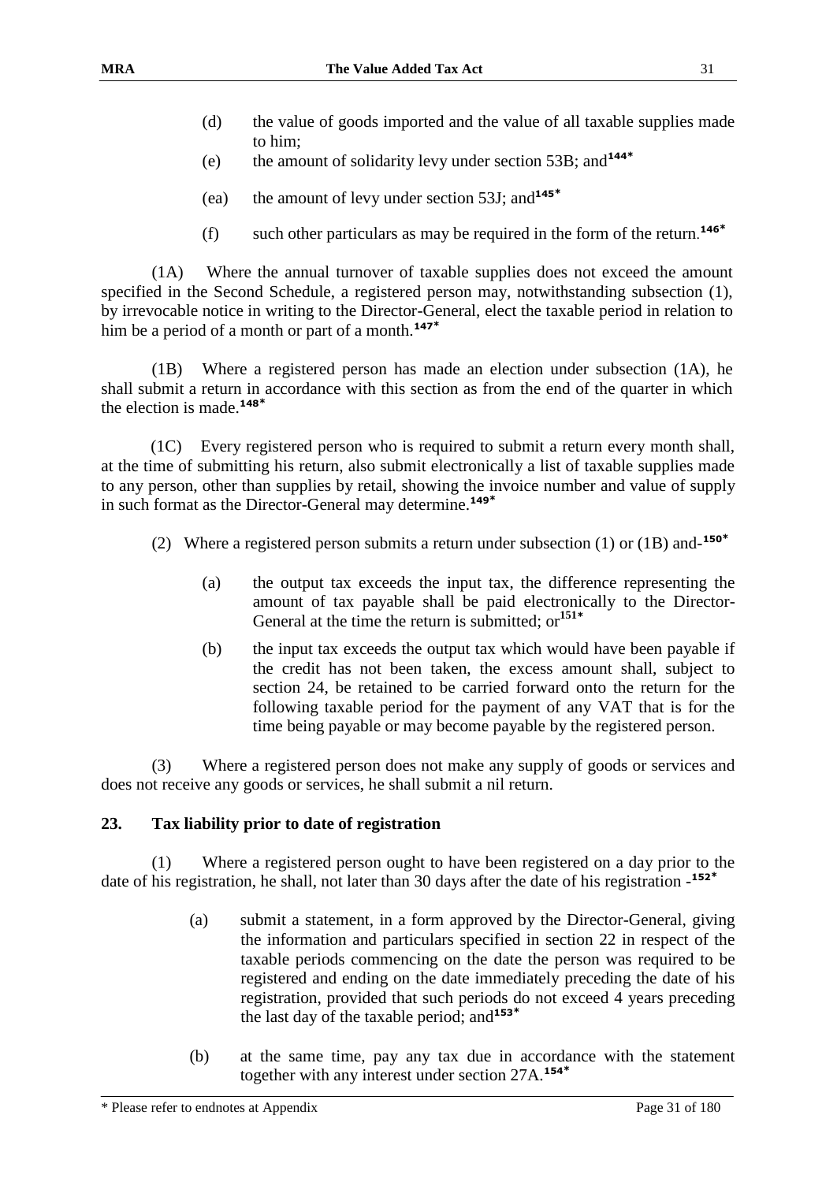(d) the value of goods imported and the value of all taxable supplies made to him;

(e) the amount of solidarity levy under section 53B; and[144*]

(ea) the amount of levy under section 53J; and[145*]

(f) such other particulars as may be required in the form of the return.[146*]

(1A) Where the annual turnover of taxable supplies does not exceed the amount specified in the Second Schedule, a registered person may, notwithstanding subsection (1), by irrevocable notice in writing to the Director-General, elect the taxable period in relation to him be a period of a month or part of a month.[147*]

(1B) Where a registered person has made an election under subsection (1A), he shall submit a return in accordance with this section as from the end of the quarter in which the election is made.[148*]

(1C) Every registered person who is required to submit a return every month shall, at the time of submitting his return, also submit electronically a list of taxable supplies made to any person, other than supplies by retail, showing the invoice number and value of supply in such format as the Director-General may determine.[149*]

(2) Where a registered person submits a return under subsection (1) or (1B) and-[150*]

(a) the output tax exceeds the input tax, the difference representing the amount of tax payable shall be paid electronically to the Director-General at the time the return is submitted; or[151*]

(b) the input tax exceeds the output tax which would have been payable if the credit has not been taken, the excess amount shall, subject to section 24, be retained to be carried forward onto the return for the following taxable period for the payment of any VAT that is for the time being payable or may become payable by the registered person.

(3) Where a registered person does not make any supply of goods or services and does not receive any goods or services, he shall submit a nil return.

## 23. Tax liability prior to date of registration

(1) Where a registered person ought to have been registered on a day prior to the date of his registration, he shall, not later than 30 days after the date of his registration -[152*]

(a) submit a statement, in a form approved by the Director-General, giving the information and particulars specified in section 22 in respect of the taxable periods commencing on the date the person was required to be registered and ending on the date immediately preceding the date of his registration, provided that such periods do not exceed 4 years preceding the last day of the taxable period; and[153*]

(b) at the same time, pay any tax due in accordance with the statement together with any interest under section 27A.[154*]

\* Please refer to endnotes at Appendix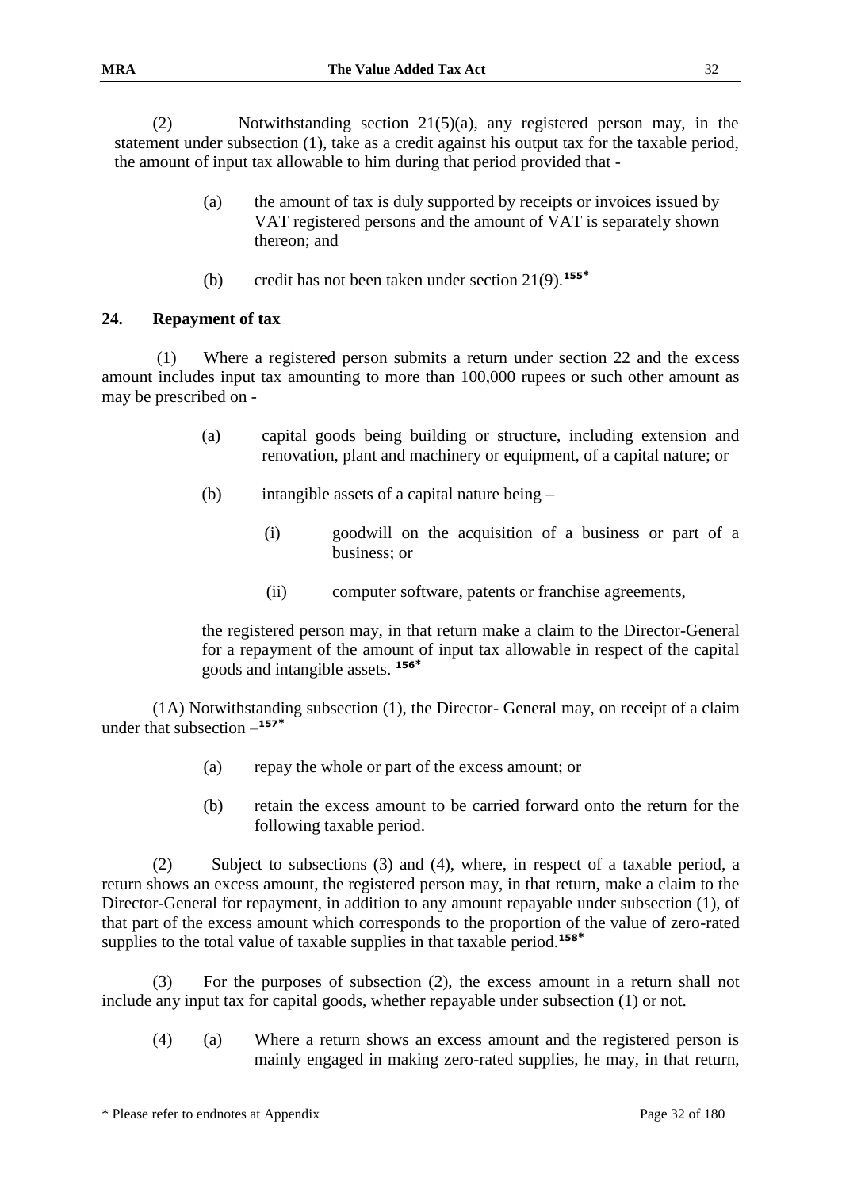(2) Notwithstanding section 21(5)(a), any registered person may, in the statement under subsection (1), take as a credit against his output tax for the taxable period, the amount of input tax allowable to him during that period provided that -

(a) the amount of tax is duly supported by receipts or invoices issued by VAT registered persons and the amount of VAT is separately shown thereon; and

(b) credit has not been taken under section 21(9).[155*]

## 24. Repayment of tax

(1) Where a registered person submits a return under section 22 and the excess amount includes input tax amounting to more than 100,000 rupees or such other amount as may be prescribed on -

(a) capital goods being building or structure, including extension and renovation, plant and machinery or equipment, of a capital nature; or

(b) intangible assets of a capital nature being –

(i) goodwill on the acquisition of a business or part of a business; or

(ii) computer software, patents or franchise agreements,

the registered person may, in that return make a claim to the Director-General for a repayment of the amount of input tax allowable in respect of the capital goods and intangible assets. [156*]

(1A) Notwithstanding subsection (1), the Director- General may, on receipt of a claim under that subsection –[157*]

(a) repay the whole or part of the excess amount; or

(b) retain the excess amount to be carried forward onto the return for the following taxable period.

(2) Subject to subsections (3) and (4), where, in respect of a taxable period, a return shows an excess amount, the registered person may, in that return, make a claim to the Director-General for repayment, in addition to any amount repayable under subsection (1), of that part of the excess amount which corresponds to the proportion of the value of zero-rated supplies to the total value of taxable supplies in that taxable period.[158*]

(3) For the purposes of subsection (2), the excess amount in a return shall not include any input tax for capital goods, whether repayable under subsection (1) or not.

(4) (a) Where a return shows an excess amount and the registered person is mainly engaged in making zero-rated supplies, he may, in that return,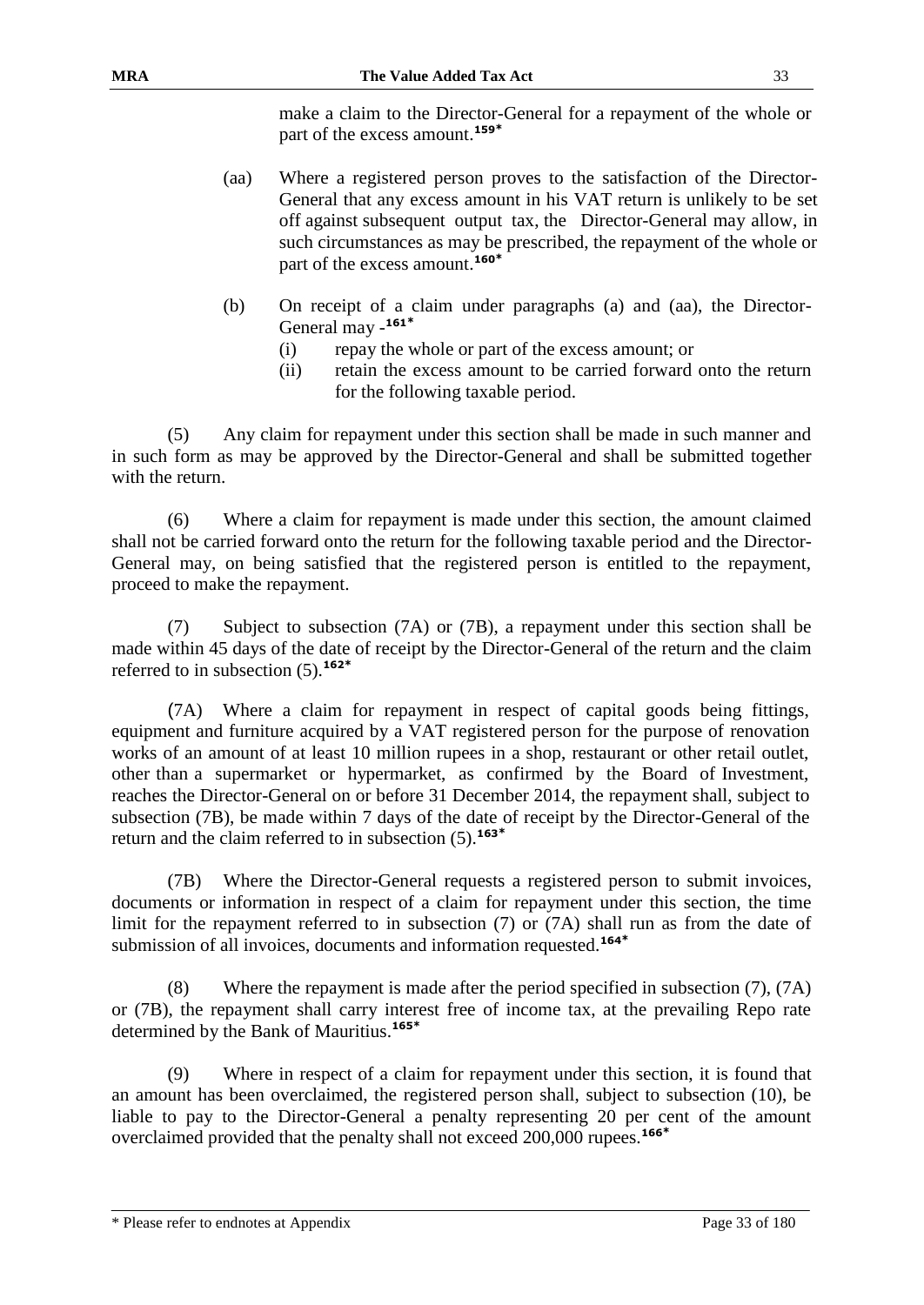make a claim to the Director-General for a repayment of the whole or part of the excess amount.[159*]

(aa) Where a registered person proves to the satisfaction of the Director-General that any excess amount in his VAT return is unlikely to be set off against subsequent output tax, the Director-General may allow, in such circumstances as may be prescribed, the repayment of the whole or part of the excess amount.[160*]

(b) On receipt of a claim under paragraphs (a) and (aa), the Director-General may -[161*]

(i) repay the whole or part of the excess amount; or

(ii) retain the excess amount to be carried forward onto the return for the following taxable period.

(5) Any claim for repayment under this section shall be made in such manner and in such form as may be approved by the Director-General and shall be submitted together with the return.

(6) Where a claim for repayment is made under this section, the amount claimed shall not be carried forward onto the return for the following taxable period and the Director-General may, on being satisfied that the registered person is entitled to the repayment, proceed to make the repayment.

(7) Subject to subsection (7A) or (7B), a repayment under this section shall be made within 45 days of the date of receipt by the Director-General of the return and the claim referred to in subsection (5).[162*]

(7A) Where a claim for repayment in respect of capital goods being fittings, equipment and furniture acquired by a VAT registered person for the purpose of renovation works of an amount of at least 10 million rupees in a shop, restaurant or other retail outlet, other than a supermarket or hypermarket, as confirmed by the Board of Investment, reaches the Director-General on or before 31 December 2014, the repayment shall, subject to subsection (7B), be made within 7 days of the date of receipt by the Director-General of the return and the claim referred to in subsection (5).[163*]

(7B) Where the Director-General requests a registered person to submit invoices, documents or information in respect of a claim for repayment under this section, the time limit for the repayment referred to in subsection (7) or (7A) shall run as from the date of submission of all invoices, documents and information requested.[164*]

(8) Where the repayment is made after the period specified in subsection (7), (7A) or (7B), the repayment shall carry interest free of income tax, at the prevailing Repo rate determined by the Bank of Mauritius.[165*]

(9) Where in respect of a claim for repayment under this section, it is found that an amount has been overclaimed, the registered person shall, subject to subsection (10), be liable to pay to the Director-General a penalty representing 20 per cent of the amount overclaimed provided that the penalty shall not exceed 200,000 rupees.[166*]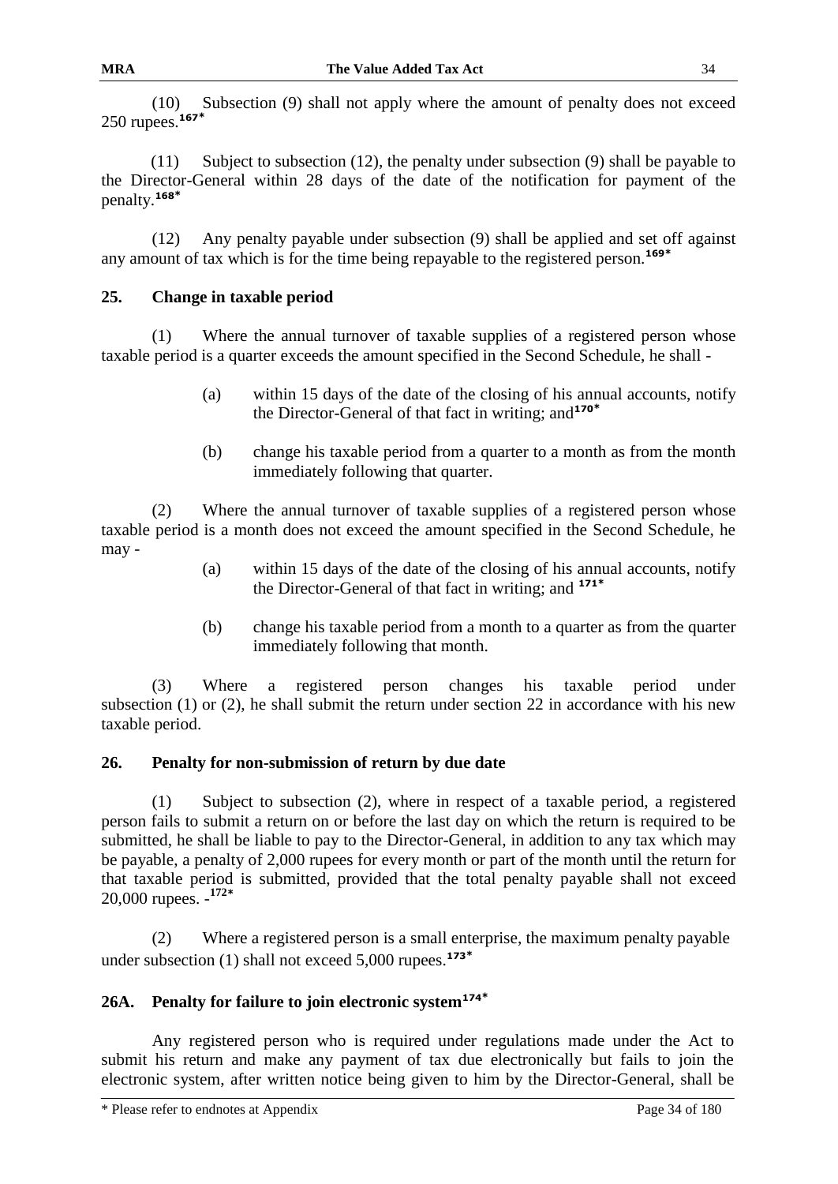(10) Subsection (9) shall not apply where the amount of penalty does not exceed 250 rupees.[167*]

(11) Subject to subsection (12), the penalty under subsection (9) shall be payable to the Director-General within 28 days of the date of the notification for payment of the penalty.[168*]

(12) Any penalty payable under subsection (9) shall be applied and set off against any amount of tax which is for the time being repayable to the registered person.[169*]

## 25. Change in taxable period

(1) Where the annual turnover of taxable supplies of a registered person whose taxable period is a quarter exceeds the amount specified in the Second Schedule, he shall -

> (a) within 15 days of the date of the closing of his annual accounts, notify the Director-General of that fact in writing; and[170*]
>
> (b) change his taxable period from a quarter to a month as from the month immediately following that quarter.

(2) Where the annual turnover of taxable supplies of a registered person whose taxable period is a month does not exceed the amount specified in the Second Schedule, he may -

> (a) within 15 days of the date of the closing of his annual accounts, notify the Director-General of that fact in writing; and [171*]
>
> (b) change his taxable period from a month to a quarter as from the quarter immediately following that month.

(3) Where a registered person changes his taxable period under subsection (1) or (2), he shall submit the return under section 22 in accordance with his new taxable period.

## 26. Penalty for non-submission of return by due date

(1) Subject to subsection (2), where in respect of a taxable period, a registered person fails to submit a return on or before the last day on which the return is required to be submitted, he shall be liable to pay to the Director-General, in addition to any tax which may be payable, a penalty of 2,000 rupees for every month or part of the month until the return for that taxable period is submitted, provided that the total penalty payable shall not exceed 20,000 rupees. -[172*]

(2) Where a registered person is a small enterprise, the maximum penalty payable under subsection (1) shall not exceed 5,000 rupees.[173*]

## 26A. Penalty for failure to join electronic system[174*]

Any registered person who is required under regulations made under the Act to submit his return and make any payment of tax due electronically but fails to join the electronic system, after written notice being given to him by the Director-General, shall be

* Please refer to endnotes at Appendix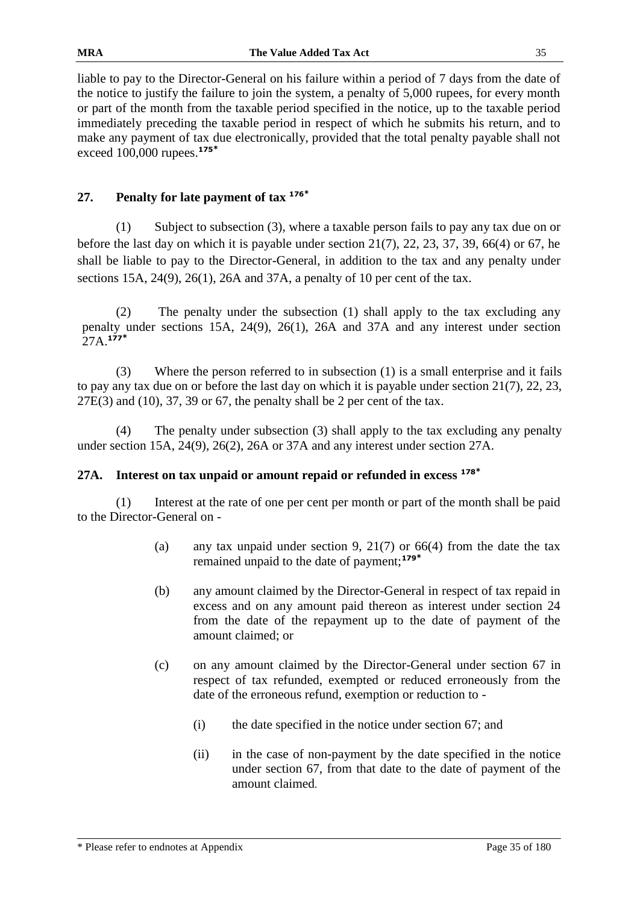liable to pay to the Director-General on his failure within a period of 7 days from the date of the notice to justify the failure to join the system, a penalty of 5,000 rupees, for every month or part of the month from the taxable period specified in the notice, up to the taxable period immediately preceding the taxable period in respect of which he submits his return, and to make any payment of tax due electronically, provided that the total penalty payable shall not exceed 100,000 rupees.[175*]

## 27. Penalty for late payment of tax [176*]

(1) Subject to subsection (3), where a taxable person fails to pay any tax due on or before the last day on which it is payable under section 21(7), 22, 23, 37, 39, 66(4) or 67, he shall be liable to pay to the Director-General, in addition to the tax and any penalty under sections 15A, 24(9), 26(1), 26A and 37A, a penalty of 10 per cent of the tax.

(2) The penalty under the subsection (1) shall apply to the tax excluding any penalty under sections 15A, 24(9), 26(1), 26A and 37A and any interest under section 27A.[177*]

(3) Where the person referred to in subsection (1) is a small enterprise and it fails to pay any tax due on or before the last day on which it is payable under section 21(7), 22, 23, 27E(3) and (10), 37, 39 or 67, the penalty shall be 2 per cent of the tax.

(4) The penalty under subsection (3) shall apply to the tax excluding any penalty under section 15A, 24(9), 26(2), 26A or 37A and any interest under section 27A.

## 27A. Interest on tax unpaid or amount repaid or refunded in excess [178*]

(1) Interest at the rate of one per cent per month or part of the month shall be paid to the Director-General on -

(a) any tax unpaid under section 9, 21(7) or 66(4) from the date the tax remained unpaid to the date of payment;[179*]

(b) any amount claimed by the Director-General in respect of tax repaid in excess and on any amount paid thereon as interest under section 24 from the date of the repayment up to the date of payment of the amount claimed; or

(c) on any amount claimed by the Director-General under section 67 in respect of tax refunded, exempted or reduced erroneously from the date of the erroneous refund, exemption or reduction to -

(i) the date specified in the notice under section 67; and

(ii) in the case of non-payment by the date specified in the notice under section 67, from that date to the date of payment of the amount claimed.

\* Please refer to endnotes at Appendix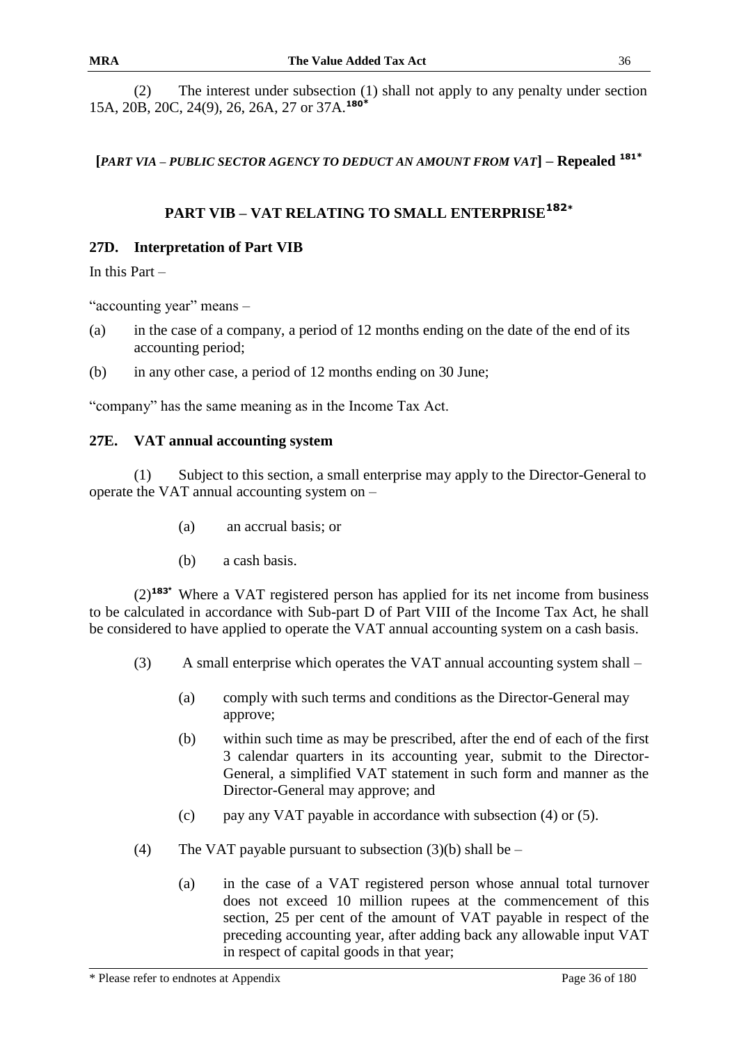(2) The interest under subsection (1) shall not apply to any penalty under section 15A, 20B, 20C, 24(9), 26, 26A, 27 or 37A.[180*]

**[*PART VIA – PUBLIC SECTOR AGENCY TO DEDUCT AN AMOUNT FROM VAT*] – Repealed [181*]**

## PART VIB – VAT RELATING TO SMALL ENTERPRISE[182*]

### 27D. Interpretation of Part VIB

In this Part –

"accounting year" means –

(a) in the case of a company, a period of 12 months ending on the date of the end of its accounting period;

(b) in any other case, a period of 12 months ending on 30 June;

"company" has the same meaning as in the Income Tax Act.

### 27E. VAT annual accounting system

(1) Subject to this section, a small enterprise may apply to the Director-General to operate the VAT annual accounting system on –

(a) an accrual basis; or

(b) a cash basis.

(2)[183*] Where a VAT registered person has applied for its net income from business to be calculated in accordance with Sub-part D of Part VIII of the Income Tax Act, he shall be considered to have applied to operate the VAT annual accounting system on a cash basis.

(3) A small enterprise which operates the VAT annual accounting system shall –

(a) comply with such terms and conditions as the Director-General may approve;

(b) within such time as may be prescribed, after the end of each of the first 3 calendar quarters in its accounting year, submit to the Director-General, a simplified VAT statement in such form and manner as the Director-General may approve; and

(c) pay any VAT payable in accordance with subsection (4) or (5).

(4) The VAT payable pursuant to subsection (3)(b) shall be –

(a) in the case of a VAT registered person whose annual total turnover does not exceed 10 million rupees at the commencement of this section, 25 per cent of the amount of VAT payable in respect of the preceding accounting year, after adding back any allowable input VAT in respect of capital goods in that year;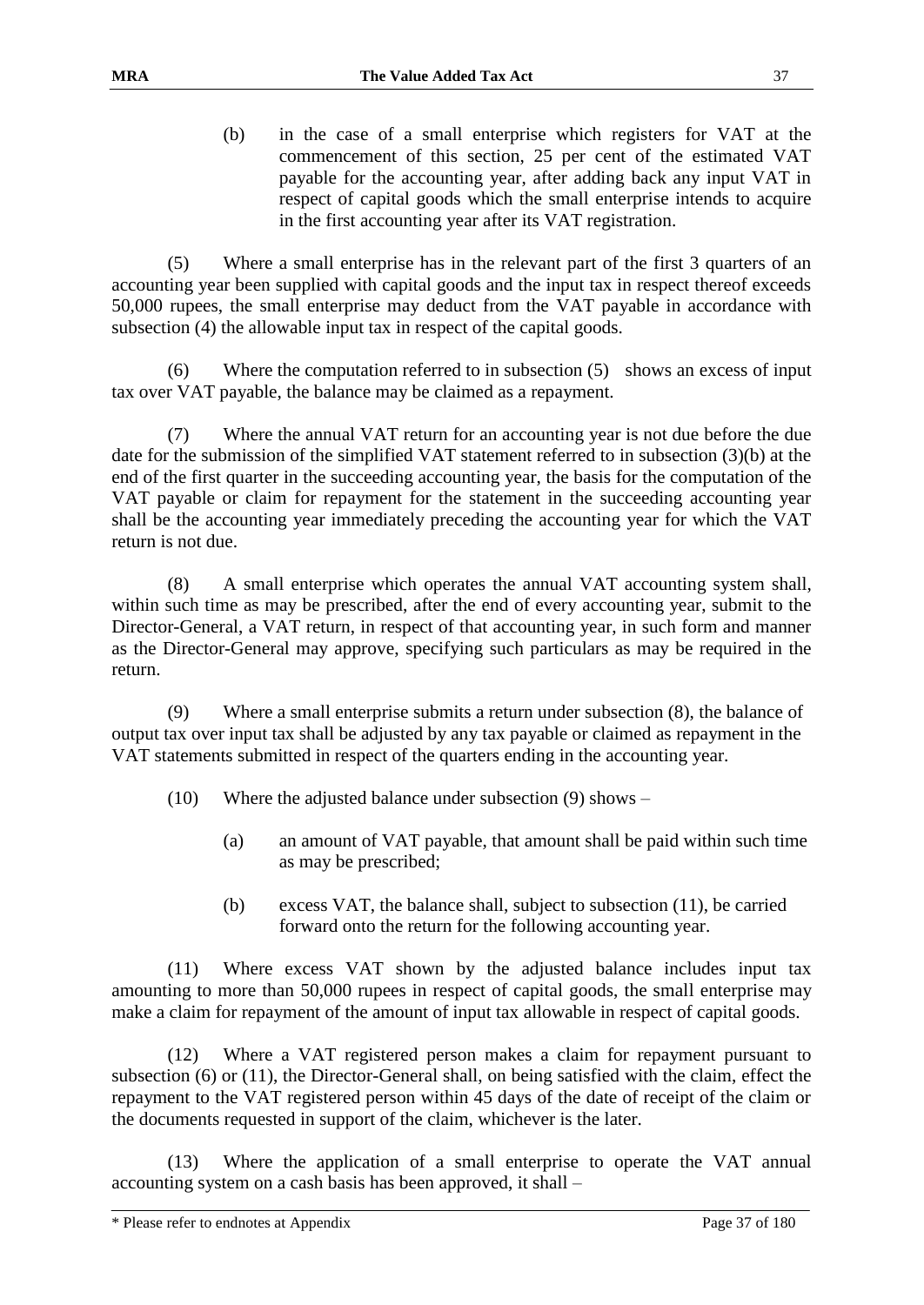(b) in the case of a small enterprise which registers for VAT at the commencement of this section, 25 per cent of the estimated VAT payable for the accounting year, after adding back any input VAT in respect of capital goods which the small enterprise intends to acquire in the first accounting year after its VAT registration.

(5) Where a small enterprise has in the relevant part of the first 3 quarters of an accounting year been supplied with capital goods and the input tax in respect thereof exceeds 50,000 rupees, the small enterprise may deduct from the VAT payable in accordance with subsection (4) the allowable input tax in respect of the capital goods.

(6) Where the computation referred to in subsection (5) shows an excess of input tax over VAT payable, the balance may be claimed as a repayment.

(7) Where the annual VAT return for an accounting year is not due before the due date for the submission of the simplified VAT statement referred to in subsection (3)(b) at the end of the first quarter in the succeeding accounting year, the basis for the computation of the VAT payable or claim for repayment for the statement in the succeeding accounting year shall be the accounting year immediately preceding the accounting year for which the VAT return is not due.

(8) A small enterprise which operates the annual VAT accounting system shall, within such time as may be prescribed, after the end of every accounting year, submit to the Director-General, a VAT return, in respect of that accounting year, in such form and manner as the Director-General may approve, specifying such particulars as may be required in the return.

(9) Where a small enterprise submits a return under subsection (8), the balance of output tax over input tax shall be adjusted by any tax payable or claimed as repayment in the VAT statements submitted in respect of the quarters ending in the accounting year.

(10) Where the adjusted balance under subsection (9) shows –

(a) an amount of VAT payable, that amount shall be paid within such time as may be prescribed;

(b) excess VAT, the balance shall, subject to subsection (11), be carried forward onto the return for the following accounting year.

(11) Where excess VAT shown by the adjusted balance includes input tax amounting to more than 50,000 rupees in respect of capital goods, the small enterprise may make a claim for repayment of the amount of input tax allowable in respect of capital goods.

(12) Where a VAT registered person makes a claim for repayment pursuant to subsection (6) or (11), the Director-General shall, on being satisfied with the claim, effect the repayment to the VAT registered person within 45 days of the date of receipt of the claim or the documents requested in support of the claim, whichever is the later.

(13) Where the application of a small enterprise to operate the VAT annual accounting system on a cash basis has been approved, it shall –

\* Please refer to endnotes at Appendix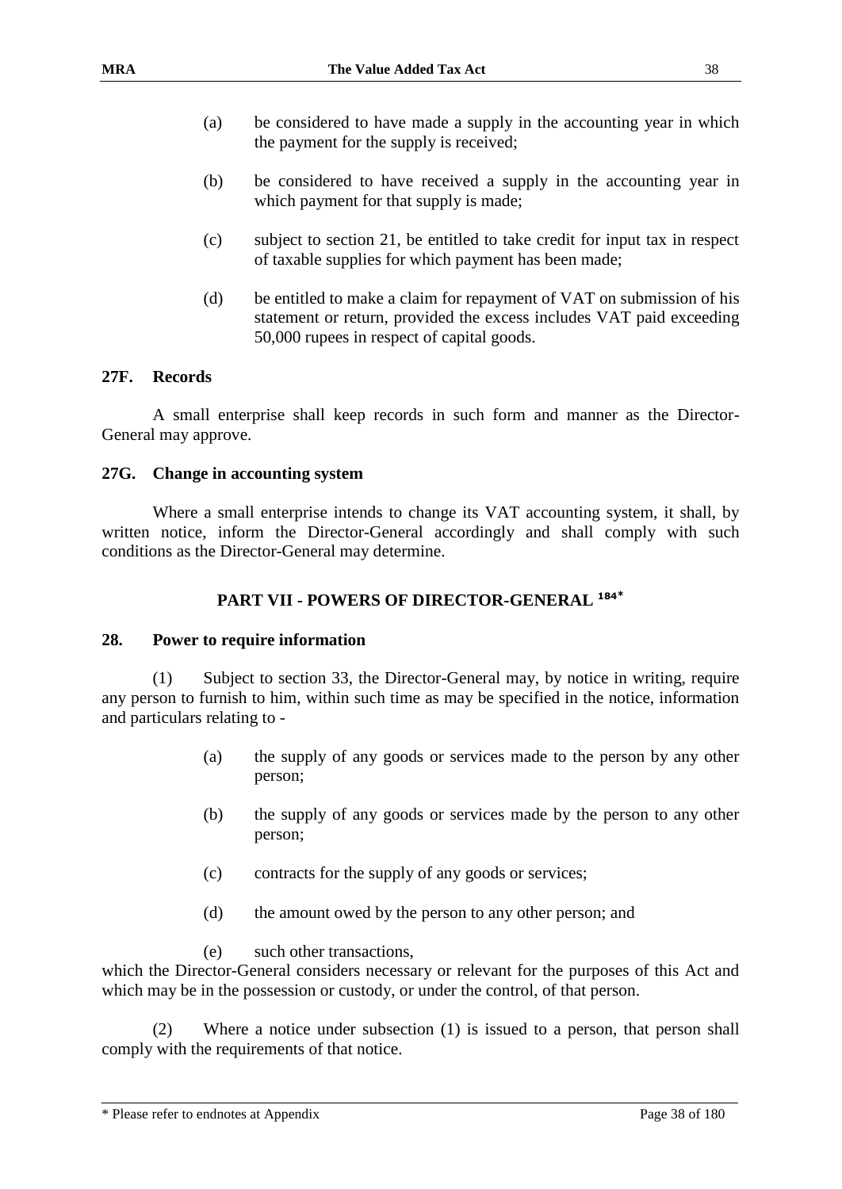(a) be considered to have made a supply in the accounting year in which the payment for the supply is received;

(b) be considered to have received a supply in the accounting year in which payment for that supply is made;

(c) subject to section 21, be entitled to take credit for input tax in respect of taxable supplies for which payment has been made;

(d) be entitled to make a claim for repayment of VAT on submission of his statement or return, provided the excess includes VAT paid exceeding 50,000 rupees in respect of capital goods.

### 27F. Records

A small enterprise shall keep records in such form and manner as the Director-General may approve.

### 27G. Change in accounting system

Where a small enterprise intends to change its VAT accounting system, it shall, by written notice, inform the Director-General accordingly and shall comply with such conditions as the Director-General may determine.

## PART VII - POWERS OF DIRECTOR-GENERAL [184*]

### 28. Power to require information

(1) Subject to section 33, the Director-General may, by notice in writing, require any person to furnish to him, within such time as may be specified in the notice, information and particulars relating to -

(a) the supply of any goods or services made to the person by any other person;

(b) the supply of any goods or services made by the person to any other person;

(c) contracts for the supply of any goods or services;

(d) the amount owed by the person to any other person; and

(e) such other transactions,

which the Director-General considers necessary or relevant for the purposes of this Act and which may be in the possession or custody, or under the control, of that person.

(2) Where a notice under subsection (1) is issued to a person, that person shall comply with the requirements of that notice.

* Please refer to endnotes at Appendix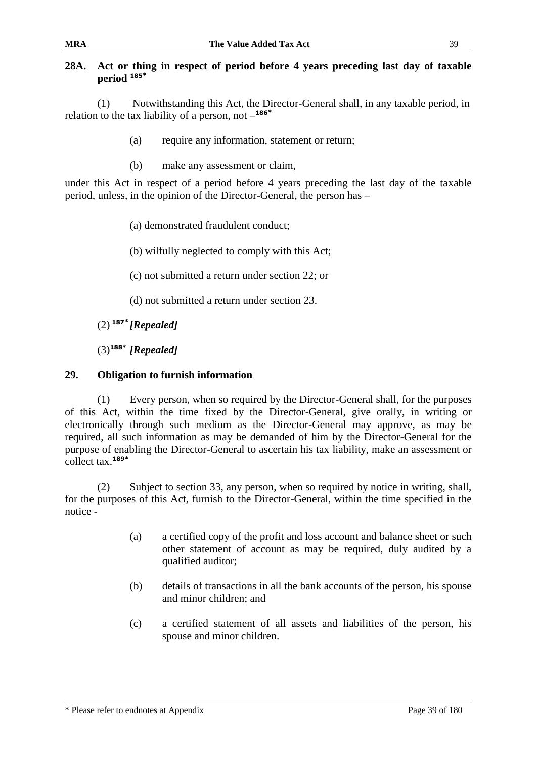## 28A. Act or thing in respect of period before 4 years preceding last day of taxable period [185*]

(1) Notwithstanding this Act, the Director-General shall, in any taxable period, in relation to the tax liability of a person, not –[186*]

(a) require any information, statement or return;

(b) make any assessment or claim,

under this Act in respect of a period before 4 years preceding the last day of the taxable period, unless, in the opinion of the Director-General, the person has –

(a) demonstrated fraudulent conduct;

(b) wilfully neglected to comply with this Act;

(c) not submitted a return under section 22; or

(d) not submitted a return under section 23.

(2) [187*] ***[Repealed]***

(3)[188*] ***[Repealed]***

## 29. Obligation to furnish information

(1) Every person, when so required by the Director-General shall, for the purposes of this Act, within the time fixed by the Director-General, give orally, in writing or electronically through such medium as the Director-General may approve, as may be required, all such information as may be demanded of him by the Director-General for the purpose of enabling the Director-General to ascertain his tax liability, make an assessment or collect tax.[189*]

(2) Subject to section 33, any person, when so required by notice in writing, shall, for the purposes of this Act, furnish to the Director-General, within the time specified in the notice -

(a) a certified copy of the profit and loss account and balance sheet or such other statement of account as may be required, duly audited by a qualified auditor;

(b) details of transactions in all the bank accounts of the person, his spouse and minor children; and

(c) a certified statement of all assets and liabilities of the person, his spouse and minor children.

\* Please refer to endnotes at Appendix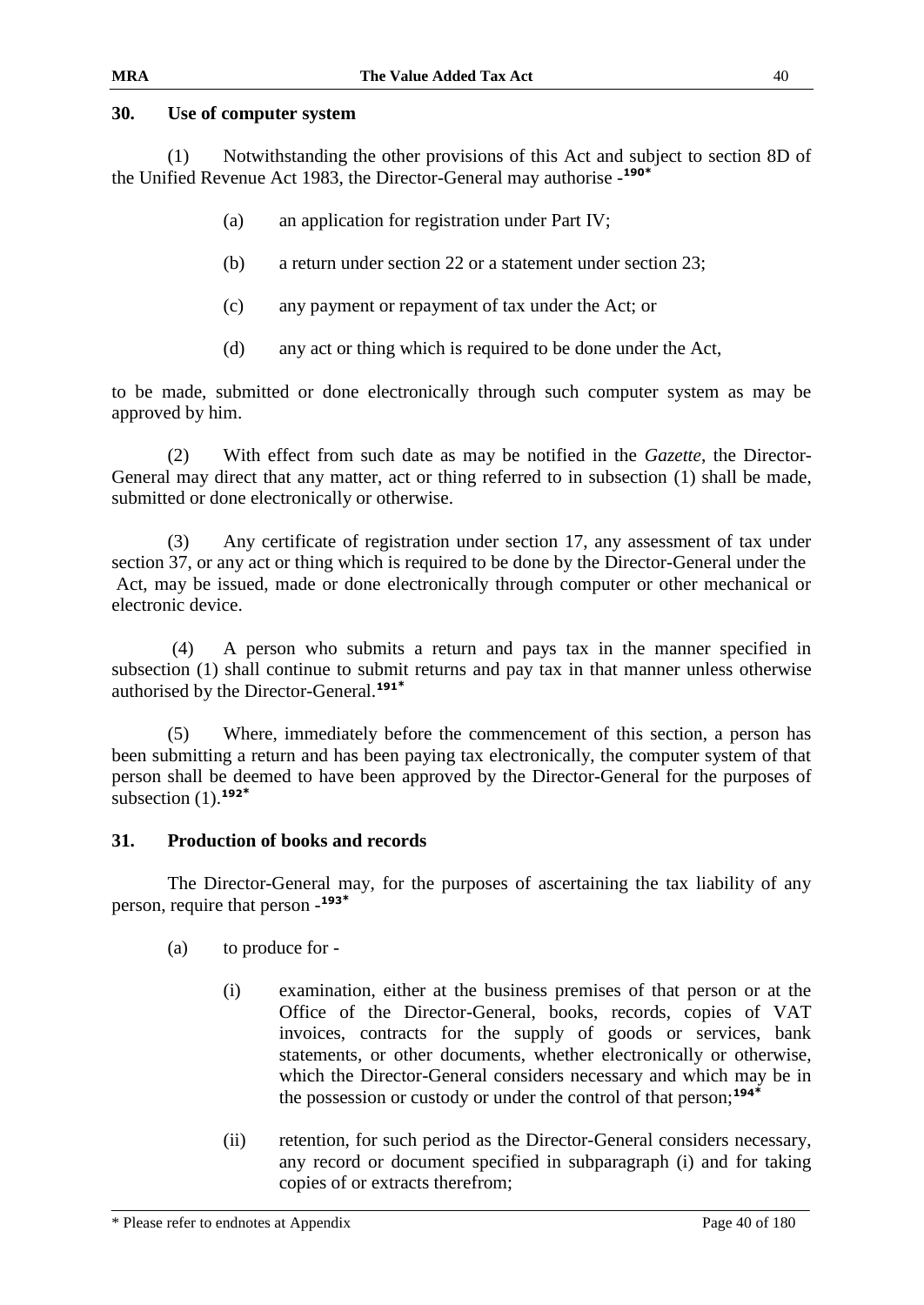## 30. Use of computer system

(1) Notwithstanding the other provisions of this Act and subject to section 8D of the Unified Revenue Act 1983, the Director-General may authorise -[190*]

(a) an application for registration under Part IV;

(b) a return under section 22 or a statement under section 23;

(c) any payment or repayment of tax under the Act; or

(d) any act or thing which is required to be done under the Act,

to be made, submitted or done electronically through such computer system as may be approved by him.

(2) With effect from such date as may be notified in the *Gazette*, the Director-General may direct that any matter, act or thing referred to in subsection (1) shall be made, submitted or done electronically or otherwise.

(3) Any certificate of registration under section 17, any assessment of tax under section 37, or any act or thing which is required to be done by the Director-General under the Act, may be issued, made or done electronically through computer or other mechanical or electronic device.

(4) A person who submits a return and pays tax in the manner specified in subsection (1) shall continue to submit returns and pay tax in that manner unless otherwise authorised by the Director-General.[191*]

(5) Where, immediately before the commencement of this section, a person has been submitting a return and has been paying tax electronically, the computer system of that person shall be deemed to have been approved by the Director-General for the purposes of subsection (1).[192*]

## 31. Production of books and records

The Director-General may, for the purposes of ascertaining the tax liability of any person, require that person -[193*]

(a) to produce for -

(i) examination, either at the business premises of that person or at the Office of the Director-General, books, records, copies of VAT invoices, contracts for the supply of goods or services, bank statements, or other documents, whether electronically or otherwise, which the Director-General considers necessary and which may be in the possession or custody or under the control of that person;[194*]

(ii) retention, for such period as the Director-General considers necessary, any record or document specified in subparagraph (i) and for taking copies of or extracts therefrom;

\* Please refer to endnotes at Appendix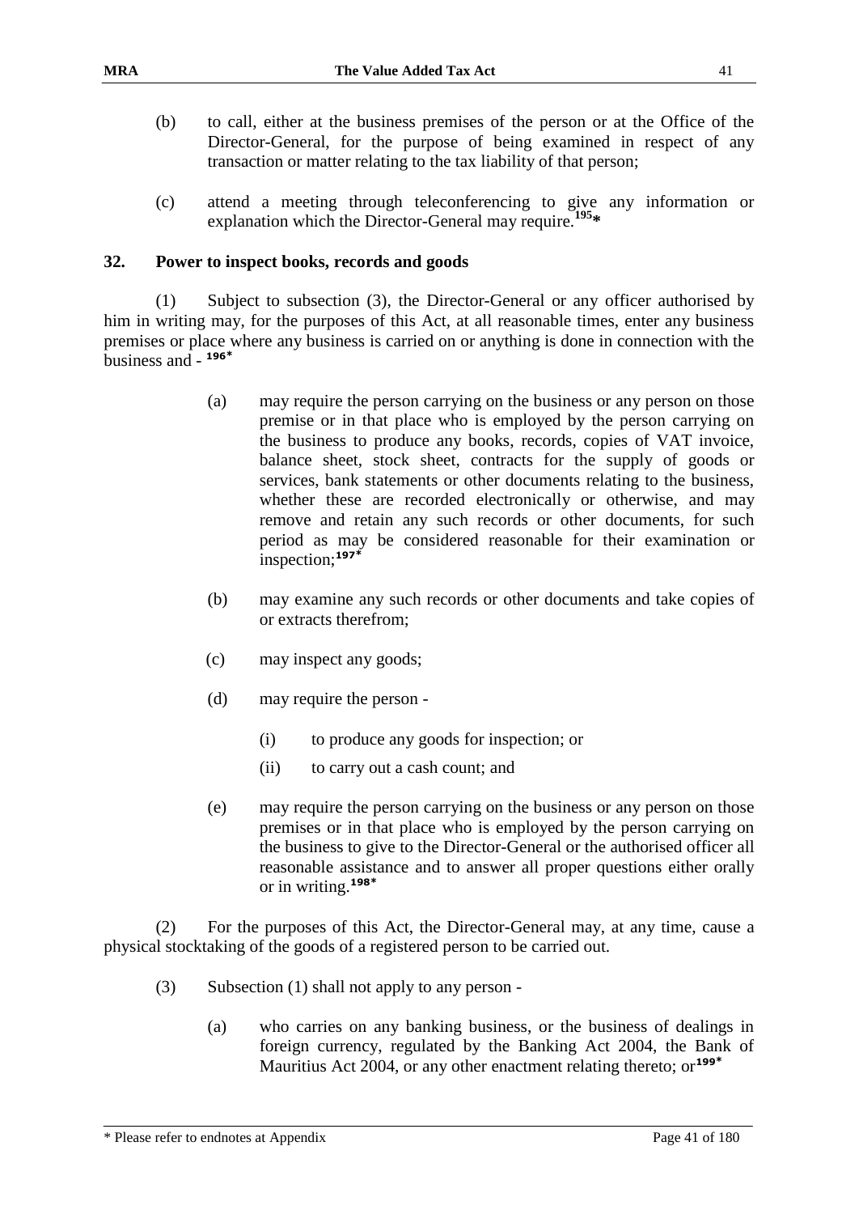(b) to call, either at the business premises of the person or at the Office of the Director-General, for the purpose of being examined in respect of any transaction or matter relating to the tax liability of that person;

(c) attend a meeting through teleconferencing to give any information or explanation which the Director-General may require.[195*]

## 32. Power to inspect books, records and goods

(1) Subject to subsection (3), the Director-General or any officer authorised by him in writing may, for the purposes of this Act, at all reasonable times, enter any business premises or place where any business is carried on or anything is done in connection with the business and - [196*]

(a) may require the person carrying on the business or any person on those premise or in that place who is employed by the person carrying on the business to produce any books, records, copies of VAT invoice, balance sheet, stock sheet, contracts for the supply of goods or services, bank statements or other documents relating to the business, whether these are recorded electronically or otherwise, and may remove and retain any such records or other documents, for such period as may be considered reasonable for their examination or inspection;[197*]

(b) may examine any such records or other documents and take copies of or extracts therefrom;

(c) may inspect any goods;

(d) may require the person -

(i) to produce any goods for inspection; or

(ii) to carry out a cash count; and

(e) may require the person carrying on the business or any person on those premises or in that place who is employed by the person carrying on the business to give to the Director-General or the authorised officer all reasonable assistance and to answer all proper questions either orally or in writing.[198*]

(2) For the purposes of this Act, the Director-General may, at any time, cause a physical stocktaking of the goods of a registered person to be carried out.

(3) Subsection (1) shall not apply to any person -

(a) who carries on any banking business, or the business of dealings in foreign currency, regulated by the Banking Act 2004, the Bank of Mauritius Act 2004, or any other enactment relating thereto; or[199*]

\* Please refer to endnotes at Appendix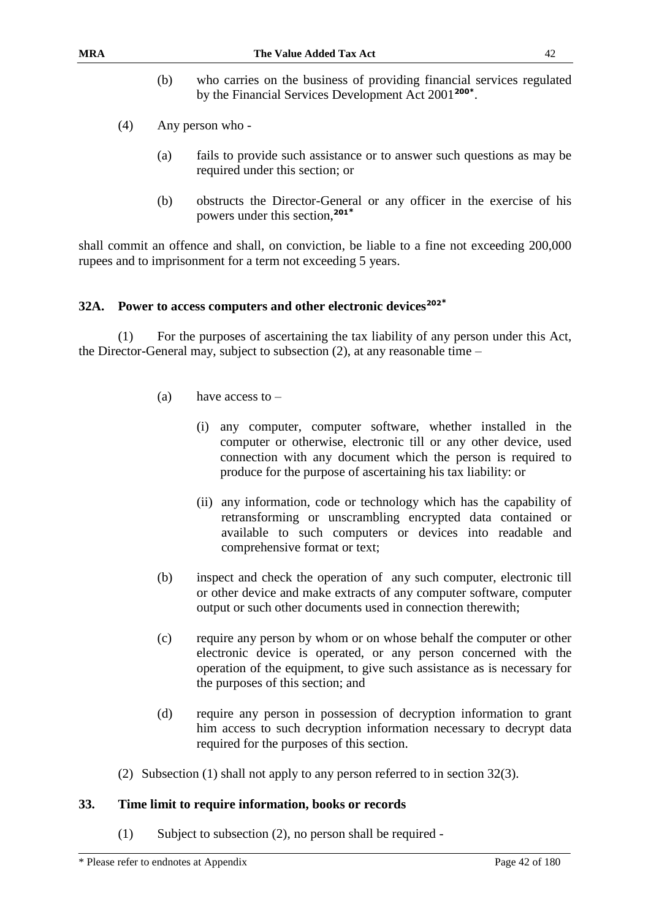(b) who carries on the business of providing financial services regulated by the Financial Services Development Act 2001[200*].

(4) Any person who -

(a) fails to provide such assistance or to answer such questions as may be required under this section; or

(b) obstructs the Director-General or any officer in the exercise of his powers under this section,[201*]

shall commit an offence and shall, on conviction, be liable to a fine not exceeding 200,000 rupees and to imprisonment for a term not exceeding 5 years.

### 32A. Power to access computers and other electronic devices[202*]

(1) For the purposes of ascertaining the tax liability of any person under this Act, the Director-General may, subject to subsection (2), at any reasonable time –

(a) have access to –

(i) any computer, computer software, whether installed in the computer or otherwise, electronic till or any other device, used connection with any document which the person is required to produce for the purpose of ascertaining his tax liability: or

(ii) any information, code or technology which has the capability of retransforming or unscrambling encrypted data contained or available to such computers or devices into readable and comprehensive format or text;

(b) inspect and check the operation of any such computer, electronic till or other device and make extracts of any computer software, computer output or such other documents used in connection therewith;

(c) require any person by whom or on whose behalf the computer or other electronic device is operated, or any person concerned with the operation of the equipment, to give such assistance as is necessary for the purposes of this section; and

(d) require any person in possession of decryption information to grant him access to such decryption information necessary to decrypt data required for the purposes of this section.

(2) Subsection (1) shall not apply to any person referred to in section 32(3).

### 33. Time limit to require information, books or records

(1) Subject to subsection (2), no person shall be required -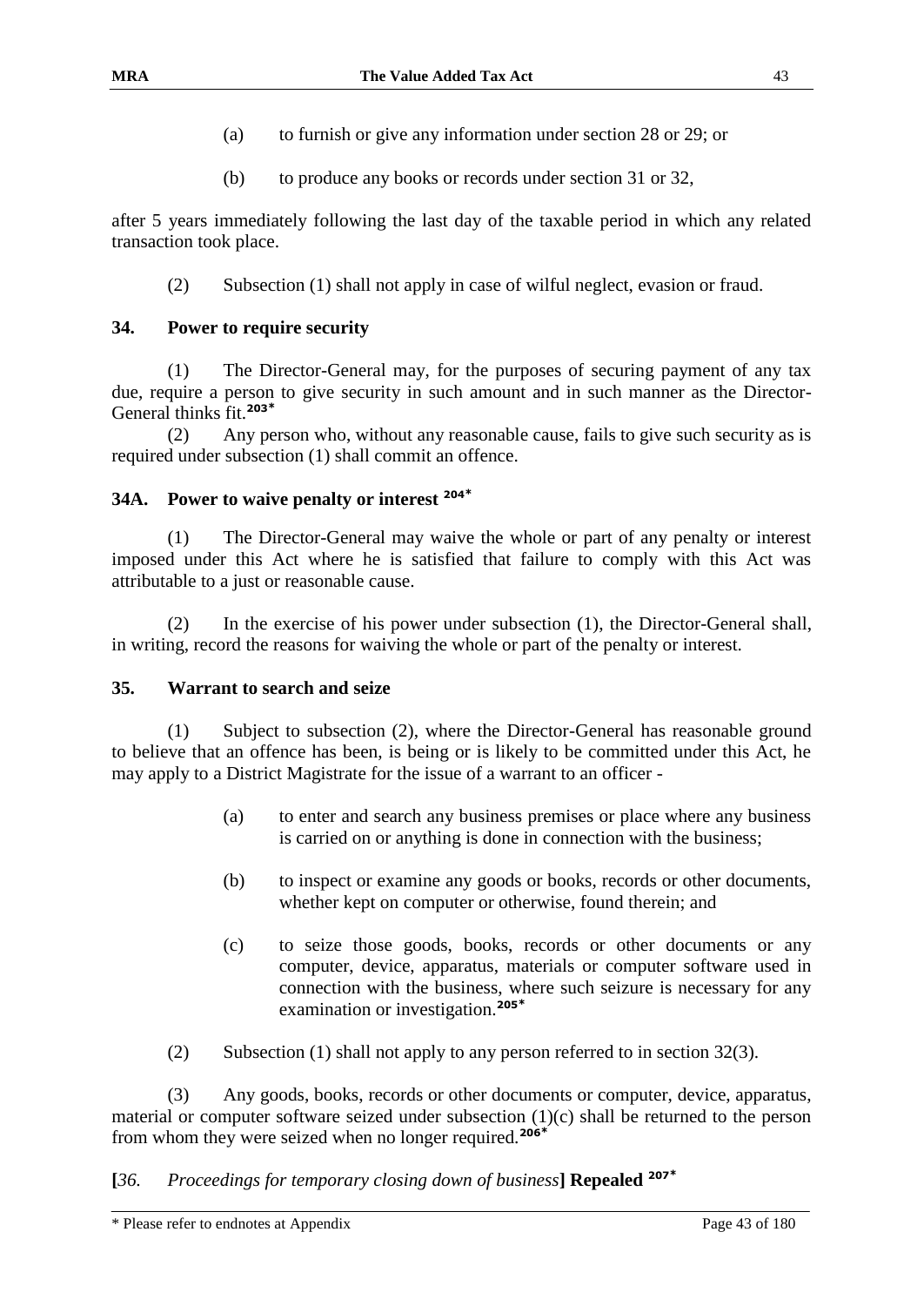(a) to furnish or give any information under section 28 or 29; or

(b) to produce any books or records under section 31 or 32,

after 5 years immediately following the last day of the taxable period in which any related transaction took place.

(2) Subsection (1) shall not apply in case of wilful neglect, evasion or fraud.

### 34. Power to require security

(1) The Director-General may, for the purposes of securing payment of any tax due, require a person to give security in such amount and in such manner as the Director-General thinks fit.[203*]

(2) Any person who, without any reasonable cause, fails to give such security as is required under subsection (1) shall commit an offence.

### 34A. Power to waive penalty or interest [204*]

(1) The Director-General may waive the whole or part of any penalty or interest imposed under this Act where he is satisfied that failure to comply with this Act was attributable to a just or reasonable cause.

(2) In the exercise of his power under subsection (1), the Director-General shall, in writing, record the reasons for waiving the whole or part of the penalty or interest.

### 35. Warrant to search and seize

(1) Subject to subsection (2), where the Director-General has reasonable ground to believe that an offence has been, is being or is likely to be committed under this Act, he may apply to a District Magistrate for the issue of a warrant to an officer -

(a) to enter and search any business premises or place where any business is carried on or anything is done in connection with the business;

(b) to inspect or examine any goods or books, records or other documents, whether kept on computer or otherwise, found therein; and

(c) to seize those goods, books, records or other documents or any computer, device, apparatus, materials or computer software used in connection with the business, where such seizure is necessary for any examination or investigation.[205*]

(2) Subsection (1) shall not apply to any person referred to in section 32(3).

(3) Any goods, books, records or other documents or computer, device, apparatus, material or computer software seized under subsection (1)(c) shall be returned to the person from whom they were seized when no longer required.[206*]

**[***36. Proceedings for temporary closing down of business***] Repealed** [207*]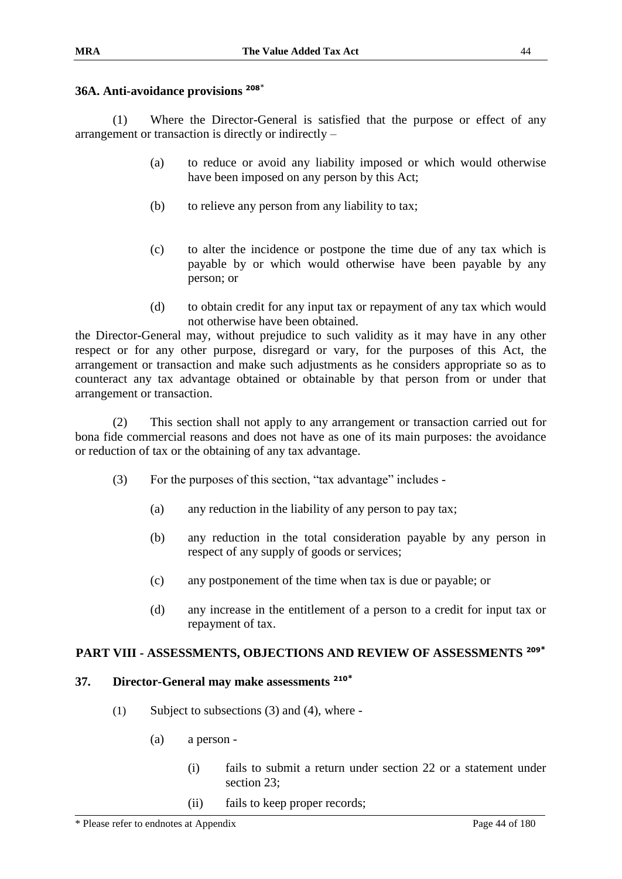### 36A. Anti-avoidance provisions [208]*

(1) Where the Director-General is satisfied that the purpose or effect of any arrangement or transaction is directly or indirectly –

- (a) to reduce or avoid any liability imposed or which would otherwise have been imposed on any person by this Act;
- (b) to relieve any person from any liability to tax;
- (c) to alter the incidence or postpone the time due of any tax which is payable by or which would otherwise have been payable by any person; or
- (d) to obtain credit for any input tax or repayment of any tax which would not otherwise have been obtained.

the Director-General may, without prejudice to such validity as it may have in any other respect or for any other purpose, disregard or vary, for the purposes of this Act, the arrangement or transaction and make such adjustments as he considers appropriate so as to counteract any tax advantage obtained or obtainable by that person from or under that arrangement or transaction.

(2) This section shall not apply to any arrangement or transaction carried out for bona fide commercial reasons and does not have as one of its main purposes: the avoidance or reduction of tax or the obtaining of any tax advantage.

(3) For the purposes of this section, "tax advantage" includes -

- (a) any reduction in the liability of any person to pay tax;
- (b) any reduction in the total consideration payable by any person in respect of any supply of goods or services;
- (c) any postponement of the time when tax is due or payable; or
- (d) any increase in the entitlement of a person to a credit for input tax or repayment of tax.

## PART VIII - ASSESSMENTS, OBJECTIONS AND REVIEW OF ASSESSMENTS [209]*

### 37. Director-General may make assessments [210]*

(1) Subject to subsections (3) and (4), where -

- (a) a person -
  - (i) fails to submit a return under section 22 or a statement under section 23;
  - (ii) fails to keep proper records;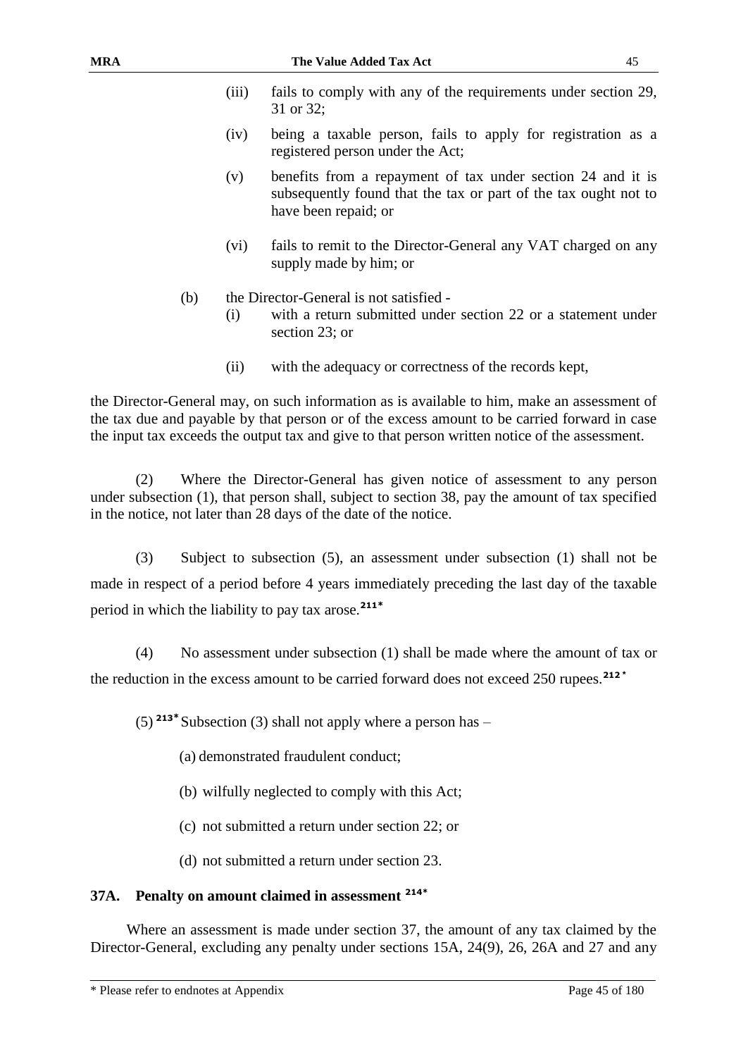(iii) fails to comply with any of the requirements under section 29, 31 or 32;

(iv) being a taxable person, fails to apply for registration as a registered person under the Act;

(v) benefits from a repayment of tax under section 24 and it is subsequently found that the tax or part of the tax ought not to have been repaid; or

(vi) fails to remit to the Director-General any VAT charged on any supply made by him; or

(b) the Director-General is not satisfied -

(i) with a return submitted under section 22 or a statement under section 23; or

(ii) with the adequacy or correctness of the records kept,

the Director-General may, on such information as is available to him, make an assessment of the tax due and payable by that person or of the excess amount to be carried forward in case the input tax exceeds the output tax and give to that person written notice of the assessment.

(2) Where the Director-General has given notice of assessment to any person under subsection (1), that person shall, subject to section 38, pay the amount of tax specified in the notice, not later than 28 days of the date of the notice.

(3) Subject to subsection (5), an assessment under subsection (1) shall not be made in respect of a period before 4 years immediately preceding the last day of the taxable period in which the liability to pay tax arose.[211*]

(4) No assessment under subsection (1) shall be made where the amount of tax or the reduction in the excess amount to be carried forward does not exceed 250 rupees.[212*]

(5) [213*] Subsection (3) shall not apply where a person has –

(a) demonstrated fraudulent conduct;

(b) wilfully neglected to comply with this Act;

(c) not submitted a return under section 22; or

(d) not submitted a return under section 23.

### 37A. Penalty on amount claimed in assessment [214*]

Where an assessment is made under section 37, the amount of any tax claimed by the Director-General, excluding any penalty under sections 15A, 24(9), 26, 26A and 27 and any

\* Please refer to endnotes at Appendix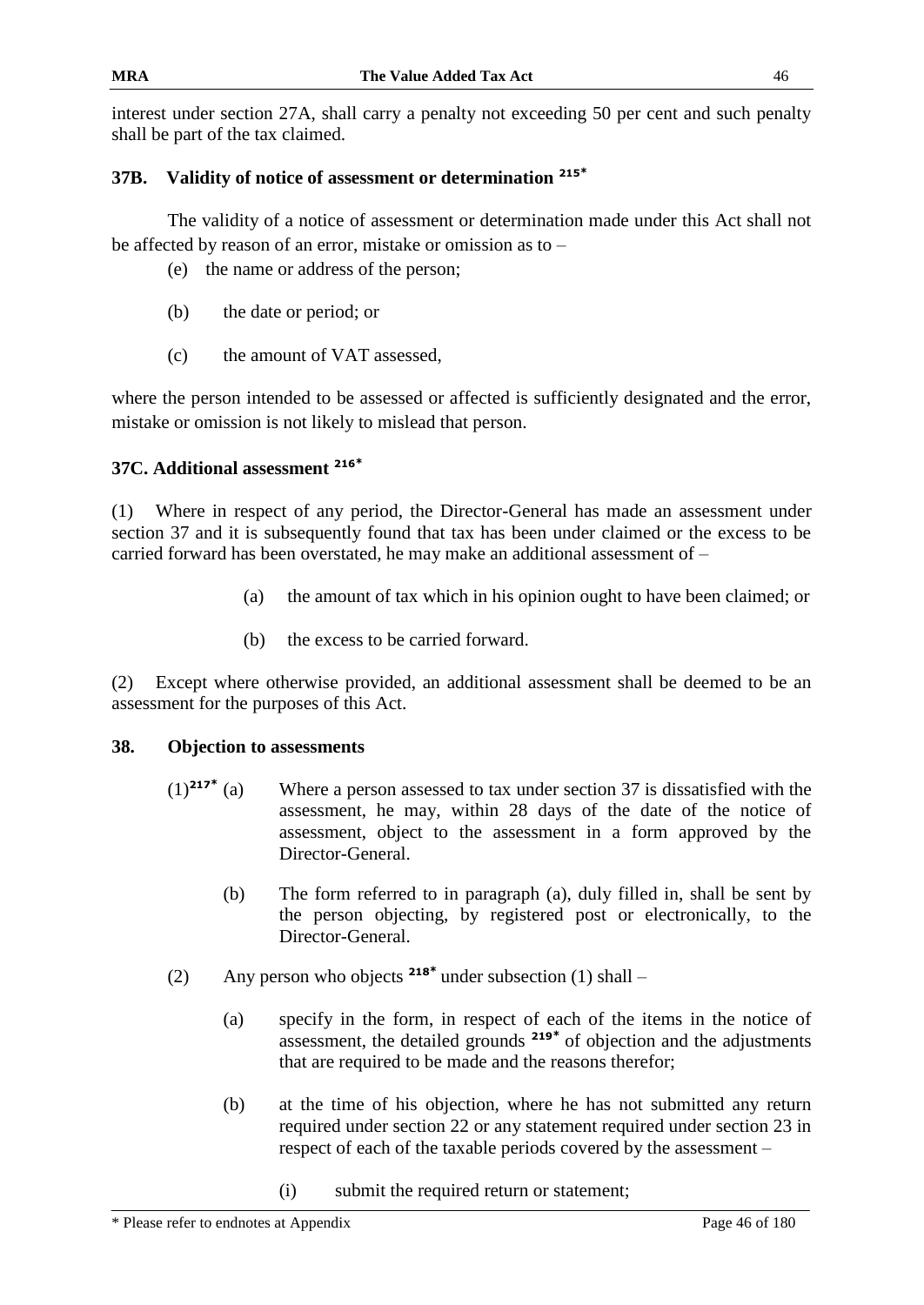interest under section 27A, shall carry a penalty not exceeding 50 per cent and such penalty shall be part of the tax claimed.

### 37B. Validity of notice of assessment or determination [215*]

The validity of a notice of assessment or determination made under this Act shall not be affected by reason of an error, mistake or omission as to –

(e) the name or address of the person;

(b) the date or period; or

(c) the amount of VAT assessed,

where the person intended to be assessed or affected is sufficiently designated and the error, mistake or omission is not likely to mislead that person.

### 37C. Additional assessment [216*]

(1) Where in respect of any period, the Director-General has made an assessment under section 37 and it is subsequently found that tax has been under claimed or the excess to be carried forward has been overstated, he may make an additional assessment of –

(a) the amount of tax which in his opinion ought to have been claimed; or

(b) the excess to be carried forward.

(2) Except where otherwise provided, an additional assessment shall be deemed to be an assessment for the purposes of this Act.

### 38. Objection to assessments

(1)[217*] (a) Where a person assessed to tax under section 37 is dissatisfied with the assessment, he may, within 28 days of the date of the notice of assessment, object to the assessment in a form approved by the Director-General.

(b) The form referred to in paragraph (a), duly filled in, shall be sent by the person objecting, by registered post or electronically, to the Director-General.

(2) Any person who objects [218*] under subsection (1) shall –

(a) specify in the form, in respect of each of the items in the notice of assessment, the detailed grounds [219*] of objection and the adjustments that are required to be made and the reasons therefor;

(b) at the time of his objection, where he has not submitted any return required under section 22 or any statement required under section 23 in respect of each of the taxable periods covered by the assessment –

(i) submit the required return or statement;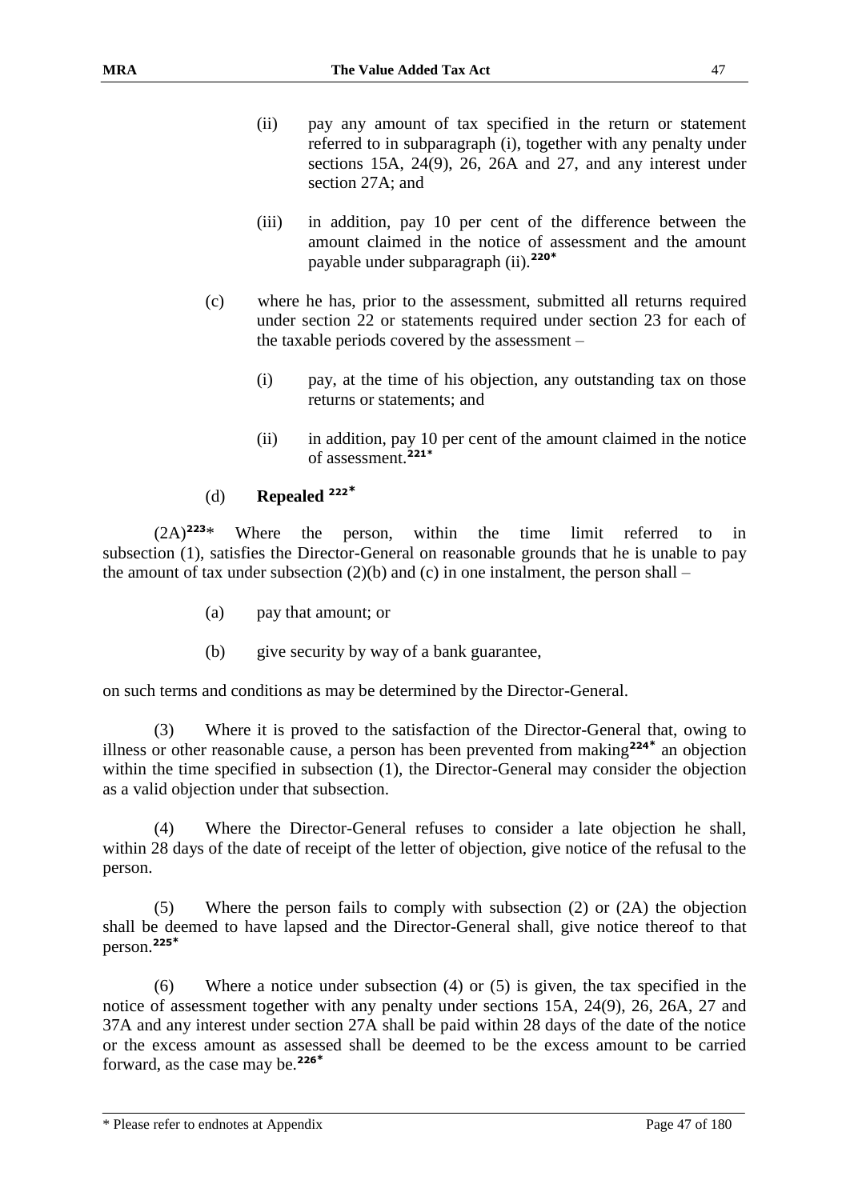(ii) pay any amount of tax specified in the return or statement referred to in subparagraph (i), together with any penalty under sections 15A, 24(9), 26, 26A and 27, and any interest under section 27A; and

(iii) in addition, pay 10 per cent of the difference between the amount claimed in the notice of assessment and the amount payable under subparagraph (ii).[220*]

(c) where he has, prior to the assessment, submitted all returns required under section 22 or statements required under section 23 for each of the taxable periods covered by the assessment –

(i) pay, at the time of his objection, any outstanding tax on those returns or statements; and

(ii) in addition, pay 10 per cent of the amount claimed in the notice of assessment.[221*]

(d) **Repealed** [222*]

(2A)[223*] Where the person, within the time limit referred to in subsection (1), satisfies the Director-General on reasonable grounds that he is unable to pay the amount of tax under subsection (2)(b) and (c) in one instalment, the person shall –

(a) pay that amount; or

(b) give security by way of a bank guarantee,

on such terms and conditions as may be determined by the Director-General.

(3) Where it is proved to the satisfaction of the Director-General that, owing to illness or other reasonable cause, a person has been prevented from making[224*] an objection within the time specified in subsection (1), the Director-General may consider the objection as a valid objection under that subsection.

(4) Where the Director-General refuses to consider a late objection he shall, within 28 days of the date of receipt of the letter of objection, give notice of the refusal to the person.

(5) Where the person fails to comply with subsection (2) or (2A) the objection shall be deemed to have lapsed and the Director-General shall, give notice thereof to that person.[225*]

(6) Where a notice under subsection (4) or (5) is given, the tax specified in the notice of assessment together with any penalty under sections 15A, 24(9), 26, 26A, 27 and 37A and any interest under section 27A shall be paid within 28 days of the date of the notice or the excess amount as assessed shall be deemed to be the excess amount to be carried forward, as the case may be.[226*]

* Please refer to endnotes at Appendix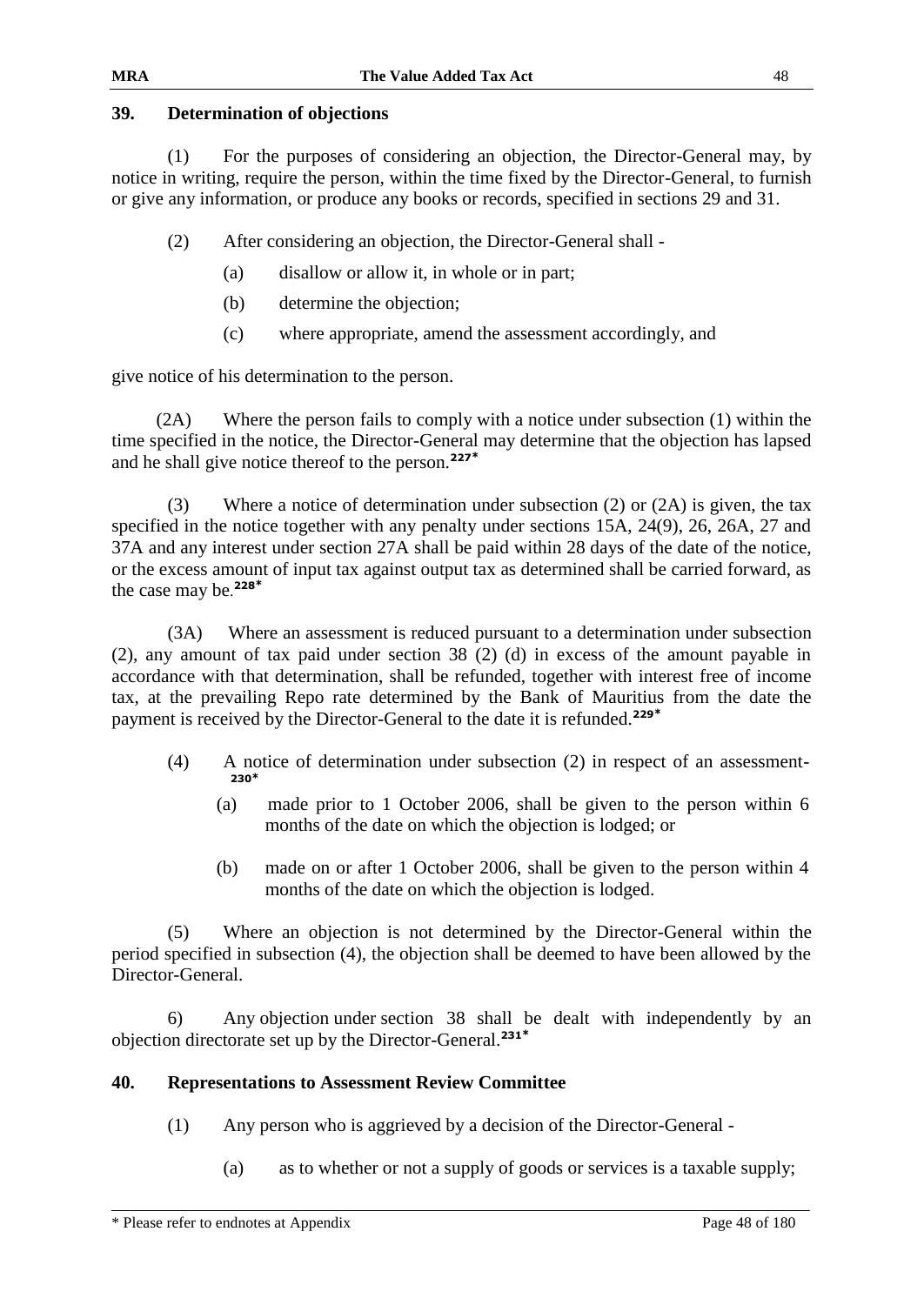### 39. Determination of objections

(1) For the purposes of considering an objection, the Director-General may, by notice in writing, require the person, within the time fixed by the Director-General, to furnish or give any information, or produce any books or records, specified in sections 29 and 31.

(2) After considering an objection, the Director-General shall -

(a) disallow or allow it, in whole or in part;

(b) determine the objection;

(c) where appropriate, amend the assessment accordingly, and

give notice of his determination to the person.

(2A) Where the person fails to comply with a notice under subsection (1) within the time specified in the notice, the Director-General may determine that the objection has lapsed and he shall give notice thereof to the person.[227*]

(3) Where a notice of determination under subsection (2) or (2A) is given, the tax specified in the notice together with any penalty under sections 15A, 24(9), 26, 26A, 27 and 37A and any interest under section 27A shall be paid within 28 days of the date of the notice, or the excess amount of input tax against output tax as determined shall be carried forward, as the case may be.[228*]

(3A) Where an assessment is reduced pursuant to a determination under subsection (2), any amount of tax paid under section 38 (2) (d) in excess of the amount payable in accordance with that determination, shall be refunded, together with interest free of income tax, at the prevailing Repo rate determined by the Bank of Mauritius from the date the payment is received by the Director-General to the date it is refunded.[229*]

(4) A notice of determination under subsection (2) in respect of an assessment-[230*]

(a) made prior to 1 October 2006, shall be given to the person within 6 months of the date on which the objection is lodged; or

(b) made on or after 1 October 2006, shall be given to the person within 4 months of the date on which the objection is lodged.

(5) Where an objection is not determined by the Director-General within the period specified in subsection (4), the objection shall be deemed to have been allowed by the Director-General.

6) Any objection under section 38 shall be dealt with independently by an objection directorate set up by the Director-General.[231*]

### 40. Representations to Assessment Review Committee

(1) Any person who is aggrieved by a decision of the Director-General -

(a) as to whether or not a supply of goods or services is a taxable supply;

\* Please refer to endnotes at Appendix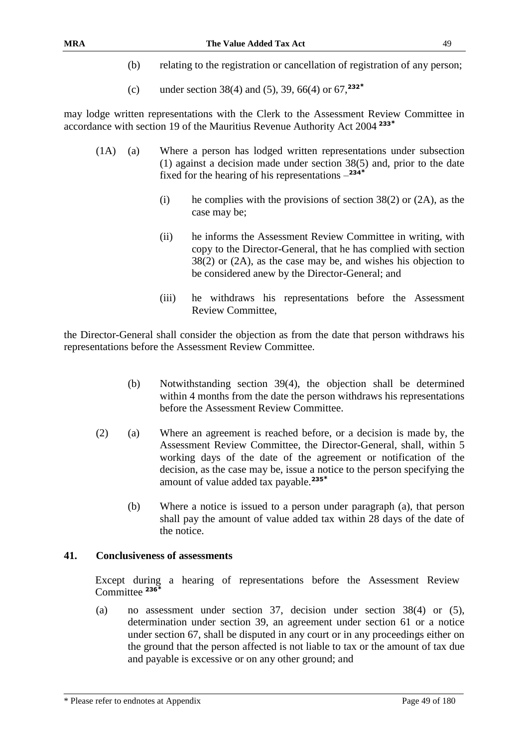(b) relating to the registration or cancellation of registration of any person;

(c) under section 38(4) and (5), 39, 66(4) or 67,[232*]

may lodge written representations with the Clerk to the Assessment Review Committee in accordance with section 19 of the Mauritius Revenue Authority Act 2004 [233*]

(1A) (a) Where a person has lodged written representations under subsection (1) against a decision made under section 38(5) and, prior to the date fixed for the hearing of his representations –[234*]

(i) he complies with the provisions of section 38(2) or (2A), as the case may be;

(ii) he informs the Assessment Review Committee in writing, with copy to the Director-General, that he has complied with section 38(2) or (2A), as the case may be, and wishes his objection to be considered anew by the Director-General; and

(iii) he withdraws his representations before the Assessment Review Committee,

the Director-General shall consider the objection as from the date that person withdraws his representations before the Assessment Review Committee.

(b) Notwithstanding section 39(4), the objection shall be determined within 4 months from the date the person withdraws his representations before the Assessment Review Committee.

(2) (a) Where an agreement is reached before, or a decision is made by, the Assessment Review Committee, the Director-General, shall, within 5 working days of the date of the agreement or notification of the decision, as the case may be, issue a notice to the person specifying the amount of value added tax payable.[235*]

(b) Where a notice is issued to a person under paragraph (a), that person shall pay the amount of value added tax within 28 days of the date of the notice.

### 41. Conclusiveness of assessments

Except during a hearing of representations before the Assessment Review Committee [236*]

(a) no assessment under section 37, decision under section 38(4) or (5), determination under section 39, an agreement under section 61 or a notice under section 67, shall be disputed in any court or in any proceedings either on the ground that the person affected is not liable to tax or the amount of tax due and payable is excessive or on any other ground; and

\* Please refer to endnotes at Appendix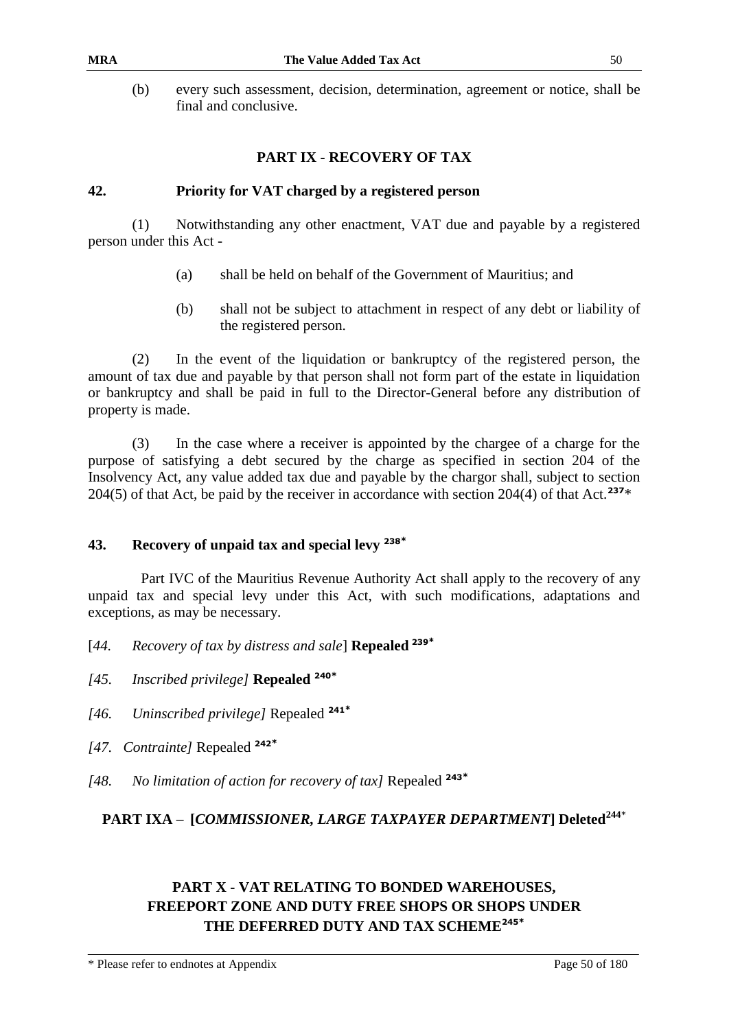(b) every such assessment, decision, determination, agreement or notice, shall be final and conclusive.

## PART IX - RECOVERY OF TAX

### 42. Priority for VAT charged by a registered person

(1) Notwithstanding any other enactment, VAT due and payable by a registered person under this Act -

(a) shall be held on behalf of the Government of Mauritius; and

(b) shall not be subject to attachment in respect of any debt or liability of the registered person.

(2) In the event of the liquidation or bankruptcy of the registered person, the amount of tax due and payable by that person shall not form part of the estate in liquidation or bankruptcy and shall be paid in full to the Director-General before any distribution of property is made.

(3) In the case where a receiver is appointed by the chargee of a charge for the purpose of satisfying a debt secured by the charge as specified in section 204 of the Insolvency Act, any value added tax due and payable by the chargor shall, subject to section 204(5) of that Act, be paid by the receiver in accordance with section 204(4) of that Act.[237*]

### 43. Recovery of unpaid tax and special levy [238*]

Part IVC of the Mauritius Revenue Authority Act shall apply to the recovery of any unpaid tax and special levy under this Act, with such modifications, adaptations and exceptions, as may be necessary.

[*44. Recovery of tax by distress and sale*] **Repealed** [239*]

*[45. Inscribed privilege]* **Repealed** [240*]

*[46. Uninscribed privilege]* Repealed [241*]

*[47. Contrainte]* Repealed [242*]

*[48. No limitation of action for recovery of tax]* Repealed [243*]

## PART IXA – [*COMMISSIONER, LARGE TAXPAYER DEPARTMENT*] Deleted[244*]

## PART X - VAT RELATING TO BONDED WAREHOUSES, FREEPORT ZONE AND DUTY FREE SHOPS OR SHOPS UNDER THE DEFERRED DUTY AND TAX SCHEME[245*]

\* Please refer to endnotes at Appendix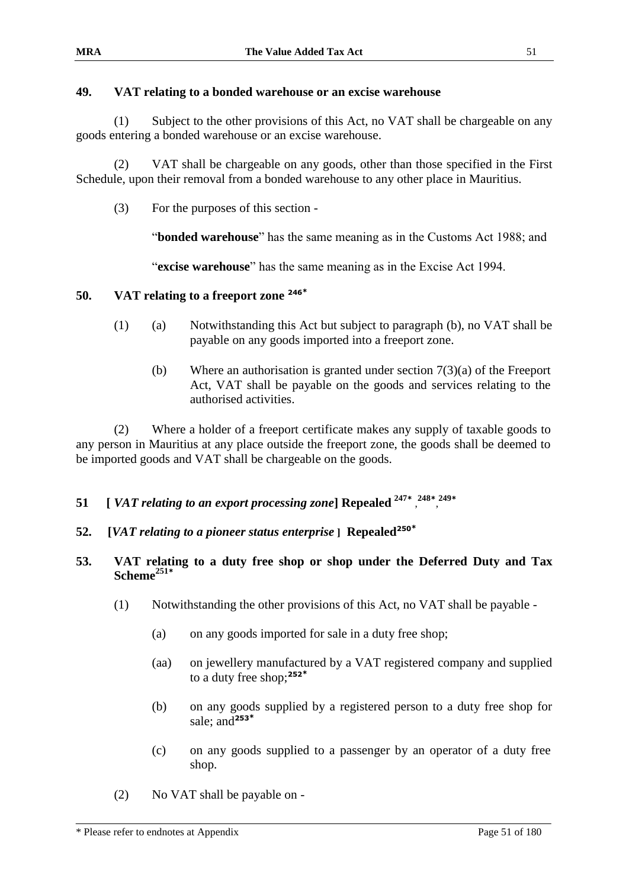## 49. VAT relating to a bonded warehouse or an excise warehouse

(1) Subject to the other provisions of this Act, no VAT shall be chargeable on any goods entering a bonded warehouse or an excise warehouse.

(2) VAT shall be chargeable on any goods, other than those specified in the First Schedule, upon their removal from a bonded warehouse to any other place in Mauritius.

(3) For the purposes of this section -

"**bonded warehouse**" has the same meaning as in the Customs Act 1988; and

"**excise warehouse**" has the same meaning as in the Excise Act 1994.

## 50. VAT relating to a freeport zone [246*]

(1) (a) Notwithstanding this Act but subject to paragraph (b), no VAT shall be payable on any goods imported into a freeport zone.

(b) Where an authorisation is granted under section 7(3)(a) of the Freeport Act, VAT shall be payable on the goods and services relating to the authorised activities.

(2) Where a holder of a freeport certificate makes any supply of taxable goods to any person in Mauritius at any place outside the freeport zone, the goods shall be deemed to be imported goods and VAT shall be chargeable on the goods.

## 51 [ *VAT relating to an export processing zone*] Repealed [247*, 248*, 249*]

## 52. [*VAT relating to a pioneer status enterprise* ] Repealed[250*]

## 53. VAT relating to a duty free shop or shop under the Deferred Duty and Tax Scheme[251*]

(1) Notwithstanding the other provisions of this Act, no VAT shall be payable -

(a) on any goods imported for sale in a duty free shop;

(aa) on jewellery manufactured by a VAT registered company and supplied to a duty free shop;[252*]

(b) on any goods supplied by a registered person to a duty free shop for sale; and[253*]

(c) on any goods supplied to a passenger by an operator of a duty free shop.

(2) No VAT shall be payable on -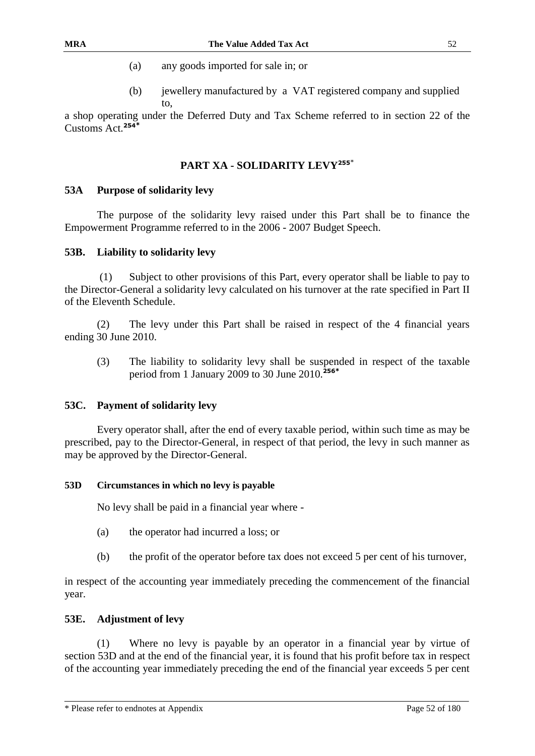(a) any goods imported for sale in; or

(b) jewellery manufactured by a VAT registered company and supplied to,

a shop operating under the Deferred Duty and Tax Scheme referred to in section 22 of the Customs Act.[254*]

## PART XA - SOLIDARITY LEVY[255*]

### 53A Purpose of solidarity levy

The purpose of the solidarity levy raised under this Part shall be to finance the Empowerment Programme referred to in the 2006 - 2007 Budget Speech.

### 53B. Liability to solidarity levy

(1) Subject to other provisions of this Part, every operator shall be liable to pay to the Director-General a solidarity levy calculated on his turnover at the rate specified in Part II of the Eleventh Schedule.

(2) The levy under this Part shall be raised in respect of the 4 financial years ending 30 June 2010.

(3) The liability to solidarity levy shall be suspended in respect of the taxable period from 1 January 2009 to 30 June 2010.[256*]

### 53C. Payment of solidarity levy

Every operator shall, after the end of every taxable period, within such time as may be prescribed, pay to the Director-General, in respect of that period, the levy in such manner as may be approved by the Director-General.

### 53D Circumstances in which no levy is payable

No levy shall be paid in a financial year where -

(a) the operator had incurred a loss; or

(b) the profit of the operator before tax does not exceed 5 per cent of his turnover,

in respect of the accounting year immediately preceding the commencement of the financial year.

### 53E. Adjustment of levy

(1) Where no levy is payable by an operator in a financial year by virtue of section 53D and at the end of the financial year, it is found that his profit before tax in respect of the accounting year immediately preceding the end of the financial year exceeds 5 per cent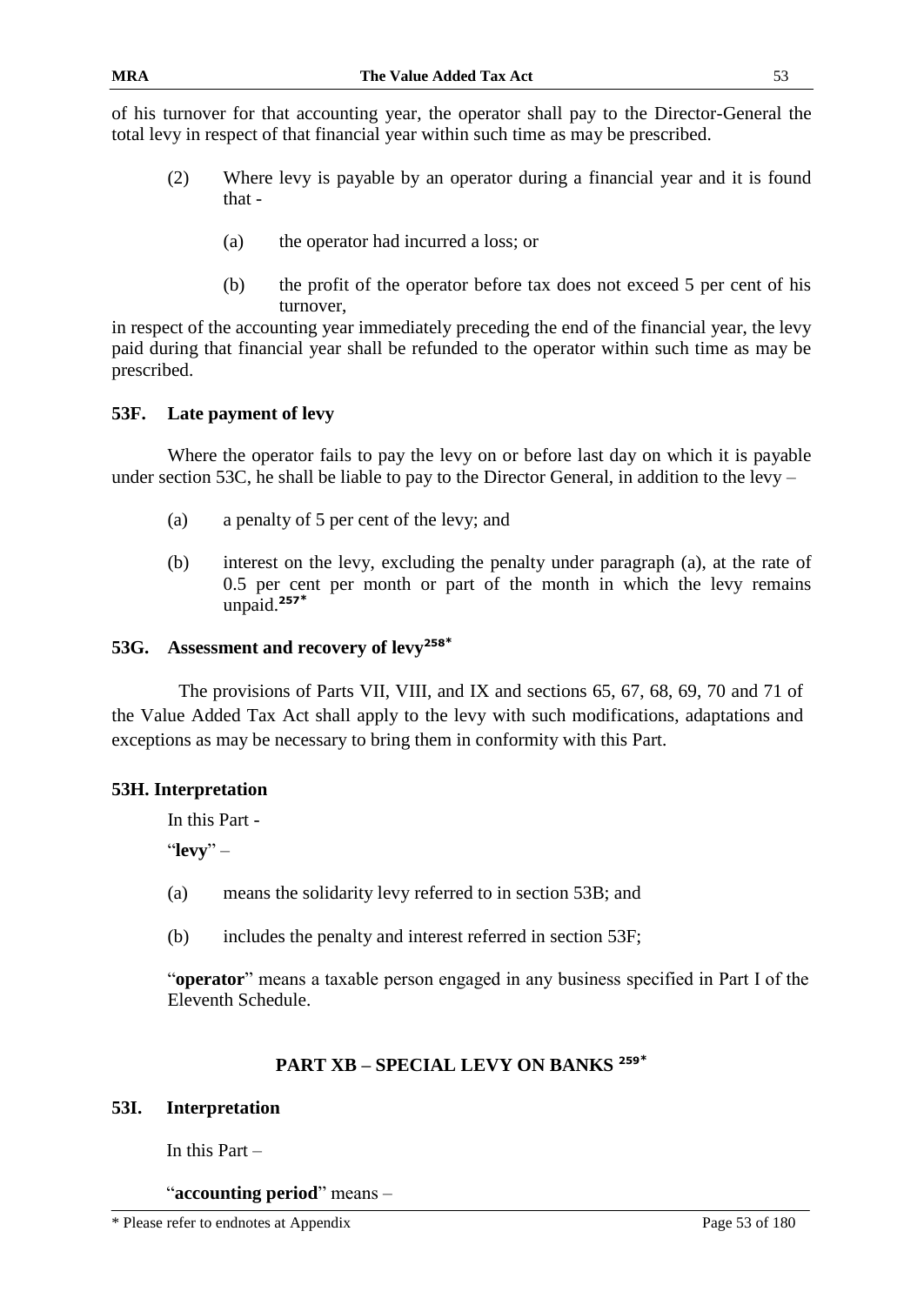of his turnover for that accounting year, the operator shall pay to the Director-General the total levy in respect of that financial year within such time as may be prescribed.

(2) Where levy is payable by an operator during a financial year and it is found that -

(a) the operator had incurred a loss; or

(b) the profit of the operator before tax does not exceed 5 per cent of his turnover,

in respect of the accounting year immediately preceding the end of the financial year, the levy paid during that financial year shall be refunded to the operator within such time as may be prescribed.

### 53F. Late payment of levy

Where the operator fails to pay the levy on or before last day on which it is payable under section 53C, he shall be liable to pay to the Director General, in addition to the levy –

(a) a penalty of 5 per cent of the levy; and

(b) interest on the levy, excluding the penalty under paragraph (a), at the rate of 0.5 per cent per month or part of the month in which the levy remains unpaid.[257*]

### 53G. Assessment and recovery of levy[258*]

The provisions of Parts VII, VIII, and IX and sections 65, 67, 68, 69, 70 and 71 of the Value Added Tax Act shall apply to the levy with such modifications, adaptations and exceptions as may be necessary to bring them in conformity with this Part.

### 53H. Interpretation

In this Part -

"**levy**" –

(a) means the solidarity levy referred to in section 53B; and

(b) includes the penalty and interest referred in section 53F;

"**operator**" means a taxable person engaged in any business specified in Part I of the Eleventh Schedule.

## PART XB – SPECIAL LEVY ON BANKS [259*]

### 53I. Interpretation

In this Part –

"**accounting period**" means –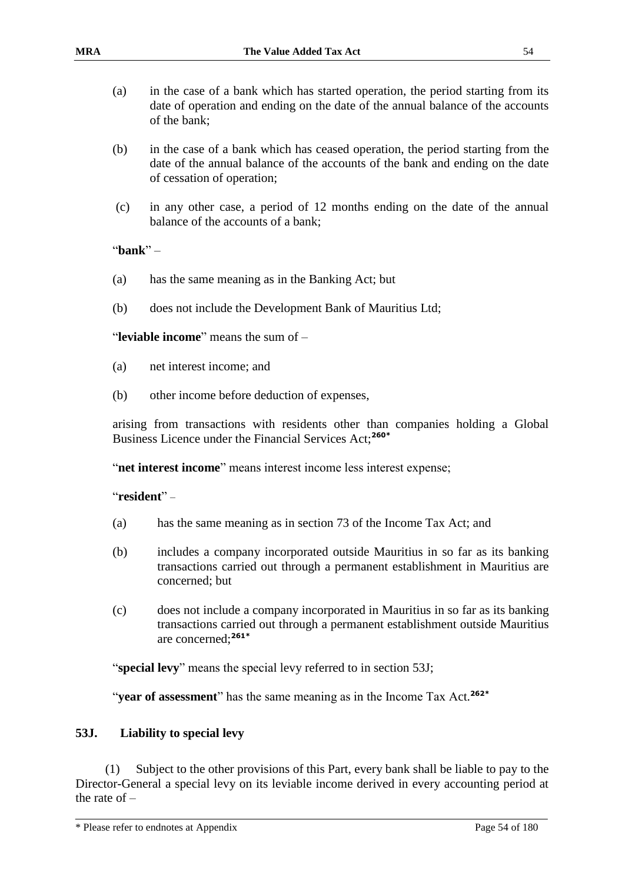(a) in the case of a bank which has started operation, the period starting from its date of operation and ending on the date of the annual balance of the accounts of the bank;

(b) in the case of a bank which has ceased operation, the period starting from the date of the annual balance of the accounts of the bank and ending on the date of cessation of operation;

(c) in any other case, a period of 12 months ending on the date of the annual balance of the accounts of a bank;

"**bank**" –

(a) has the same meaning as in the Banking Act; but

(b) does not include the Development Bank of Mauritius Ltd;

"**leviable income**" means the sum of –

(a) net interest income; and

(b) other income before deduction of expenses,

arising from transactions with residents other than companies holding a Global Business Licence under the Financial Services Act;[260*]

"**net interest income**" means interest income less interest expense;

"**resident**" –

(a) has the same meaning as in section 73 of the Income Tax Act; and

(b) includes a company incorporated outside Mauritius in so far as its banking transactions carried out through a permanent establishment in Mauritius are concerned; but

(c) does not include a company incorporated in Mauritius in so far as its banking transactions carried out through a permanent establishment outside Mauritius are concerned;[261*]

"**special levy**" means the special levy referred to in section 53J;

"**year of assessment**" has the same meaning as in the Income Tax Act.[262*]

### 53J. Liability to special levy

(1) Subject to the other provisions of this Part, every bank shall be liable to pay to the Director-General a special levy on its leviable income derived in every accounting period at the rate of –

\* Please refer to endnotes at Appendix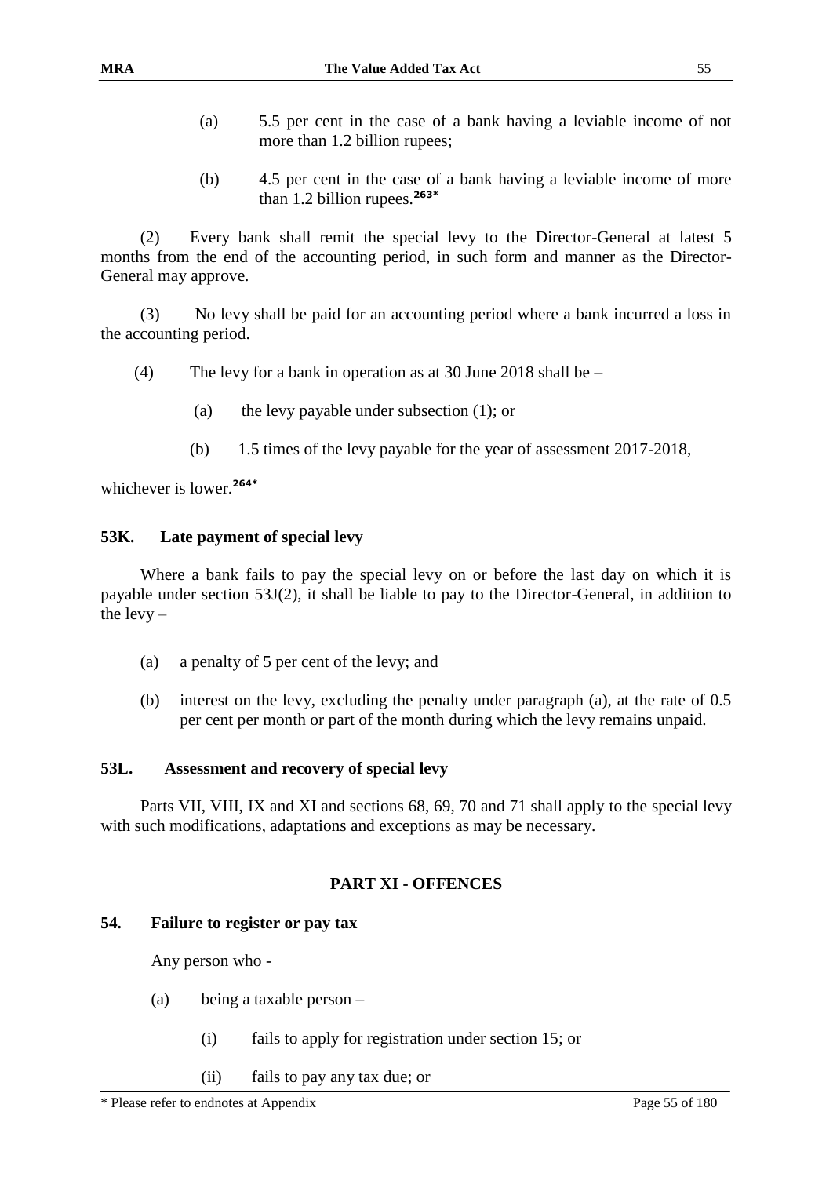(a) 5.5 per cent in the case of a bank having a leviable income of not more than 1.2 billion rupees;

(b) 4.5 per cent in the case of a bank having a leviable income of more than 1.2 billion rupees.[263*]

(2) Every bank shall remit the special levy to the Director-General at latest 5 months from the end of the accounting period, in such form and manner as the Director-General may approve.

(3) No levy shall be paid for an accounting period where a bank incurred a loss in the accounting period.

(4) The levy for a bank in operation as at 30 June 2018 shall be –

(a) the levy payable under subsection (1); or

(b) 1.5 times of the levy payable for the year of assessment 2017-2018,

whichever is lower.[264*]

### 53K. Late payment of special levy

Where a bank fails to pay the special levy on or before the last day on which it is payable under section 53J(2), it shall be liable to pay to the Director-General, in addition to the levy –

(a) a penalty of 5 per cent of the levy; and

(b) interest on the levy, excluding the penalty under paragraph (a), at the rate of 0.5 per cent per month or part of the month during which the levy remains unpaid.

### 53L. Assessment and recovery of special levy

Parts VII, VIII, IX and XI and sections 68, 69, 70 and 71 shall apply to the special levy with such modifications, adaptations and exceptions as may be necessary.

## PART XI - OFFENCES

### 54. Failure to register or pay tax

Any person who -

(a) being a taxable person –

(i) fails to apply for registration under section 15; or

(ii) fails to pay any tax due; or

* Please refer to endnotes at Appendix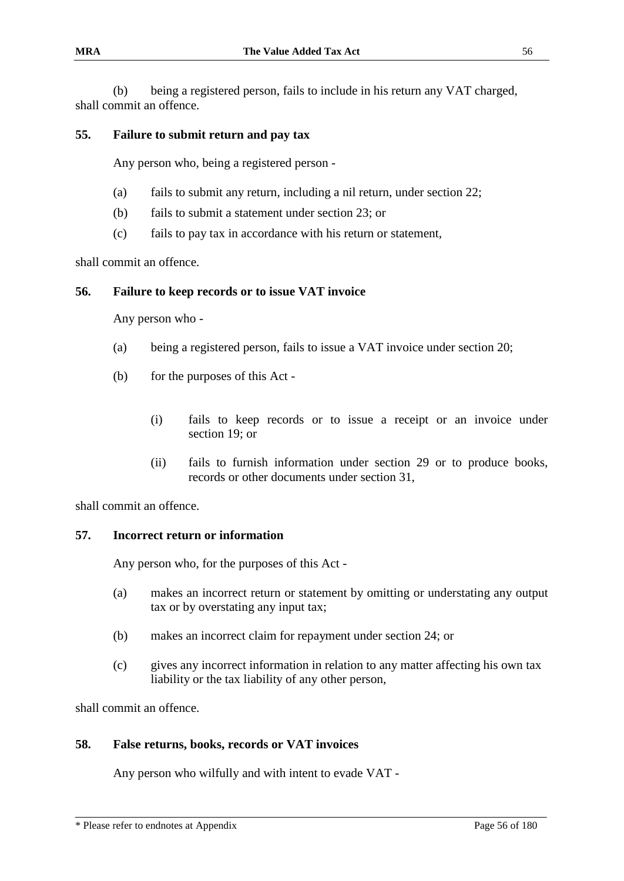(b) being a registered person, fails to include in his return any VAT charged, shall commit an offence.

### 55. Failure to submit return and pay tax

Any person who, being a registered person -

(a) fails to submit any return, including a nil return, under section 22;

(b) fails to submit a statement under section 23; or

(c) fails to pay tax in accordance with his return or statement,

shall commit an offence.

### 56. Failure to keep records or to issue VAT invoice

Any person who -

(a) being a registered person, fails to issue a VAT invoice under section 20;

(b) for the purposes of this Act -

(i) fails to keep records or to issue a receipt or an invoice under section 19; or

(ii) fails to furnish information under section 29 or to produce books, records or other documents under section 31,

shall commit an offence.

### 57. Incorrect return or information

Any person who, for the purposes of this Act -

(a) makes an incorrect return or statement by omitting or understating any output tax or by overstating any input tax;

(b) makes an incorrect claim for repayment under section 24; or

(c) gives any incorrect information in relation to any matter affecting his own tax liability or the tax liability of any other person,

shall commit an offence.

### 58. False returns, books, records or VAT invoices

Any person who wilfully and with intent to evade VAT -

* Please refer to endnotes at Appendix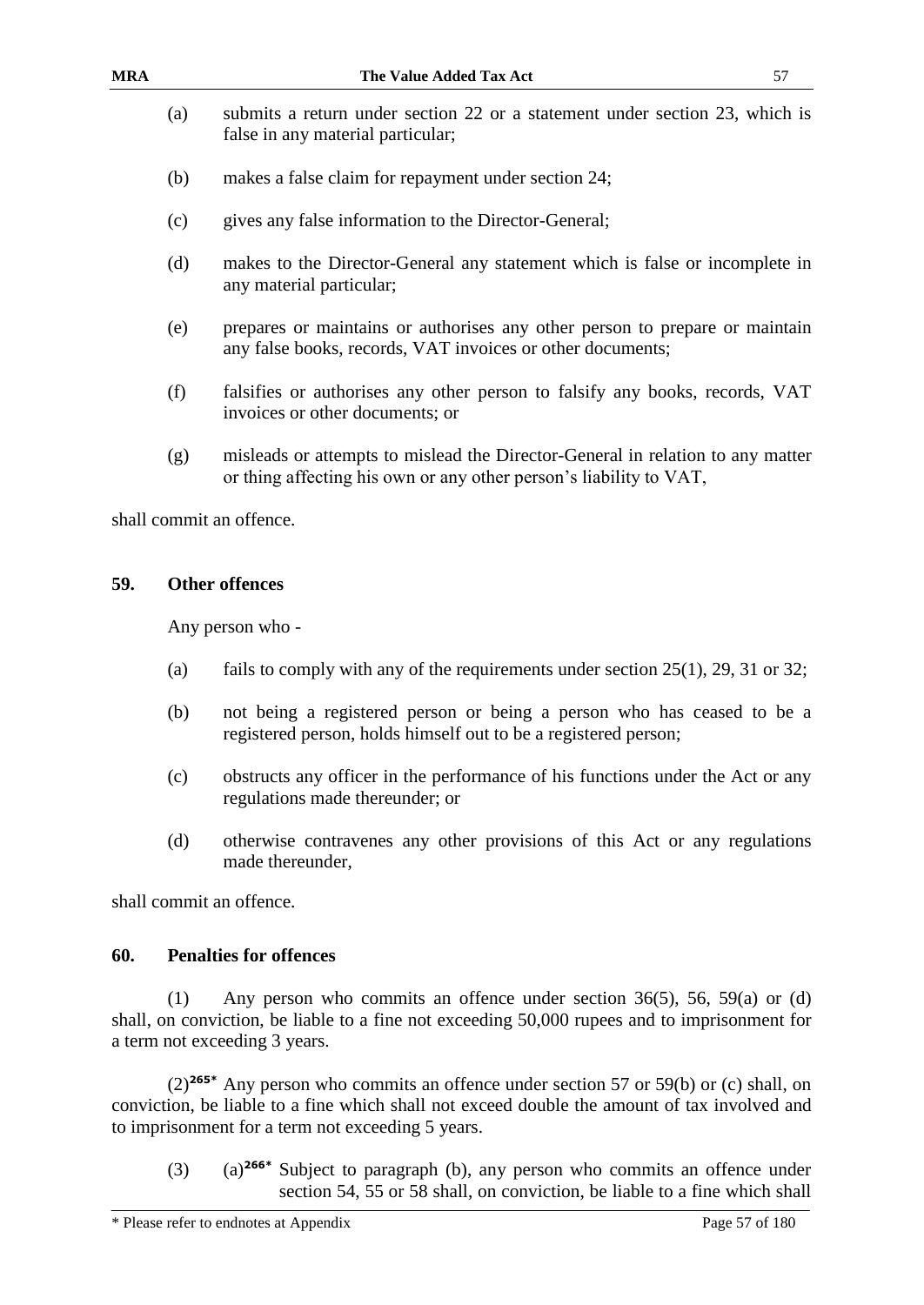(a) submits a return under section 22 or a statement under section 23, which is false in any material particular;

(b) makes a false claim for repayment under section 24;

(c) gives any false information to the Director-General;

(d) makes to the Director-General any statement which is false or incomplete in any material particular;

(e) prepares or maintains or authorises any other person to prepare or maintain any false books, records, VAT invoices or other documents;

(f) falsifies or authorises any other person to falsify any books, records, VAT invoices or other documents; or

(g) misleads or attempts to mislead the Director-General in relation to any matter or thing affecting his own or any other person's liability to VAT,

shall commit an offence.

## 59. Other offences

Any person who -

(a) fails to comply with any of the requirements under section 25(1), 29, 31 or 32;

(b) not being a registered person or being a person who has ceased to be a registered person, holds himself out to be a registered person;

(c) obstructs any officer in the performance of his functions under the Act or any regulations made thereunder; or

(d) otherwise contravenes any other provisions of this Act or any regulations made thereunder,

shall commit an offence.

## 60. Penalties for offences

(1) Any person who commits an offence under section 36(5), 56, 59(a) or (d) shall, on conviction, be liable to a fine not exceeding 50,000 rupees and to imprisonment for a term not exceeding 3 years.

(2)[265*] Any person who commits an offence under section 57 or 59(b) or (c) shall, on conviction, be liable to a fine which shall not exceed double the amount of tax involved and to imprisonment for a term not exceeding 5 years.

(3) (a)[266*] Subject to paragraph (b), any person who commits an offence under section 54, 55 or 58 shall, on conviction, be liable to a fine which shall

\* Please refer to endnotes at Appendix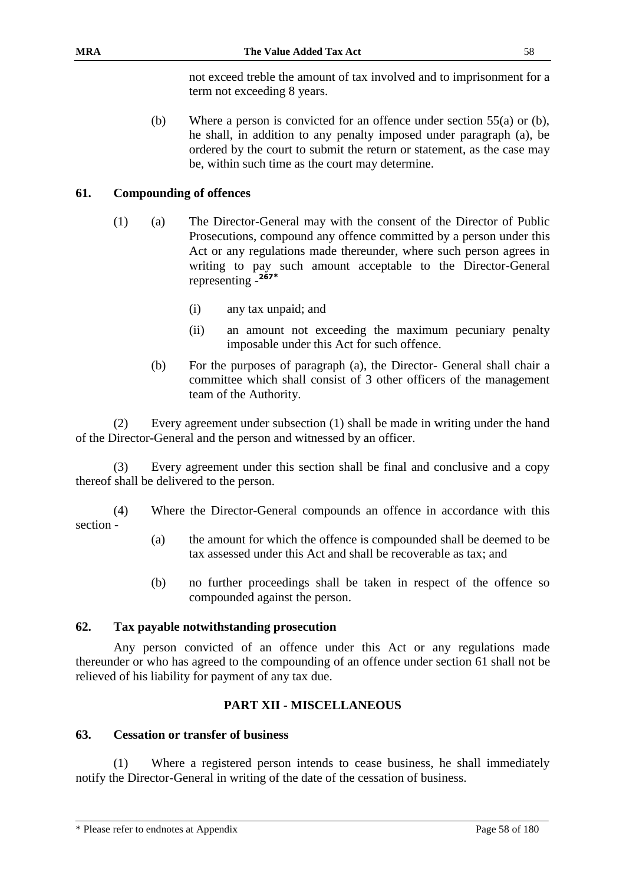not exceed treble the amount of tax involved and to imprisonment for a term not exceeding 8 years.

(b) Where a person is convicted for an offence under section 55(a) or (b), he shall, in addition to any penalty imposed under paragraph (a), be ordered by the court to submit the return or statement, as the case may be, within such time as the court may determine.

**61. Compounding of offences**

(1) (a) The Director-General may with the consent of the Director of Public Prosecutions, compound any offence committed by a person under this Act or any regulations made thereunder, where such person agrees in writing to pay such amount acceptable to the Director-General representing -[267*]

(i) any tax unpaid; and

(ii) an amount not exceeding the maximum pecuniary penalty imposable under this Act for such offence.

(b) For the purposes of paragraph (a), the Director- General shall chair a committee which shall consist of 3 other officers of the management team of the Authority.

(2) Every agreement under subsection (1) shall be made in writing under the hand of the Director-General and the person and witnessed by an officer.

(3) Every agreement under this section shall be final and conclusive and a copy thereof shall be delivered to the person.

(4) Where the Director-General compounds an offence in accordance with this section -

(a) the amount for which the offence is compounded shall be deemed to be tax assessed under this Act and shall be recoverable as tax; and

(b) no further proceedings shall be taken in respect of the offence so compounded against the person.

**62. Tax payable notwithstanding prosecution**

Any person convicted of an offence under this Act or any regulations made thereunder or who has agreed to the compounding of an offence under section 61 shall not be relieved of his liability for payment of any tax due.

## PART XII - MISCELLANEOUS

**63. Cessation or transfer of business**

(1) Where a registered person intends to cease business, he shall immediately notify the Director-General in writing of the date of the cessation of business.

* Please refer to endnotes at Appendix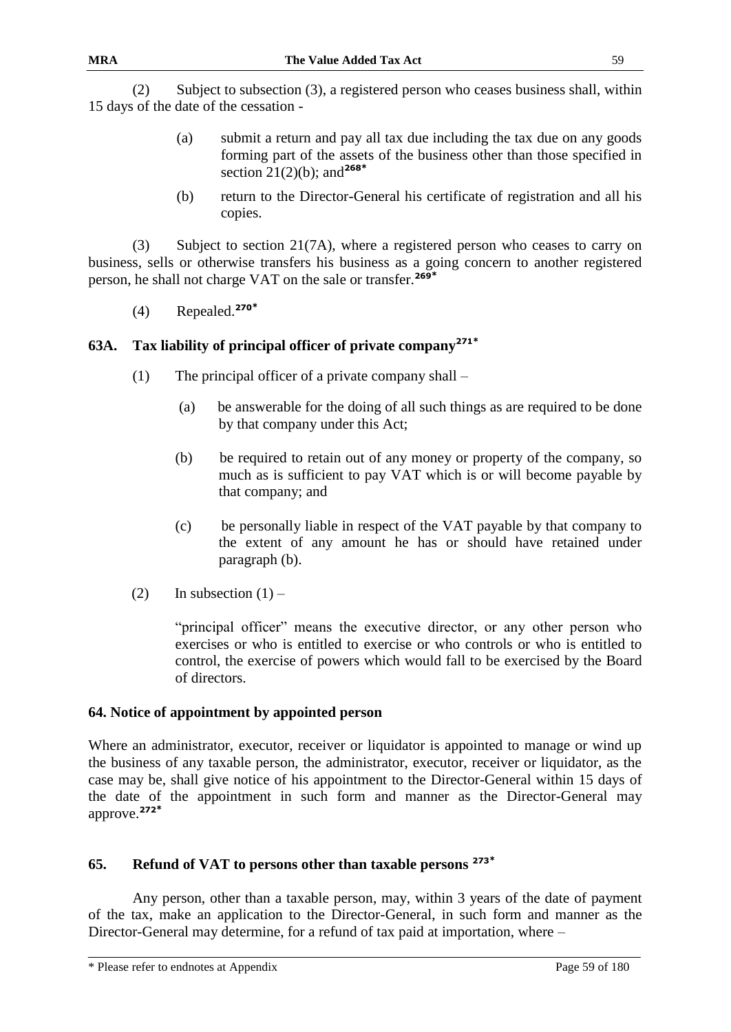(2) Subject to subsection (3), a registered person who ceases business shall, within 15 days of the date of the cessation -

(a) submit a return and pay all tax due including the tax due on any goods forming part of the assets of the business other than those specified in section 21(2)(b); and[268*]

(b) return to the Director-General his certificate of registration and all his copies.

(3) Subject to section 21(7A), where a registered person who ceases to carry on business, sells or otherwise transfers his business as a going concern to another registered person, he shall not charge VAT on the sale or transfer.[269*]

(4) Repealed.[270*]

## 63A. Tax liability of principal officer of private company[271*]

(1) The principal officer of a private company shall –

(a) be answerable for the doing of all such things as are required to be done by that company under this Act;

(b) be required to retain out of any money or property of the company, so much as is sufficient to pay VAT which is or will become payable by that company; and

(c) be personally liable in respect of the VAT payable by that company to the extent of any amount he has or should have retained under paragraph (b).

(2) In subsection (1) –

"principal officer" means the executive director, or any other person who exercises or who is entitled to exercise or who controls or who is entitled to control, the exercise of powers which would fall to be exercised by the Board of directors.

## 64. Notice of appointment by appointed person

Where an administrator, executor, receiver or liquidator is appointed to manage or wind up the business of any taxable person, the administrator, executor, receiver or liquidator, as the case may be, shall give notice of his appointment to the Director-General within 15 days of the date of the appointment in such form and manner as the Director-General may approve.[272*]

## 65. Refund of VAT to persons other than taxable persons [273*]

Any person, other than a taxable person, may, within 3 years of the date of payment of the tax, make an application to the Director-General, in such form and manner as the Director-General may determine, for a refund of tax paid at importation, where –

\* Please refer to endnotes at Appendix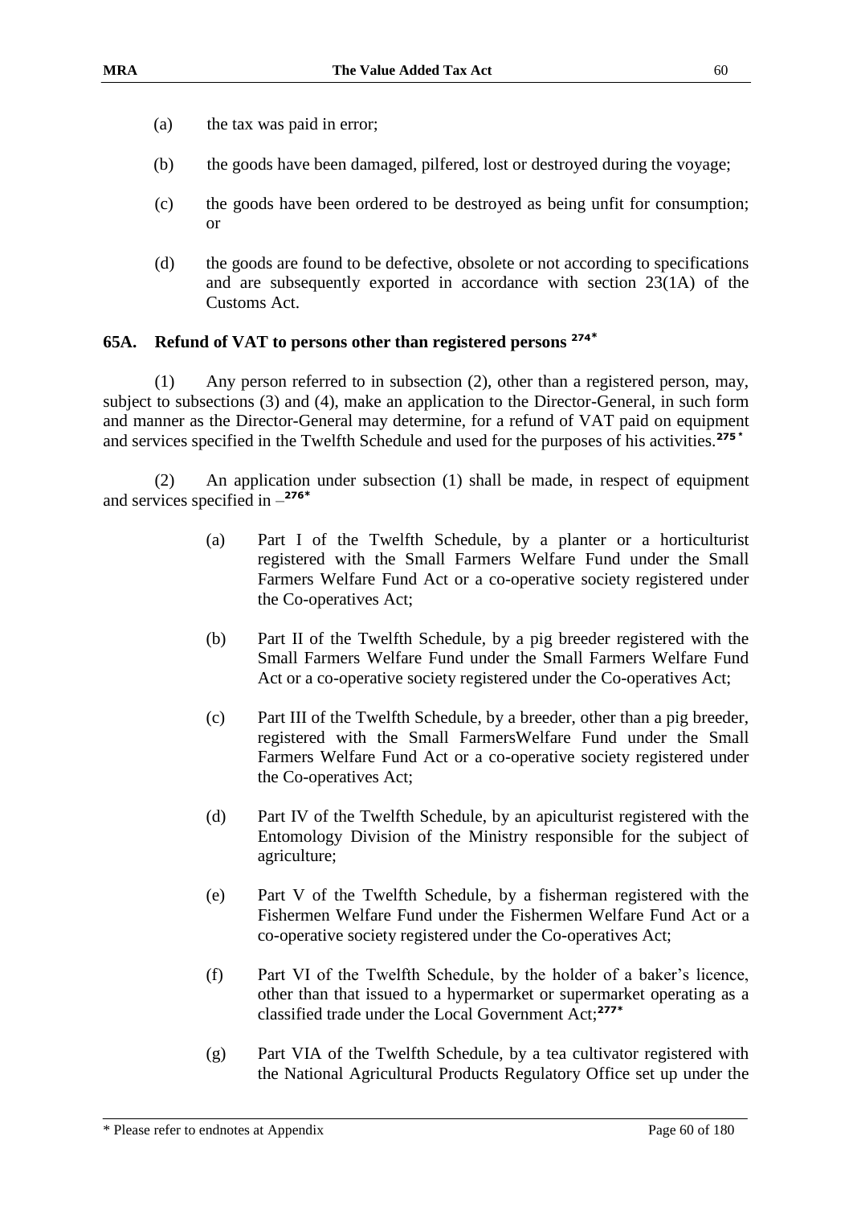(a) the tax was paid in error;

(b) the goods have been damaged, pilfered, lost or destroyed during the voyage;

(c) the goods have been ordered to be destroyed as being unfit for consumption; or

(d) the goods are found to be defective, obsolete or not according to specifications and are subsequently exported in accordance with section 23(1A) of the Customs Act.

## 65A. Refund of VAT to persons other than registered persons [274*]

(1) Any person referred to in subsection (2), other than a registered person, may, subject to subsections (3) and (4), make an application to the Director-General, in such form and manner as the Director-General may determine, for a refund of VAT paid on equipment and services specified in the Twelfth Schedule and used for the purposes of his activities.[275*]

(2) An application under subsection (1) shall be made, in respect of equipment and services specified in –[276*]

(a) Part I of the Twelfth Schedule, by a planter or a horticulturist registered with the Small Farmers Welfare Fund under the Small Farmers Welfare Fund Act or a co-operative society registered under the Co-operatives Act;

(b) Part II of the Twelfth Schedule, by a pig breeder registered with the Small Farmers Welfare Fund under the Small Farmers Welfare Fund Act or a co-operative society registered under the Co-operatives Act;

(c) Part III of the Twelfth Schedule, by a breeder, other than a pig breeder, registered with the Small FarmersWelfare Fund under the Small Farmers Welfare Fund Act or a co-operative society registered under the Co-operatives Act;

(d) Part IV of the Twelfth Schedule, by an apiculturist registered with the Entomology Division of the Ministry responsible for the subject of agriculture;

(e) Part V of the Twelfth Schedule, by a fisherman registered with the Fishermen Welfare Fund under the Fishermen Welfare Fund Act or a co-operative society registered under the Co-operatives Act;

(f) Part VI of the Twelfth Schedule, by the holder of a baker's licence, other than that issued to a hypermarket or supermarket operating as a classified trade under the Local Government Act;[277*]

(g) Part VIA of the Twelfth Schedule, by a tea cultivator registered with the National Agricultural Products Regulatory Office set up under the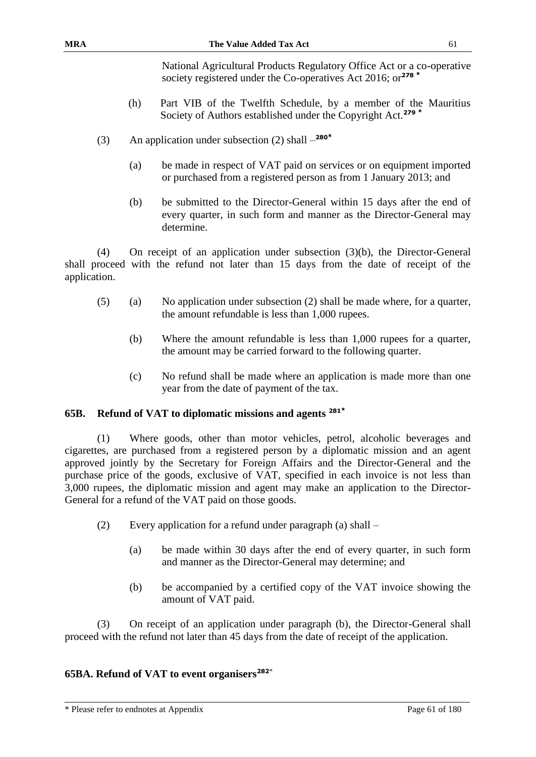National Agricultural Products Regulatory Office Act or a co-operative society registered under the Co-operatives Act 2016; or[278 *]

(h) Part VIB of the Twelfth Schedule, by a member of the Mauritius Society of Authors established under the Copyright Act.[279 *]

(3) An application under subsection (2) shall –[280*]

(a) be made in respect of VAT paid on services or on equipment imported or purchased from a registered person as from 1 January 2013; and

(b) be submitted to the Director-General within 15 days after the end of every quarter, in such form and manner as the Director-General may determine.

(4) On receipt of an application under subsection (3)(b), the Director-General shall proceed with the refund not later than 15 days from the date of receipt of the application.

(5) (a) No application under subsection (2) shall be made where, for a quarter, the amount refundable is less than 1,000 rupees.

(b) Where the amount refundable is less than 1,000 rupees for a quarter, the amount may be carried forward to the following quarter.

(c) No refund shall be made where an application is made more than one year from the date of payment of the tax.

### 65B. Refund of VAT to diplomatic missions and agents [281*]

(1) Where goods, other than motor vehicles, petrol, alcoholic beverages and cigarettes, are purchased from a registered person by a diplomatic mission and an agent approved jointly by the Secretary for Foreign Affairs and the Director-General and the purchase price of the goods, exclusive of VAT, specified in each invoice is not less than 3,000 rupees, the diplomatic mission and agent may make an application to the Director-General for a refund of the VAT paid on those goods.

(2) Every application for a refund under paragraph (a) shall –

(a) be made within 30 days after the end of every quarter, in such form and manner as the Director-General may determine; and

(b) be accompanied by a certified copy of the VAT invoice showing the amount of VAT paid.

(3) On receipt of an application under paragraph (b), the Director-General shall proceed with the refund not later than 45 days from the date of receipt of the application.

### 65BA. Refund of VAT to event organisers[282*]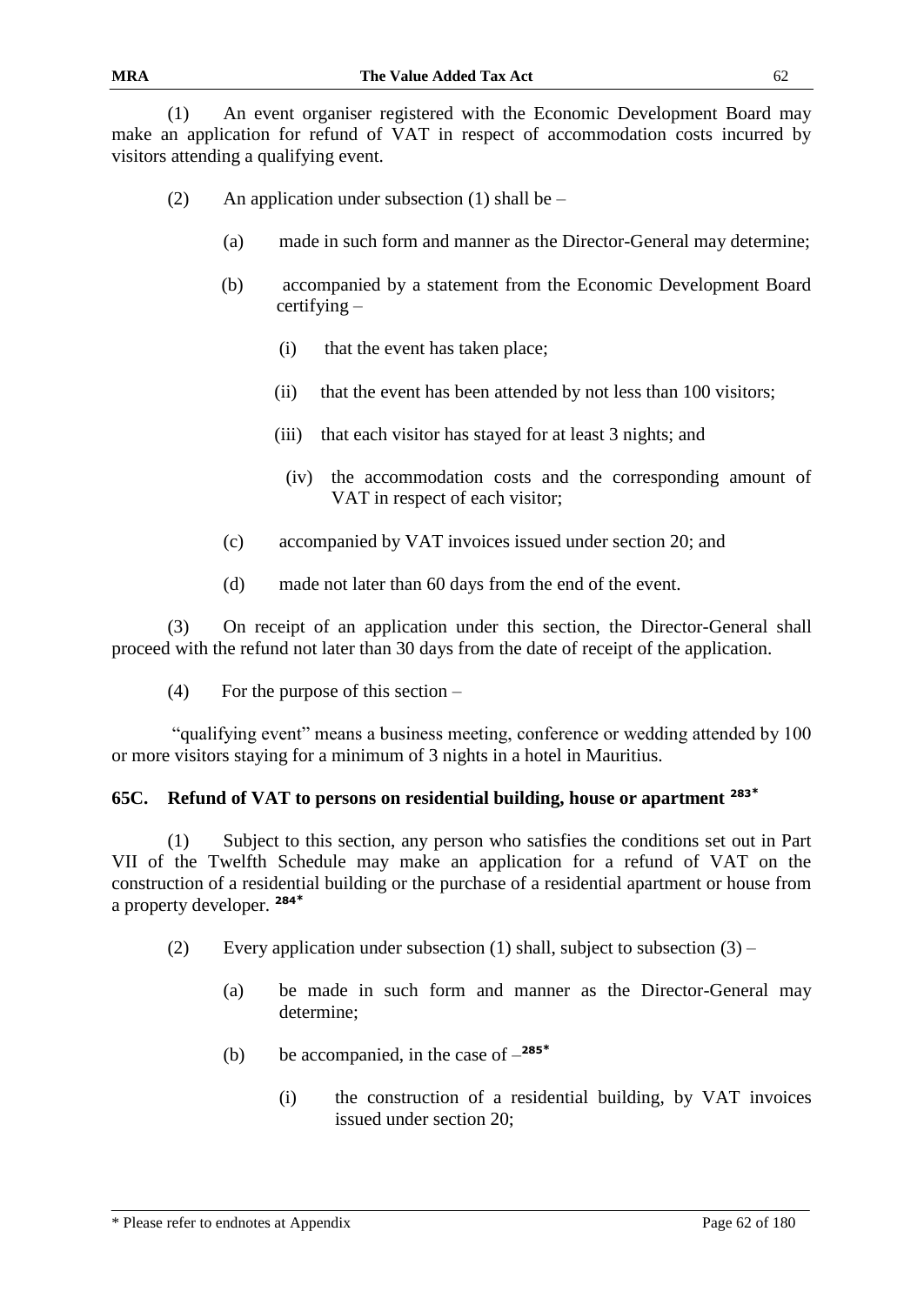(1) An event organiser registered with the Economic Development Board may make an application for refund of VAT in respect of accommodation costs incurred by visitors attending a qualifying event.

(2) An application under subsection (1) shall be –

(a) made in such form and manner as the Director-General may determine;

(b) accompanied by a statement from the Economic Development Board certifying –

(i) that the event has taken place;

(ii) that the event has been attended by not less than 100 visitors;

(iii) that each visitor has stayed for at least 3 nights; and

(iv) the accommodation costs and the corresponding amount of VAT in respect of each visitor;

(c) accompanied by VAT invoices issued under section 20; and

(d) made not later than 60 days from the end of the event.

(3) On receipt of an application under this section, the Director-General shall proceed with the refund not later than 30 days from the date of receipt of the application.

(4) For the purpose of this section –

"qualifying event" means a business meeting, conference or wedding attended by 100 or more visitors staying for a minimum of 3 nights in a hotel in Mauritius.

### 65C. Refund of VAT to persons on residential building, house or apartment [283*]

(1) Subject to this section, any person who satisfies the conditions set out in Part VII of the Twelfth Schedule may make an application for a refund of VAT on the construction of a residential building or the purchase of a residential apartment or house from a property developer. [284*]

(2) Every application under subsection (1) shall, subject to subsection (3) –

(a) be made in such form and manner as the Director-General may determine;

(b) be accompanied, in the case of –[285*]

(i) the construction of a residential building, by VAT invoices issued under section 20;

\* Please refer to endnotes at Appendix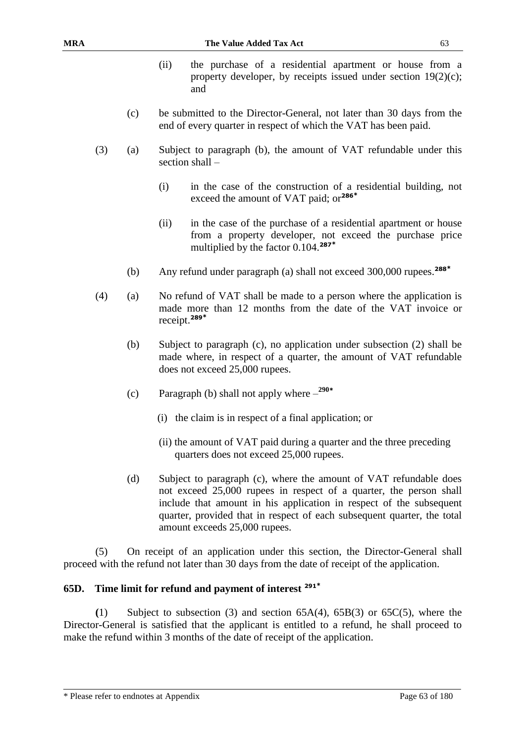(ii) the purchase of a residential apartment or house from a property developer, by receipts issued under section 19(2)(c); and

(c) be submitted to the Director-General, not later than 30 days from the end of every quarter in respect of which the VAT has been paid.

(3) (a) Subject to paragraph (b), the amount of VAT refundable under this section shall –

(i) in the case of the construction of a residential building, not exceed the amount of VAT paid; or[286*]

(ii) in the case of the purchase of a residential apartment or house from a property developer, not exceed the purchase price multiplied by the factor 0.104.[287*]

(b) Any refund under paragraph (a) shall not exceed 300,000 rupees.[288*]

(4) (a) No refund of VAT shall be made to a person where the application is made more than 12 months from the date of the VAT invoice or receipt.[289*]

(b) Subject to paragraph (c), no application under subsection (2) shall be made where, in respect of a quarter, the amount of VAT refundable does not exceed 25,000 rupees.

(c) Paragraph (b) shall not apply where –[290*]

(i) the claim is in respect of a final application; or

(ii) the amount of VAT paid during a quarter and the three preceding quarters does not exceed 25,000 rupees.

(d) Subject to paragraph (c), where the amount of VAT refundable does not exceed 25,000 rupees in respect of a quarter, the person shall include that amount in his application in respect of the subsequent quarter, provided that in respect of each subsequent quarter, the total amount exceeds 25,000 rupees.

(5) On receipt of an application under this section, the Director-General shall proceed with the refund not later than 30 days from the date of receipt of the application.

### 65D. Time limit for refund and payment of interest [291*]

(1) Subject to subsection (3) and section 65A(4), 65B(3) or 65C(5), where the Director-General is satisfied that the applicant is entitled to a refund, he shall proceed to make the refund within 3 months of the date of receipt of the application.

\* Please refer to endnotes at Appendix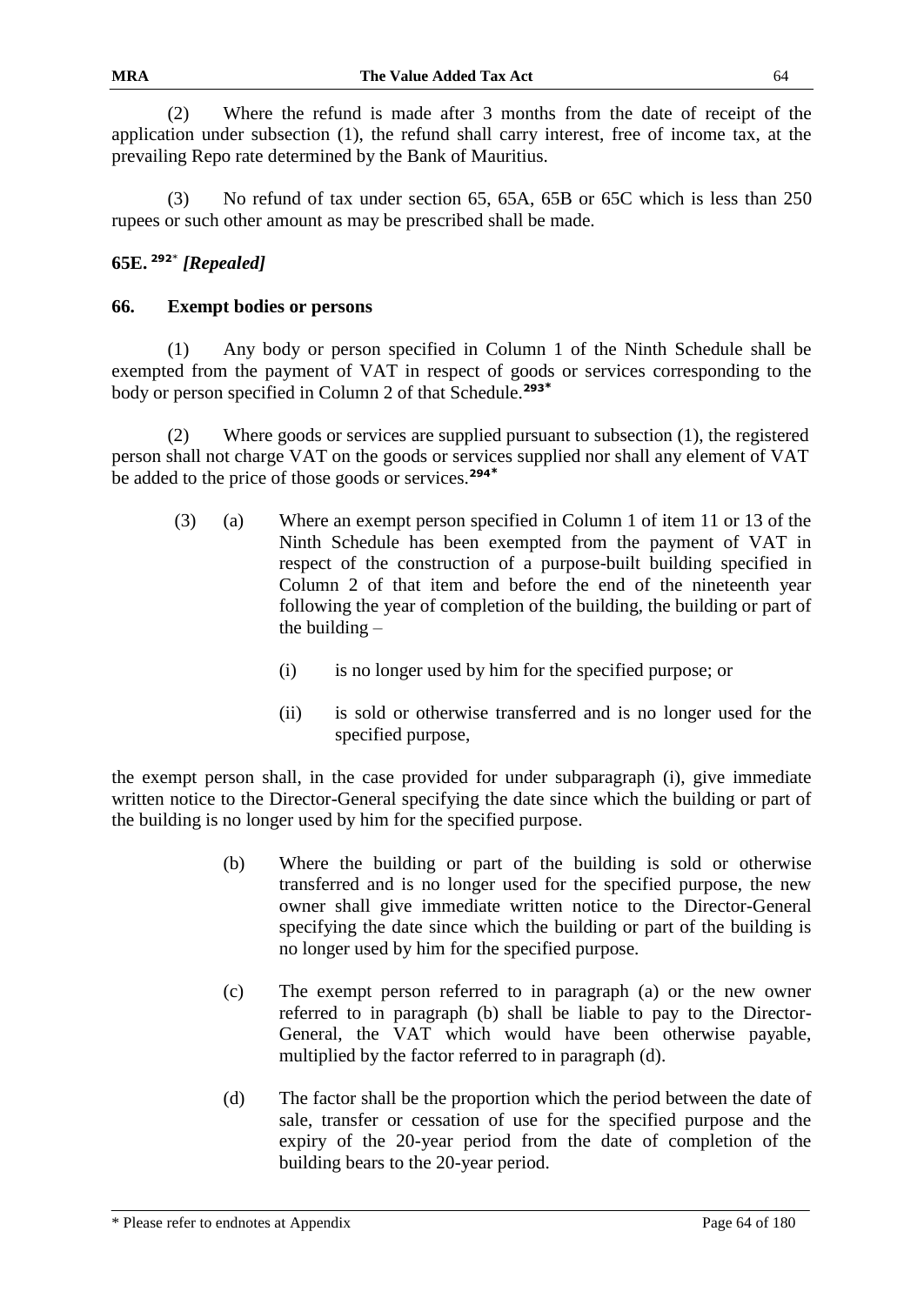(2) Where the refund is made after 3 months from the date of receipt of the application under subsection (1), the refund shall carry interest, free of income tax, at the prevailing Repo rate determined by the Bank of Mauritius.

(3) No refund of tax under section 65, 65A, 65B or 65C which is less than 250 rupees or such other amount as may be prescribed shall be made.

**65E.** [292*] ***[Repealed]***

**66. Exempt bodies or persons**

(1) Any body or person specified in Column 1 of the Ninth Schedule shall be exempted from the payment of VAT in respect of goods or services corresponding to the body or person specified in Column 2 of that Schedule.[293*]

(2) Where goods or services are supplied pursuant to subsection (1), the registered person shall not charge VAT on the goods or services supplied nor shall any element of VAT be added to the price of those goods or services.[294*]

(3) (a) Where an exempt person specified in Column 1 of item 11 or 13 of the Ninth Schedule has been exempted from the payment of VAT in respect of the construction of a purpose-built building specified in Column 2 of that item and before the end of the nineteenth year following the year of completion of the building, the building or part of the building –

(i) is no longer used by him for the specified purpose; or

(ii) is sold or otherwise transferred and is no longer used for the specified purpose,

the exempt person shall, in the case provided for under subparagraph (i), give immediate written notice to the Director-General specifying the date since which the building or part of the building is no longer used by him for the specified purpose.

(b) Where the building or part of the building is sold or otherwise transferred and is no longer used for the specified purpose, the new owner shall give immediate written notice to the Director-General specifying the date since which the building or part of the building is no longer used by him for the specified purpose.

(c) The exempt person referred to in paragraph (a) or the new owner referred to in paragraph (b) shall be liable to pay to the Director-General, the VAT which would have been otherwise payable, multiplied by the factor referred to in paragraph (d).

(d) The factor shall be the proportion which the period between the date of sale, transfer or cessation of use for the specified purpose and the expiry of the 20-year period from the date of completion of the building bears to the 20-year period.

\* Please refer to endnotes at Appendix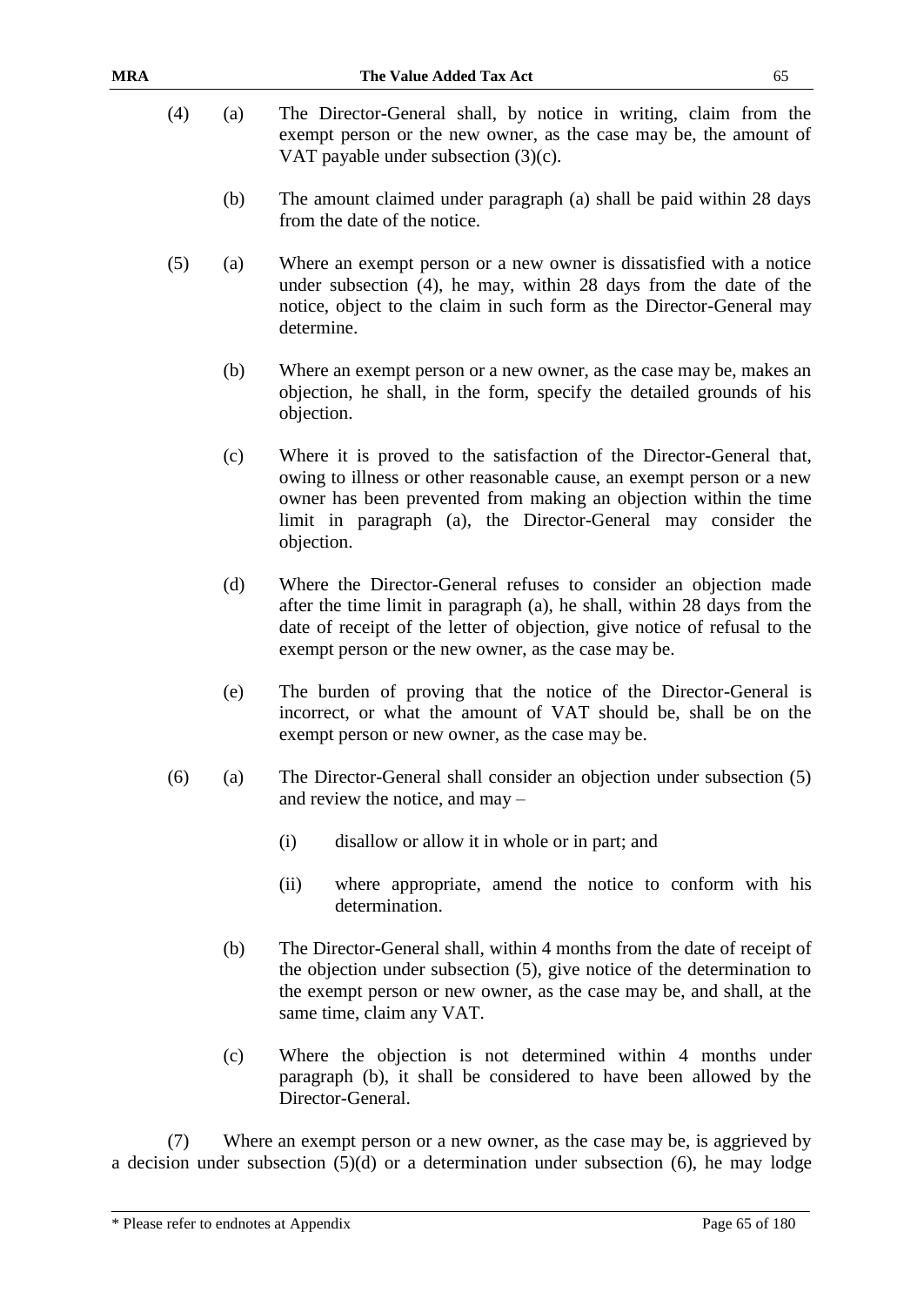(4) (a) The Director-General shall, by notice in writing, claim from the exempt person or the new owner, as the case may be, the amount of VAT payable under subsection (3)(c).

(b) The amount claimed under paragraph (a) shall be paid within 28 days from the date of the notice.

(5) (a) Where an exempt person or a new owner is dissatisfied with a notice under subsection (4), he may, within 28 days from the date of the notice, object to the claim in such form as the Director-General may determine.

(b) Where an exempt person or a new owner, as the case may be, makes an objection, he shall, in the form, specify the detailed grounds of his objection.

(c) Where it is proved to the satisfaction of the Director-General that, owing to illness or other reasonable cause, an exempt person or a new owner has been prevented from making an objection within the time limit in paragraph (a), the Director-General may consider the objection.

(d) Where the Director-General refuses to consider an objection made after the time limit in paragraph (a), he shall, within 28 days from the date of receipt of the letter of objection, give notice of refusal to the exempt person or the new owner, as the case may be.

(e) The burden of proving that the notice of the Director-General is incorrect, or what the amount of VAT should be, shall be on the exempt person or new owner, as the case may be.

(6) (a) The Director-General shall consider an objection under subsection (5) and review the notice, and may –

(i) disallow or allow it in whole or in part; and

(ii) where appropriate, amend the notice to conform with his determination.

(b) The Director-General shall, within 4 months from the date of receipt of the objection under subsection (5), give notice of the determination to the exempt person or new owner, as the case may be, and shall, at the same time, claim any VAT.

(c) Where the objection is not determined within 4 months under paragraph (b), it shall be considered to have been allowed by the Director-General.

(7) Where an exempt person or a new owner, as the case may be, is aggrieved by a decision under subsection (5)(d) or a determination under subsection (6), he may lodge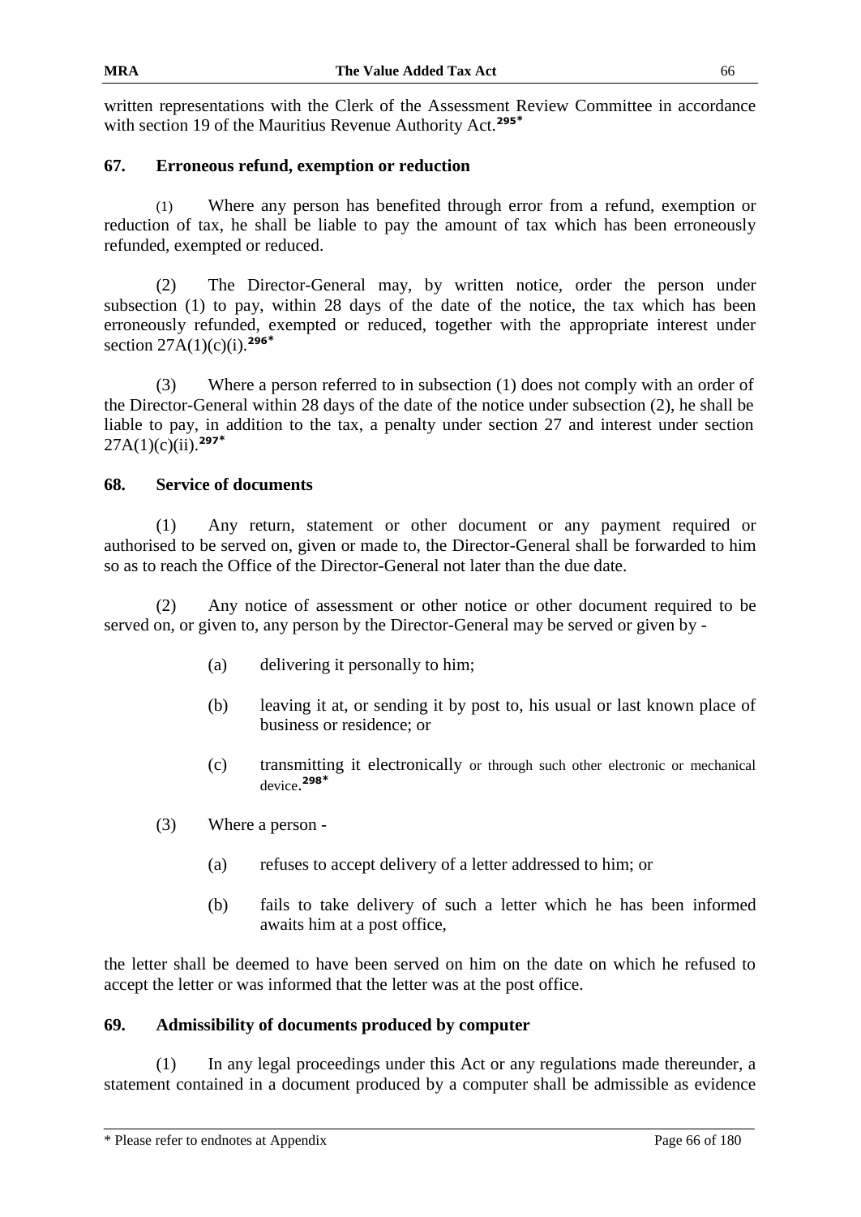written representations with the Clerk of the Assessment Review Committee in accordance with section 19 of the Mauritius Revenue Authority Act.[295*]

### 67. Erroneous refund, exemption or reduction

(1) Where any person has benefited through error from a refund, exemption or reduction of tax, he shall be liable to pay the amount of tax which has been erroneously refunded, exempted or reduced.

(2) The Director-General may, by written notice, order the person under subsection (1) to pay, within 28 days of the date of the notice, the tax which has been erroneously refunded, exempted or reduced, together with the appropriate interest under section 27A(1)(c)(i).[296*]

(3) Where a person referred to in subsection (1) does not comply with an order of the Director-General within 28 days of the date of the notice under subsection (2), he shall be liable to pay, in addition to the tax, a penalty under section 27 and interest under section 27A(1)(c)(ii).[297*]

### 68. Service of documents

(1) Any return, statement or other document or any payment required or authorised to be served on, given or made to, the Director-General shall be forwarded to him so as to reach the Office of the Director-General not later than the due date.

(2) Any notice of assessment or other notice or other document required to be served on, or given to, any person by the Director-General may be served or given by -

(a) delivering it personally to him;

(b) leaving it at, or sending it by post to, his usual or last known place of business or residence; or

(c) transmitting it electronically or through such other electronic or mechanical device.[298*]

(3) Where a person -

(a) refuses to accept delivery of a letter addressed to him; or

(b) fails to take delivery of such a letter which he has been informed awaits him at a post office,

the letter shall be deemed to have been served on him on the date on which he refused to accept the letter or was informed that the letter was at the post office.

### 69. Admissibility of documents produced by computer

(1) In any legal proceedings under this Act or any regulations made thereunder, a statement contained in a document produced by a computer shall be admissible as evidence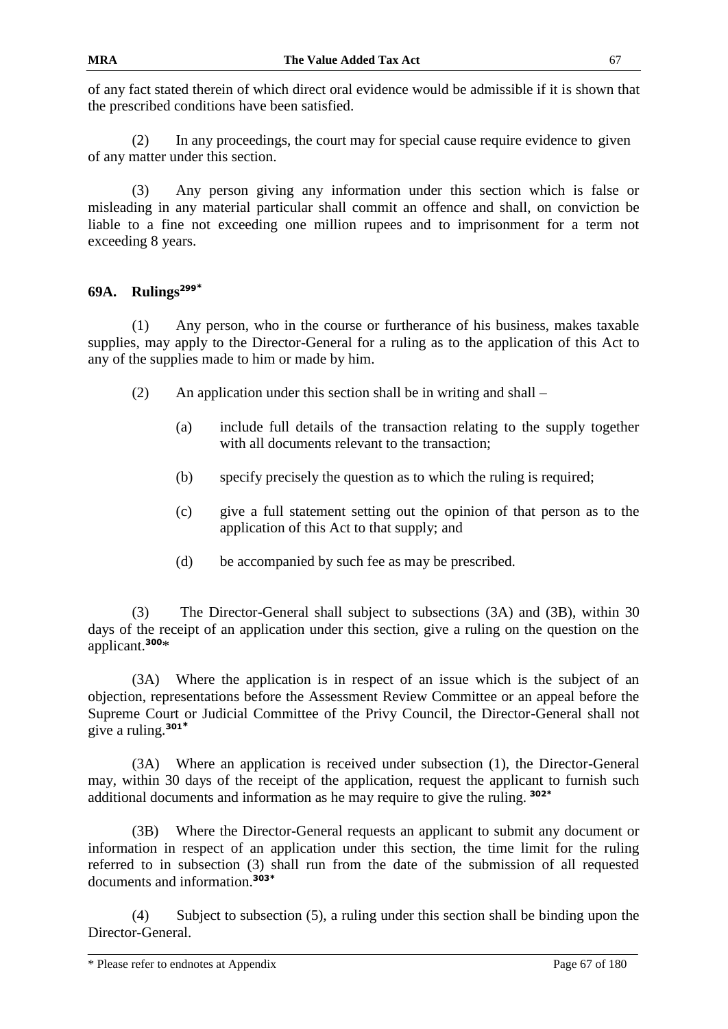of any fact stated therein of which direct oral evidence would be admissible if it is shown that the prescribed conditions have been satisfied.

(2) In any proceedings, the court may for special cause require evidence to given of any matter under this section.

(3) Any person giving any information under this section which is false or misleading in any material particular shall commit an offence and shall, on conviction be liable to a fine not exceeding one million rupees and to imprisonment for a term not exceeding 8 years.

## 69A. Rulings[299*]

(1) Any person, who in the course or furtherance of his business, makes taxable supplies, may apply to the Director-General for a ruling as to the application of this Act to any of the supplies made to him or made by him.

(2) An application under this section shall be in writing and shall –

- (a) include full details of the transaction relating to the supply together with all documents relevant to the transaction;
- (b) specify precisely the question as to which the ruling is required;
- (c) give a full statement setting out the opinion of that person as to the application of this Act to that supply; and
- (d) be accompanied by such fee as may be prescribed.

(3) The Director-General shall subject to subsections (3A) and (3B), within 30 days of the receipt of an application under this section, give a ruling on the question on the applicant.[300*]

(3A) Where the application is in respect of an issue which is the subject of an objection, representations before the Assessment Review Committee or an appeal before the Supreme Court or Judicial Committee of the Privy Council, the Director-General shall not give a ruling.[301*]

(3A) Where an application is received under subsection (1), the Director-General may, within 30 days of the receipt of the application, request the applicant to furnish such additional documents and information as he may require to give the ruling. [302*]

(3B) Where the Director-General requests an applicant to submit any document or information in respect of an application under this section, the time limit for the ruling referred to in subsection (3) shall run from the date of the submission of all requested documents and information.[303*]

(4) Subject to subsection (5), a ruling under this section shall be binding upon the Director-General.

* Please refer to endnotes at Appendix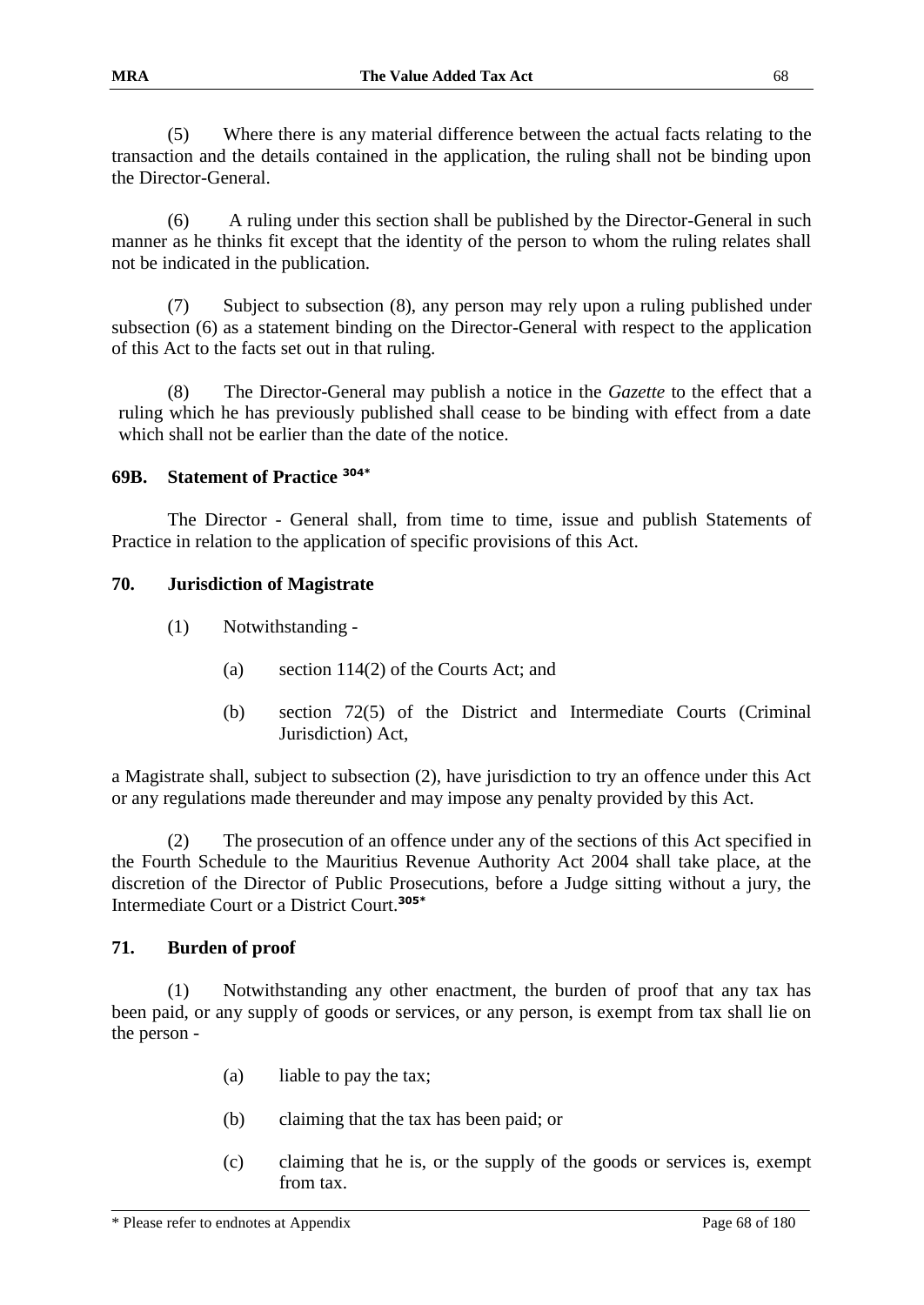(5) Where there is any material difference between the actual facts relating to the transaction and the details contained in the application, the ruling shall not be binding upon the Director-General.

(6) A ruling under this section shall be published by the Director-General in such manner as he thinks fit except that the identity of the person to whom the ruling relates shall not be indicated in the publication.

(7) Subject to subsection (8), any person may rely upon a ruling published under subsection (6) as a statement binding on the Director-General with respect to the application of this Act to the facts set out in that ruling.

(8) The Director-General may publish a notice in the *Gazette* to the effect that a ruling which he has previously published shall cease to be binding with effect from a date which shall not be earlier than the date of the notice.

### 69B. Statement of Practice [304*]

The Director - General shall, from time to time, issue and publish Statements of Practice in relation to the application of specific provisions of this Act.

### 70. Jurisdiction of Magistrate

(1) Notwithstanding -

(a) section 114(2) of the Courts Act; and

(b) section 72(5) of the District and Intermediate Courts (Criminal Jurisdiction) Act,

a Magistrate shall, subject to subsection (2), have jurisdiction to try an offence under this Act or any regulations made thereunder and may impose any penalty provided by this Act.

(2) The prosecution of an offence under any of the sections of this Act specified in the Fourth Schedule to the Mauritius Revenue Authority Act 2004 shall take place, at the discretion of the Director of Public Prosecutions, before a Judge sitting without a jury, the Intermediate Court or a District Court.[305*]

### 71. Burden of proof

(1) Notwithstanding any other enactment, the burden of proof that any tax has been paid, or any supply of goods or services, or any person, is exempt from tax shall lie on the person -

(a) liable to pay the tax;

(b) claiming that the tax has been paid; or

(c) claiming that he is, or the supply of the goods or services is, exempt from tax.

\* Please refer to endnotes at Appendix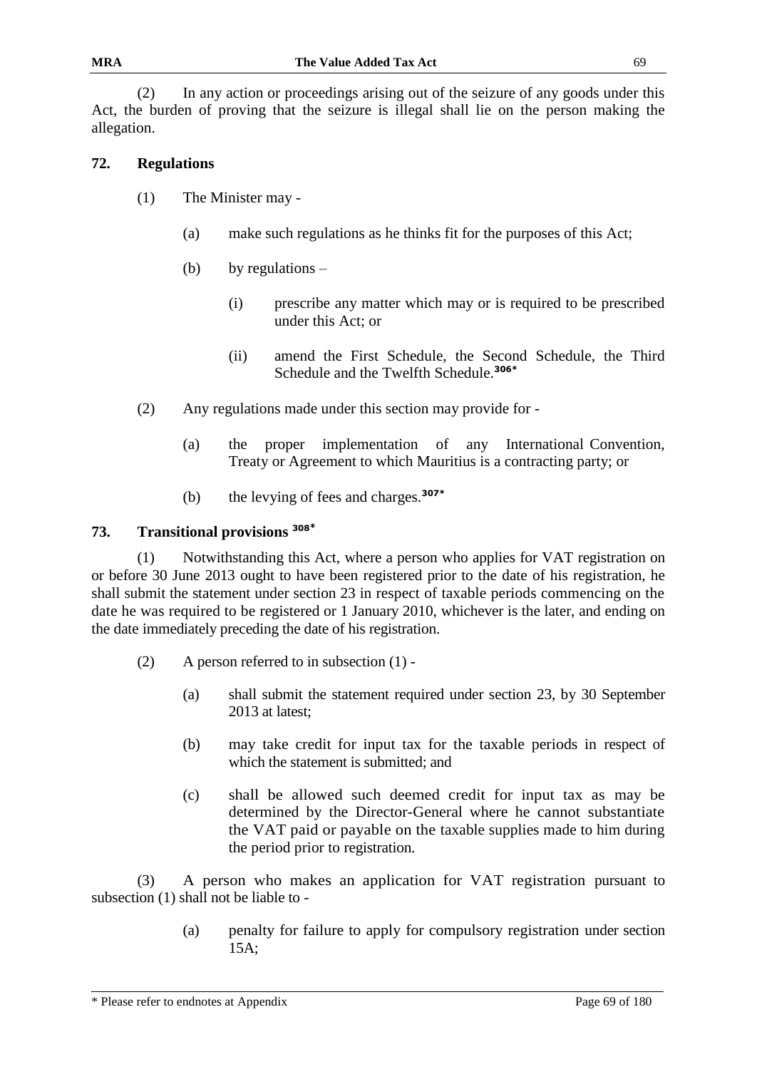(2) In any action or proceedings arising out of the seizure of any goods under this Act, the burden of proving that the seizure is illegal shall lie on the person making the allegation.

### 72. Regulations

(1) The Minister may -

(a) make such regulations as he thinks fit for the purposes of this Act;

(b) by regulations –

(i) prescribe any matter which may or is required to be prescribed under this Act; or

(ii) amend the First Schedule, the Second Schedule, the Third Schedule and the Twelfth Schedule.[306*]

(2) Any regulations made under this section may provide for -

(a) the proper implementation of any International Convention, Treaty or Agreement to which Mauritius is a contracting party; or

(b) the levying of fees and charges.[307*]

### 73. Transitional provisions [308*]

(1) Notwithstanding this Act, where a person who applies for VAT registration on or before 30 June 2013 ought to have been registered prior to the date of his registration, he shall submit the statement under section 23 in respect of taxable periods commencing on the date he was required to be registered or 1 January 2010, whichever is the later, and ending on the date immediately preceding the date of his registration.

(2) A person referred to in subsection (1) -

(a) shall submit the statement required under section 23, by 30 September 2013 at latest;

(b) may take credit for input tax for the taxable periods in respect of which the statement is submitted; and

(c) shall be allowed such deemed credit for input tax as may be determined by the Director-General where he cannot substantiate the VAT paid or payable on the taxable supplies made to him during the period prior to registration.

(3) A person who makes an application for VAT registration pursuant to subsection (1) shall not be liable to -

(a) penalty for failure to apply for compulsory registration under section 15A;

\* Please refer to endnotes at Appendix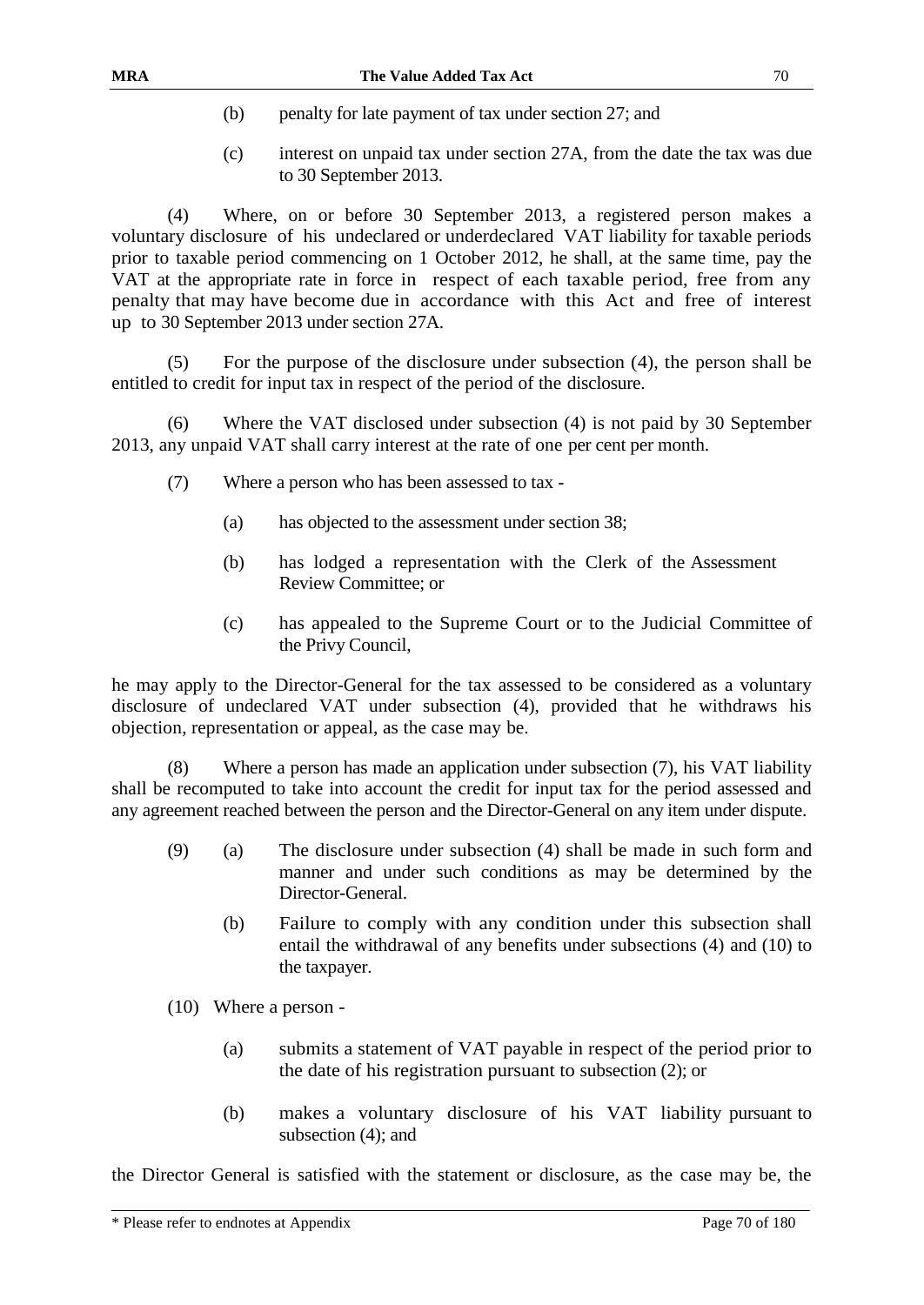(b) penalty for late payment of tax under section 27; and

(c) interest on unpaid tax under section 27A, from the date the tax was due to 30 September 2013.

(4) Where, on or before 30 September 2013, a registered person makes a voluntary disclosure of his undeclared or underdeclared VAT liability for taxable periods prior to taxable period commencing on 1 October 2012, he shall, at the same time, pay the VAT at the appropriate rate in force in respect of each taxable period, free from any penalty that may have become due in accordance with this Act and free of interest up to 30 September 2013 under section 27A.

(5) For the purpose of the disclosure under subsection (4), the person shall be entitled to credit for input tax in respect of the period of the disclosure.

(6) Where the VAT disclosed under subsection (4) is not paid by 30 September 2013, any unpaid VAT shall carry interest at the rate of one per cent per month.

(7) Where a person who has been assessed to tax -

(a) has objected to the assessment under section 38;

(b) has lodged a representation with the Clerk of the Assessment Review Committee; or

(c) has appealed to the Supreme Court or to the Judicial Committee of the Privy Council,

he may apply to the Director-General for the tax assessed to be considered as a voluntary disclosure of undeclared VAT under subsection (4), provided that he withdraws his objection, representation or appeal, as the case may be.

(8) Where a person has made an application under subsection (7), his VAT liability shall be recomputed to take into account the credit for input tax for the period assessed and any agreement reached between the person and the Director-General on any item under dispute.

(9) (a) The disclosure under subsection (4) shall be made in such form and manner and under such conditions as may be determined by the Director-General.

(b) Failure to comply with any condition under this subsection shall entail the withdrawal of any benefits under subsections (4) and (10) to the taxpayer.

(10) Where a person -

(a) submits a statement of VAT payable in respect of the period prior to the date of his registration pursuant to subsection (2); or

(b) makes a voluntary disclosure of his VAT liability pursuant to subsection (4); and

the Director General is satisfied with the statement or disclosure, as the case may be, the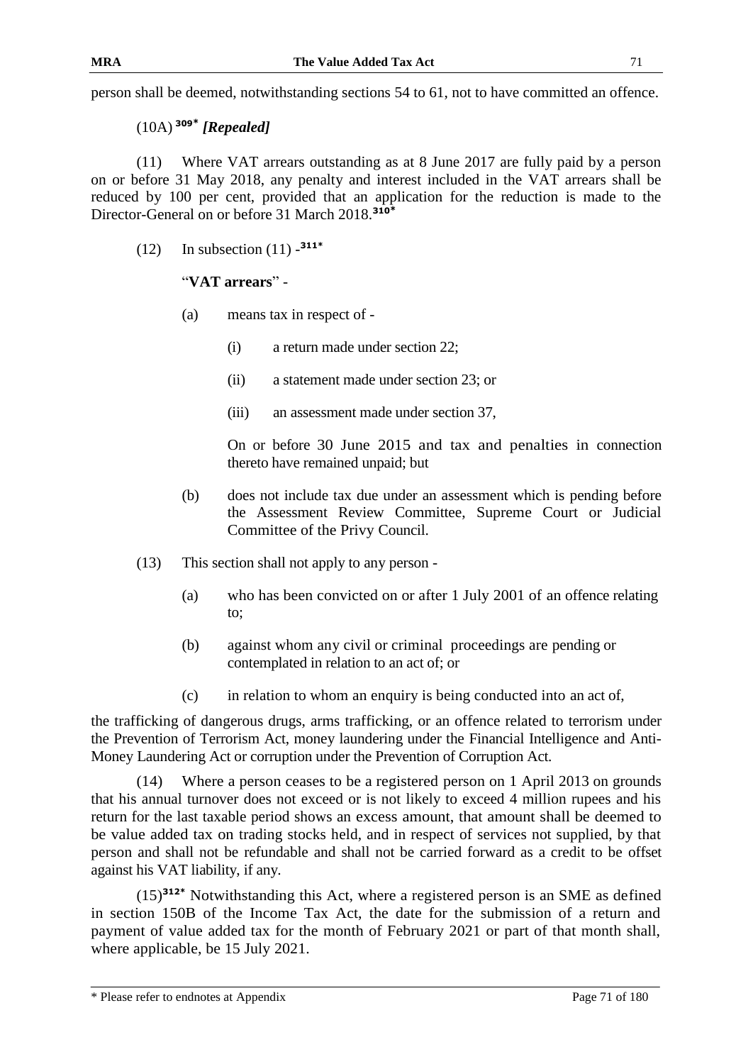person shall be deemed, notwithstanding sections 54 to 61, not to have committed an offence.

(10A) [309*] *[Repealed]*

(11) Where VAT arrears outstanding as at 8 June 2017 are fully paid by a person on or before 31 May 2018, any penalty and interest included in the VAT arrears shall be reduced by 100 per cent, provided that an application for the reduction is made to the Director-General on or before 31 March 2018.[310*]

(12) In subsection (11) -[311*]

"**VAT arrears**" -

(a) means tax in respect of -

(i) a return made under section 22;

(ii) a statement made under section 23; or

(iii) an assessment made under section 37,

On or before 30 June 2015 and tax and penalties in connection thereto have remained unpaid; but

(b) does not include tax due under an assessment which is pending before the Assessment Review Committee, Supreme Court or Judicial Committee of the Privy Council.

(13) This section shall not apply to any person -

(a) who has been convicted on or after 1 July 2001 of an offence relating to;

(b) against whom any civil or criminal proceedings are pending or contemplated in relation to an act of; or

(c) in relation to whom an enquiry is being conducted into an act of,

the trafficking of dangerous drugs, arms trafficking, or an offence related to terrorism under the Prevention of Terrorism Act, money laundering under the Financial Intelligence and Anti-Money Laundering Act or corruption under the Prevention of Corruption Act.

(14) Where a person ceases to be a registered person on 1 April 2013 on grounds that his annual turnover does not exceed or is not likely to exceed 4 million rupees and his return for the last taxable period shows an excess amount, that amount shall be deemed to be value added tax on trading stocks held, and in respect of services not supplied, by that person and shall not be refundable and shall not be carried forward as a credit to be offset against his VAT liability, if any.

(15)[312*] Notwithstanding this Act, where a registered person is an SME as defined in section 150B of the Income Tax Act, the date for the submission of a return and payment of value added tax for the month of February 2021 or part of that month shall, where applicable, be 15 July 2021.

\* Please refer to endnotes at Appendix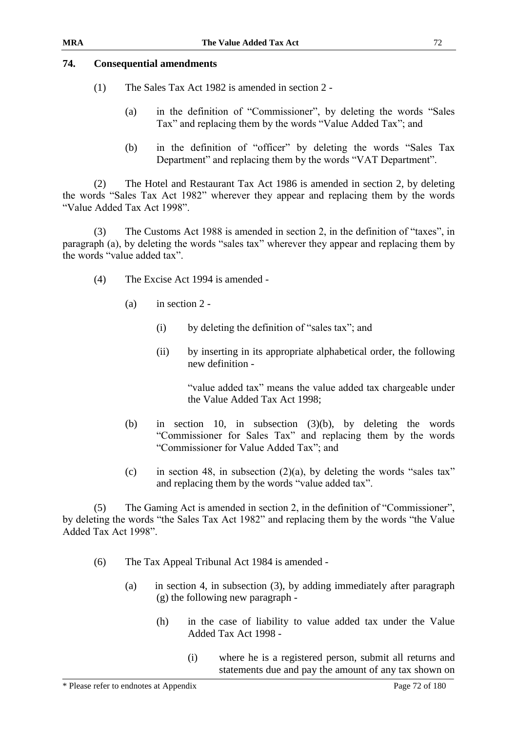## 74. Consequential amendments

(1) The Sales Tax Act 1982 is amended in section 2 -

(a) in the definition of "Commissioner", by deleting the words "Sales Tax" and replacing them by the words "Value Added Tax"; and

(b) in the definition of "officer" by deleting the words "Sales Tax Department" and replacing them by the words "VAT Department".

(2) The Hotel and Restaurant Tax Act 1986 is amended in section 2, by deleting the words "Sales Tax Act 1982" wherever they appear and replacing them by the words "Value Added Tax Act 1998".

(3) The Customs Act 1988 is amended in section 2, in the definition of "taxes", in paragraph (a), by deleting the words "sales tax" wherever they appear and replacing them by the words "value added tax".

(4) The Excise Act 1994 is amended -

(a) in section 2 -

(i) by deleting the definition of "sales tax"; and

(ii) by inserting in its appropriate alphabetical order, the following new definition -

"value added tax" means the value added tax chargeable under the Value Added Tax Act 1998;

(b) in section 10, in subsection (3)(b), by deleting the words "Commissioner for Sales Tax" and replacing them by the words "Commissioner for Value Added Tax"; and

(c) in section 48, in subsection (2)(a), by deleting the words "sales tax" and replacing them by the words "value added tax".

(5) The Gaming Act is amended in section 2, in the definition of "Commissioner", by deleting the words "the Sales Tax Act 1982" and replacing them by the words "the Value Added Tax Act 1998".

(6) The Tax Appeal Tribunal Act 1984 is amended -

(a) in section 4, in subsection (3), by adding immediately after paragraph (g) the following new paragraph -

(h) in the case of liability to value added tax under the Value Added Tax Act 1998 -

(i) where he is a registered person, submit all returns and statements due and pay the amount of any tax shown on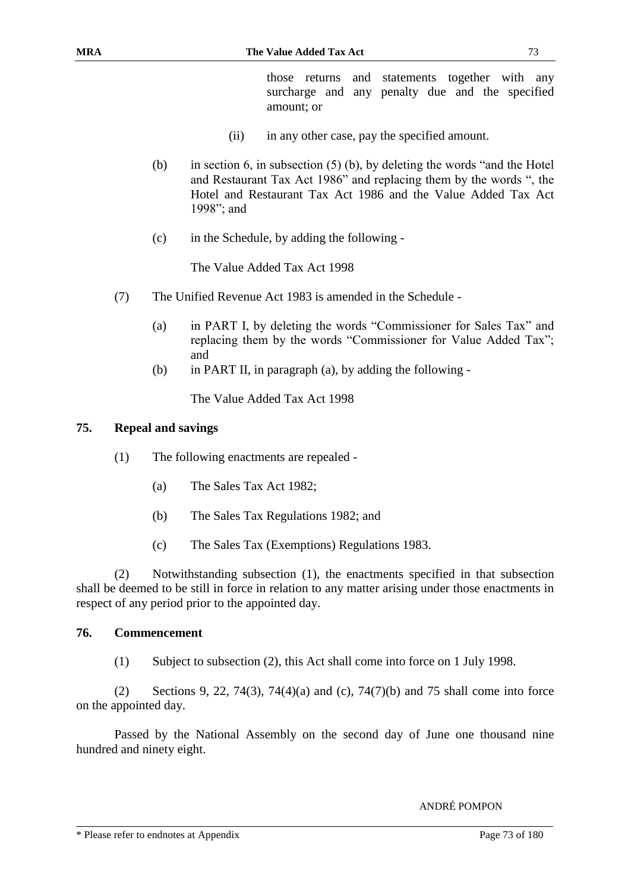those returns and statements together with any surcharge and any penalty due and the specified amount; or

(ii) in any other case, pay the specified amount.

(b) in section 6, in subsection (5) (b), by deleting the words "and the Hotel and Restaurant Tax Act 1986" and replacing them by the words ", the Hotel and Restaurant Tax Act 1986 and the Value Added Tax Act 1998"; and

(c) in the Schedule, by adding the following -

The Value Added Tax Act 1998

(7) The Unified Revenue Act 1983 is amended in the Schedule -

(a) in PART I, by deleting the words "Commissioner for Sales Tax" and replacing them by the words "Commissioner for Value Added Tax"; and

(b) in PART II, in paragraph (a), by adding the following -

The Value Added Tax Act 1998

**75. Repeal and savings**

(1) The following enactments are repealed -

(a) The Sales Tax Act 1982;

(b) The Sales Tax Regulations 1982; and

(c) The Sales Tax (Exemptions) Regulations 1983.

(2) Notwithstanding subsection (1), the enactments specified in that subsection shall be deemed to be still in force in relation to any matter arising under those enactments in respect of any period prior to the appointed day.

**76. Commencement**

(1) Subject to subsection (2), this Act shall come into force on 1 July 1998.

(2) Sections 9, 22, 74(3), 74(4)(a) and (c), 74(7)(b) and 75 shall come into force on the appointed day.

Passed by the National Assembly on the second day of June one thousand nine hundred and ninety eight.

ANDRÉ POMPON

\* Please refer to endnotes at Appendix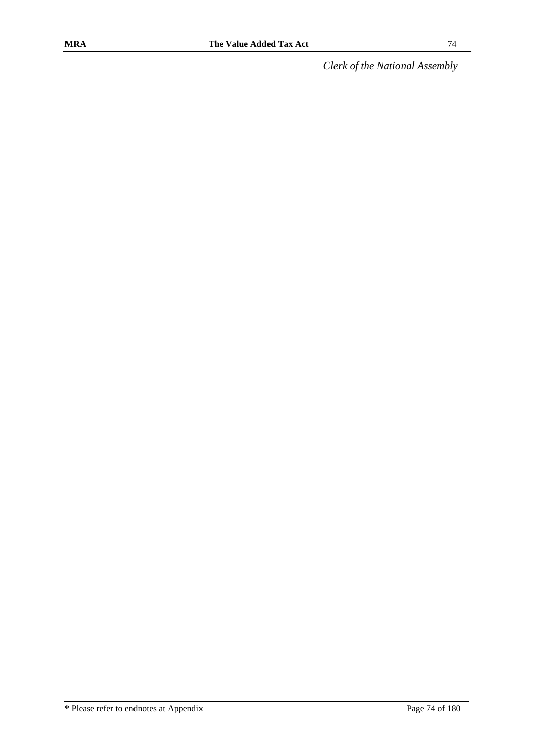*Clerk of the National Assembly*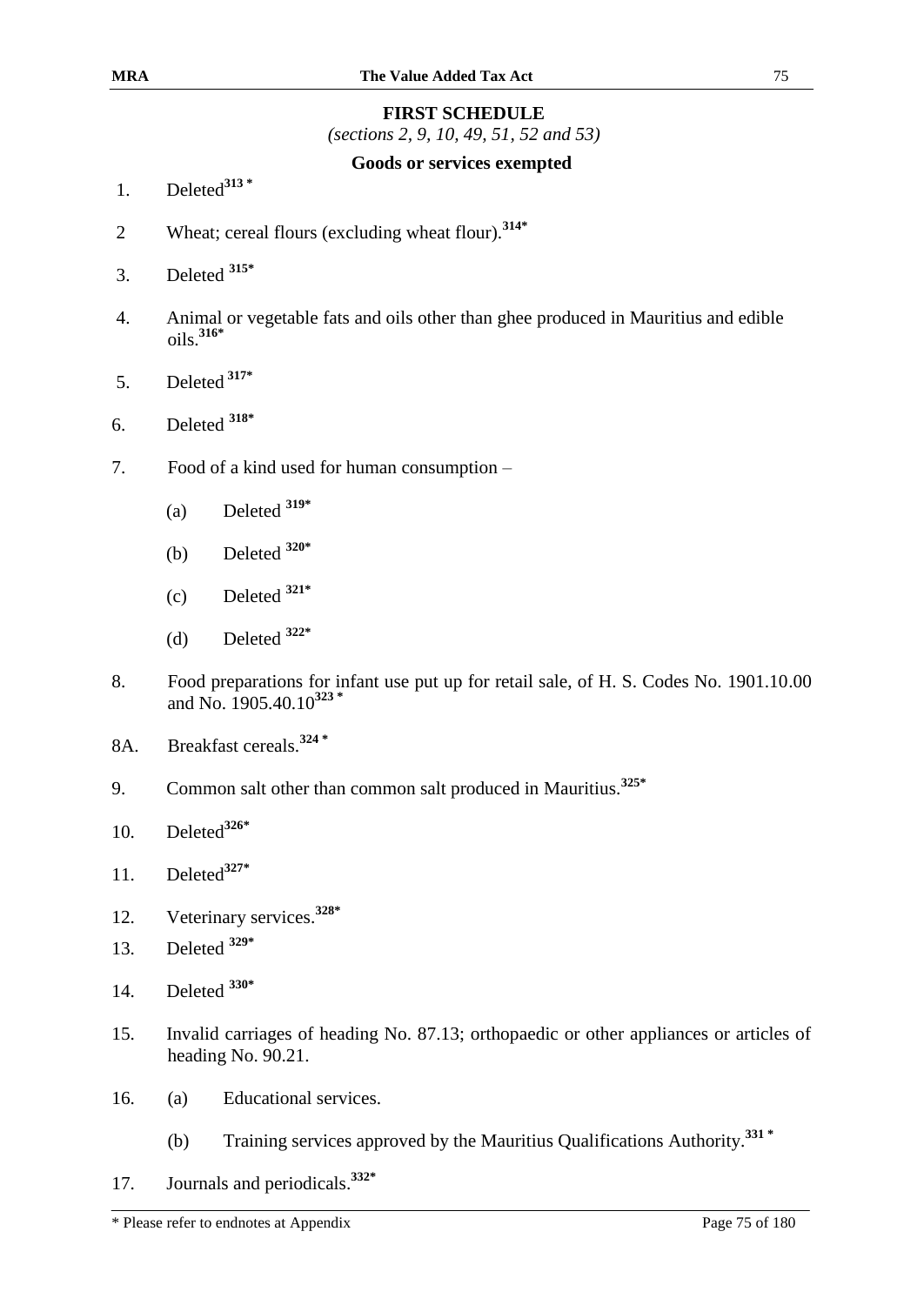## FIRST SCHEDULE

*(sections 2, 9, 10, 49, 51, 52 and 53)*

### Goods or services exempted

1. Deleted[313 *]

2 Wheat; cereal flours (excluding wheat flour).[314*]

3. Deleted [315*]

4. Animal or vegetable fats and oils other than ghee produced in Mauritius and edible oils.[316*]

5. Deleted [317*]

6. Deleted [318*]

7. Food of a kind used for human consumption –

   (a) Deleted [319*]

   (b) Deleted [320*]

   (c) Deleted [321*]

   (d) Deleted [322*]

8. Food preparations for infant use put up for retail sale, of H. S. Codes No. 1901.10.00 and No. 1905.40.10[323 *]

8A. Breakfast cereals.[324 *]

9. Common salt other than common salt produced in Mauritius.[325*]

10. Deleted[326*]

11. Deleted[327*]

12. Veterinary services.[328*]

13. Deleted [329*]

14. Deleted [330*]

15. Invalid carriages of heading No. 87.13; orthopaedic or other appliances or articles of heading No. 90.21.

16. (a) Educational services.

    (b) Training services approved by the Mauritius Qualifications Authority.[331 *]

17. Journals and periodicals.[332*]

* Please refer to endnotes at Appendix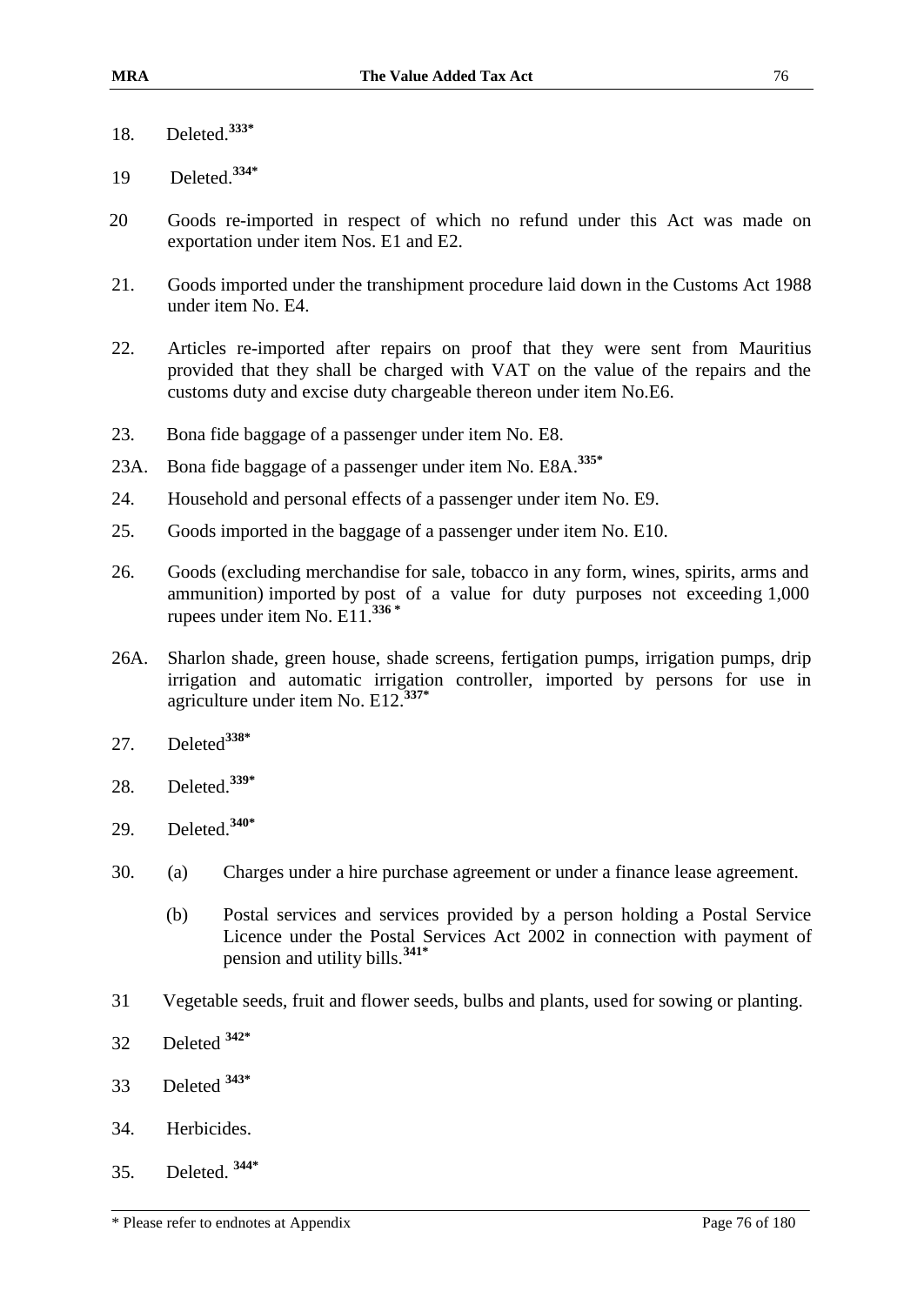18. Deleted.[333*]

19 Deleted.[334*]

20 Goods re-imported in respect of which no refund under this Act was made on exportation under item Nos. E1 and E2.

21. Goods imported under the transhipment procedure laid down in the Customs Act 1988 under item No. E4.

22. Articles re-imported after repairs on proof that they were sent from Mauritius provided that they shall be charged with VAT on the value of the repairs and the customs duty and excise duty chargeable thereon under item No.E6.

23. Bona fide baggage of a passenger under item No. E8.

23A. Bona fide baggage of a passenger under item No. E8A.[335*]

24. Household and personal effects of a passenger under item No. E9.

25. Goods imported in the baggage of a passenger under item No. E10.

26. Goods (excluding merchandise for sale, tobacco in any form, wines, spirits, arms and ammunition) imported by post of a value for duty purposes not exceeding 1,000 rupees under item No. E11.[336 *]

26A. Sharlon shade, green house, shade screens, fertigation pumps, irrigation pumps, drip irrigation and automatic irrigation controller, imported by persons for use in agriculture under item No. E12.[337*]

27. Deleted[338*]

28. Deleted.[339*]

29. Deleted.[340*]

30. (a) Charges under a hire purchase agreement or under a finance lease agreement.

    (b) Postal services and services provided by a person holding a Postal Service Licence under the Postal Services Act 2002 in connection with payment of pension and utility bills.[341*]

31 Vegetable seeds, fruit and flower seeds, bulbs and plants, used for sowing or planting.

32 Deleted [342*]

33 Deleted [343*]

34. Herbicides.

35. Deleted. [344*]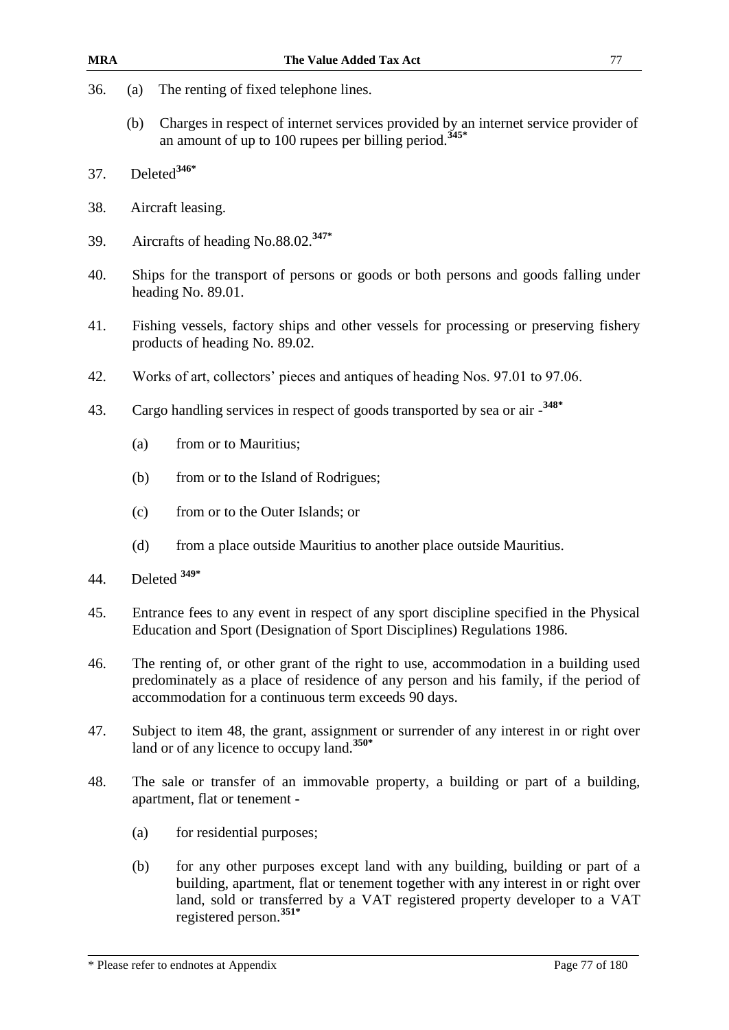36. (a) The renting of fixed telephone lines.

    (b) Charges in respect of internet services provided by an internet service provider of an amount of up to 100 rupees per billing period.[345*]

37. Deleted[346*]

38. Aircraft leasing.

39. Aircrafts of heading No.88.02.[347*]

40. Ships for the transport of persons or goods or both persons and goods falling under heading No. 89.01.

41. Fishing vessels, factory ships and other vessels for processing or preserving fishery products of heading No. 89.02.

42. Works of art, collectors' pieces and antiques of heading Nos. 97.01 to 97.06.

43. Cargo handling services in respect of goods transported by sea or air -[348*]

    (a) from or to Mauritius;

    (b) from or to the Island of Rodrigues;

    (c) from or to the Outer Islands; or

    (d) from a place outside Mauritius to another place outside Mauritius.

44. Deleted [349*]

45. Entrance fees to any event in respect of any sport discipline specified in the Physical Education and Sport (Designation of Sport Disciplines) Regulations 1986.

46. The renting of, or other grant of the right to use, accommodation in a building used predominately as a place of residence of any person and his family, if the period of accommodation for a continuous term exceeds 90 days.

47. Subject to item 48, the grant, assignment or surrender of any interest in or right over land or of any licence to occupy land.[350*]

48. The sale or transfer of an immovable property, a building or part of a building, apartment, flat or tenement -

    (a) for residential purposes;

    (b) for any other purposes except land with any building, building or part of a building, apartment, flat or tenement together with any interest in or right over land, sold or transferred by a VAT registered property developer to a VAT registered person.[351*]

\* Please refer to endnotes at Appendix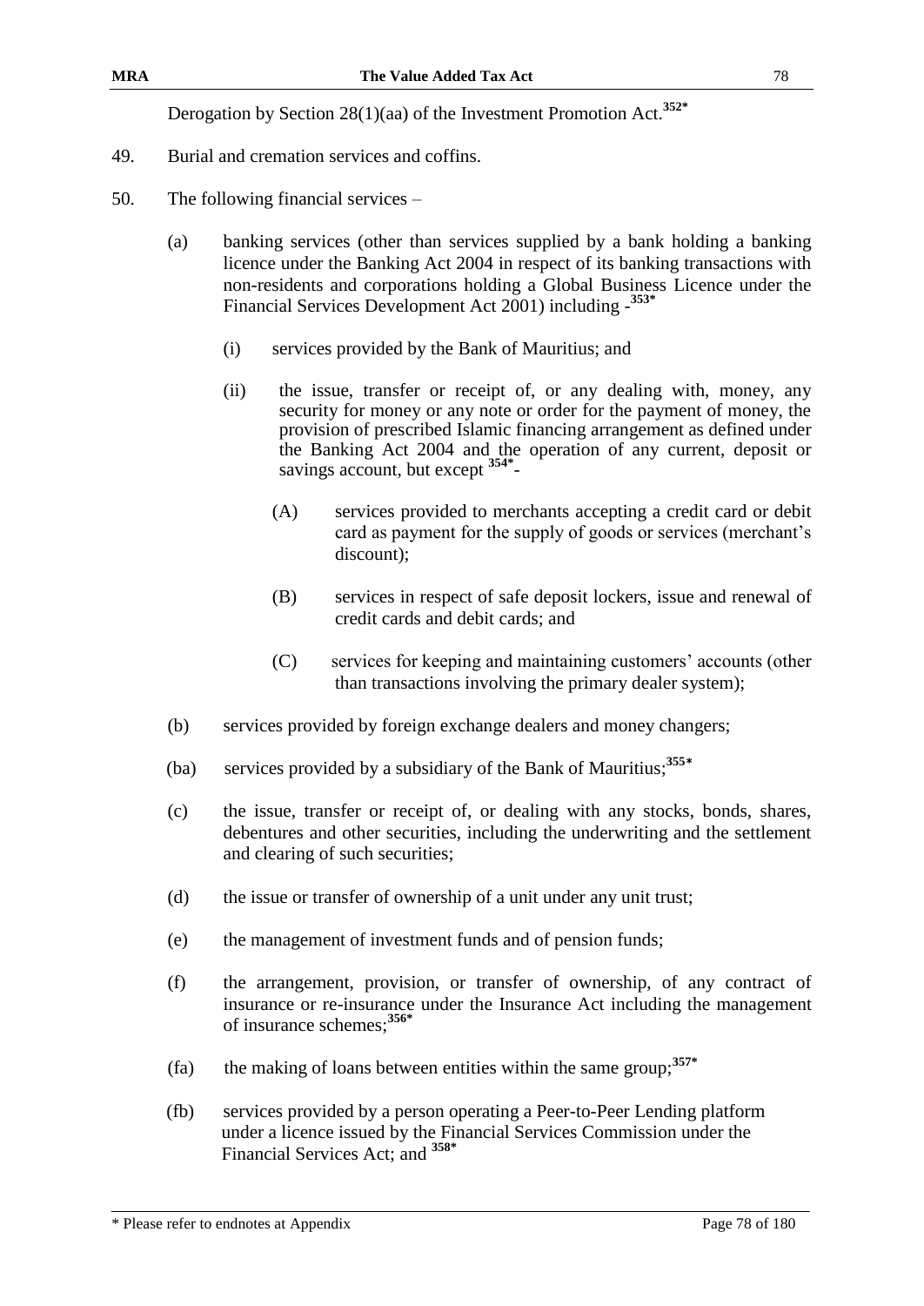Derogation by Section 28(1)(aa) of the Investment Promotion Act.[352*]

49. Burial and cremation services and coffins.

50. The following financial services –

(a) banking services (other than services supplied by a bank holding a banking licence under the Banking Act 2004 in respect of its banking transactions with non-residents and corporations holding a Global Business Licence under the Financial Services Development Act 2001) including -[353*]

(i) services provided by the Bank of Mauritius; and

(ii) the issue, transfer or receipt of, or any dealing with, money, any security for money or any note or order for the payment of money, the provision of prescribed Islamic financing arrangement as defined under the Banking Act 2004 and the operation of any current, deposit or savings account, but except [354*]-

(A) services provided to merchants accepting a credit card or debit card as payment for the supply of goods or services (merchant's discount);

(B) services in respect of safe deposit lockers, issue and renewal of credit cards and debit cards; and

(C) services for keeping and maintaining customers' accounts (other than transactions involving the primary dealer system);

(b) services provided by foreign exchange dealers and money changers;

(ba) services provided by a subsidiary of the Bank of Mauritius;[355*]

(c) the issue, transfer or receipt of, or dealing with any stocks, bonds, shares, debentures and other securities, including the underwriting and the settlement and clearing of such securities;

(d) the issue or transfer of ownership of a unit under any unit trust;

(e) the management of investment funds and of pension funds;

(f) the arrangement, provision, or transfer of ownership, of any contract of insurance or re-insurance under the Insurance Act including the management of insurance schemes;[356*]

(fa) the making of loans between entities within the same group;[357*]

(fb) services provided by a person operating a Peer-to-Peer Lending platform under a licence issued by the Financial Services Commission under the Financial Services Act; and [358*]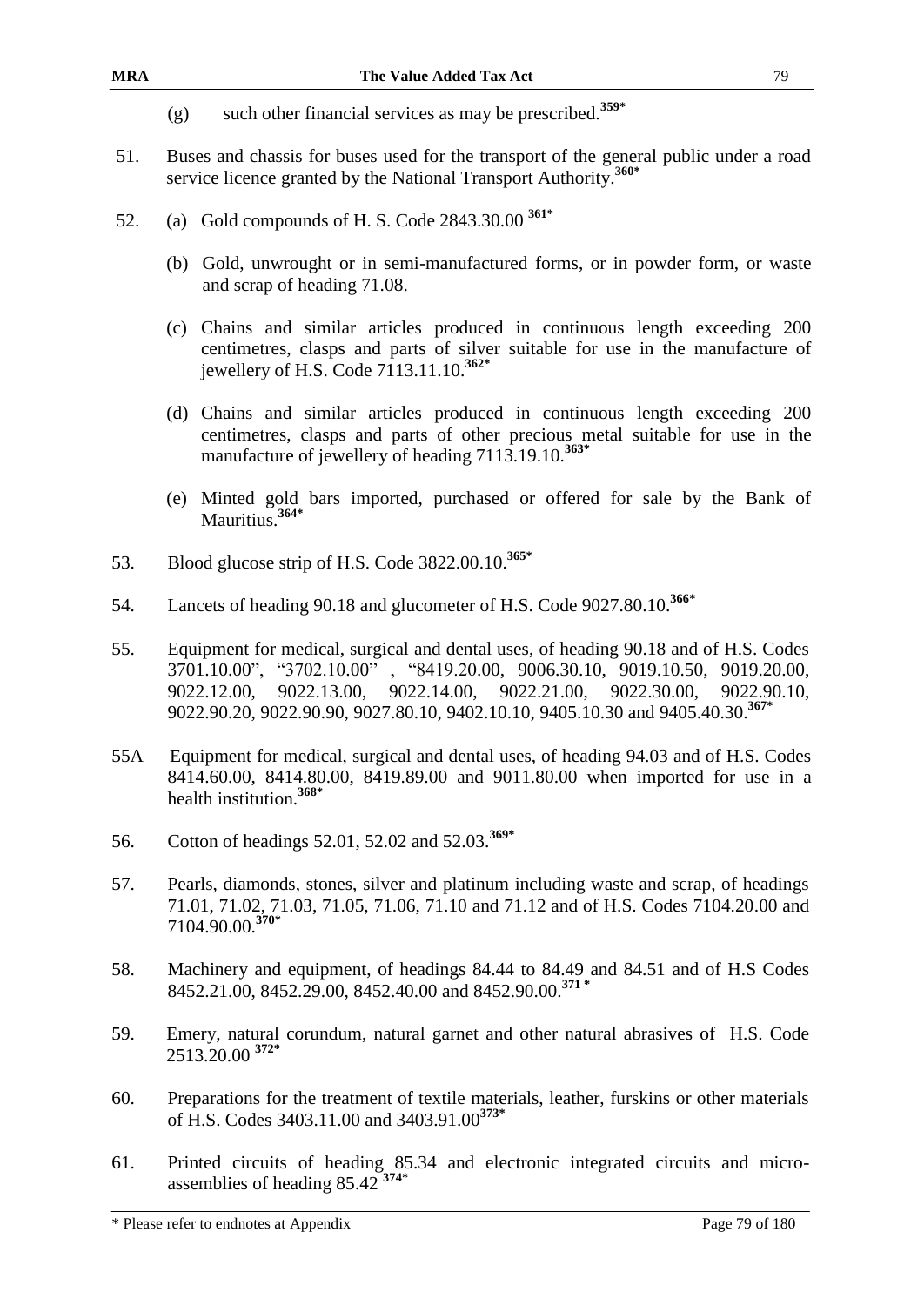(g) such other financial services as may be prescribed.[359*]

51. Buses and chassis for buses used for the transport of the general public under a road service licence granted by the National Transport Authority.[360*]

52. (a) Gold compounds of H. S. Code 2843.30.00 [361*]

    (b) Gold, unwrought or in semi-manufactured forms, or in powder form, or waste and scrap of heading 71.08.

    (c) Chains and similar articles produced in continuous length exceeding 200 centimetres, clasps and parts of silver suitable for use in the manufacture of jewellery of H.S. Code 7113.11.10.[362*]

    (d) Chains and similar articles produced in continuous length exceeding 200 centimetres, clasps and parts of other precious metal suitable for use in the manufacture of jewellery of heading 7113.19.10.[363*]

    (e) Minted gold bars imported, purchased or offered for sale by the Bank of Mauritius.[364*]

53. Blood glucose strip of H.S. Code 3822.00.10.[365*]

54. Lancets of heading 90.18 and glucometer of H.S. Code 9027.80.10.[366*]

55. Equipment for medical, surgical and dental uses, of heading 90.18 and of H.S. Codes 3701.10.00", "3702.10.00" , "8419.20.00, 9006.30.10, 9019.10.50, 9019.20.00, 9022.12.00, 9022.13.00, 9022.14.00, 9022.21.00, 9022.30.00, 9022.90.10, 9022.90.20, 9022.90.90, 9027.80.10, 9402.10.10, 9405.10.30 and 9405.40.30.[367*]

55A Equipment for medical, surgical and dental uses, of heading 94.03 and of H.S. Codes 8414.60.00, 8414.80.00, 8419.89.00 and 9011.80.00 when imported for use in a health institution.[368*]

56. Cotton of headings 52.01, 52.02 and 52.03.[369*]

57. Pearls, diamonds, stones, silver and platinum including waste and scrap, of headings 71.01, 71.02, 71.03, 71.05, 71.06, 71.10 and 71.12 and of H.S. Codes 7104.20.00 and 7104.90.00.[370*]

58. Machinery and equipment, of headings 84.44 to 84.49 and 84.51 and of H.S Codes 8452.21.00, 8452.29.00, 8452.40.00 and 8452.90.00.[371 *]

59. Emery, natural corundum, natural garnet and other natural abrasives of H.S. Code 2513.20.00 [372*]

60. Preparations for the treatment of textile materials, leather, furskins or other materials of H.S. Codes 3403.11.00 and 3403.91.00[373*]

61. Printed circuits of heading 85.34 and electronic integrated circuits and micro-assemblies of heading 85.42 [374*]

\* Please refer to endnotes at Appendix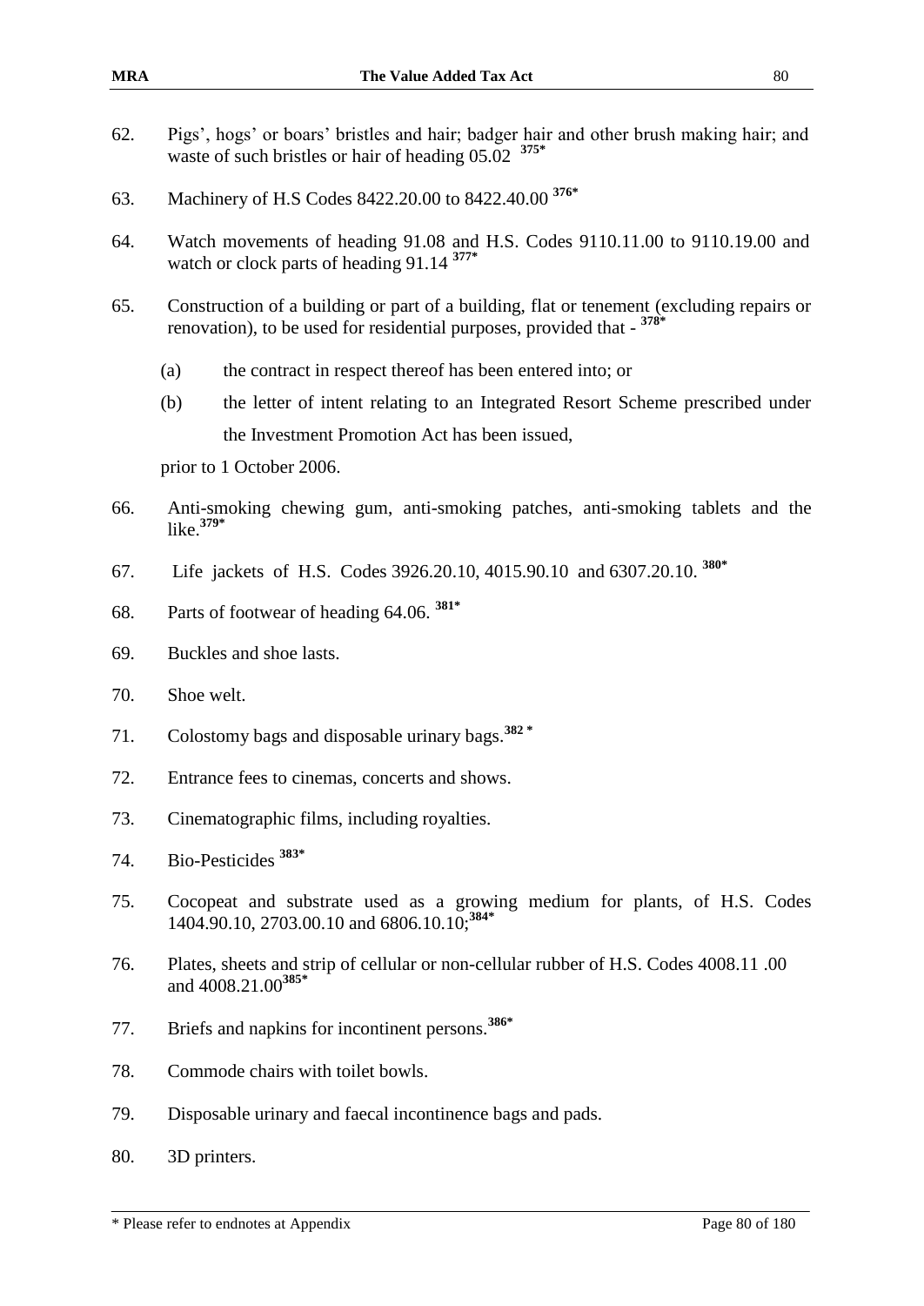62. Pigs', hogs' or boars' bristles and hair; badger hair and other brush making hair; and waste of such bristles or hair of heading 05.02 [375*]

63. Machinery of H.S Codes 8422.20.00 to 8422.40.00 [376*]

64. Watch movements of heading 91.08 and H.S. Codes 9110.11.00 to 9110.19.00 and watch or clock parts of heading 91.14 [377*]

65. Construction of a building or part of a building, flat or tenement (excluding repairs or renovation), to be used for residential purposes, provided that - [378*]

    (a) the contract in respect thereof has been entered into; or

    (b) the letter of intent relating to an Integrated Resort Scheme prescribed under the Investment Promotion Act has been issued,

    prior to 1 October 2006.

66. Anti-smoking chewing gum, anti-smoking patches, anti-smoking tablets and the like.[379*]

67. Life jackets of H.S. Codes 3926.20.10, 4015.90.10 and 6307.20.10. [380*]

68. Parts of footwear of heading 64.06. [381*]

69. Buckles and shoe lasts.

70. Shoe welt.

71. Colostomy bags and disposable urinary bags.[382 *]

72. Entrance fees to cinemas, concerts and shows.

73. Cinematographic films, including royalties.

74. Bio-Pesticides [383*]

75. Cocopeat and substrate used as a growing medium for plants, of H.S. Codes 1404.90.10, 2703.00.10 and 6806.10.10;[384*]

76. Plates, sheets and strip of cellular or non-cellular rubber of H.S. Codes 4008.11 .00 and 4008.21.00[385*]

77. Briefs and napkins for incontinent persons.[386*]

78. Commode chairs with toilet bowls.

79. Disposable urinary and faecal incontinence bags and pads.

80. 3D printers.

* Please refer to endnotes at Appendix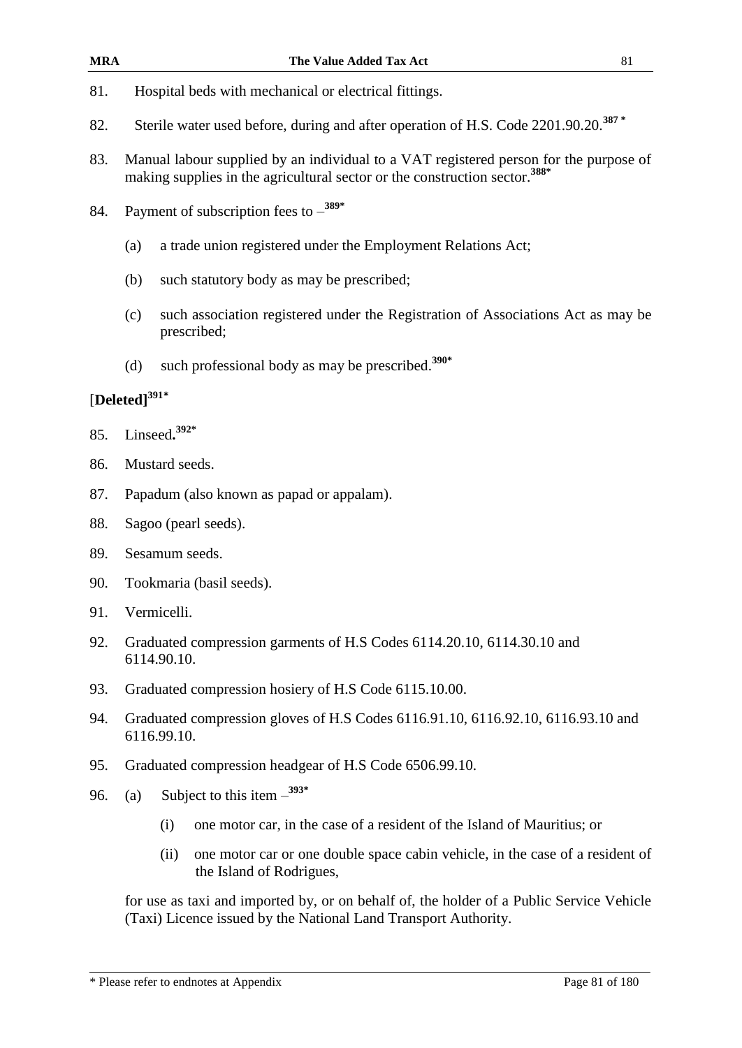81. Hospital beds with mechanical or electrical fittings.

82. Sterile water used before, during and after operation of H.S. Code 2201.90.20.[387 *]

83. Manual labour supplied by an individual to a VAT registered person for the purpose of making supplies in the agricultural sector or the construction sector.[388*]

84. Payment of subscription fees to –[389*]

    (a) a trade union registered under the Employment Relations Act;

    (b) such statutory body as may be prescribed;

    (c) such association registered under the Registration of Associations Act as may be prescribed;

    (d) such professional body as may be prescribed.[390*]

[**Deleted]**[391*]

85. Linseed**.**[392*]

86. Mustard seeds.

87. Papadum (also known as papad or appalam).

88. Sagoo (pearl seeds).

89. Sesamum seeds.

90. Tookmaria (basil seeds).

91. Vermicelli.

92. Graduated compression garments of H.S Codes 6114.20.10, 6114.30.10 and 6114.90.10.

93. Graduated compression hosiery of H.S Code 6115.10.00.

94. Graduated compression gloves of H.S Codes 6116.91.10, 6116.92.10, 6116.93.10 and 6116.99.10.

95. Graduated compression headgear of H.S Code 6506.99.10.

96. (a) Subject to this item –[393*]

    (i) one motor car, in the case of a resident of the Island of Mauritius; or

    (ii) one motor car or one double space cabin vehicle, in the case of a resident of the Island of Rodrigues,

    for use as taxi and imported by, or on behalf of, the holder of a Public Service Vehicle (Taxi) Licence issued by the National Land Transport Authority.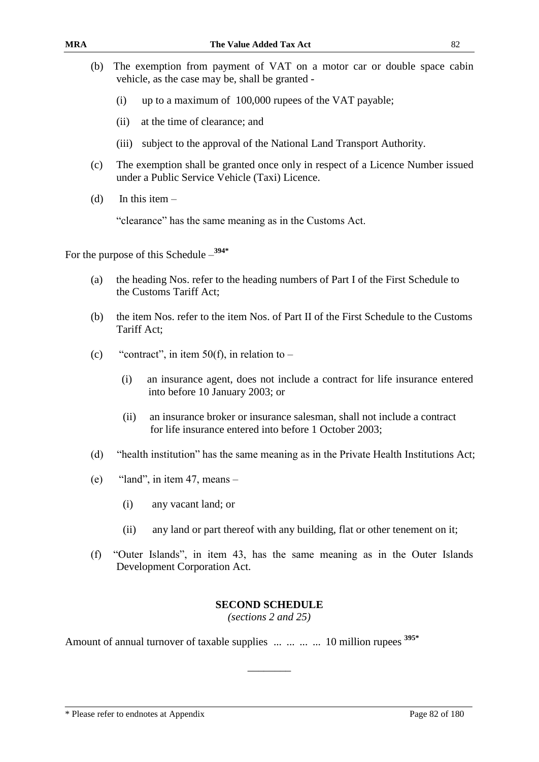(b) The exemption from payment of VAT on a motor car or double space cabin vehicle, as the case may be, shall be granted -

(i) up to a maximum of 100,000 rupees of the VAT payable;

(ii) at the time of clearance; and

(iii) subject to the approval of the National Land Transport Authority.

(c) The exemption shall be granted once only in respect of a Licence Number issued under a Public Service Vehicle (Taxi) Licence.

(d) In this item –

"clearance" has the same meaning as in the Customs Act.

For the purpose of this Schedule –[394*]

(a) the heading Nos. refer to the heading numbers of Part I of the First Schedule to the Customs Tariff Act;

(b) the item Nos. refer to the item Nos. of Part II of the First Schedule to the Customs Tariff Act;

(c) "contract", in item 50(f), in relation to –

(i) an insurance agent, does not include a contract for life insurance entered into before 10 January 2003; or

(ii) an insurance broker or insurance salesman, shall not include a contract for life insurance entered into before 1 October 2003;

(d) "health institution" has the same meaning as in the Private Health Institutions Act;

(e) "land", in item 47, means –

(i) any vacant land; or

(ii) any land or part thereof with any building, flat or other tenement on it;

(f) "Outer Islands", in item 43, has the same meaning as in the Outer Islands Development Corporation Act.

## SECOND SCHEDULE

*(sections 2 and 25)*

Amount of annual turnover of taxable supplies ... ... ... ... 10 million rupees [395*]

________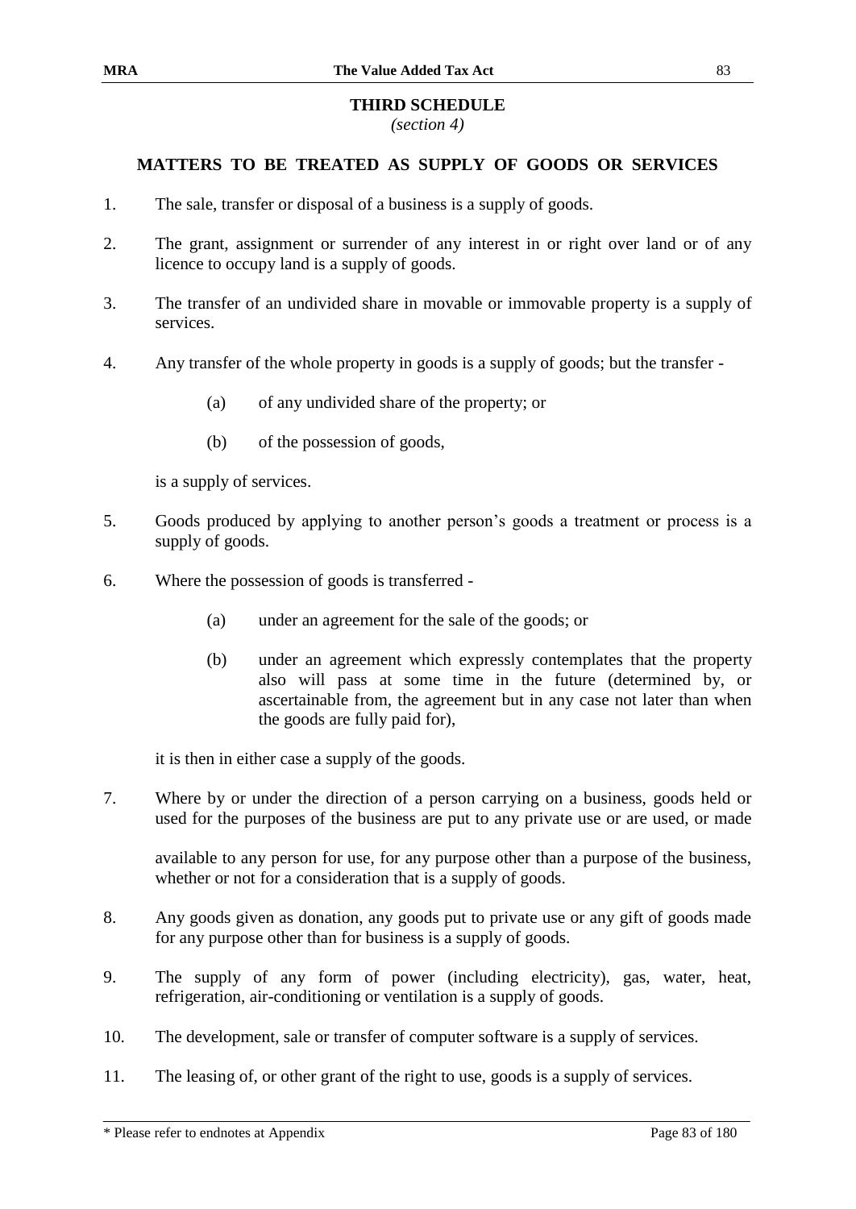# THIRD SCHEDULE

*(section 4)*

## MATTERS TO BE TREATED AS SUPPLY OF GOODS OR SERVICES

1. The sale, transfer or disposal of a business is a supply of goods.

2. The grant, assignment or surrender of any interest in or right over land or of any licence to occupy land is a supply of goods.

3. The transfer of an undivided share in movable or immovable property is a supply of services.

4. Any transfer of the whole property in goods is a supply of goods; but the transfer -

   (a) of any undivided share of the property; or

   (b) of the possession of goods,

   is a supply of services.

5. Goods produced by applying to another person's goods a treatment or process is a supply of goods.

6. Where the possession of goods is transferred -

   (a) under an agreement for the sale of the goods; or

   (b) under an agreement which expressly contemplates that the property also will pass at some time in the future (determined by, or ascertainable from, the agreement but in any case not later than when the goods are fully paid for),

   it is then in either case a supply of the goods.

7. Where by or under the direction of a person carrying on a business, goods held or used for the purposes of the business are put to any private use or are used, or made available to any person for use, for any purpose other than a purpose of the business, whether or not for a consideration that is a supply of goods.

8. Any goods given as donation, any goods put to private use or any gift of goods made for any purpose other than for business is a supply of goods.

9. The supply of any form of power (including electricity), gas, water, heat, refrigeration, air-conditioning or ventilation is a supply of goods.

10. The development, sale or transfer of computer software is a supply of services.

11. The leasing of, or other grant of the right to use, goods is a supply of services.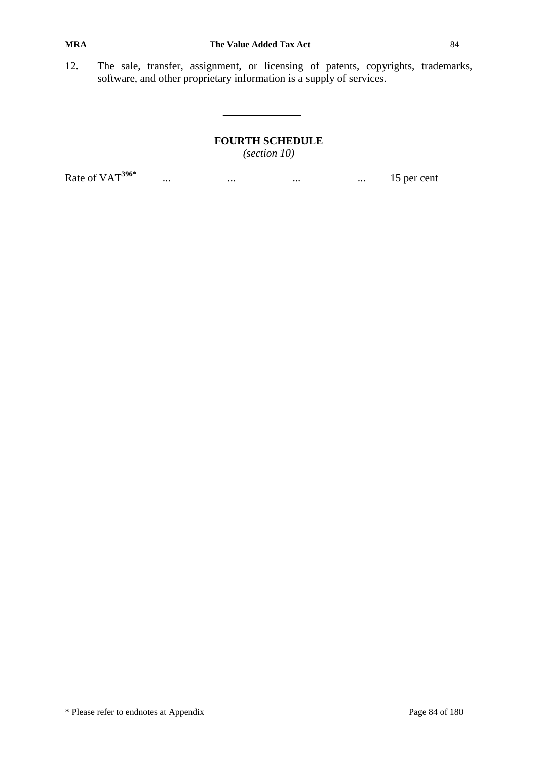12. The sale, transfer, assignment, or licensing of patents, copyrights, trademarks, software, and other proprietary information is a supply of services.

---

## FOURTH SCHEDULE

*(section 10)*

Rate of VAT[396*] ... ... ... ... 15 per cent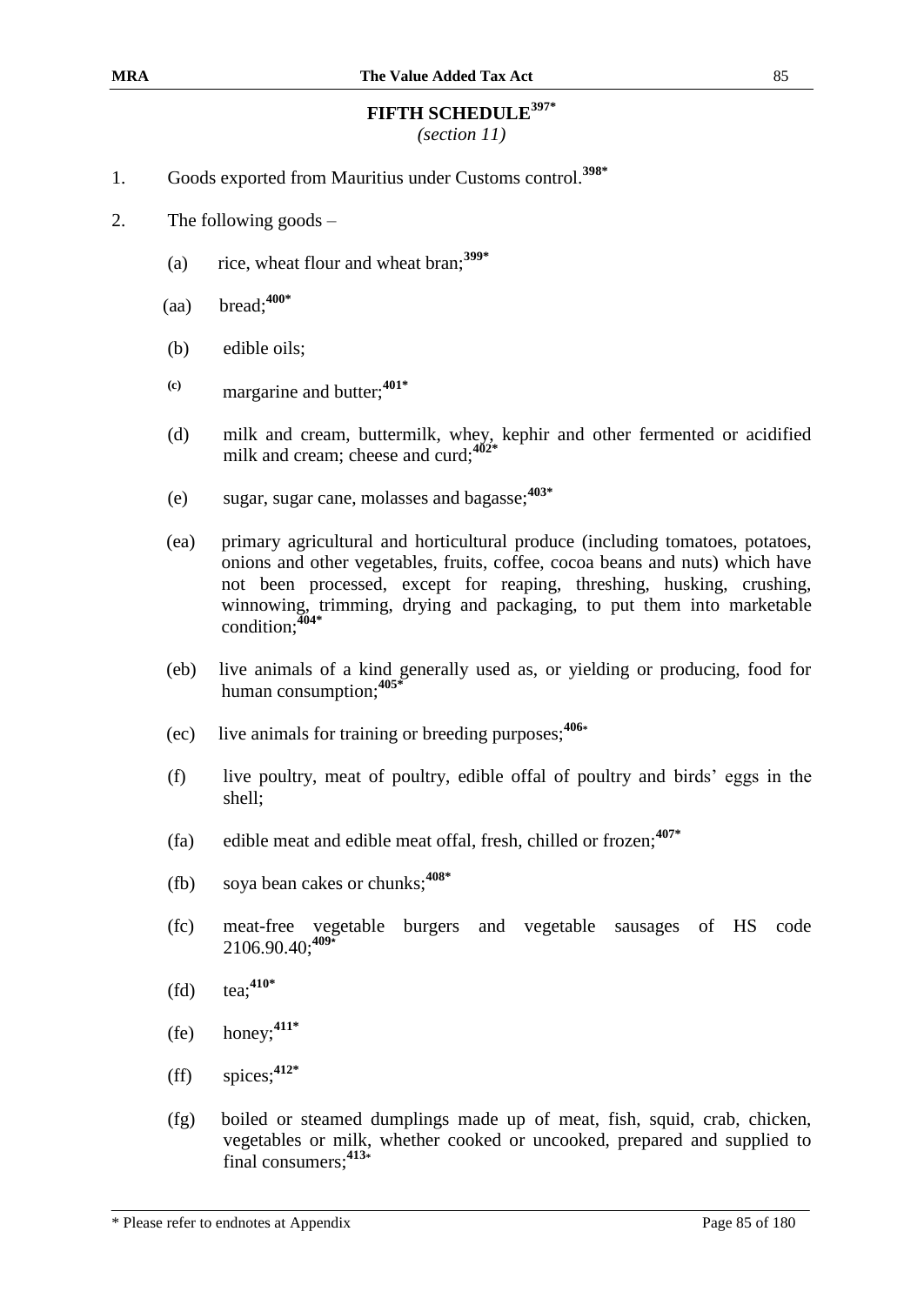# FIFTH SCHEDULE[397*]

*(section 11)*

1. Goods exported from Mauritius under Customs control.[398*]

2. The following goods –

   (a) rice, wheat flour and wheat bran;[399*]

   (aa) bread;[400*]

   (b) edible oils;

   (c) margarine and butter;[401*]

   (d) milk and cream, buttermilk, whey, kephir and other fermented or acidified milk and cream; cheese and curd;[402*]

   (e) sugar, sugar cane, molasses and bagasse;[403*]

   (ea) primary agricultural and horticultural produce (including tomatoes, potatoes, onions and other vegetables, fruits, coffee, cocoa beans and nuts) which have not been processed, except for reaping, threshing, husking, crushing, winnowing, trimming, drying and packaging, to put them into marketable condition;[404*]

   (eb) live animals of a kind generally used as, or yielding or producing, food for human consumption;[405*]

   (ec) live animals for training or breeding purposes;[406*]

   (f) live poultry, meat of poultry, edible offal of poultry and birds' eggs in the shell;

   (fa) edible meat and edible meat offal, fresh, chilled or frozen;[407*]

   (fb) soya bean cakes or chunks;[408*]

   (fc) meat-free vegetable burgers and vegetable sausages of HS code 2106.90.40;[409*]

   (fd) tea;[410*]

   (fe) honey;[411*]

   (ff) spices;[412*]

   (fg) boiled or steamed dumplings made up of meat, fish, squid, crab, chicken, vegetables or milk, whether cooked or uncooked, prepared and supplied to final consumers;[413*]

* Please refer to endnotes at Appendix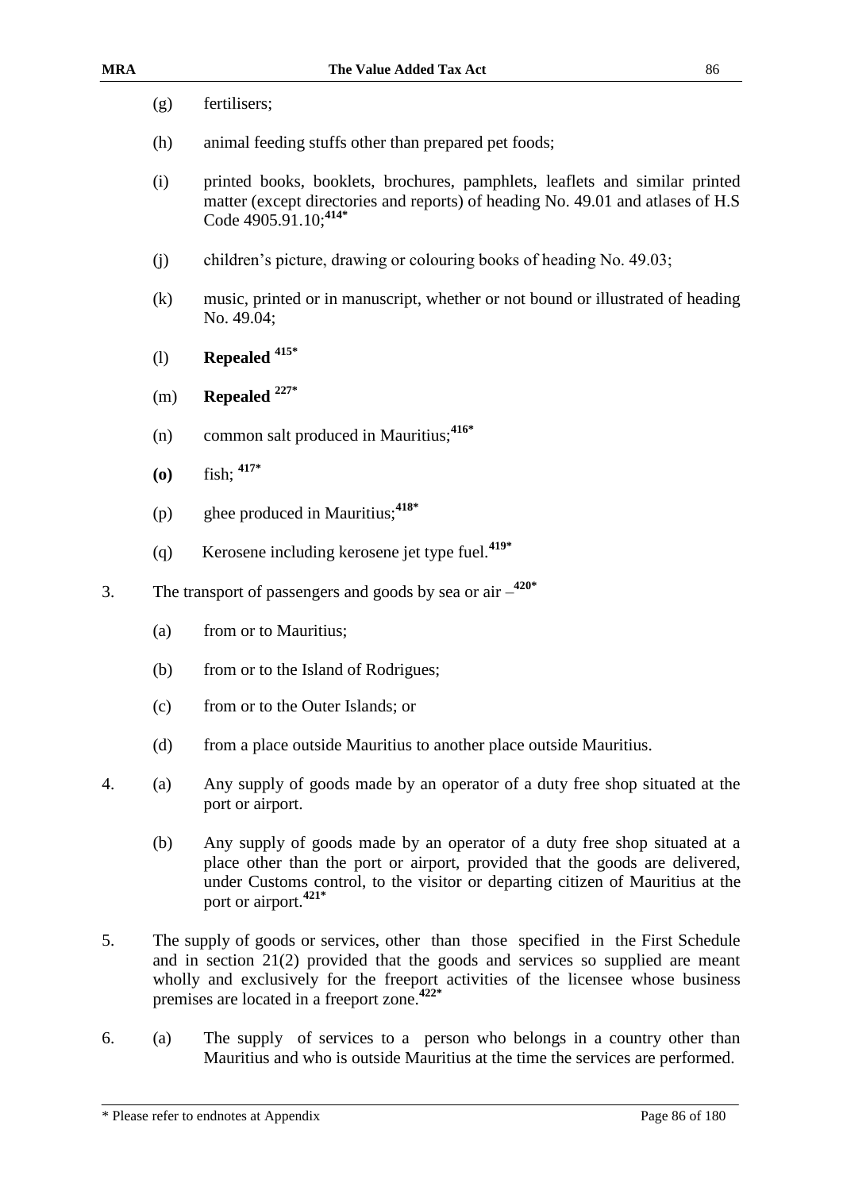(g) fertilisers;

(h) animal feeding stuffs other than prepared pet foods;

(i) printed books, booklets, brochures, pamphlets, leaflets and similar printed matter (except directories and reports) of heading No. 49.01 and atlases of H.S Code 4905.91.10;[414*]

(j) children's picture, drawing or colouring books of heading No. 49.03;

(k) music, printed or in manuscript, whether or not bound or illustrated of heading No. 49.04;

(l) **Repealed** [415*]

(m) **Repealed** [227*]

(n) common salt produced in Mauritius;[416*]

**(o)** fish; [417*]

(p) ghee produced in Mauritius;[418*]

(q) Kerosene including kerosene jet type fuel.[419*]

3. The transport of passengers and goods by sea or air –[420*]

(a) from or to Mauritius;

(b) from or to the Island of Rodrigues;

(c) from or to the Outer Islands; or

(d) from a place outside Mauritius to another place outside Mauritius.

4. (a) Any supply of goods made by an operator of a duty free shop situated at the port or airport.

(b) Any supply of goods made by an operator of a duty free shop situated at a place other than the port or airport, provided that the goods are delivered, under Customs control, to the visitor or departing citizen of Mauritius at the port or airport.[421*]

5. The supply of goods or services, other than those specified in the First Schedule and in section 21(2) provided that the goods and services so supplied are meant wholly and exclusively for the freeport activities of the licensee whose business premises are located in a freeport zone.[422*]

6. (a) The supply of services to a person who belongs in a country other than Mauritius and who is outside Mauritius at the time the services are performed.

* Please refer to endnotes at Appendix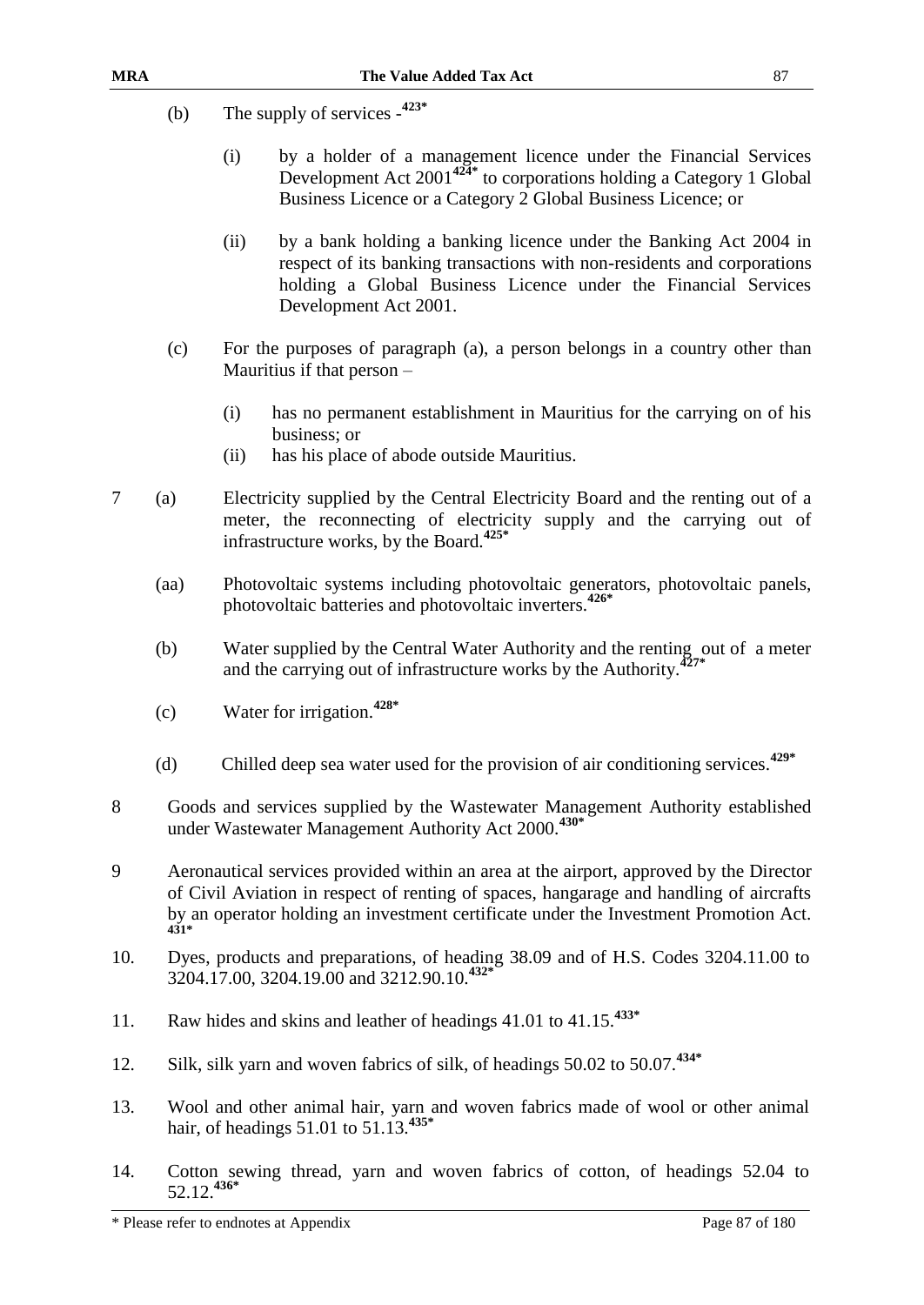(b) The supply of services -[423*]

(i) by a holder of a management licence under the Financial Services Development Act 2001[424*] to corporations holding a Category 1 Global Business Licence or a Category 2 Global Business Licence; or

(ii) by a bank holding a banking licence under the Banking Act 2004 in respect of its banking transactions with non-residents and corporations holding a Global Business Licence under the Financial Services Development Act 2001.

(c) For the purposes of paragraph (a), a person belongs in a country other than Mauritius if that person –

(i) has no permanent establishment in Mauritius for the carrying on of his business; or

(ii) has his place of abode outside Mauritius.

7 (a) Electricity supplied by the Central Electricity Board and the renting out of a meter, the reconnecting of electricity supply and the carrying out of infrastructure works, by the Board.[425*]

(aa) Photovoltaic systems including photovoltaic generators, photovoltaic panels, photovoltaic batteries and photovoltaic inverters.[426*]

(b) Water supplied by the Central Water Authority and the renting out of a meter and the carrying out of infrastructure works by the Authority.[427*]

(c) Water for irrigation.[428*]

(d) Chilled deep sea water used for the provision of air conditioning services.[429*]

8 Goods and services supplied by the Wastewater Management Authority established under Wastewater Management Authority Act 2000.[430*]

9 Aeronautical services provided within an area at the airport, approved by the Director of Civil Aviation in respect of renting of spaces, hangarage and handling of aircrafts by an operator holding an investment certificate under the Investment Promotion Act.[431*]

10. Dyes, products and preparations, of heading 38.09 and of H.S. Codes 3204.11.00 to 3204.17.00, 3204.19.00 and 3212.90.10.[432*]

11. Raw hides and skins and leather of headings 41.01 to 41.15.[433*]

12. Silk, silk yarn and woven fabrics of silk, of headings 50.02 to 50.07.[434*]

13. Wool and other animal hair, yarn and woven fabrics made of wool or other animal hair, of headings 51.01 to 51.13.[435*]

14. Cotton sewing thread, yarn and woven fabrics of cotton, of headings 52.04 to 52.12.[436*]

* Please refer to endnotes at Appendix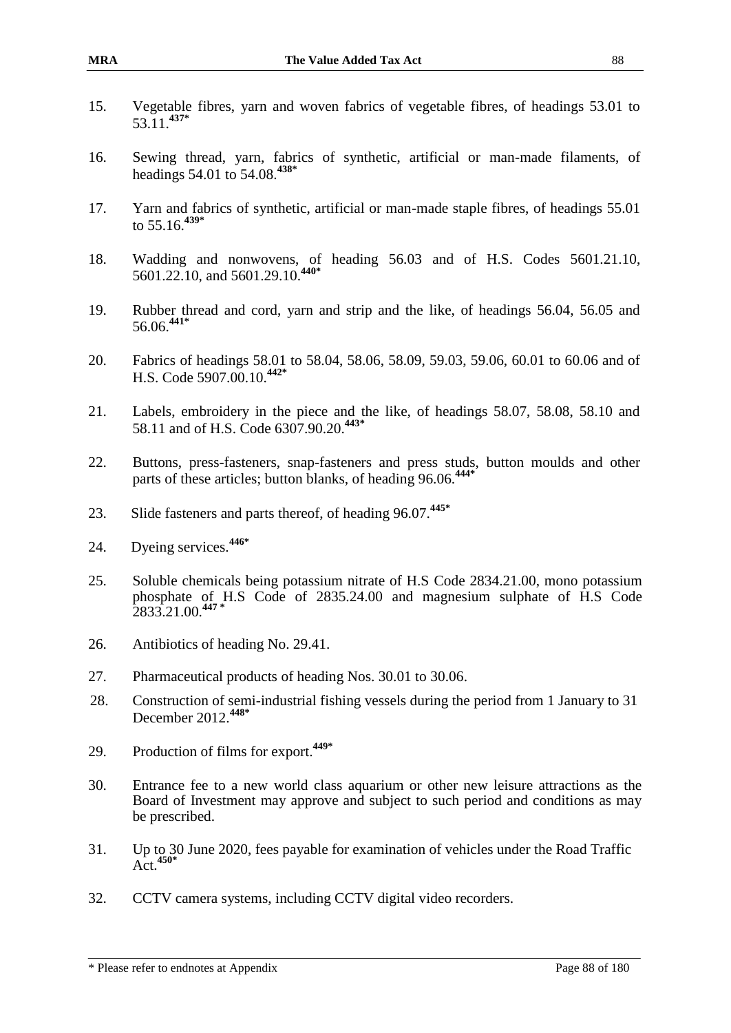15. Vegetable fibres, yarn and woven fabrics of vegetable fibres, of headings 53.01 to 53.11.[437*]

16. Sewing thread, yarn, fabrics of synthetic, artificial or man-made filaments, of headings 54.01 to 54.08.[438*]

17. Yarn and fabrics of synthetic, artificial or man-made staple fibres, of headings 55.01 to 55.16.[439*]

18. Wadding and nonwovens, of heading 56.03 and of H.S. Codes 5601.21.10, 5601.22.10, and 5601.29.10.[440*]

19. Rubber thread and cord, yarn and strip and the like, of headings 56.04, 56.05 and 56.06.[441*]

20. Fabrics of headings 58.01 to 58.04, 58.06, 58.09, 59.03, 59.06, 60.01 to 60.06 and of H.S. Code 5907.00.10.[442*]

21. Labels, embroidery in the piece and the like, of headings 58.07, 58.08, 58.10 and 58.11 and of H.S. Code 6307.90.20.[443*]

22. Buttons, press-fasteners, snap-fasteners and press studs, button moulds and other parts of these articles; button blanks, of heading 96.06.[444*]

23. Slide fasteners and parts thereof, of heading 96.07.[445*]

24. Dyeing services.[446*]

25. Soluble chemicals being potassium nitrate of H.S Code 2834.21.00, mono potassium phosphate of H.S Code of 2835.24.00 and magnesium sulphate of H.S Code 2833.21.00.[447 *]

26. Antibiotics of heading No. 29.41.

27. Pharmaceutical products of heading Nos. 30.01 to 30.06.

28. Construction of semi-industrial fishing vessels during the period from 1 January to 31 December 2012.[448*]

29. Production of films for export.[449*]

30. Entrance fee to a new world class aquarium or other new leisure attractions as the Board of Investment may approve and subject to such period and conditions as may be prescribed.

31. Up to 30 June 2020, fees payable for examination of vehicles under the Road Traffic Act.[450*]

32. CCTV camera systems, including CCTV digital video recorders.

* Please refer to endnotes at Appendix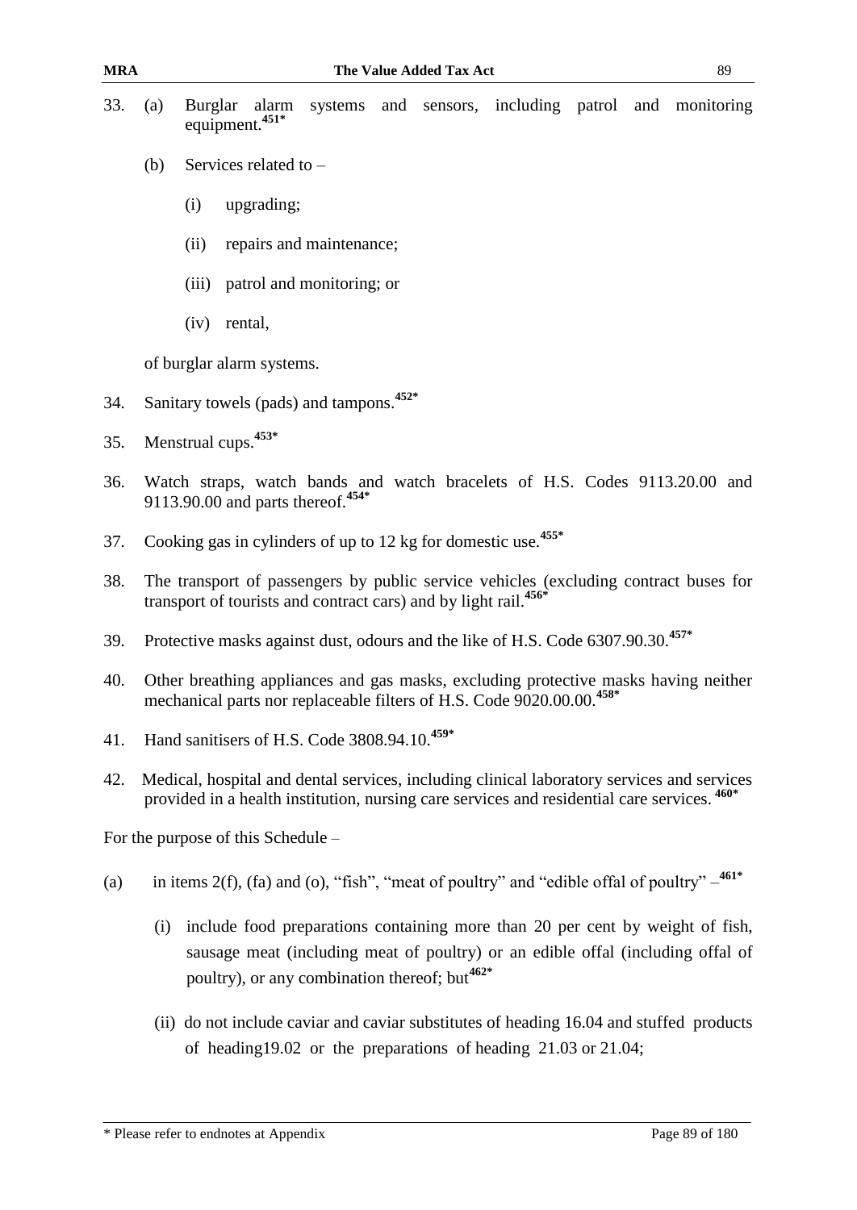33. (a) Burglar alarm systems and sensors, including patrol and monitoring equipment.[451*]

    (b) Services related to –

    (i) upgrading;

    (ii) repairs and maintenance;

    (iii) patrol and monitoring; or

    (iv) rental,

    of burglar alarm systems.

34. Sanitary towels (pads) and tampons.[452*]

35. Menstrual cups.[453*]

36. Watch straps, watch bands and watch bracelets of H.S. Codes 9113.20.00 and 9113.90.00 and parts thereof.[454*]

37. Cooking gas in cylinders of up to 12 kg for domestic use.[455*]

38. The transport of passengers by public service vehicles (excluding contract buses for transport of tourists and contract cars) and by light rail.[456*]

39. Protective masks against dust, odours and the like of H.S. Code 6307.90.30.[457*]

40. Other breathing appliances and gas masks, excluding protective masks having neither mechanical parts nor replaceable filters of H.S. Code 9020.00.00.[458*]

41. Hand sanitisers of H.S. Code 3808.94.10.[459*]

42. Medical, hospital and dental services, including clinical laboratory services and services provided in a health institution, nursing care services and residential care services.[460*]

For the purpose of this Schedule –

(a) in items 2(f), (fa) and (o), "fish", "meat of poultry" and "edible offal of poultry" –[461*]

   (i) include food preparations containing more than 20 per cent by weight of fish, sausage meat (including meat of poultry) or an edible offal (including offal of poultry), or any combination thereof; but[462*]

   (ii) do not include caviar and caviar substitutes of heading 16.04 and stuffed products of heading19.02 or the preparations of heading 21.03 or 21.04;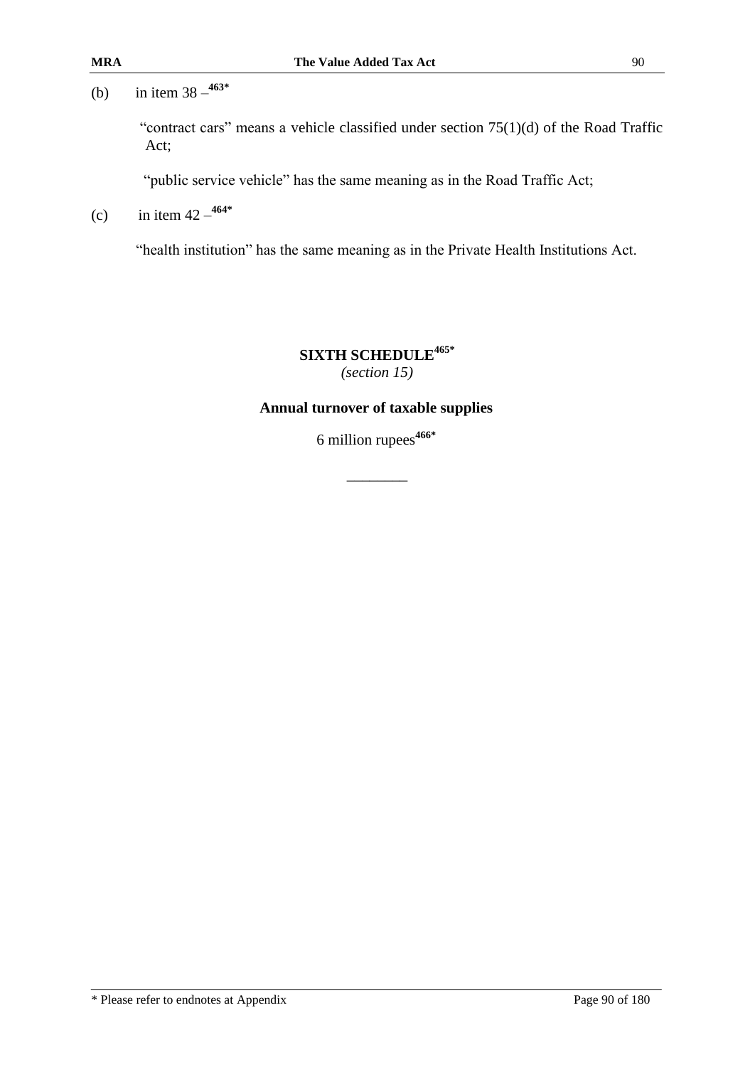(b) in item 38 –[463*]

"contract cars" means a vehicle classified under section 75(1)(d) of the Road Traffic Act;

"public service vehicle" has the same meaning as in the Road Traffic Act;

(c) in item 42 –[464*]

"health institution" has the same meaning as in the Private Health Institutions Act.

## SIXTH SCHEDULE[465*]

*(section 15)*

### Annual turnover of taxable supplies

6 million rupees[466*]

________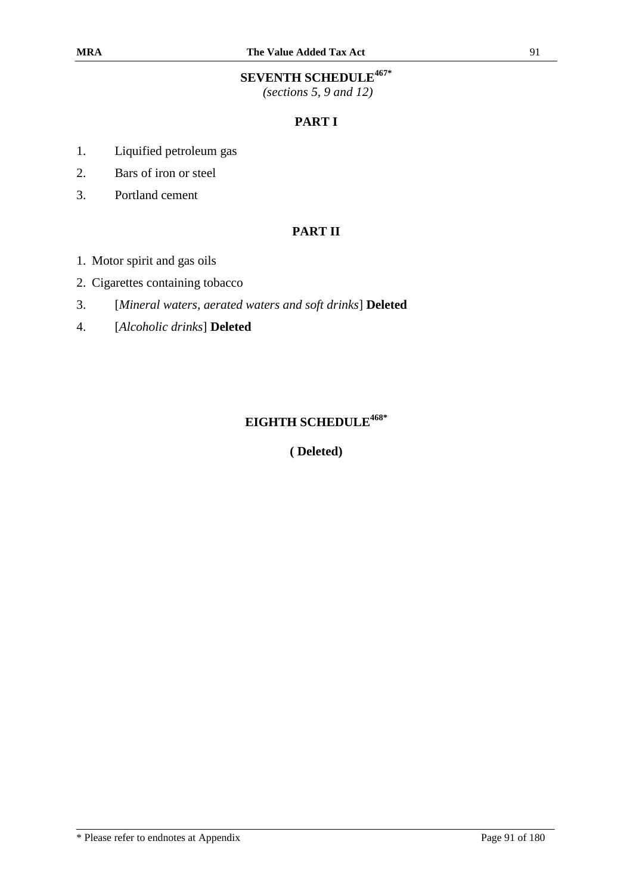## SEVENTH SCHEDULE[467*]

*(sections 5, 9 and 12)*

### PART I

1. Liquified petroleum gas
2. Bars of iron or steel
3. Portland cement

### PART II

1. Motor spirit and gas oils
2. Cigarettes containing tobacco
3. [*Mineral waters, aerated waters and soft drinks*] **Deleted**
4. [*Alcoholic drinks*] **Deleted**

## EIGHTH SCHEDULE[468*]

**( Deleted)**

\* Please refer to endnotes at Appendix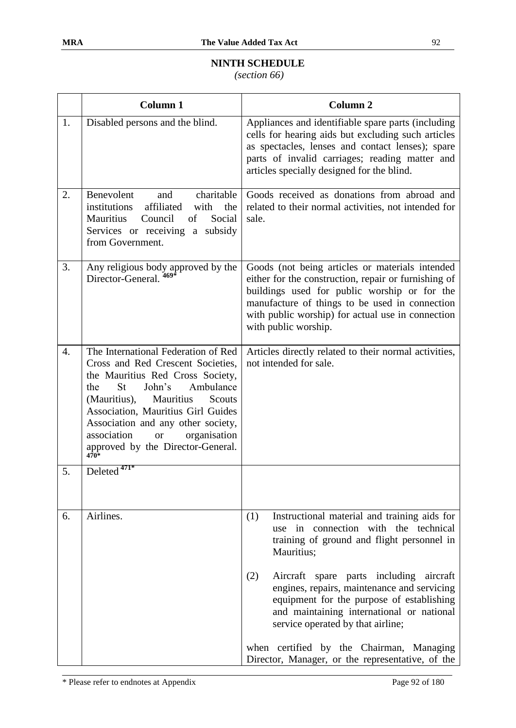## NINTH SCHEDULE

*(section 66)*

| | Column 1 | Column 2 |
|---|---|---|
| 1. | Disabled persons and the blind. | Appliances and identifiable spare parts (including cells for hearing aids but excluding such articles as spectacles, lenses and contact lenses); spare parts of invalid carriages; reading matter and articles specially designed for the blind. |
| 2. | Benevolent and charitable institutions affiliated with the Mauritius Council of Social Services or receiving a subsidy from Government. | Goods received as donations from abroad and related to their normal activities, not intended for sale. |
| 3. | Any religious body approved by the Director-General. [469*] | Goods (not being articles or materials intended either for the construction, repair or furnishing of buildings used for public worship or for the manufacture of things to be used in connection with public worship) for actual use in connection with public worship. |
| 4. | The International Federation of Red Cross and Red Crescent Societies, the Mauritius Red Cross Society, the St John's Ambulance (Mauritius), Mauritius Scouts Association, Mauritius Girl Guides Association and any other society, association or organisation approved by the Director-General. [470*] | Articles directly related to their normal activities, not intended for sale. |
| 5. | Deleted [471*] | |
| 6. | Airlines. | (1) Instructional material and training aids for use in connection with the technical training of ground and flight personnel in Mauritius;<br><br>(2) Aircraft spare parts including aircraft engines, repairs, maintenance and servicing equipment for the purpose of establishing and maintaining international or national service operated by that airline;<br><br>when certified by the Chairman, Managing Director, Manager, or the representative, of the |

\* Please refer to endnotes at Appendix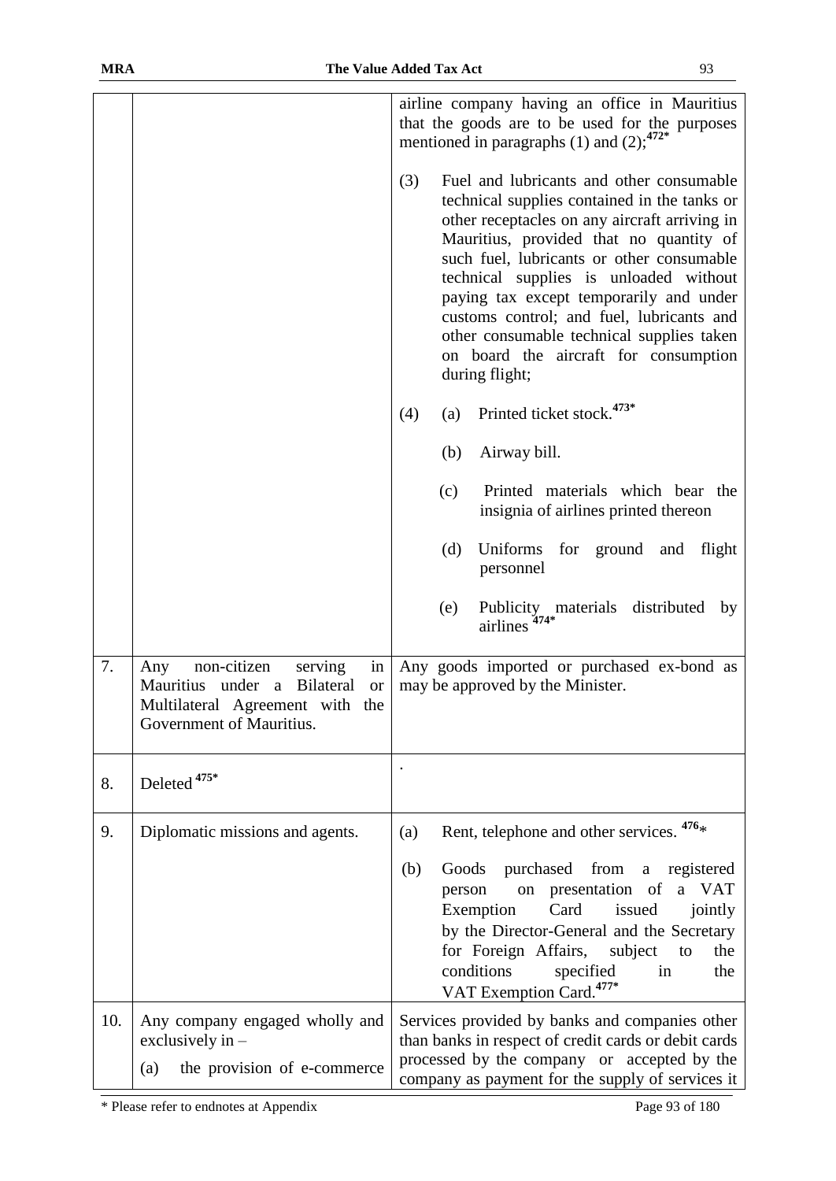| | | |
|---|---|---|
| | | airline company having an office in Mauritius that the goods are to be used for the purposes mentioned in paragraphs (1) and (2);[472*]<br><br>(3) Fuel and lubricants and other consumable technical supplies contained in the tanks or other receptacles on any aircraft arriving in Mauritius, provided that no quantity of such fuel, lubricants or other consumable technical supplies is unloaded without paying tax except temporarily and under customs control; and fuel, lubricants and other consumable technical supplies taken on board the aircraft for consumption during flight;<br><br>(4) (a) Printed ticket stock.[473*]<br><br>(b) Airway bill.<br><br>(c) Printed materials which bear the insignia of airlines printed thereon<br><br>(d) Uniforms for ground and flight personnel<br><br>(e) Publicity materials distributed by airlines [474*] |
| 7. | Any non-citizen serving in Mauritius under a Bilateral or Multilateral Agreement with the Government of Mauritius. | Any goods imported or purchased ex-bond as may be approved by the Minister. |
| 8. | Deleted [475*] | . |
| 9. | Diplomatic missions and agents. | (a) Rent, telephone and other services. [476*]<br><br>(b) Goods purchased from a registered person on presentation of a VAT Exemption Card issued jointly by the Director-General and the Secretary for Foreign Affairs, subject to the conditions specified in the VAT Exemption Card.[477*] |
| 10. | Any company engaged wholly and exclusively in –<br><br>(a) the provision of e-commerce | Services provided by banks and companies other than banks in respect of credit cards or debit cards processed by the company or accepted by the company as payment for the supply of services it |

\* Please refer to endnotes at Appendix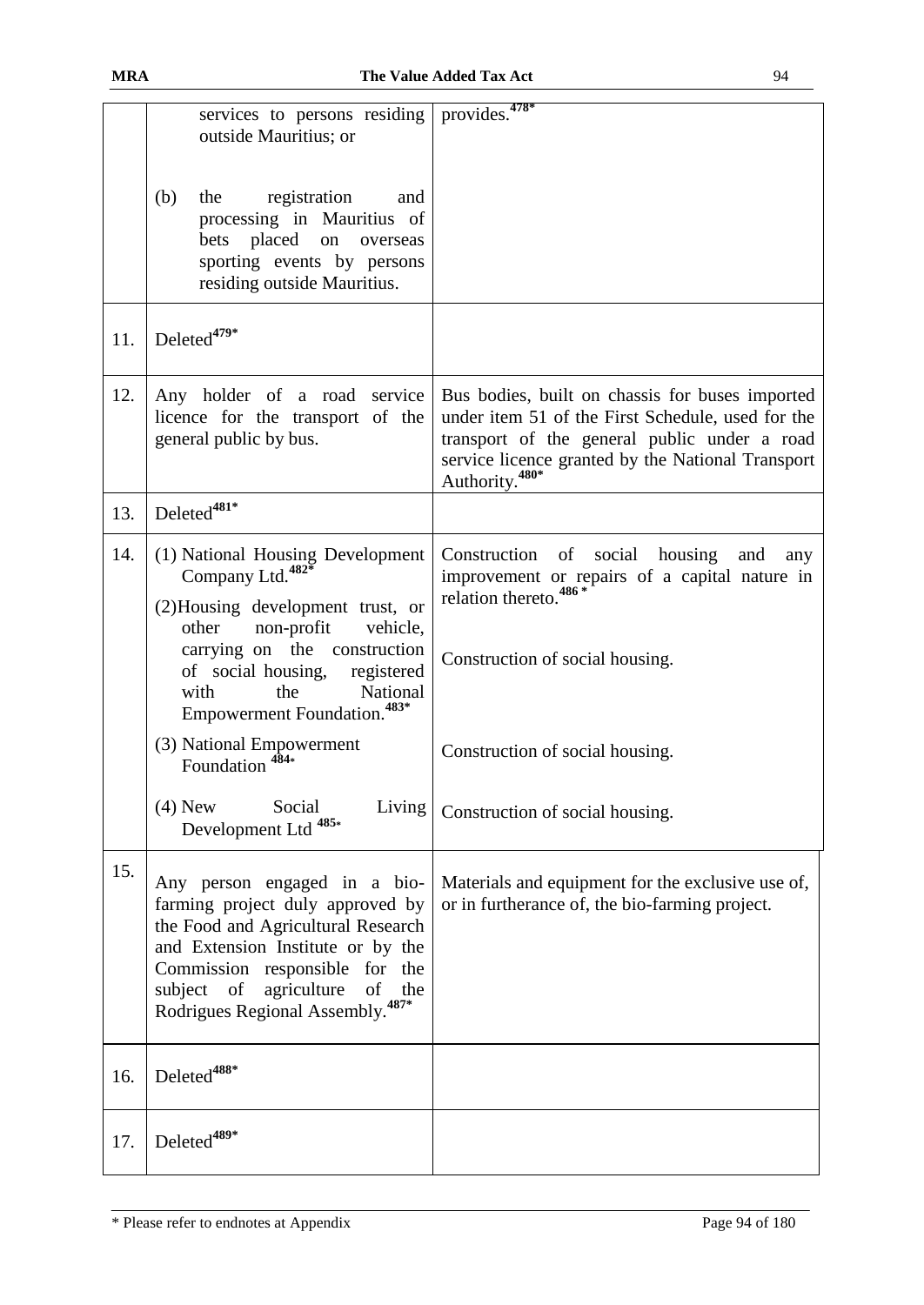| | | |
|---|---|---|
| | services to persons residing outside Mauritius; or<br><br>(b) the registration and processing in Mauritius of bets placed on overseas sporting events by persons residing outside Mauritius. | provides.[478*] |
| 11. | Deleted[479*] | |
| 12. | Any holder of a road service licence for the transport of the general public by bus. | Bus bodies, built on chassis for buses imported under item 51 of the First Schedule, used for the transport of the general public under a road service licence granted by the National Transport Authority.[480*] |
| 13. | Deleted[481*] | |
| 14. | (1) National Housing Development Company Ltd.[482*] | Construction of social housing and any improvement or repairs of a capital nature in relation thereto.[486 *] |
| | (2) Housing development trust, or other non-profit vehicle, carrying on the construction of social housing, registered with the National Empowerment Foundation.[483*] | Construction of social housing. |
| | (3) National Empowerment Foundation [484*] | Construction of social housing. |
| | (4) New Social Living Development Ltd [485*] | Construction of social housing. |
| 15. | Any person engaged in a bio-farming project duly approved by the Food and Agricultural Research and Extension Institute or by the Commission responsible for the subject of agriculture of the Rodrigues Regional Assembly.[487*] | Materials and equipment for the exclusive use of, or in furtherance of, the bio-farming project. |
| 16. | Deleted[488*] | |
| 17. | Deleted[489*] | |

* Please refer to endnotes at Appendix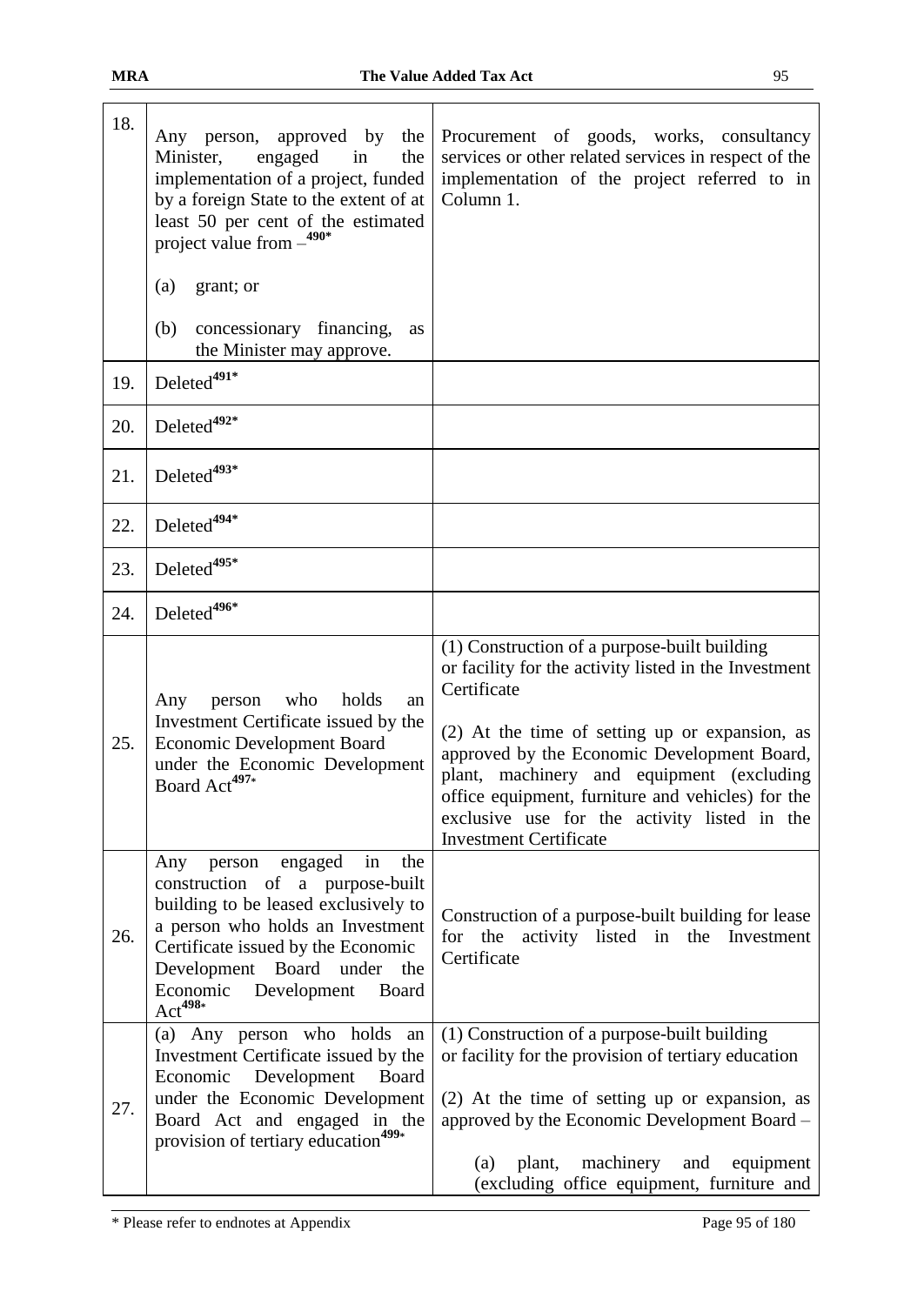| | | |
|---|---|---|
| 18. | Any person, approved by the Minister, engaged in the implementation of a project, funded by a foreign State to the extent of at least 50 per cent of the estimated project value from –[490*]<br><br>(a) grant; or<br><br>(b) concessionary financing, as the Minister may approve. | Procurement of goods, works, consultancy services or other related services in respect of the implementation of the project referred to in Column 1. |
| 19. | Deleted[491*] | |
| 20. | Deleted[492*] | |
| 21. | Deleted[493*] | |
| 22. | Deleted[494*] | |
| 23. | Deleted[495*] | |
| 24. | Deleted[496*] | |
| 25. | Any person who holds an Investment Certificate issued by the Economic Development Board under the Economic Development Board Act[497*] | (1) Construction of a purpose-built building or facility for the activity listed in the Investment Certificate<br><br>(2) At the time of setting up or expansion, as approved by the Economic Development Board, plant, machinery and equipment (excluding office equipment, furniture and vehicles) for the exclusive use for the activity listed in the Investment Certificate |
| 26. | Any person engaged in the construction of a purpose-built building to be leased exclusively to a person who holds an Investment Certificate issued by the Economic Development Board under the Economic Development Board Act[498*] | Construction of a purpose-built building for lease for the activity listed in the Investment Certificate |
| 27. | (a) Any person who holds an Investment Certificate issued by the Economic Development Board under the Economic Development Board Act and engaged in the provision of tertiary education[499*] | (1) Construction of a purpose-built building or facility for the provision of tertiary education<br><br>(2) At the time of setting up or expansion, as approved by the Economic Development Board –<br><br>(a) plant, machinery and equipment (excluding office equipment, furniture and |

\* Please refer to endnotes at Appendix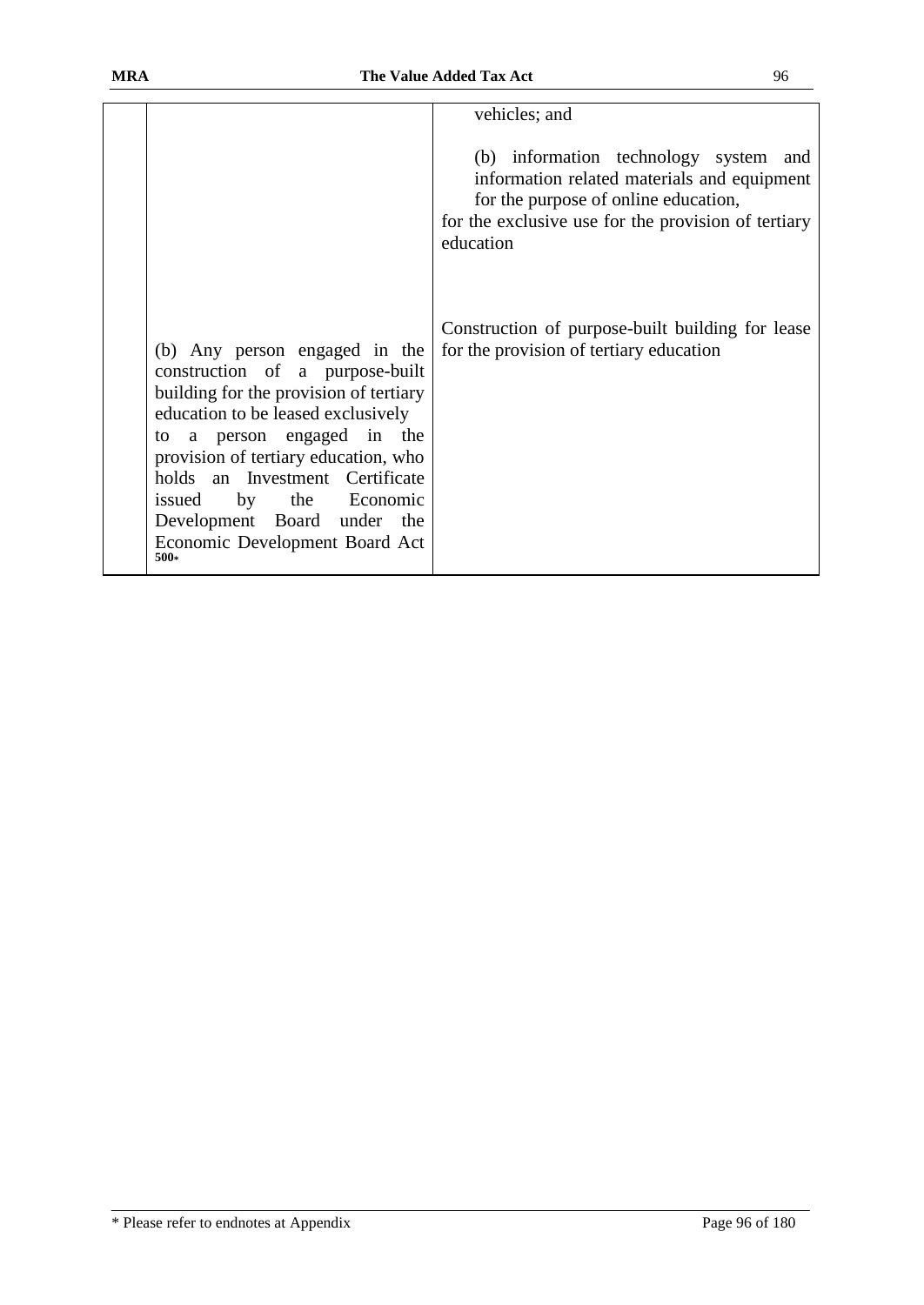| | | |
|---|---|---|
| | | vehicles; and<br><br>(b) information technology system and information related materials and equipment for the purpose of online education,<br>for the exclusive use for the provision of tertiary education |
| | (b) Any person engaged in the construction of a purpose-built building for the provision of tertiary education to be leased exclusively to a person engaged in the provision of tertiary education, who holds an Investment Certificate issued by the Economic Development Board under the Economic Development Board Act 500* | Construction of purpose-built building for lease for the provision of tertiary education |

* Please refer to endnotes at Appendix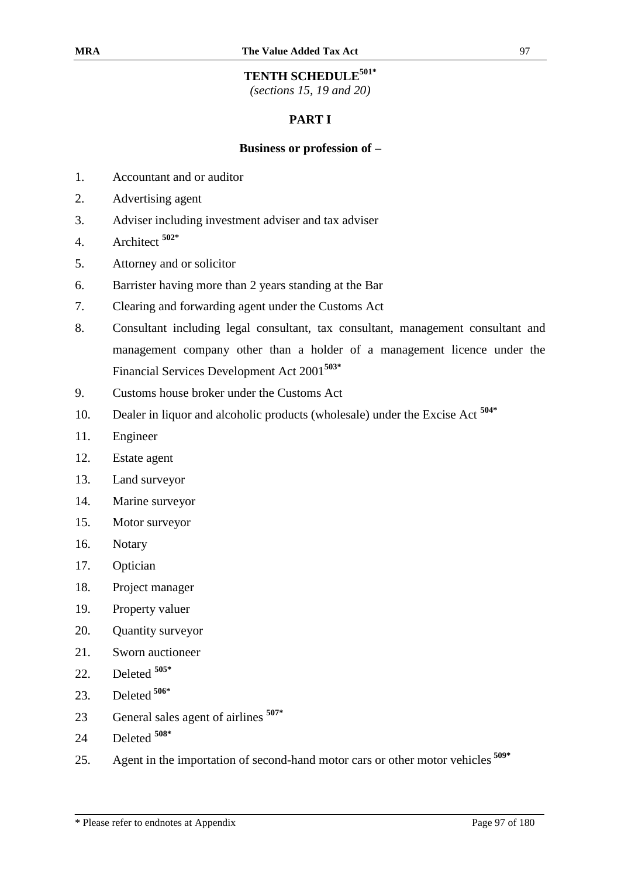## TENTH SCHEDULE[501*]

*(sections 15, 19 and 20)*

### PART I

**Business or profession of –**

1. Accountant and or auditor
2. Advertising agent
3. Adviser including investment adviser and tax adviser
4. Architect [502*]
5. Attorney and or solicitor
6. Barrister having more than 2 years standing at the Bar
7. Clearing and forwarding agent under the Customs Act
8. Consultant including legal consultant, tax consultant, management consultant and management company other than a holder of a management licence under the Financial Services Development Act 2001[503*]
9. Customs house broker under the Customs Act
10. Dealer in liquor and alcoholic products (wholesale) under the Excise Act [504*]
11. Engineer
12. Estate agent
13. Land surveyor
14. Marine surveyor
15. Motor surveyor
16. Notary
17. Optician
18. Project manager
19. Property valuer
20. Quantity surveyor
21. Sworn auctioneer
22. Deleted [505*]
23. Deleted [506*]

23 General sales agent of airlines [507*]

24 Deleted [508*]

25. Agent in the importation of second-hand motor cars or other motor vehicles [509*]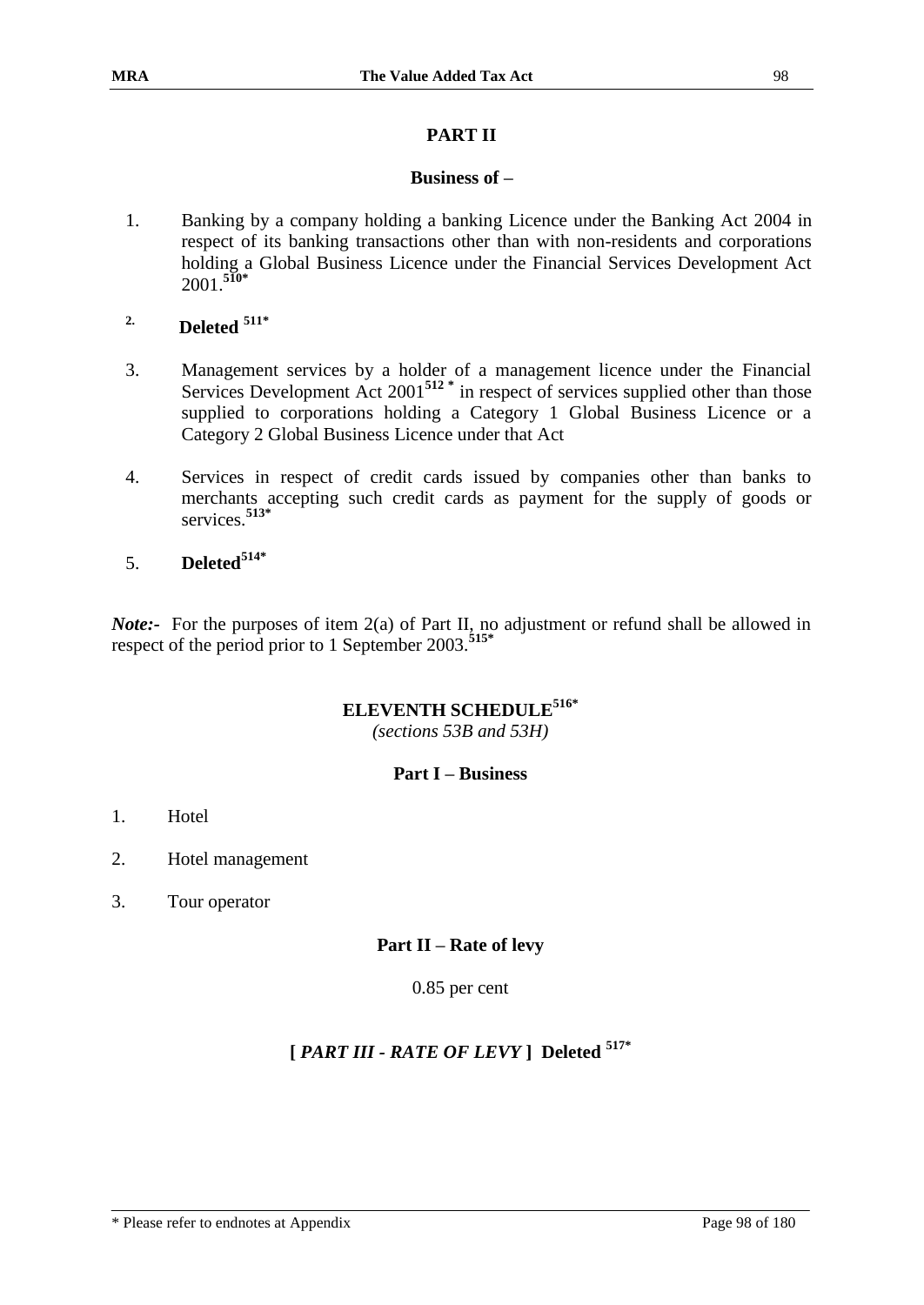## PART II

### Business of –

1. Banking by a company holding a banking Licence under the Banking Act 2004 in respect of its banking transactions other than with non-residents and corporations holding a Global Business Licence under the Financial Services Development Act 2001.[510*]

2. **Deleted** [511*]

3. Management services by a holder of a management licence under the Financial Services Development Act 2001[512 *] in respect of services supplied other than those supplied to corporations holding a Category 1 Global Business Licence or a Category 2 Global Business Licence under that Act

4. Services in respect of credit cards issued by companies other than banks to merchants accepting such credit cards as payment for the supply of goods or services.[513*]

5. **Deleted**[514*]

***Note:-*** For the purposes of item 2(a) of Part II, no adjustment or refund shall be allowed in respect of the period prior to 1 September 2003.[515*]

## ELEVENTH SCHEDULE[516*]

*(sections 53B and 53H)*

### Part I – Business

1. Hotel
2. Hotel management
3. Tour operator

### Part II – Rate of levy

0.85 per cent

### [ *PART III - RATE OF LEVY* ] Deleted [517*]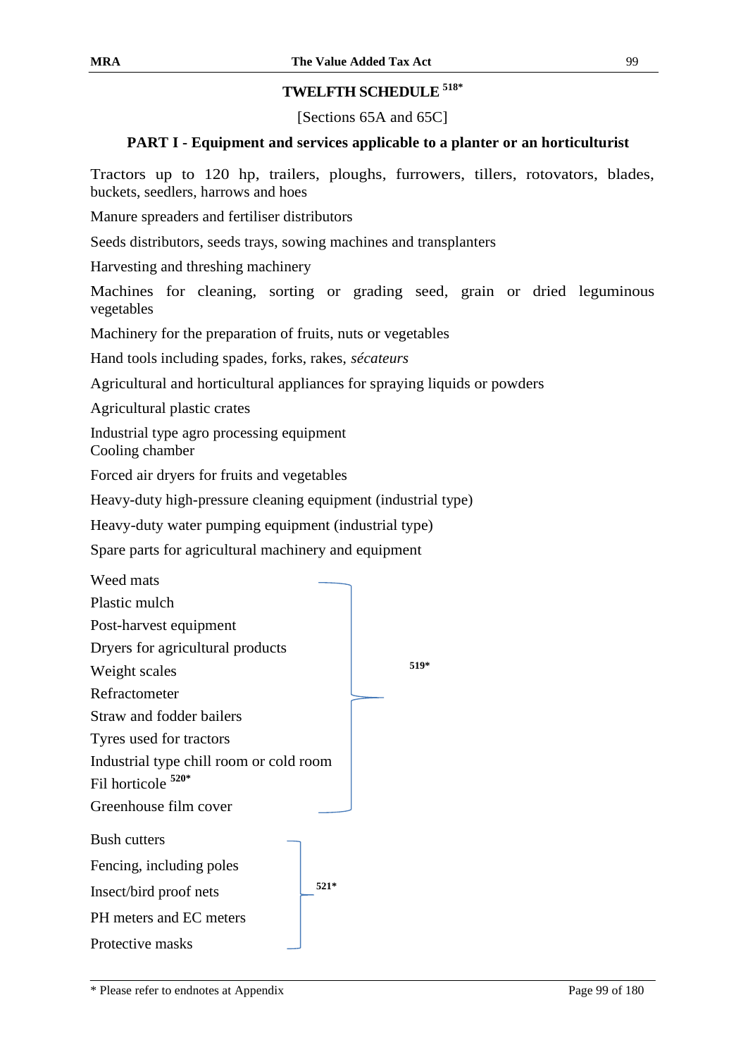## TWELFTH SCHEDULE [518*]

[Sections 65A and 65C]

### PART I - Equipment and services applicable to a planter or an horticulturist

Tractors up to 120 hp, trailers, ploughs, furrowers, tillers, rotovators, blades, buckets, seedlers, harrows and hoes

Manure spreaders and fertiliser distributors

Seeds distributors, seeds trays, sowing machines and transplanters

Harvesting and threshing machinery

Machines for cleaning, sorting or grading seed, grain or dried leguminous vegetables

Machinery for the preparation of fruits, nuts or vegetables

Hand tools including spades, forks, rakes, *sécateurs*

Agricultural and horticultural appliances for spraying liquids or powders

Agricultural plastic crates

Industrial type agro processing equipment
Cooling chamber

Forced air dryers for fruits and vegetables

Heavy-duty high-pressure cleaning equipment (industrial type)

Heavy-duty water pumping equipment (industrial type)

Spare parts for agricultural machinery and equipment

Weed mats
Plastic mulch
Post-harvest equipment
Dryers for agricultural products
Weight scales
Refractometer
Straw and fodder bailers
Tyres used for tractors
Industrial type chill room or cold room
Fil horticole [520*]
Greenhouse film cover

[519*]

Bush cutters
Fencing, including poles
Insect/bird proof nets
PH meters and EC meters
Protective masks

[521*]

* Please refer to endnotes at Appendix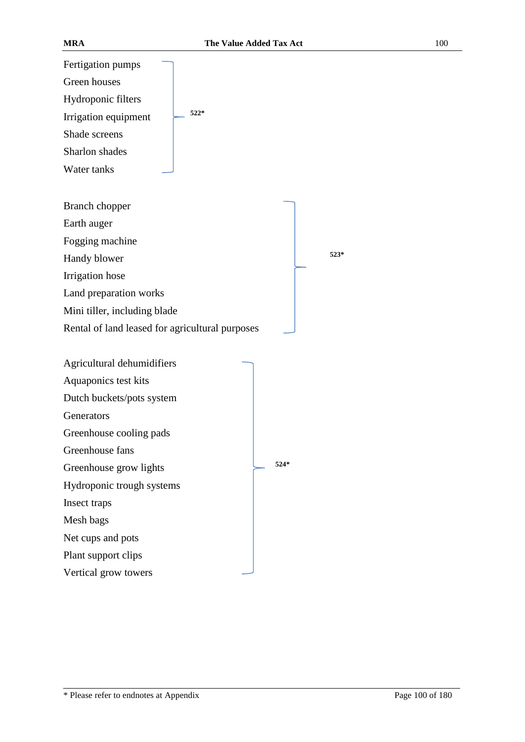Fertigation pumps
Green houses
Hydroponic filters
Irrigation equipment
Shade screens
Sharlon shades
Water tanks

522*

Branch chopper
Earth auger
Fogging machine
Handy blower
Irrigation hose
Land preparation works
Mini tiller, including blade
Rental of land leased for agricultural purposes

523*

Agricultural dehumidifiers
Aquaponics test kits
Dutch buckets/pots system
Generators
Greenhouse cooling pads
Greenhouse fans
Greenhouse grow lights
Hydroponic trough systems
Insect traps
Mesh bags
Net cups and pots
Plant support clips
Vertical grow towers

524*

* Please refer to endnotes at Appendix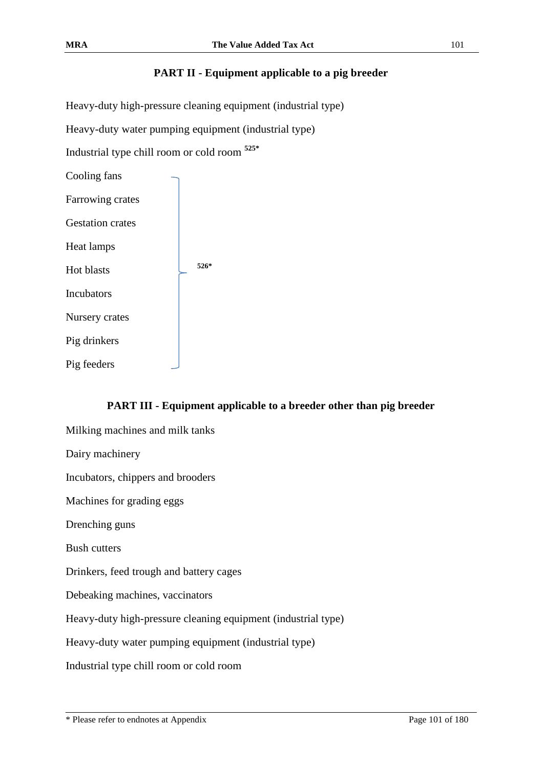## PART II - Equipment applicable to a pig breeder

Heavy-duty high-pressure cleaning equipment (industrial type)

Heavy-duty water pumping equipment (industrial type)

Industrial type chill room or cold room [525*]

Cooling fans

Farrowing crates

Gestation crates

Heat lamps

Hot blasts

Incubators

Nursery crates

Pig drinkers

Pig feeders

[526*]

## PART III - Equipment applicable to a breeder other than pig breeder

Milking machines and milk tanks

Dairy machinery

Incubators, chippers and brooders

Machines for grading eggs

Drenching guns

Bush cutters

Drinkers, feed trough and battery cages

Debeaking machines, vaccinators

Heavy-duty high-pressure cleaning equipment (industrial type)

Heavy-duty water pumping equipment (industrial type)

Industrial type chill room or cold room

* Please refer to endnotes at Appendix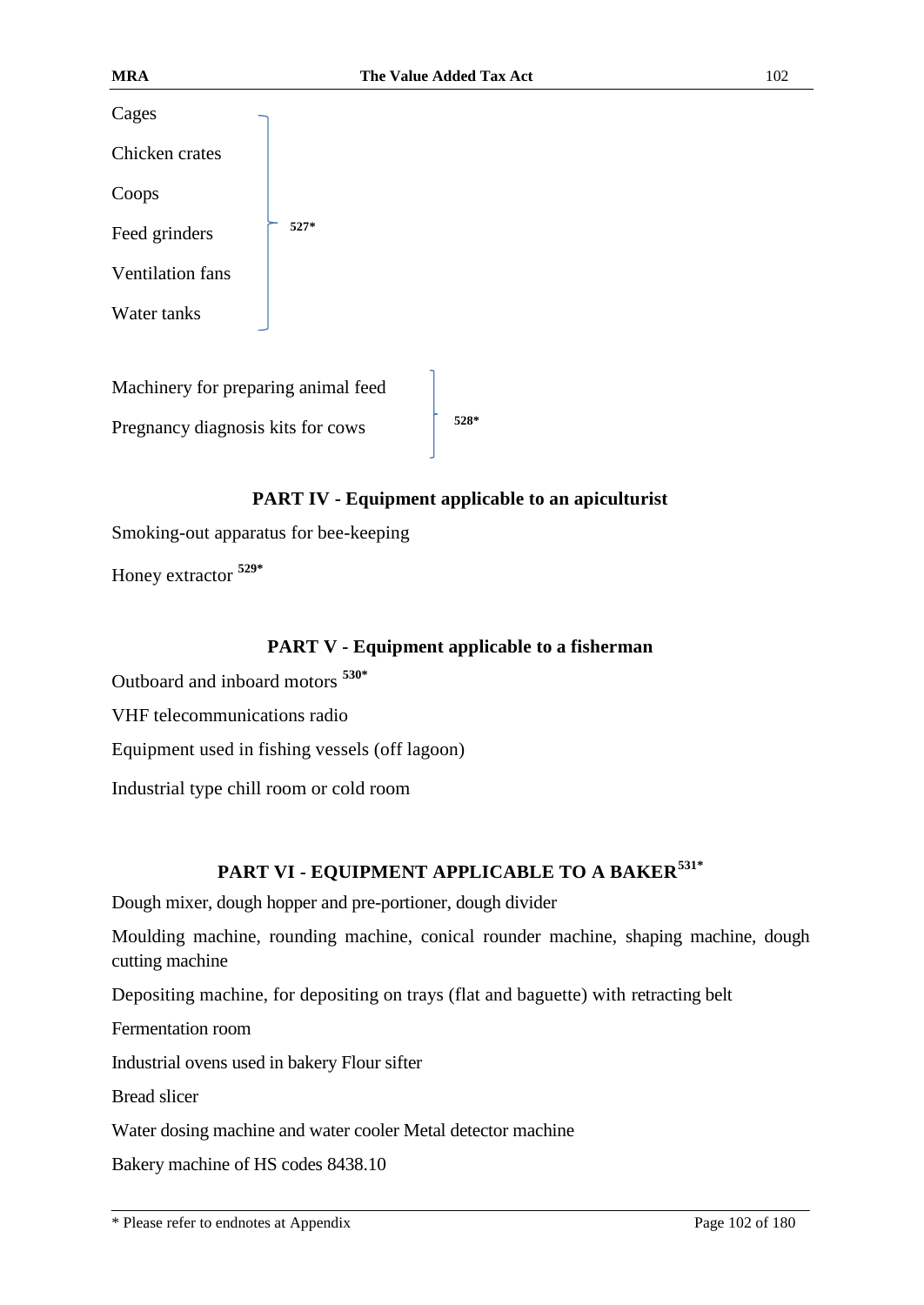Cages

Chicken crates

Coops

Feed grinders

Ventilation fans

Water tanks

[527*]

Machinery for preparing animal feed

Pregnancy diagnosis kits for cows

[528*]

## PART IV - Equipment applicable to an apiculturist

Smoking-out apparatus for bee-keeping

Honey extractor [529*]

## PART V - Equipment applicable to a fisherman

Outboard and inboard motors [530*]

VHF telecommunications radio

Equipment used in fishing vessels (off lagoon)

Industrial type chill room or cold room

## PART VI - EQUIPMENT APPLICABLE TO A BAKER[531*]

Dough mixer, dough hopper and pre-portioner, dough divider

Moulding machine, rounding machine, conical rounder machine, shaping machine, dough cutting machine

Depositing machine, for depositing on trays (flat and baguette) with retracting belt

Fermentation room

Industrial ovens used in bakery Flour sifter

Bread slicer

Water dosing machine and water cooler Metal detector machine

Bakery machine of HS codes 8438.10

* Please refer to endnotes at Appendix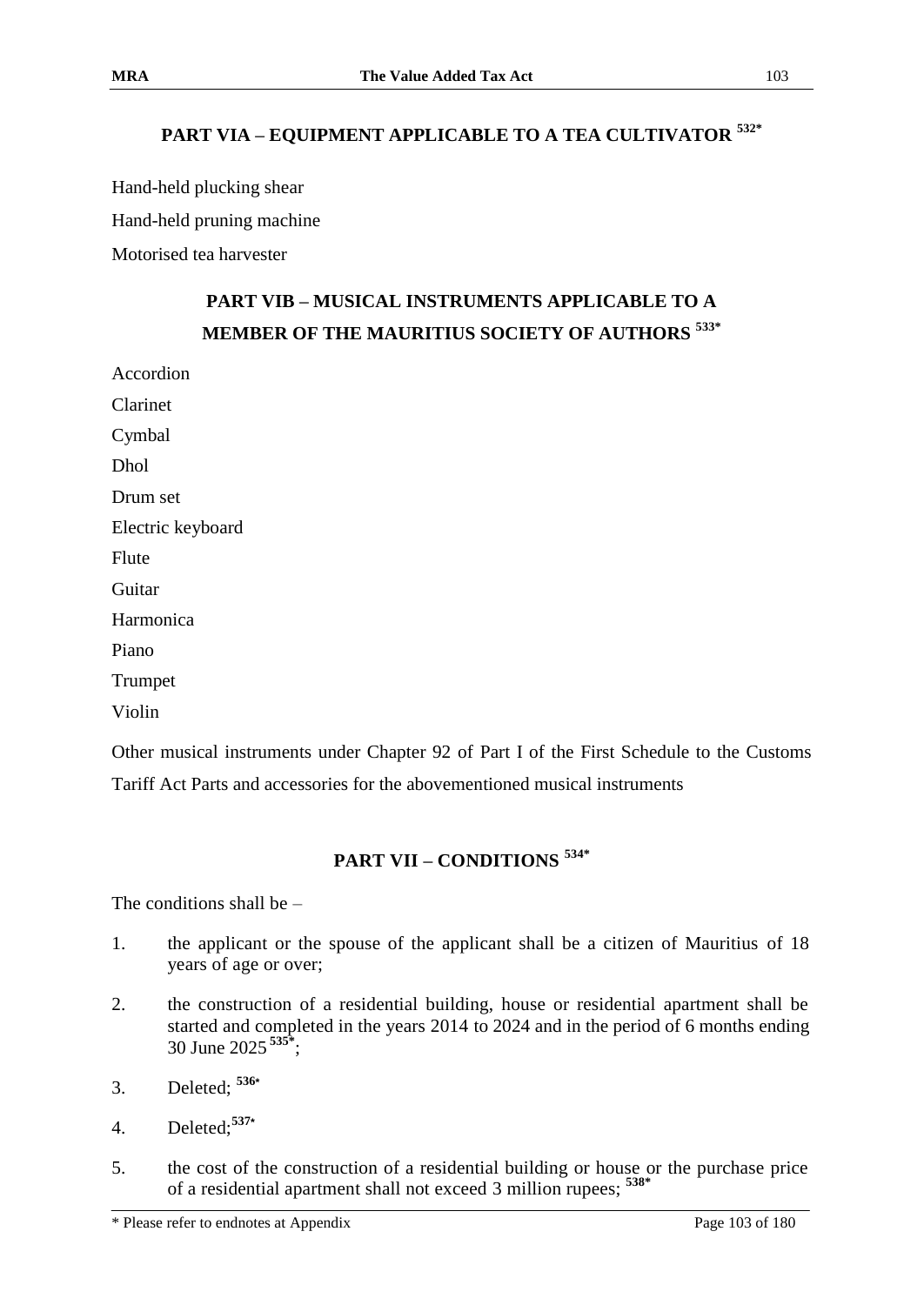## PART VIA – EQUIPMENT APPLICABLE TO A TEA CULTIVATOR [532*]

Hand-held plucking shear

Hand-held pruning machine

Motorised tea harvester

## PART VIB – MUSICAL INSTRUMENTS APPLICABLE TO A MEMBER OF THE MAURITIUS SOCIETY OF AUTHORS [533*]

Accordion

Clarinet

Cymbal

Dhol

Drum set

Electric keyboard

Flute

Guitar

Harmonica

Piano

Trumpet

Violin

Other musical instruments under Chapter 92 of Part I of the First Schedule to the Customs Tariff Act Parts and accessories for the abovementioned musical instruments

## PART VII – CONDITIONS [534*]

The conditions shall be –

1. the applicant or the spouse of the applicant shall be a citizen of Mauritius of 18 years of age or over;
2. the construction of a residential building, house or residential apartment shall be started and completed in the years 2014 to 2024 and in the period of 6 months ending 30 June 2025 [535*];
3. Deleted; [536*]
4. Deleted; [537*]
5. the cost of the construction of a residential building or house or the purchase price of a residential apartment shall not exceed 3 million rupees; [538*]

* Please refer to endnotes at Appendix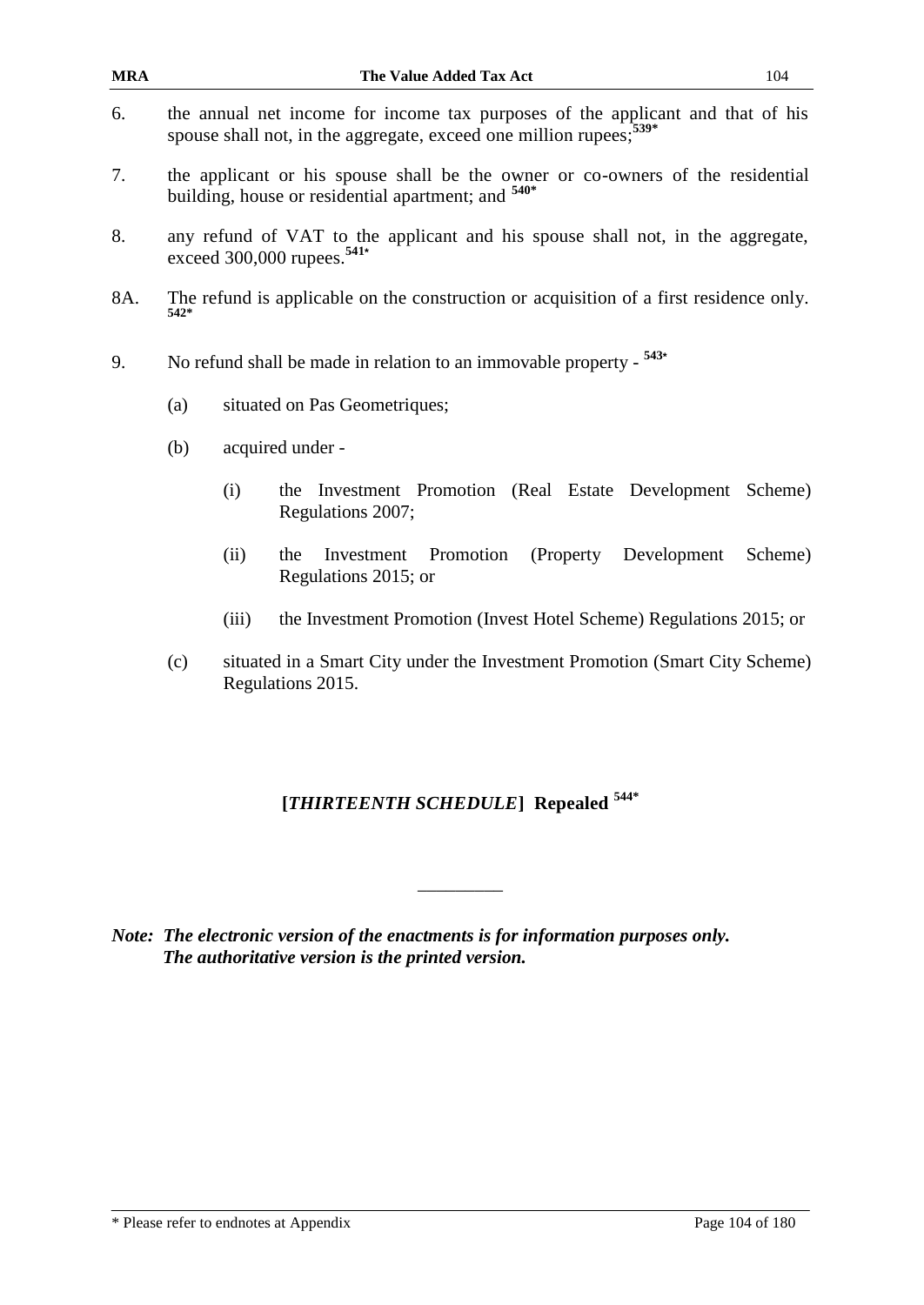6. the annual net income for income tax purposes of the applicant and that of his spouse shall not, in the aggregate, exceed one million rupees;[539*]

7. the applicant or his spouse shall be the owner or co-owners of the residential building, house or residential apartment; and [540*]

8. any refund of VAT to the applicant and his spouse shall not, in the aggregate, exceed 300,000 rupees.[541*]

8A. The refund is applicable on the construction or acquisition of a first residence only. [542*]

9. No refund shall be made in relation to an immovable property - [543*]

   (a) situated on Pas Geometriques;

   (b) acquired under -

      (i) the Investment Promotion (Real Estate Development Scheme) Regulations 2007;

      (ii) the Investment Promotion (Property Development Scheme) Regulations 2015; or

      (iii) the Investment Promotion (Invest Hotel Scheme) Regulations 2015; or

   (c) situated in a Smart City under the Investment Promotion (Smart City Scheme) Regulations 2015.

**[*THIRTEENTH SCHEDULE*] Repealed [544*]**

---

***Note: The electronic version of the enactments is for information purposes only. The authoritative version is the printed version.***

\* Please refer to endnotes at Appendix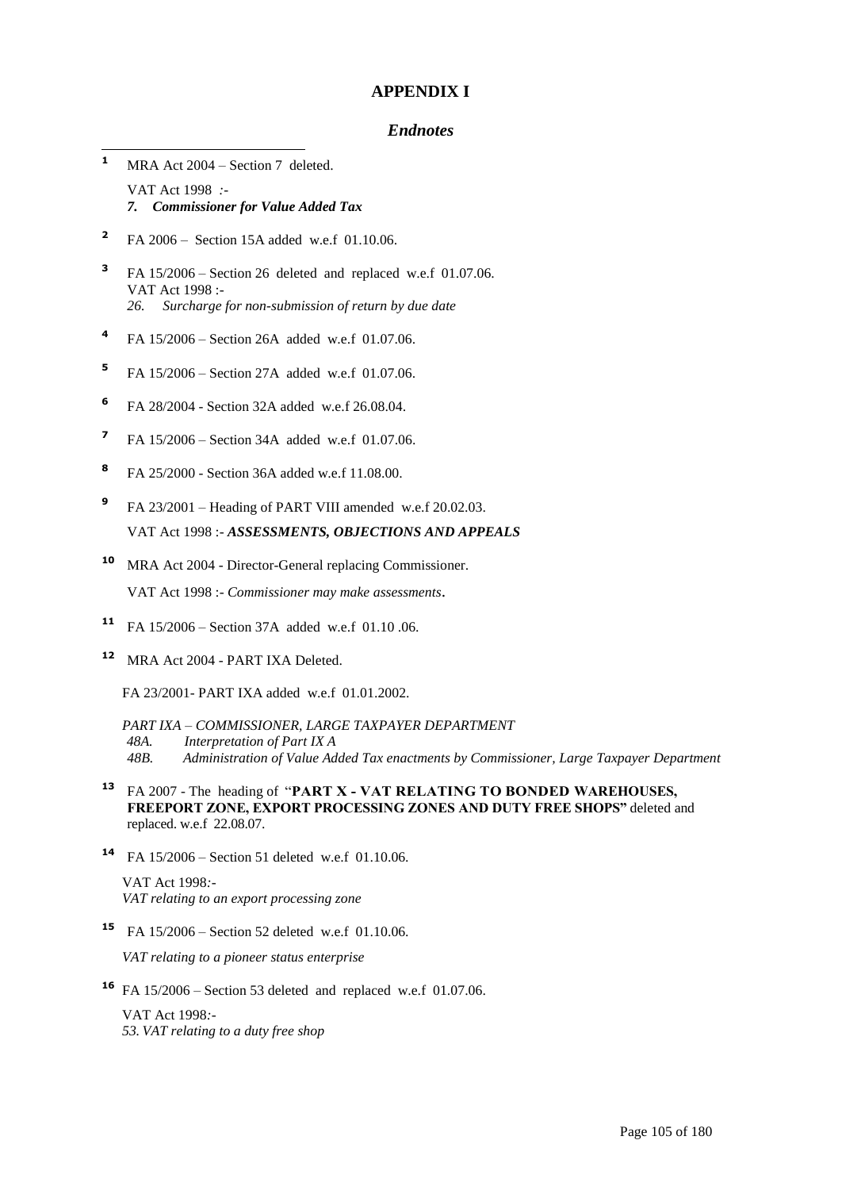# APPENDIX I

## *Endnotes*

[1] MRA Act 2004 – Section 7 deleted.

VAT Act 1998 :-
***7. Commissioner for Value Added Tax***

[2] FA 2006 – Section 15A added w.e.f 01.10.06.

[3] FA 15/2006 – Section 26 deleted and replaced w.e.f 01.07.06.
VAT Act 1998 :-
*26. Surcharge for non-submission of return by due date*

[4] FA 15/2006 – Section 26A added w.e.f 01.07.06.

[5] FA 15/2006 – Section 27A added w.e.f 01.07.06.

[6] FA 28/2004 - Section 32A added w.e.f 26.08.04.

[7] FA 15/2006 – Section 34A added w.e.f 01.07.06.

[8] FA 25/2000 - Section 36A added w.e.f 11.08.00.

[9] FA 23/2001 – Heading of PART VIII amended w.e.f 20.02.03.

VAT Act 1998 :- ***ASSESSMENTS, OBJECTIONS AND APPEALS***

[10] MRA Act 2004 - Director-General replacing Commissioner.

VAT Act 1998 :- *Commissioner may make assessments*.

[11] FA 15/2006 – Section 37A added w.e.f 01.10 .06.

[12] MRA Act 2004 - PART IXA Deleted.

FA 23/2001- PART IXA added w.e.f 01.01.2002.

*PART IXA – COMMISSIONER, LARGE TAXPAYER DEPARTMENT*
*48A. Interpretation of Part IX A*
*48B. Administration of Value Added Tax enactments by Commissioner, Large Taxpayer Department*

[13] FA 2007 - The heading of "**PART X - VAT RELATING TO BONDED WAREHOUSES, FREEPORT ZONE, EXPORT PROCESSING ZONES AND DUTY FREE SHOPS"** deleted and replaced. w.e.f 22.08.07.

[14] FA 15/2006 – Section 51 deleted w.e.f 01.10.06.

VAT Act 1998:-
*VAT relating to an export processing zone*

[15] FA 15/2006 – Section 52 deleted w.e.f 01.10.06.

*VAT relating to a pioneer status enterprise*

[16] FA 15/2006 – Section 53 deleted and replaced w.e.f 01.07.06.

VAT Act 1998:-
*53. VAT relating to a duty free shop*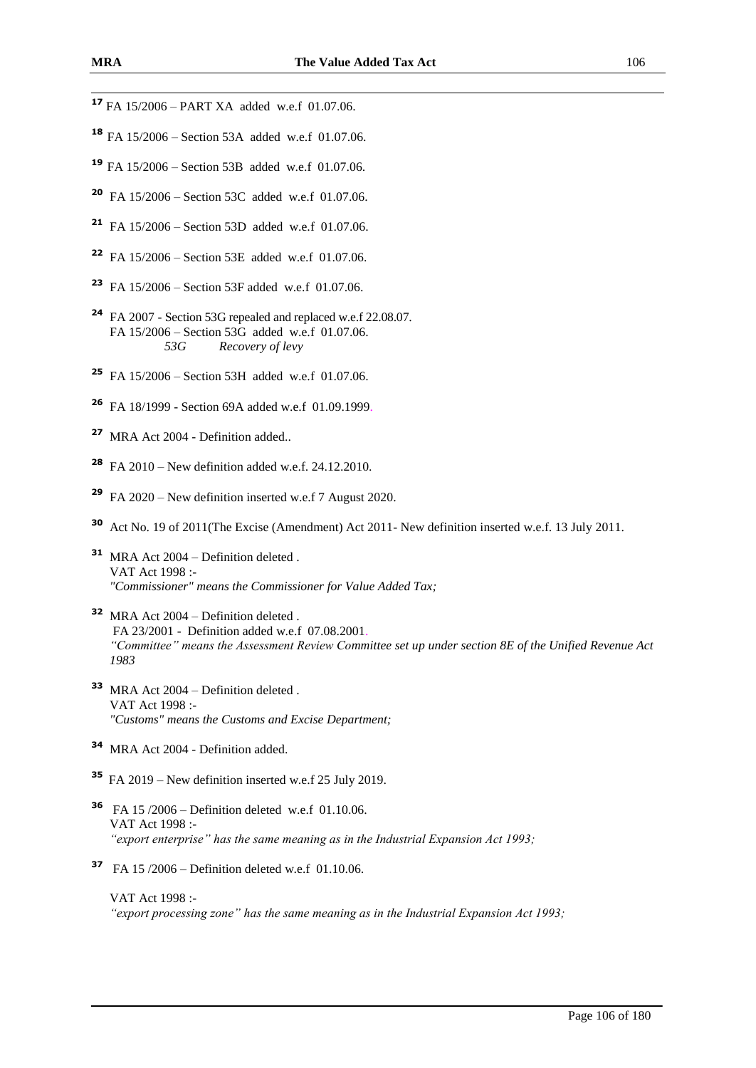[17] FA 15/2006 – PART XA added w.e.f 01.07.06.

[18] FA 15/2006 – Section 53A added w.e.f 01.07.06.

[19] FA 15/2006 – Section 53B added w.e.f 01.07.06.

[20] FA 15/2006 – Section 53C added w.e.f 01.07.06.

[21] FA 15/2006 – Section 53D added w.e.f 01.07.06.

[22] FA 15/2006 – Section 53E added w.e.f 01.07.06.

[23] FA 15/2006 – Section 53F added w.e.f 01.07.06.

[24] FA 2007 - Section 53G repealed and replaced w.e.f 22.08.07.
FA 15/2006 – Section 53G added w.e.f 01.07.06.
*53G Recovery of levy*

[25] FA 15/2006 – Section 53H added w.e.f 01.07.06.

[26] FA 18/1999 - Section 69A added w.e.f 01.09.1999.

[27] MRA Act 2004 - Definition added..

[28] FA 2010 – New definition added w.e.f. 24.12.2010.

[29] FA 2020 – New definition inserted w.e.f 7 August 2020.

[30] Act No. 19 of 2011(The Excise (Amendment) Act 2011- New definition inserted w.e.f. 13 July 2011.

[31] MRA Act 2004 – Definition deleted .
VAT Act 1998 :-
*"Commissioner" means the Commissioner for Value Added Tax;*

[32] MRA Act 2004 – Definition deleted .
FA 23/2001 - Definition added w.e.f 07.08.2001.
*"Committee" means the Assessment Review Committee set up under section 8E of the Unified Revenue Act 1983*

[33] MRA Act 2004 – Definition deleted .
VAT Act 1998 :-
*"Customs" means the Customs and Excise Department;*

[34] MRA Act 2004 - Definition added.

[35] FA 2019 – New definition inserted w.e.f 25 July 2019.

[36] FA 15 /2006 – Definition deleted w.e.f 01.10.06.
VAT Act 1998 :-
*"export enterprise" has the same meaning as in the Industrial Expansion Act 1993;*

[37] FA 15 /2006 – Definition deleted w.e.f 01.10.06.

VAT Act 1998 :-
*"export processing zone" has the same meaning as in the Industrial Expansion Act 1993;*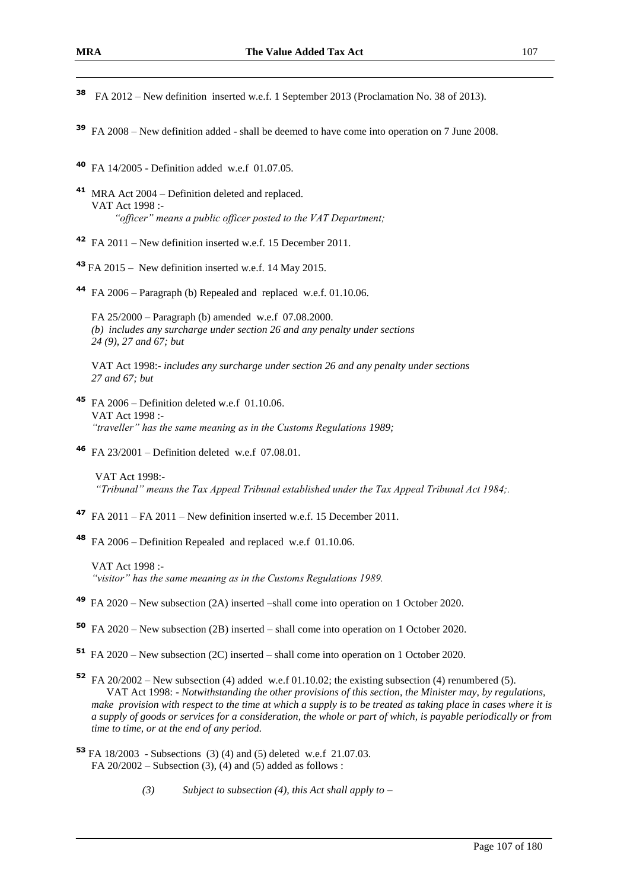[38] FA 2012 – New definition inserted w.e.f. 1 September 2013 (Proclamation No. 38 of 2013).

[39] FA 2008 – New definition added - shall be deemed to have come into operation on 7 June 2008.

[40] FA 14/2005 - Definition added w.e.f 01.07.05.

[41] MRA Act 2004 – Definition deleted and replaced.
VAT Act 1998 :-
*"officer" means a public officer posted to the VAT Department;*

[42] FA 2011 – New definition inserted w.e.f. 15 December 2011.

[43] FA 2015 – New definition inserted w.e.f. 14 May 2015.

[44] FA 2006 – Paragraph (b) Repealed and replaced w.e.f. 01.10.06.

FA 25/2000 – Paragraph (b) amended w.e.f 07.08.2000.
*(b) includes any surcharge under section 26 and any penalty under sections 24 (9), 27 and 67; but*

VAT Act 1998:- *includes any surcharge under section 26 and any penalty under sections 27 and 67; but*

[45] FA 2006 – Definition deleted w.e.f 01.10.06.
VAT Act 1998 :-
*"traveller" has the same meaning as in the Customs Regulations 1989;*

[46] FA 23/2001 – Definition deleted w.e.f 07.08.01.

VAT Act 1998:-
*"Tribunal" means the Tax Appeal Tribunal established under the Tax Appeal Tribunal Act 1984;.*

[47] FA 2011 – FA 2011 – New definition inserted w.e.f. 15 December 2011.

[48] FA 2006 – Definition Repealed and replaced w.e.f 01.10.06.

VAT Act 1998 :-
*"visitor" has the same meaning as in the Customs Regulations 1989.*

[49] FA 2020 – New subsection (2A) inserted –shall come into operation on 1 October 2020.

[50] FA 2020 – New subsection (2B) inserted – shall come into operation on 1 October 2020.

[51] FA 2020 – New subsection (2C) inserted – shall come into operation on 1 October 2020.

[52] FA 20/2002 – New subsection (4) added w.e.f 01.10.02; the existing subsection (4) renumbered (5).
VAT Act 1998: - *Notwithstanding the other provisions of this section, the Minister may, by regulations, make provision with respect to the time at which a supply is to be treated as taking place in cases where it is a supply of goods or services for a consideration, the whole or part of which, is payable periodically or from time to time, or at the end of any period.*

[53] FA 18/2003 - Subsections (3) (4) and (5) deleted w.e.f 21.07.03.
FA 20/2002 – Subsection (3), (4) and (5) added as follows :

*(3) Subject to subsection (4), this Act shall apply to –*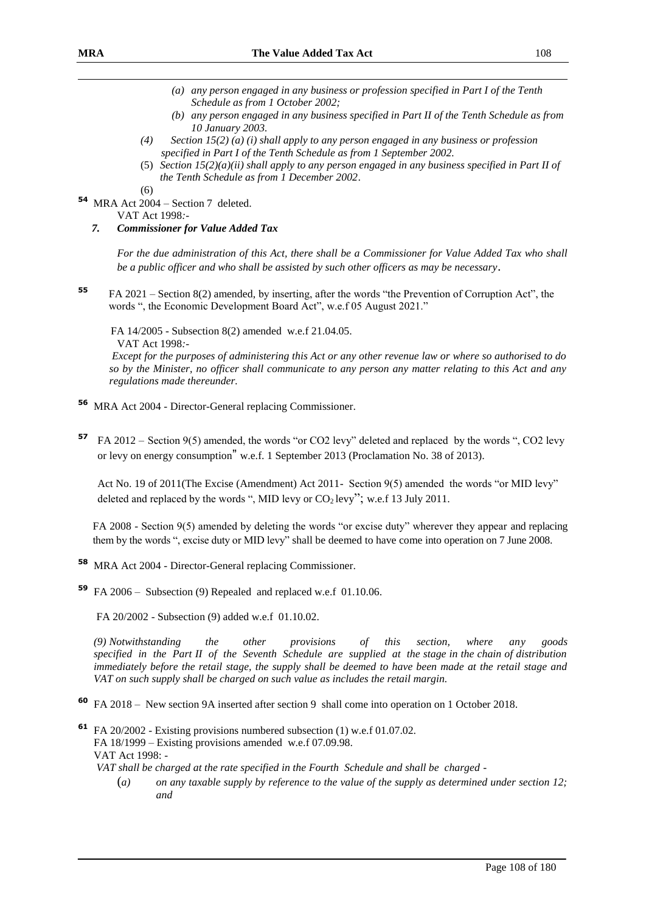*(a) any person engaged in any business or profession specified in Part I of the Tenth Schedule as from 1 October 2002;*

*(b) any person engaged in any business specified in Part II of the Tenth Schedule as from 10 January 2003.*

*(4) Section 15(2) (a) (i) shall apply to any person engaged in any business or profession specified in Part I of the Tenth Schedule as from 1 September 2002.*

(5) *Section 15(2)(a)(ii) shall apply to any person engaged in any business specified in Part II of the Tenth Schedule as from 1 December 2002*.

(6)

**54** MRA Act 2004 – Section 7 deleted.

VAT Act 1998:-

***7. Commissioner for Value Added Tax***

*For the due administration of this Act, there shall be a Commissioner for Value Added Tax who shall be a public officer and who shall be assisted by such other officers as may be necessary*.

**55** FA 2021 – Section 8(2) amended, by inserting, after the words "the Prevention of Corruption Act", the words ", the Economic Development Board Act", w.e.f 05 August 2021."

FA 14/2005 - Subsection 8(2) amended w.e.f 21.04.05.

VAT Act 1998:-

*Except for the purposes of administering this Act or any other revenue law or where so authorised to do so by the Minister, no officer shall communicate to any person any matter relating to this Act and any regulations made thereunder.*

**56** MRA Act 2004 - Director-General replacing Commissioner.

**57** FA 2012 – Section 9(5) amended, the words "or CO2 levy" deleted and replaced by the words ", CO2 levy or levy on energy consumption" w.e.f. 1 September 2013 (Proclamation No. 38 of 2013).

Act No. 19 of 2011(The Excise (Amendment) Act 2011- Section 9(5) amended the words "or MID levy" deleted and replaced by the words ", MID levy or $CO_2$ levy"; w.e.f 13 July 2011.

FA 2008 - Section 9(5) amended by deleting the words "or excise duty" wherever they appear and replacing them by the words ", excise duty or MID levy" shall be deemed to have come into operation on 7 June 2008.

**58** MRA Act 2004 - Director-General replacing Commissioner.

**59** FA 2006 – Subsection (9) Repealed and replaced w.e.f 01.10.06.

FA 20/2002 - Subsection (9) added w.e.f 01.10.02.

*(9) Notwithstanding the other provisions of this section, where any goods specified in the Part II of the Seventh Schedule are supplied at the stage in the chain of distribution immediately before the retail stage, the supply shall be deemed to have been made at the retail stage and VAT on such supply shall be charged on such value as includes the retail margin.*

**60** FA 2018 – New section 9A inserted after section 9 shall come into operation on 1 October 2018.

**61** FA 20/2002 - Existing provisions numbered subsection (1) w.e.f 01.07.02.

FA 18/1999 – Existing provisions amended w.e.f 07.09.98.

VAT Act 1998: -

*VAT shall be charged at the rate specified in the Fourth Schedule and shall be charged -*

(*a*) *on any taxable supply by reference to the value of the supply as determined under section 12; and*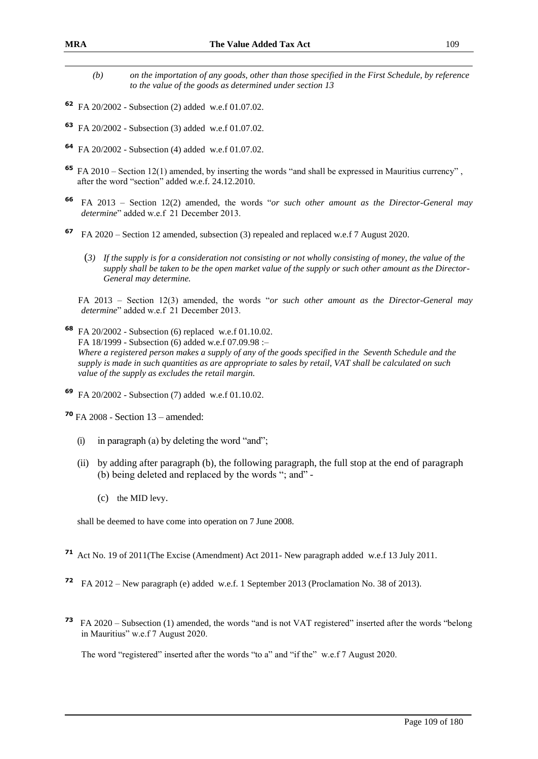*(b) on the importation of any goods, other than those specified in the First Schedule, by reference to the value of the goods as determined under section 13*

[62] FA 20/2002 - Subsection (2) added w.e.f 01.07.02.

[63] FA 20/2002 - Subsection (3) added w.e.f 01.07.02.

[64] FA 20/2002 - Subsection (4) added w.e.f 01.07.02.

[65] FA 2010 – Section 12(1) amended, by inserting the words "and shall be expressed in Mauritius currency" , after the word "section" added w.e.f. 24.12.2010.

[66] FA 2013 – Section 12(2) amended, the words "*or such other amount as the Director-General may determine*" added w.e.f 21 December 2013.

[67] FA 2020 – Section 12 amended, subsection (3) repealed and replaced w.e.f 7 August 2020.

(*3) If the supply is for a consideration not consisting or not wholly consisting of money, the value of the supply shall be taken to be the open market value of the supply or such other amount as the Director-General may determine.*

FA 2013 – Section 12(3) amended, the words "*or such other amount as the Director-General may determine*" added w.e.f 21 December 2013.

[68] FA 20/2002 - Subsection (6) replaced w.e.f 01.10.02.
FA 18/1999 - Subsection (6) added w.e.f 07.09.98 :–
*Where a registered person makes a supply of any of the goods specified in the Seventh Schedule and the supply is made in such quantities as are appropriate to sales by retail, VAT shall be calculated on such value of the supply as excludes the retail margin.*

[69] FA 20/2002 - Subsection (7) added w.e.f 01.10.02.

[70] FA 2008 - Section 13 – amended:

(i) in paragraph (a) by deleting the word "and";

(ii) by adding after paragraph (b), the following paragraph, the full stop at the end of paragraph (b) being deleted and replaced by the words "; and" -

(c) the MID levy.

shall be deemed to have come into operation on 7 June 2008.

[71] Act No. 19 of 2011(The Excise (Amendment) Act 2011- New paragraph added w.e.f 13 July 2011.

[72] FA 2012 – New paragraph (e) added w.e.f. 1 September 2013 (Proclamation No. 38 of 2013).

[73] FA 2020 – Subsection (1) amended, the words "and is not VAT registered" inserted after the words "belong in Mauritius" w.e.f 7 August 2020.

The word "registered" inserted after the words "to a" and "if the" w.e.f 7 August 2020.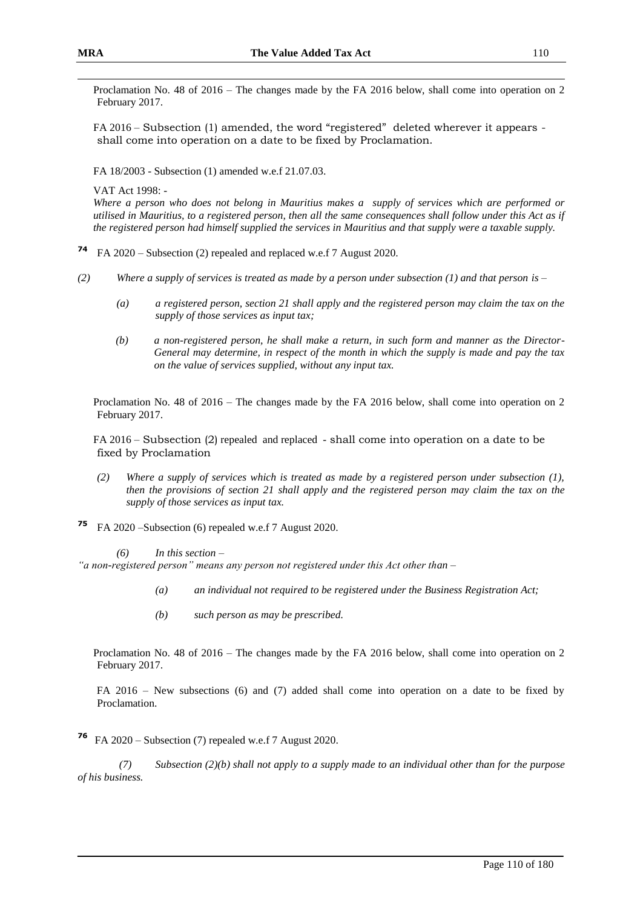Proclamation No. 48 of 2016 – The changes made by the FA 2016 below, shall come into operation on 2 February 2017.

FA 2016 – Subsection (1) amended, the word "registered" deleted wherever it appears - shall come into operation on a date to be fixed by Proclamation.

FA 18/2003 - Subsection (1) amended w.e.f 21.07.03.

VAT Act 1998: -

*Where a person who does not belong in Mauritius makes a supply of services which are performed or utilised in Mauritius, to a registered person, then all the same consequences shall follow under this Act as if the registered person had himself supplied the services in Mauritius and that supply were a taxable supply.*

[74] FA 2020 – Subsection (2) repealed and replaced w.e.f 7 August 2020.

*(2) Where a supply of services is treated as made by a person under subsection (1) and that person is –*

*(a) a registered person, section 21 shall apply and the registered person may claim the tax on the supply of those services as input tax;*

*(b) a non-registered person, he shall make a return, in such form and manner as the Director-General may determine, in respect of the month in which the supply is made and pay the tax on the value of services supplied, without any input tax.*

Proclamation No. 48 of 2016 – The changes made by the FA 2016 below, shall come into operation on 2 February 2017.

FA 2016 – Subsection (2) repealed and replaced - shall come into operation on a date to be fixed by Proclamation

*(2) Where a supply of services which is treated as made by a registered person under subsection (1), then the provisions of section 21 shall apply and the registered person may claim the tax on the supply of those services as input tax.*

[75] FA 2020 –Subsection (6) repealed w.e.f 7 August 2020.

*(6) In this section –*

*"a non-registered person" means any person not registered under this Act other than –*

*(a) an individual not required to be registered under the Business Registration Act;*

*(b) such person as may be prescribed.*

Proclamation No. 48 of 2016 – The changes made by the FA 2016 below, shall come into operation on 2 February 2017.

FA 2016 – New subsections (6) and (7) added shall come into operation on a date to be fixed by Proclamation.

[76] FA 2020 – Subsection (7) repealed w.e.f 7 August 2020.

*(7) Subsection (2)(b) shall not apply to a supply made to an individual other than for the purpose of his business.*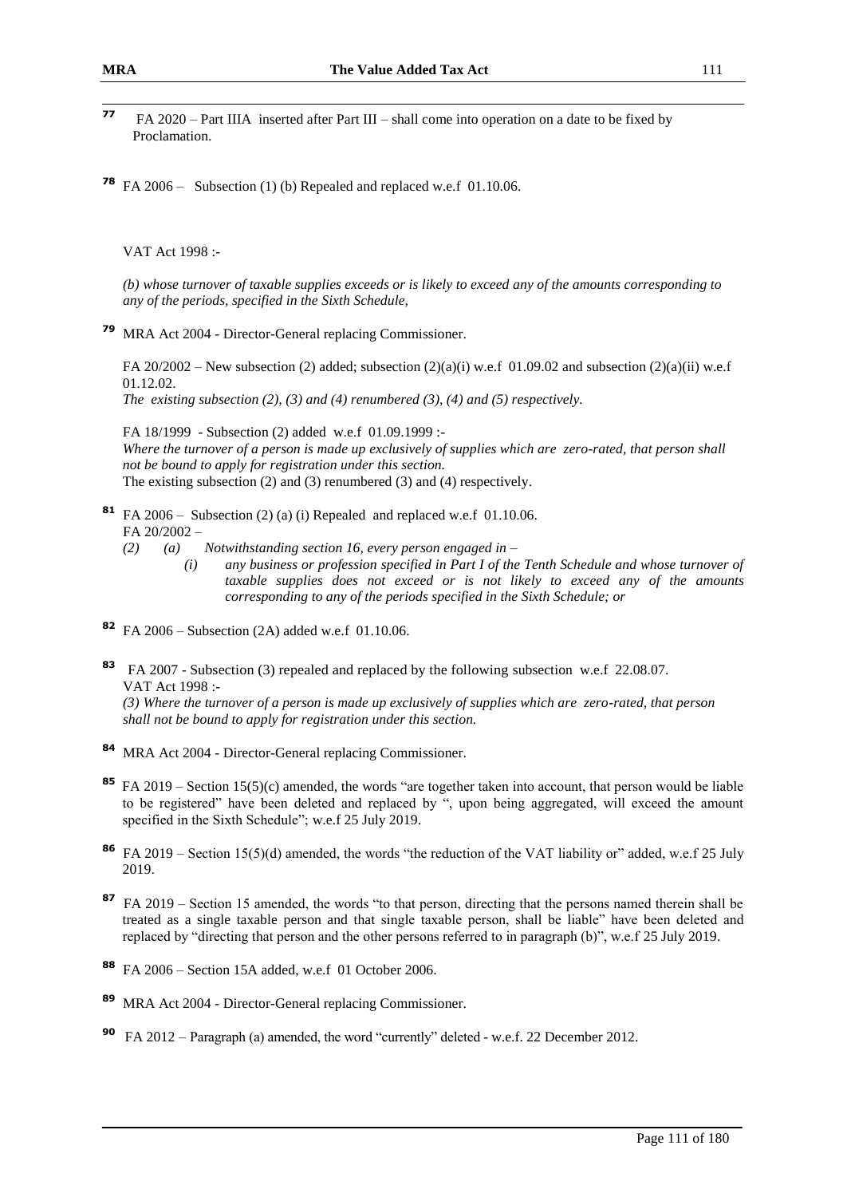[77] FA 2020 – Part IIIA inserted after Part III – shall come into operation on a date to be fixed by Proclamation.

[78] FA 2006 – Subsection (1) (b) Repealed and replaced w.e.f 01.10.06.

VAT Act 1998 :-

*(b) whose turnover of taxable supplies exceeds or is likely to exceed any of the amounts corresponding to any of the periods, specified in the Sixth Schedule,*

[79] MRA Act 2004 - Director-General replacing Commissioner.

FA 20/2002 – New subsection (2) added; subsection (2)(a)(i) w.e.f 01.09.02 and subsection (2)(a)(ii) w.e.f 01.12.02.
*The existing subsection (2), (3) and (4) renumbered (3), (4) and (5) respectively.*

FA 18/1999 - Subsection (2) added w.e.f 01.09.1999 :-
*Where the turnover of a person is made up exclusively of supplies which are zero-rated, that person shall not be bound to apply for registration under this section.*
The existing subsection (2) and (3) renumbered (3) and (4) respectively.

[81] FA 2006 – Subsection (2) (a) (i) Repealed and replaced w.e.f 01.10.06.
FA 20/2002 –

*(2) (a) Notwithstanding section 16, every person engaged in –*

*(i) any business or profession specified in Part I of the Tenth Schedule and whose turnover of taxable supplies does not exceed or is not likely to exceed any of the amounts corresponding to any of the periods specified in the Sixth Schedule; or*

[82] FA 2006 – Subsection (2A) added w.e.f 01.10.06.

[83] FA 2007 - Subsection (3) repealed and replaced by the following subsection w.e.f 22.08.07.
VAT Act 1998 :-
*(3) Where the turnover of a person is made up exclusively of supplies which are zero-rated, that person shall not be bound to apply for registration under this section.*

[84] MRA Act 2004 - Director-General replacing Commissioner.

[85] FA 2019 – Section 15(5)(c) amended, the words "are together taken into account, that person would be liable to be registered" have been deleted and replaced by ", upon being aggregated, will exceed the amount specified in the Sixth Schedule"; w.e.f 25 July 2019.

[86] FA 2019 – Section 15(5)(d) amended, the words "the reduction of the VAT liability or" added, w.e.f 25 July 2019.

[87] FA 2019 – Section 15 amended, the words "to that person, directing that the persons named therein shall be treated as a single taxable person and that single taxable person, shall be liable" have been deleted and replaced by "directing that person and the other persons referred to in paragraph (b)", w.e.f 25 July 2019.

[88] FA 2006 – Section 15A added, w.e.f 01 October 2006.

[89] MRA Act 2004 - Director-General replacing Commissioner.

[90] FA 2012 – Paragraph (a) amended, the word "currently" deleted - w.e.f. 22 December 2012.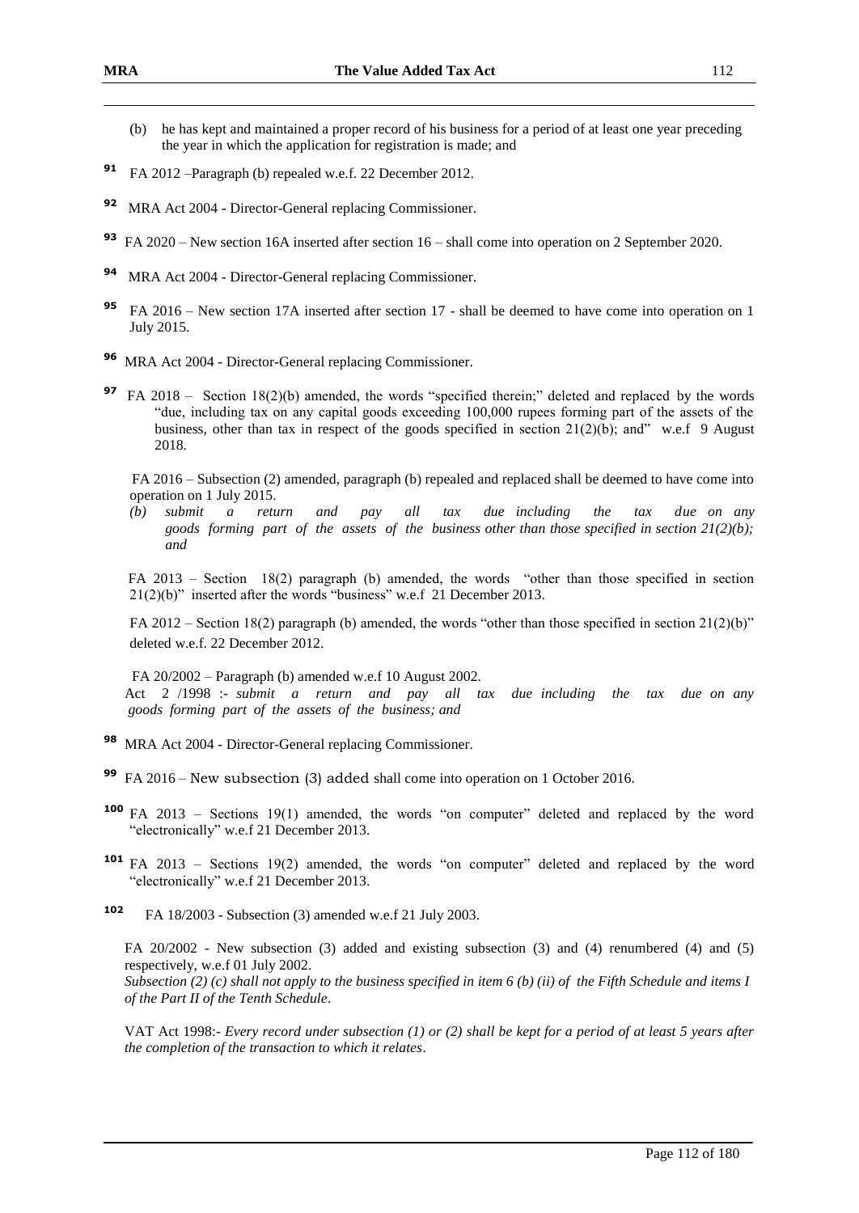(b) he has kept and maintained a proper record of his business for a period of at least one year preceding the year in which the application for registration is made; and

[91] FA 2012 –Paragraph (b) repealed w.e.f. 22 December 2012.

[92] MRA Act 2004 - Director-General replacing Commissioner.

[93] FA 2020 – New section 16A inserted after section 16 – shall come into operation on 2 September 2020.

[94] MRA Act 2004 - Director-General replacing Commissioner.

[95] FA 2016 – New section 17A inserted after section 17 - shall be deemed to have come into operation on 1 July 2015.

[96] MRA Act 2004 - Director-General replacing Commissioner.

[97] FA 2018 – Section 18(2)(b) amended, the words "specified therein;" deleted and replaced by the words "due, including tax on any capital goods exceeding 100,000 rupees forming part of the assets of the business, other than tax in respect of the goods specified in section 21(2)(b); and" w.e.f 9 August 2018.

FA 2016 – Subsection (2) amended, paragraph (b) repealed and replaced shall be deemed to have come into operation on 1 July 2015.

*(b) submit a return and pay all tax due including the tax due on any goods forming part of the assets of the business other than those specified in section 21(2)(b); and*

FA 2013 – Section 18(2) paragraph (b) amended, the words "other than those specified in section 21(2)(b)" inserted after the words "business" w.e.f 21 December 2013.

FA 2012 – Section 18(2) paragraph (b) amended, the words "other than those specified in section 21(2)(b)" deleted w.e.f. 22 December 2012.

FA 20/2002 – Paragraph (b) amended w.e.f 10 August 2002.

Act 2 /1998 :- *submit a return and pay all tax due including the tax due on any goods forming part of the assets of the business; and*

[98] MRA Act 2004 - Director-General replacing Commissioner.

[99] FA 2016 – New subsection (3) added shall come into operation on 1 October 2016.

[100] FA 2013 – Sections 19(1) amended, the words "on computer" deleted and replaced by the word "electronically" w.e.f 21 December 2013.

[101] FA 2013 – Sections 19(2) amended, the words "on computer" deleted and replaced by the word "electronically" w.e.f 21 December 2013.

[102] FA 18/2003 - Subsection (3) amended w.e.f 21 July 2003.

FA 20/2002 - New subsection (3) added and existing subsection (3) and (4) renumbered (4) and (5) respectively, w.e.f 01 July 2002.

*Subsection (2) (c) shall not apply to the business specified in item 6 (b) (ii) of the Fifth Schedule and items I of the Part II of the Tenth Schedule*.

VAT Act 1998:- *Every record under subsection (1) or (2) shall be kept for a period of at least 5 years after the completion of the transaction to which it relates*.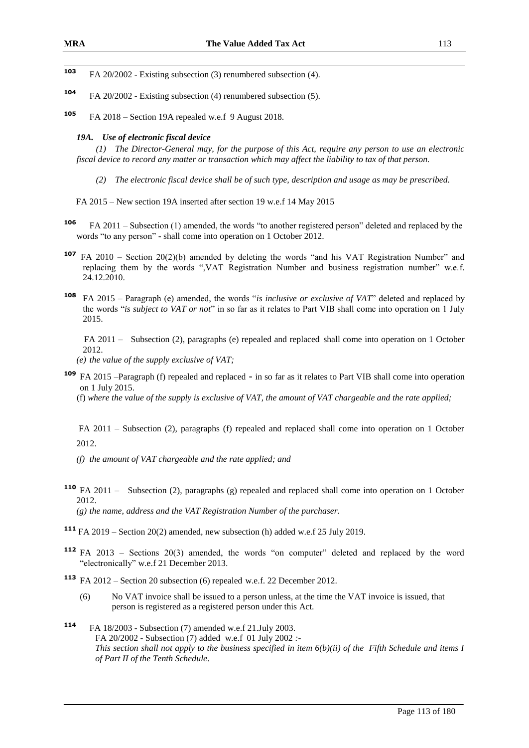[103] FA 20/2002 - Existing subsection (3) renumbered subsection (4).

[104] FA 20/2002 - Existing subsection (4) renumbered subsection (5).

[105] FA 2018 – Section 19A repealed w.e.f 9 August 2018.

*19A. Use of electronic fiscal device*

*(1) The Director-General may, for the purpose of this Act, require any person to use an electronic fiscal device to record any matter or transaction which may affect the liability to tax of that person.*

*(2) The electronic fiscal device shall be of such type, description and usage as may be prescribed.*

FA 2015 – New section 19A inserted after section 19 w.e.f 14 May 2015

[106] FA 2011 – Subsection (1) amended, the words "to another registered person" deleted and replaced by the words "to any person" - shall come into operation on 1 October 2012.

[107] FA 2010 – Section 20(2)(b) amended by deleting the words "and his VAT Registration Number" and replacing them by the words ",VAT Registration Number and business registration number" w.e.f. 24.12.2010.

[108] FA 2015 – Paragraph (e) amended, the words "*is inclusive or exclusive of VAT*" deleted and replaced by the words "*is subject to VAT or not*" in so far as it relates to Part VIB shall come into operation on 1 July 2015.

FA 2011 – Subsection (2), paragraphs (e) repealed and replaced shall come into operation on 1 October 2012.

*(e) the value of the supply exclusive of VAT;*

[109] FA 2015 –Paragraph (f) repealed and replaced - in so far as it relates to Part VIB shall come into operation on 1 July 2015.

(f) *where the value of the supply is exclusive of VAT, the amount of VAT chargeable and the rate applied;*

FA 2011 – Subsection (2), paragraphs (f) repealed and replaced shall come into operation on 1 October 2012.

*(f) the amount of VAT chargeable and the rate applied; and*

[110] FA 2011 – Subsection (2), paragraphs (g) repealed and replaced shall come into operation on 1 October 2012.

*(g) the name, address and the VAT Registration Number of the purchaser.*

[111] FA 2019 – Section 20(2) amended, new subsection (h) added w.e.f 25 July 2019.

[112] FA 2013 – Sections 20(3) amended, the words "on computer" deleted and replaced by the word "electronically" w.e.f 21 December 2013.

[113] FA 2012 – Section 20 subsection (6) repealed w.e.f. 22 December 2012.

(6) No VAT invoice shall be issued to a person unless, at the time the VAT invoice is issued, that person is registered as a registered person under this Act.

[114] FA 18/2003 - Subsection (7) amended w.e.f 21.July 2003.
FA 20/2002 - Subsection (7) added w.e.f 01 July 2002 :-
*This section shall not apply to the business specified in item 6(b)(ii) of the Fifth Schedule and items I of Part II of the Tenth Schedule*.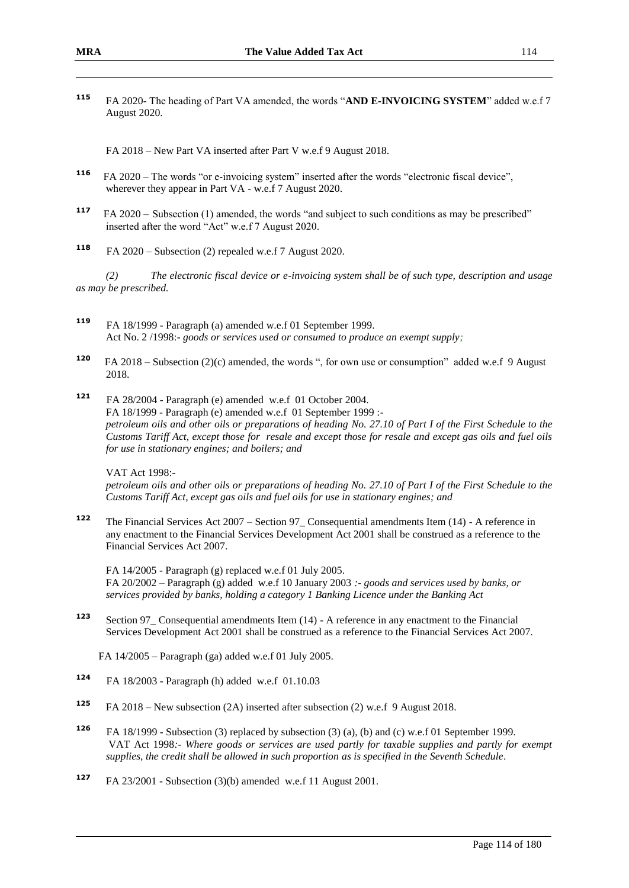[115] FA 2020- The heading of Part VA amended, the words "**AND E-INVOICING SYSTEM**" added w.e.f 7 August 2020.

FA 2018 – New Part VA inserted after Part V w.e.f 9 August 2018.

[116] FA 2020 – The words "or e-invoicing system" inserted after the words "electronic fiscal device", wherever they appear in Part VA - w.e.f 7 August 2020.

[117] FA 2020 – Subsection (1) amended, the words "and subject to such conditions as may be prescribed" inserted after the word "Act" w.e.f 7 August 2020.

[118] FA 2020 – Subsection (2) repealed w.e.f 7 August 2020.

*(2) The electronic fiscal device or e-invoicing system shall be of such type, description and usage as may be prescribed.*

[119] FA 18/1999 - Paragraph (a) amended w.e.f 01 September 1999.
Act No. 2 /1998:- *goods or services used or consumed to produce an exempt supply;*

[120] FA 2018 – Subsection (2)(c) amended, the words ", for own use or consumption" added w.e.f 9 August 2018.

[121] FA 28/2004 - Paragraph (e) amended w.e.f 01 October 2004.
FA 18/1999 - Paragraph (e) amended w.e.f 01 September 1999 :-
*petroleum oils and other oils or preparations of heading No. 27.10 of Part I of the First Schedule to the Customs Tariff Act, except those for resale and except those for resale and except gas oils and fuel oils for use in stationary engines; and boilers; and*

VAT Act 1998:-
*petroleum oils and other oils or preparations of heading No. 27.10 of Part I of the First Schedule to the Customs Tariff Act, except gas oils and fuel oils for use in stationary engines; and*

[122] The Financial Services Act 2007 – Section 97_ Consequential amendments Item (14) - A reference in any enactment to the Financial Services Development Act 2001 shall be construed as a reference to the Financial Services Act 2007.

FA 14/2005 - Paragraph (g) replaced w.e.f 01 July 2005.
FA 20/2002 – Paragraph (g) added w.e.f 10 January 2003 *:- goods and services used by banks, or services provided by banks, holding a category 1 Banking Licence under the Banking Act*

[123] Section 97_ Consequential amendments Item (14) - A reference in any enactment to the Financial Services Development Act 2001 shall be construed as a reference to the Financial Services Act 2007.

FA 14/2005 – Paragraph (ga) added w.e.f 01 July 2005.

[124] FA 18/2003 - Paragraph (h) added w.e.f 01.10.03

[125] FA 2018 – New subsection (2A) inserted after subsection (2) w.e.f 9 August 2018.

[126] FA 18/1999 - Subsection (3) replaced by subsection (3) (a), (b) and (c) w.e.f 01 September 1999.
VAT Act 1998:- *Where goods or services are used partly for taxable supplies and partly for exempt supplies, the credit shall be allowed in such proportion as is specified in the Seventh Schedule*.

[127] FA 23/2001 - Subsection (3)(b) amended w.e.f 11 August 2001.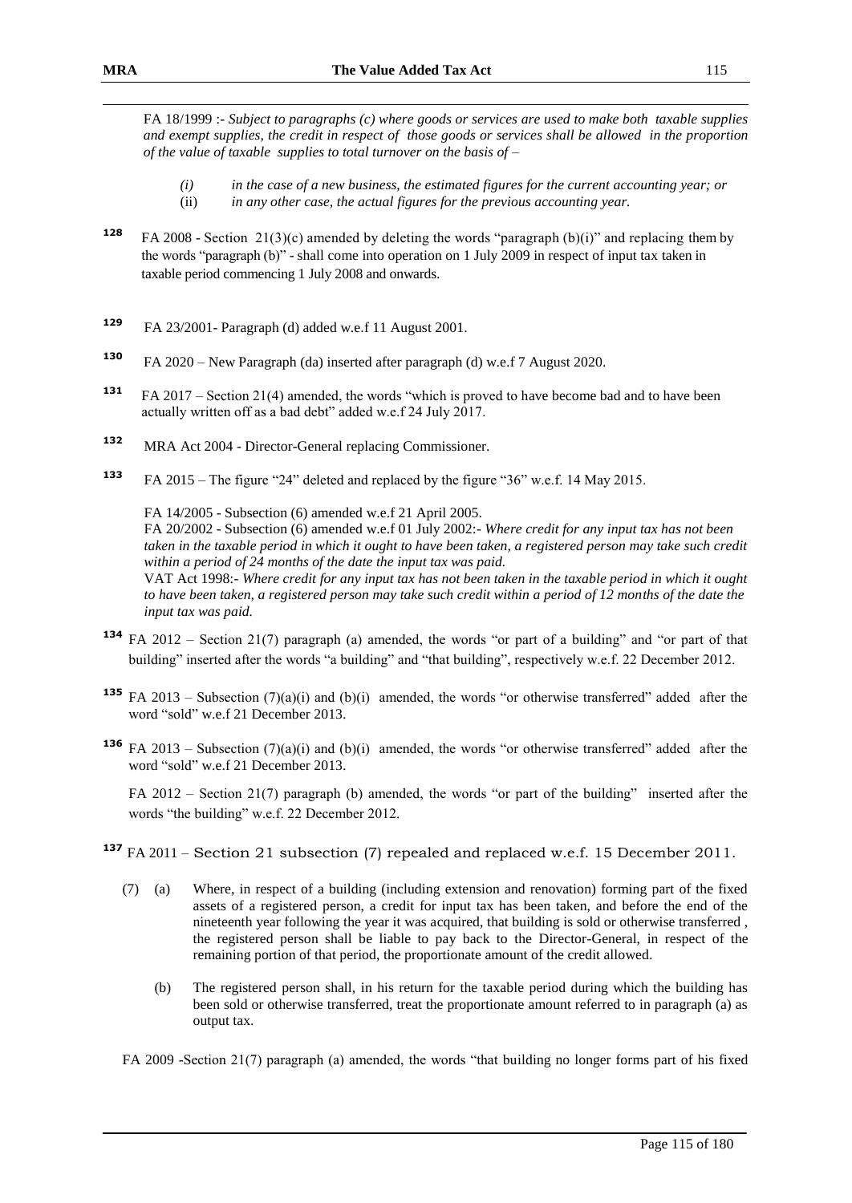FA 18/1999 :- *Subject to paragraphs (c) where goods or services are used to make both taxable supplies and exempt supplies, the credit in respect of those goods or services shall be allowed in the proportion of the value of taxable supplies to total turnover on the basis of –*

- *(i) in the case of a new business, the estimated figures for the current accounting year; or*
- (ii) *in any other case, the actual figures for the previous accounting year.*

[128] FA 2008 - Section 21(3)(c) amended by deleting the words "paragraph (b)(i)" and replacing them by the words "paragraph (b)" - shall come into operation on 1 July 2009 in respect of input tax taken in taxable period commencing 1 July 2008 and onwards.

[129] FA 23/2001- Paragraph (d) added w.e.f 11 August 2001.

[130] FA 2020 – New Paragraph (da) inserted after paragraph (d) w.e.f 7 August 2020.

[131] FA 2017 – Section 21(4) amended, the words "which is proved to have become bad and to have been actually written off as a bad debt" added w.e.f 24 July 2017.

[132] MRA Act 2004 - Director-General replacing Commissioner.

[133] FA 2015 – The figure "24" deleted and replaced by the figure "36" w.e.f. 14 May 2015.

FA 14/2005 - Subsection (6) amended w.e.f 21 April 2005.
FA 20/2002 - Subsection (6) amended w.e.f 01 July 2002:- *Where credit for any input tax has not been taken in the taxable period in which it ought to have been taken, a registered person may take such credit within a period of 24 months of the date the input tax was paid.*
VAT Act 1998:- *Where credit for any input tax has not been taken in the taxable period in which it ought to have been taken, a registered person may take such credit within a period of 12 months of the date the input tax was paid.*

[134] FA 2012 – Section 21(7) paragraph (a) amended, the words "or part of a building" and "or part of that building" inserted after the words "a building" and "that building", respectively w.e.f. 22 December 2012.

[135] FA 2013 – Subsection (7)(a)(i) and (b)(i) amended, the words "or otherwise transferred" added after the word "sold" w.e.f 21 December 2013.

[136] FA 2013 – Subsection (7)(a)(i) and (b)(i) amended, the words "or otherwise transferred" added after the word "sold" w.e.f 21 December 2013.

FA 2012 – Section 21(7) paragraph (b) amended, the words "or part of the building" inserted after the words "the building" w.e.f. 22 December 2012.

[137] FA 2011 – Section 21 subsection (7) repealed and replaced w.e.f. 15 December 2011.

(7) (a) Where, in respect of a building (including extension and renovation) forming part of the fixed assets of a registered person, a credit for input tax has been taken, and before the end of the nineteenth year following the year it was acquired, that building is sold or otherwise transferred , the registered person shall be liable to pay back to the Director-General, in respect of the remaining portion of that period, the proportionate amount of the credit allowed.

(b) The registered person shall, in his return for the taxable period during which the building has been sold or otherwise transferred, treat the proportionate amount referred to in paragraph (a) as output tax.

FA 2009 -Section 21(7) paragraph (a) amended, the words "that building no longer forms part of his fixed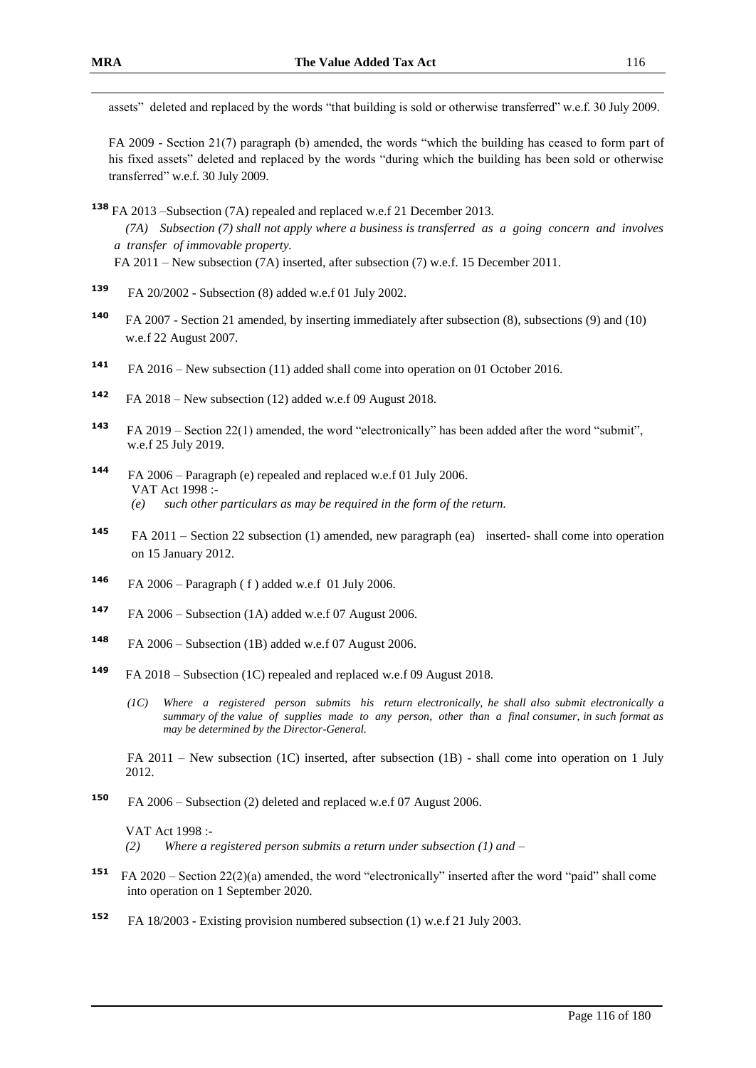assets" deleted and replaced by the words "that building is sold or otherwise transferred" w.e.f. 30 July 2009.

FA 2009 - Section 21(7) paragraph (b) amended, the words "which the building has ceased to form part of his fixed assets" deleted and replaced by the words "during which the building has been sold or otherwise transferred" w.e.f. 30 July 2009.

[138] FA 2013 –Subsection (7A) repealed and replaced w.e.f 21 December 2013.

*(7A) Subsection (7) shall not apply where a business is transferred as a going concern and involves a transfer of immovable property.*

FA 2011 – New subsection (7A) inserted, after subsection (7) w.e.f. 15 December 2011.

[139] FA 20/2002 - Subsection (8) added w.e.f 01 July 2002.

[140] FA 2007 - Section 21 amended, by inserting immediately after subsection (8), subsections (9) and (10) w.e.f 22 August 2007.

[141] FA 2016 – New subsection (11) added shall come into operation on 01 October 2016.

[142] FA 2018 – New subsection (12) added w.e.f 09 August 2018.

[143] FA 2019 – Section 22(1) amended, the word "electronically" has been added after the word "submit", w.e.f 25 July 2019.

[144] FA 2006 – Paragraph (e) repealed and replaced w.e.f 01 July 2006.

VAT Act 1998 :-

*(e) such other particulars as may be required in the form of the return.*

[145] FA 2011 – Section 22 subsection (1) amended, new paragraph (ea) inserted- shall come into operation on 15 January 2012.

[146] FA 2006 – Paragraph ( f ) added w.e.f 01 July 2006.

[147] FA 2006 – Subsection (1A) added w.e.f 07 August 2006.

[148] FA 2006 – Subsection (1B) added w.e.f 07 August 2006.

[149] FA 2018 – Subsection (1C) repealed and replaced w.e.f 09 August 2018.

*(1C) Where a registered person submits his return electronically, he shall also submit electronically a summary of the value of supplies made to any person, other than a final consumer, in such format as may be determined by the Director-General.*

FA 2011 – New subsection (1C) inserted, after subsection (1B) - shall come into operation on 1 July 2012.

[150] FA 2006 – Subsection (2) deleted and replaced w.e.f 07 August 2006.

VAT Act 1998 :-

*(2) Where a registered person submits a return under subsection (1) and –*

[151] FA 2020 – Section 22(2)(a) amended, the word "electronically" inserted after the word "paid" shall come into operation on 1 September 2020.

[152] FA 18/2003 - Existing provision numbered subsection (1) w.e.f 21 July 2003.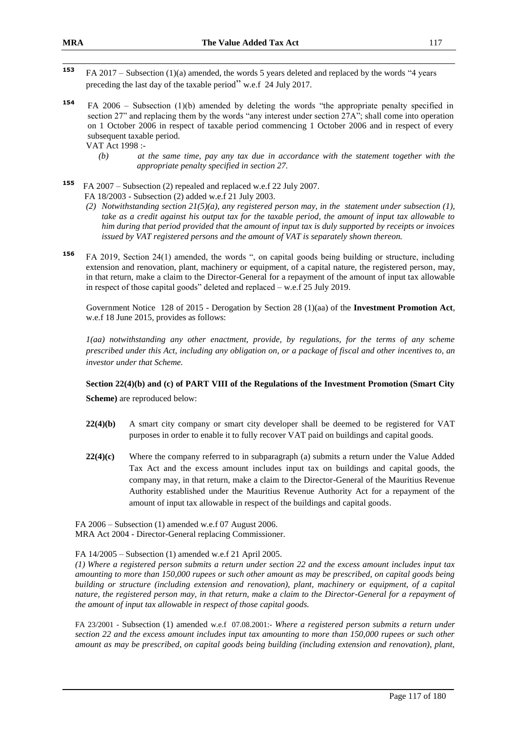[153] FA 2017 – Subsection (1)(a) amended, the words 5 years deleted and replaced by the words "4 years preceding the last day of the taxable period" w.e.f 24 July 2017.

[154] FA 2006 – Subsection (1)(b) amended by deleting the words "the appropriate penalty specified in section 27" and replacing them by the words "any interest under section 27A"; shall come into operation on 1 October 2006 in respect of taxable period commencing 1 October 2006 and in respect of every subsequent taxable period.

VAT Act 1998 :-

*(b) at the same time, pay any tax due in accordance with the statement together with the appropriate penalty specified in section 27.*

[155] FA 2007 – Subsection (2) repealed and replaced w.e.f 22 July 2007.

FA 18/2003 - Subsection (2) added w.e.f 21 July 2003.

*(2) Notwithstanding section 21(5)(a), any registered person may, in the statement under subsection (1), take as a credit against his output tax for the taxable period, the amount of input tax allowable to him during that period provided that the amount of input tax is duly supported by receipts or invoices issued by VAT registered persons and the amount of VAT is separately shown thereon.*

[156] FA 2019, Section 24(1) amended, the words ", on capital goods being building or structure, including extension and renovation, plant, machinery or equipment, of a capital nature, the registered person, may, in that return, make a claim to the Director-General for a repayment of the amount of input tax allowable in respect of those capital goods" deleted and replaced – w.e.f 25 July 2019.

Government Notice 128 of 2015 - Derogation by Section 28 (1)(aa) of the **Investment Promotion Act**, w.e.f 18 June 2015, provides as follows:

*1(aa) notwithstanding any other enactment, provide, by regulations, for the terms of any scheme prescribed under this Act, including any obligation on, or a package of fiscal and other incentives to, an investor under that Scheme.*

**Section 22(4)(b) and (c) of PART VIII of the Regulations of the Investment Promotion (Smart City Scheme)** are reproduced below:

**22(4)(b)** A smart city company or smart city developer shall be deemed to be registered for VAT purposes in order to enable it to fully recover VAT paid on buildings and capital goods.

**22(4)(c)** Where the company referred to in subparagraph (a) submits a return under the Value Added Tax Act and the excess amount includes input tax on buildings and capital goods, the company may, in that return, make a claim to the Director-General of the Mauritius Revenue Authority established under the Mauritius Revenue Authority Act for a repayment of the amount of input tax allowable in respect of the buildings and capital goods.

FA 2006 – Subsection (1) amended w.e.f 07 August 2006.

MRA Act 2004 - Director-General replacing Commissioner.

FA 14/2005 – Subsection (1) amended w.e.f 21 April 2005.

*(1) Where a registered person submits a return under section 22 and the excess amount includes input tax amounting to more than 150,000 rupees or such other amount as may be prescribed, on capital goods being building or structure (including extension and renovation), plant, machinery or equipment, of a capital nature, the registered person may, in that return, make a claim to the Director-General for a repayment of the amount of input tax allowable in respect of those capital goods.*

FA 23/2001 - Subsection (1) amended w.e.f 07.08.2001:- *Where a registered person submits a return under section 22 and the excess amount includes input tax amounting to more than 150,000 rupees or such other amount as may be prescribed, on capital goods being building (including extension and renovation), plant,*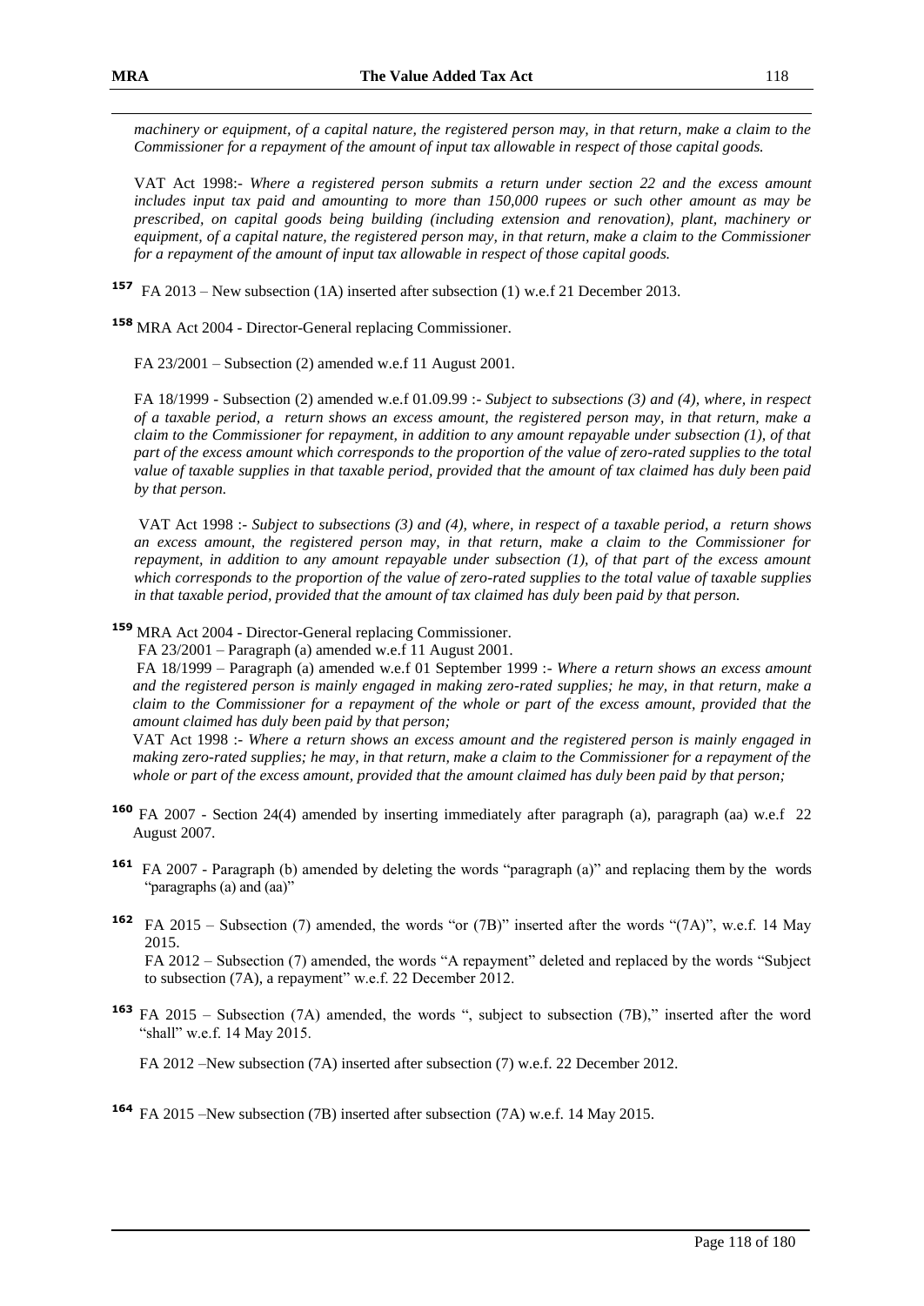*machinery or equipment, of a capital nature, the registered person may, in that return, make a claim to the Commissioner for a repayment of the amount of input tax allowable in respect of those capital goods.*

VAT Act 1998:- *Where a registered person submits a return under section 22 and the excess amount includes input tax paid and amounting to more than 150,000 rupees or such other amount as may be prescribed, on capital goods being building (including extension and renovation), plant, machinery or equipment, of a capital nature, the registered person may, in that return, make a claim to the Commissioner for a repayment of the amount of input tax allowable in respect of those capital goods.*

**157** FA 2013 – New subsection (1A) inserted after subsection (1) w.e.f 21 December 2013.

**158** MRA Act 2004 - Director-General replacing Commissioner.

FA 23/2001 – Subsection (2) amended w.e.f 11 August 2001.

FA 18/1999 - Subsection (2) amended w.e.f 01.09.99 :- *Subject to subsections (3) and (4), where, in respect of a taxable period, a return shows an excess amount, the registered person may, in that return, make a claim to the Commissioner for repayment, in addition to any amount repayable under subsection (1), of that part of the excess amount which corresponds to the proportion of the value of zero-rated supplies to the total value of taxable supplies in that taxable period, provided that the amount of tax claimed has duly been paid by that person.*

VAT Act 1998 :- *Subject to subsections (3) and (4), where, in respect of a taxable period, a return shows an excess amount, the registered person may, in that return, make a claim to the Commissioner for repayment, in addition to any amount repayable under subsection (1), of that part of the excess amount which corresponds to the proportion of the value of zero-rated supplies to the total value of taxable supplies in that taxable period, provided that the amount of tax claimed has duly been paid by that person.*

**159** MRA Act 2004 - Director-General replacing Commissioner.

FA 23/2001 – Paragraph (a) amended w.e.f 11 August 2001.

FA 18/1999 – Paragraph (a) amended w.e.f 01 September 1999 :- *Where a return shows an excess amount and the registered person is mainly engaged in making zero-rated supplies; he may, in that return, make a claim to the Commissioner for a repayment of the whole or part of the excess amount, provided that the amount claimed has duly been paid by that person;*

VAT Act 1998 :- *Where a return shows an excess amount and the registered person is mainly engaged in making zero-rated supplies; he may, in that return, make a claim to the Commissioner for a repayment of the whole or part of the excess amount, provided that the amount claimed has duly been paid by that person;*

**160** FA 2007 - Section 24(4) amended by inserting immediately after paragraph (a), paragraph (aa) w.e.f 22 August 2007.

**161** FA 2007 - Paragraph (b) amended by deleting the words "paragraph (a)" and replacing them by the words "paragraphs (a) and (aa)"

**162** FA 2015 – Subsection (7) amended, the words "or (7B)" inserted after the words "(7A)", w.e.f. 14 May 2015.

FA 2012 – Subsection (7) amended, the words "A repayment" deleted and replaced by the words "Subject to subsection (7A), a repayment" w.e.f. 22 December 2012.

**163** FA 2015 – Subsection (7A) amended, the words ", subject to subsection (7B)," inserted after the word "shall" w.e.f. 14 May 2015.

FA 2012 –New subsection (7A) inserted after subsection (7) w.e.f. 22 December 2012.

**164** FA 2015 –New subsection (7B) inserted after subsection (7A) w.e.f. 14 May 2015.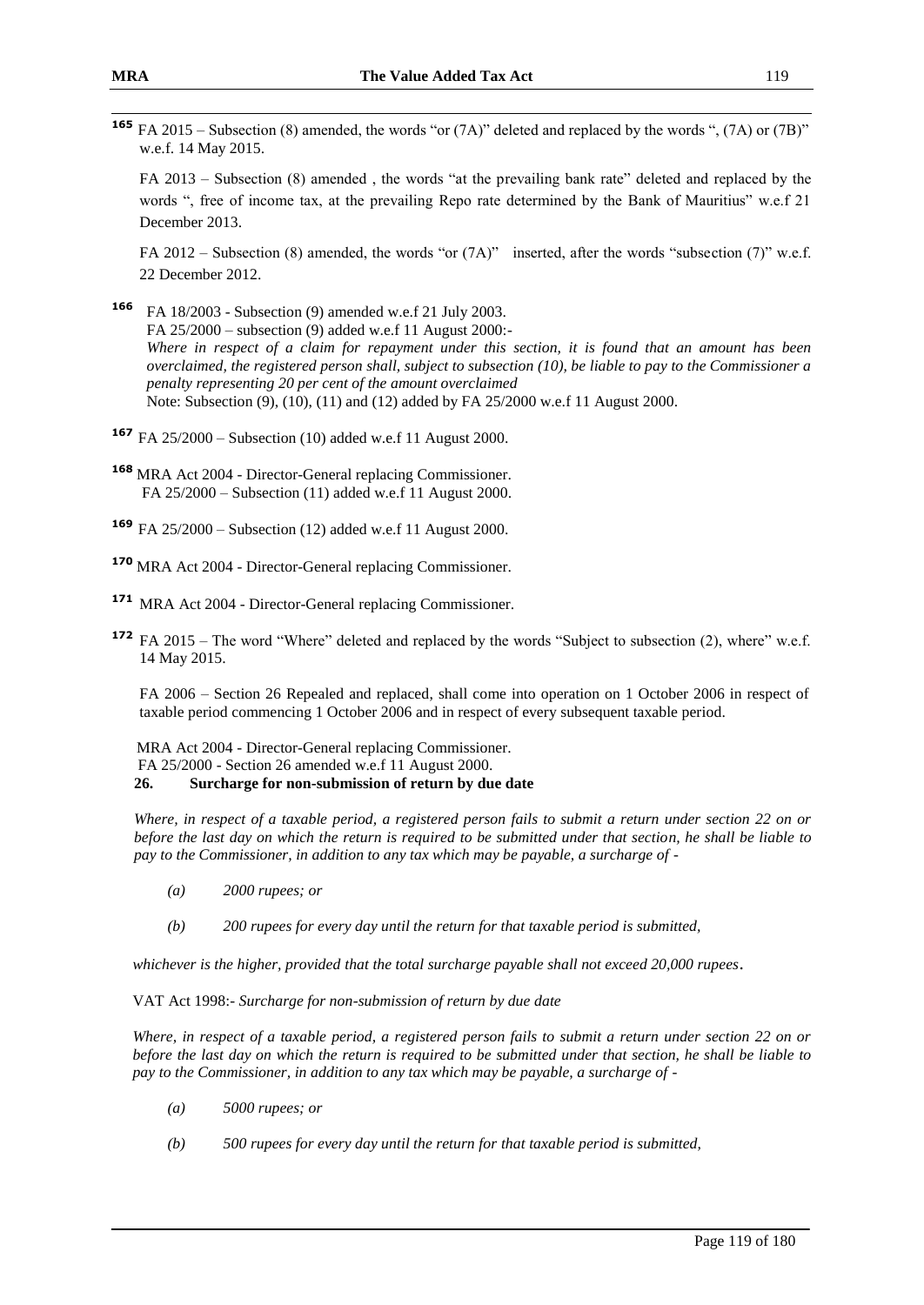[165] FA 2015 – Subsection (8) amended, the words "or (7A)" deleted and replaced by the words ", (7A) or (7B)" w.e.f. 14 May 2015.

FA 2013 – Subsection (8) amended , the words "at the prevailing bank rate" deleted and replaced by the words ", free of income tax, at the prevailing Repo rate determined by the Bank of Mauritius" w.e.f 21 December 2013.

FA 2012 – Subsection (8) amended, the words "or (7A)" inserted, after the words "subsection (7)" w.e.f. 22 December 2012.

[166] FA 18/2003 - Subsection (9) amended w.e.f 21 July 2003.
FA 25/2000 – subsection (9) added w.e.f 11 August 2000:-
*Where in respect of a claim for repayment under this section, it is found that an amount has been overclaimed, the registered person shall, subject to subsection (10), be liable to pay to the Commissioner a penalty representing 20 per cent of the amount overclaimed*
Note: Subsection (9), (10), (11) and (12) added by FA 25/2000 w.e.f 11 August 2000.

[167] FA 25/2000 – Subsection (10) added w.e.f 11 August 2000.

[168] MRA Act 2004 - Director-General replacing Commissioner.
FA 25/2000 – Subsection (11) added w.e.f 11 August 2000.

[169] FA 25/2000 – Subsection (12) added w.e.f 11 August 2000.

[170] MRA Act 2004 - Director-General replacing Commissioner.

[171] MRA Act 2004 - Director-General replacing Commissioner.

[172] FA 2015 – The word "Where" deleted and replaced by the words "Subject to subsection (2), where" w.e.f. 14 May 2015.

FA 2006 – Section 26 Repealed and replaced, shall come into operation on 1 October 2006 in respect of taxable period commencing 1 October 2006 and in respect of every subsequent taxable period.

MRA Act 2004 - Director-General replacing Commissioner.
FA 25/2000 - Section 26 amended w.e.f 11 August 2000.

**26. Surcharge for non-submission of return by due date**

*Where, in respect of a taxable period, a registered person fails to submit a return under section 22 on or before the last day on which the return is required to be submitted under that section, he shall be liable to pay to the Commissioner, in addition to any tax which may be payable, a surcharge of -*

*(a) 2000 rupees; or*

*(b) 200 rupees for every day until the return for that taxable period is submitted,*

*whichever is the higher, provided that the total surcharge payable shall not exceed 20,000 rupees.*

VAT Act 1998:- *Surcharge for non-submission of return by due date*

*Where, in respect of a taxable period, a registered person fails to submit a return under section 22 on or before the last day on which the return is required to be submitted under that section, he shall be liable to pay to the Commissioner, in addition to any tax which may be payable, a surcharge of -*

*(a) 5000 rupees; or*

*(b) 500 rupees for every day until the return for that taxable period is submitted,*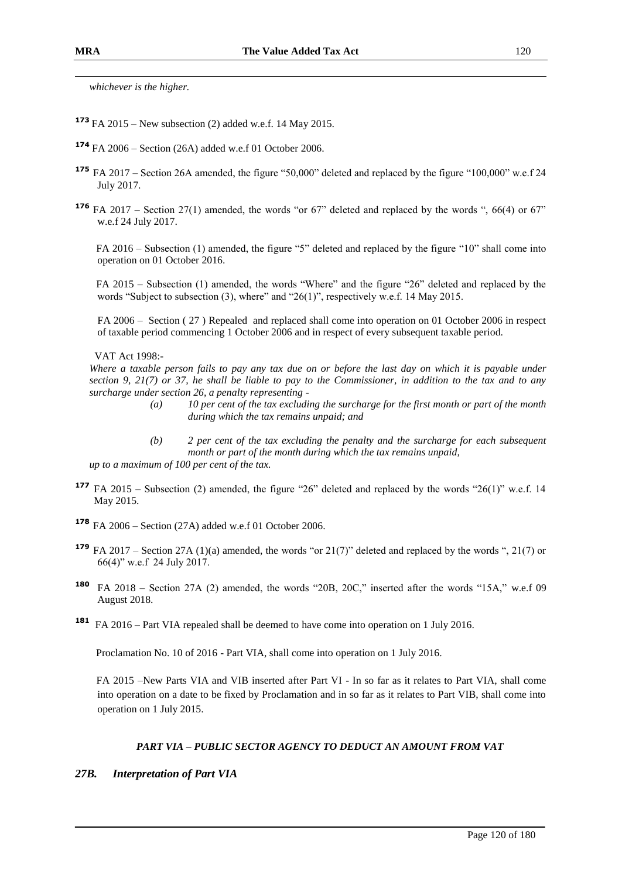*whichever is the higher.*

[173] FA 2015 – New subsection (2) added w.e.f. 14 May 2015.

[174] FA 2006 – Section (26A) added w.e.f 01 October 2006.

[175] FA 2017 – Section 26A amended, the figure "50,000" deleted and replaced by the figure "100,000" w.e.f 24 July 2017.

[176] FA 2017 – Section 27(1) amended, the words "or 67" deleted and replaced by the words ", 66(4) or 67" w.e.f 24 July 2017.

FA 2016 – Subsection (1) amended, the figure "5" deleted and replaced by the figure "10" shall come into operation on 01 October 2016.

FA 2015 – Subsection (1) amended, the words "Where" and the figure "26" deleted and replaced by the words "Subject to subsection (3), where" and "26(1)", respectively w.e.f. 14 May 2015.

FA 2006 – Section ( 27 ) Repealed and replaced shall come into operation on 01 October 2006 in respect of taxable period commencing 1 October 2006 and in respect of every subsequent taxable period.

VAT Act 1998:-

*Where a taxable person fails to pay any tax due on or before the last day on which it is payable under section 9, 21(7) or 37, he shall be liable to pay to the Commissioner, in addition to the tax and to any surcharge under section 26, a penalty representing -*

> *(a) 10 per cent of the tax excluding the surcharge for the first month or part of the month during which the tax remains unpaid; and*
>
> *(b) 2 per cent of the tax excluding the penalty and the surcharge for each subsequent month or part of the month during which the tax remains unpaid,*

*up to a maximum of 100 per cent of the tax.*

[177] FA 2015 – Subsection (2) amended, the figure "26" deleted and replaced by the words "26(1)" w.e.f. 14 May 2015.

[178] FA 2006 – Section (27A) added w.e.f 01 October 2006.

[179] FA 2017 – Section 27A (1)(a) amended, the words "or 21(7)" deleted and replaced by the words ", 21(7) or 66(4)" w.e.f 24 July 2017.

[180] FA 2018 – Section 27A (2) amended, the words "20B, 20C," inserted after the words "15A," w.e.f 09 August 2018.

[181] FA 2016 – Part VIA repealed shall be deemed to have come into operation on 1 July 2016.

Proclamation No. 10 of 2016 - Part VIA, shall come into operation on 1 July 2016.

FA 2015 –New Parts VIA and VIB inserted after Part VI - In so far as it relates to Part VIA, shall come into operation on a date to be fixed by Proclamation and in so far as it relates to Part VIB, shall come into operation on 1 July 2015.

### *PART VIA – PUBLIC SECTOR AGENCY TO DEDUCT AN AMOUNT FROM VAT*

#### *27B. Interpretation of Part VIA*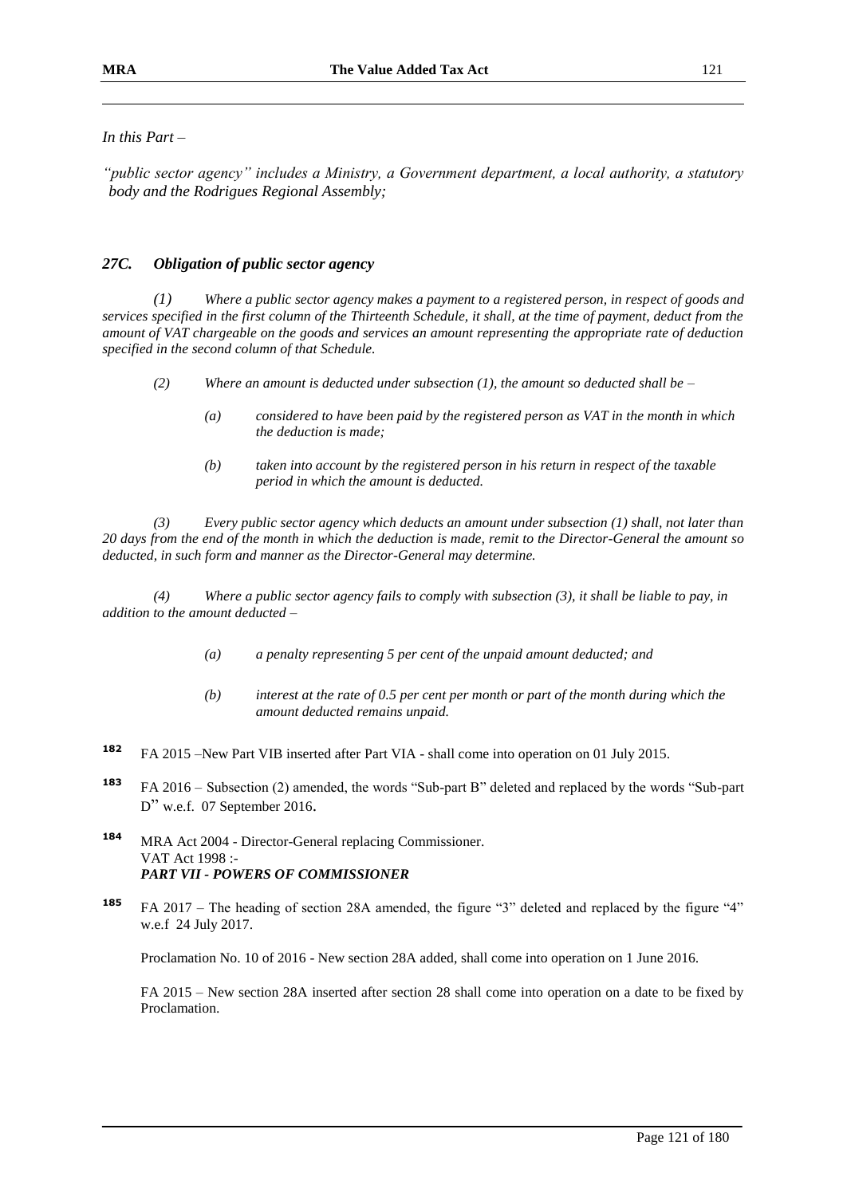*In this Part –*

*"public sector agency" includes a Ministry, a Government department, a local authority, a statutory body and the Rodrigues Regional Assembly;*

### *27C. Obligation of public sector agency*

*(1) Where a public sector agency makes a payment to a registered person, in respect of goods and services specified in the first column of the Thirteenth Schedule, it shall, at the time of payment, deduct from the amount of VAT chargeable on the goods and services an amount representing the appropriate rate of deduction specified in the second column of that Schedule.*

*(2) Where an amount is deducted under subsection (1), the amount so deducted shall be –*

> *(a) considered to have been paid by the registered person as VAT in the month in which the deduction is made;*
>
> *(b) taken into account by the registered person in his return in respect of the taxable period in which the amount is deducted.*

*(3) Every public sector agency which deducts an amount under subsection (1) shall, not later than 20 days from the end of the month in which the deduction is made, remit to the Director-General the amount so deducted, in such form and manner as the Director-General may determine.*

*(4) Where a public sector agency fails to comply with subsection (3), it shall be liable to pay, in addition to the amount deducted –*

> *(a) a penalty representing 5 per cent of the unpaid amount deducted; and*
>
> *(b) interest at the rate of 0.5 per cent per month or part of the month during which the amount deducted remains unpaid.*

---

[182] FA 2015 –New Part VIB inserted after Part VIA - shall come into operation on 01 July 2015.

[183] FA 2016 – Subsection (2) amended, the words "Sub-part B" deleted and replaced by the words "Sub-part D" w.e.f. 07 September 2016.

[184] MRA Act 2004 - Director-General replacing Commissioner.
VAT Act 1998 :-
***PART VII - POWERS OF COMMISSIONER***

[185] FA 2017 – The heading of section 28A amended, the figure "3" deleted and replaced by the figure "4" w.e.f 24 July 2017.

Proclamation No. 10 of 2016 - New section 28A added, shall come into operation on 1 June 2016.

FA 2015 – New section 28A inserted after section 28 shall come into operation on a date to be fixed by Proclamation.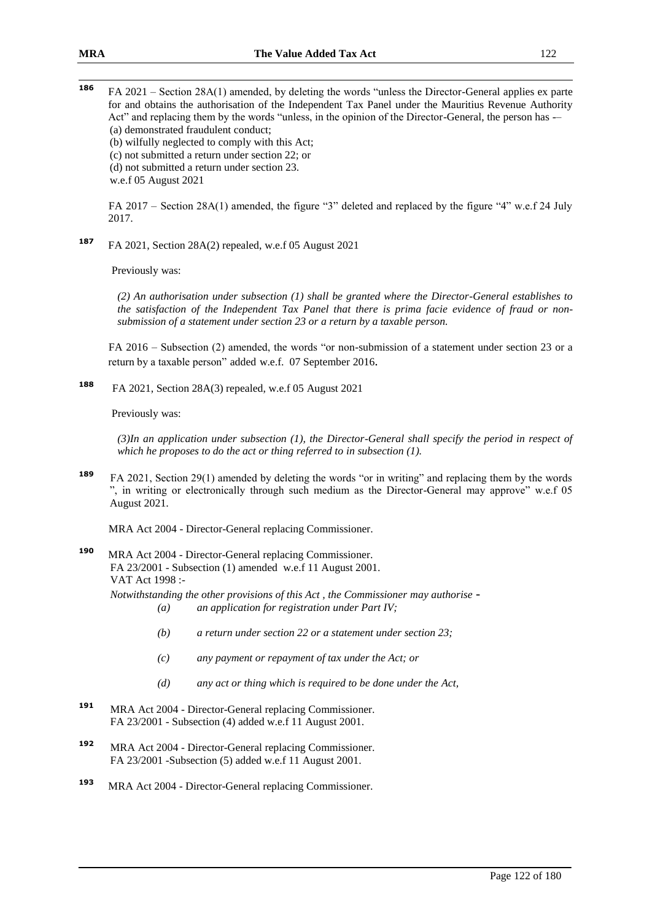[186] FA 2021 – Section 28A(1) amended, by deleting the words "unless the Director-General applies ex parte for and obtains the authorisation of the Independent Tax Panel under the Mauritius Revenue Authority Act" and replacing them by the words "unless, in the opinion of the Director-General, the person has -–

(a) demonstrated fraudulent conduct;

(b) wilfully neglected to comply with this Act;

(c) not submitted a return under section 22; or

(d) not submitted a return under section 23.

w.e.f 05 August 2021

FA 2017 – Section 28A(1) amended, the figure "3" deleted and replaced by the figure "4" w.e.f 24 July 2017.

[187] FA 2021, Section 28A(2) repealed, w.e.f 05 August 2021

Previously was:

*(2) An authorisation under subsection (1) shall be granted where the Director-General establishes to the satisfaction of the Independent Tax Panel that there is prima facie evidence of fraud or non-submission of a statement under section 23 or a return by a taxable person.*

FA 2016 – Subsection (2) amended, the words "or non-submission of a statement under section 23 or a return by a taxable person" added w.e.f. 07 September 2016.

[188] FA 2021, Section 28A(3) repealed, w.e.f 05 August 2021

Previously was:

*(3)In an application under subsection (1), the Director-General shall specify the period in respect of which he proposes to do the act or thing referred to in subsection (1).*

[189] FA 2021, Section 29(1) amended by deleting the words "or in writing" and replacing them by the words ", in writing or electronically through such medium as the Director-General may approve" w.e.f 05 August 2021.

MRA Act 2004 - Director-General replacing Commissioner.

[190] MRA Act 2004 - Director-General replacing Commissioner.
FA 23/2001 - Subsection (1) amended w.e.f 11 August 2001.
VAT Act 1998 :-

*Notwithstanding the other provisions of this Act , the Commissioner may authorise -*

*(a) an application for registration under Part IV;*

*(b) a return under section 22 or a statement under section 23;*

*(c) any payment or repayment of tax under the Act; or*

*(d) any act or thing which is required to be done under the Act,*

[191] MRA Act 2004 - Director-General replacing Commissioner.
FA 23/2001 - Subsection (4) added w.e.f 11 August 2001.

[192] MRA Act 2004 - Director-General replacing Commissioner.
FA 23/2001 -Subsection (5) added w.e.f 11 August 2001.

[193] MRA Act 2004 - Director-General replacing Commissioner.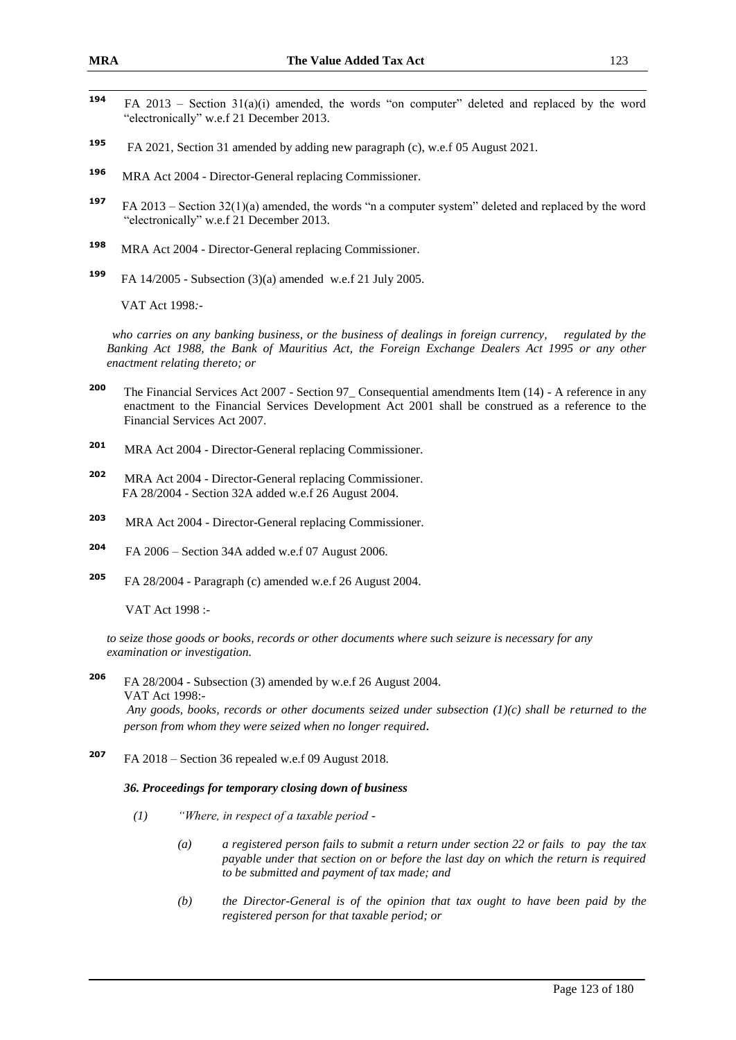[194] FA 2013 – Section 31(a)(i) amended, the words "on computer" deleted and replaced by the word "electronically" w.e.f 21 December 2013.

[195] FA 2021, Section 31 amended by adding new paragraph (c), w.e.f 05 August 2021.

[196] MRA Act 2004 - Director-General replacing Commissioner.

[197] FA 2013 – Section 32(1)(a) amended, the words "n a computer system" deleted and replaced by the word "electronically" w.e.f 21 December 2013.

[198] MRA Act 2004 - Director-General replacing Commissioner.

[199] FA 14/2005 - Subsection (3)(a) amended w.e.f 21 July 2005.

VAT Act 1998:-

*who carries on any banking business, or the business of dealings in foreign currency, regulated by the Banking Act 1988, the Bank of Mauritius Act, the Foreign Exchange Dealers Act 1995 or any other enactment relating thereto; or*

[200] The Financial Services Act 2007 - Section 97_ Consequential amendments Item (14) - A reference in any enactment to the Financial Services Development Act 2001 shall be construed as a reference to the Financial Services Act 2007.

[201] MRA Act 2004 - Director-General replacing Commissioner.

[202] MRA Act 2004 - Director-General replacing Commissioner.
FA 28/2004 - Section 32A added w.e.f 26 August 2004.

[203] MRA Act 2004 - Director-General replacing Commissioner.

[204] FA 2006 – Section 34A added w.e.f 07 August 2006.

[205] FA 28/2004 - Paragraph (c) amended w.e.f 26 August 2004.

VAT Act 1998 :-

*to seize those goods or books, records or other documents where such seizure is necessary for any examination or investigation.*

[206] FA 28/2004 - Subsection (3) amended by w.e.f 26 August 2004.
VAT Act 1998:-
*Any goods, books, records or other documents seized under subsection (1)(c) shall be returned to the person from whom they were seized when no longer required.*

[207] FA 2018 – Section 36 repealed w.e.f 09 August 2018.

***36. Proceedings for temporary closing down of business***

*(1) "Where, in respect of a taxable period -*

*(a) a registered person fails to submit a return under section 22 or fails to pay the tax payable under that section on or before the last day on which the return is required to be submitted and payment of tax made; and*

*(b) the Director-General is of the opinion that tax ought to have been paid by the registered person for that taxable period; or*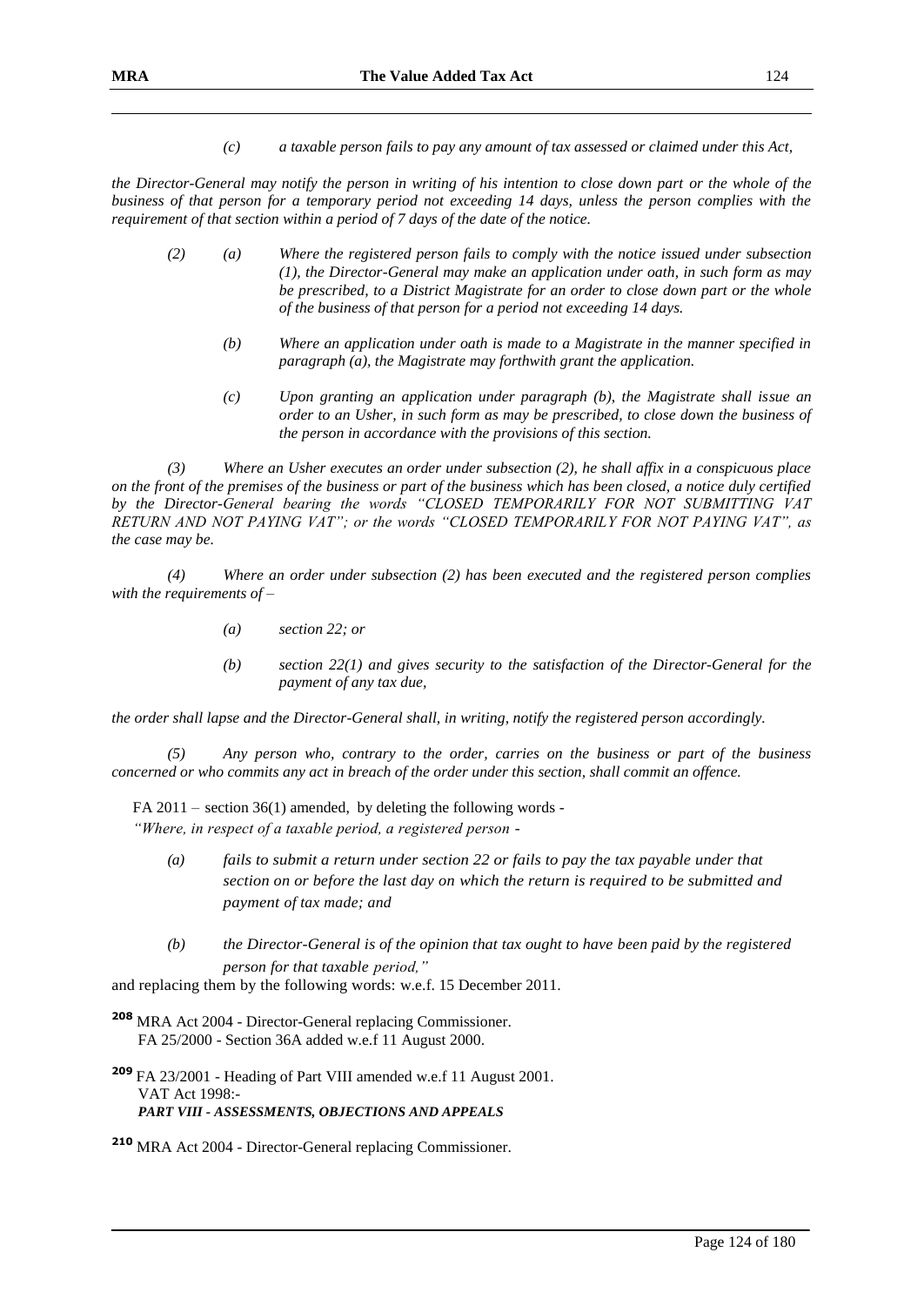*(c) a taxable person fails to pay any amount of tax assessed or claimed under this Act,*

*the Director-General may notify the person in writing of his intention to close down part or the whole of the business of that person for a temporary period not exceeding 14 days, unless the person complies with the requirement of that section within a period of 7 days of the date of the notice.*

*(2) (a) Where the registered person fails to comply with the notice issued under subsection (1), the Director-General may make an application under oath, in such form as may be prescribed, to a District Magistrate for an order to close down part or the whole of the business of that person for a period not exceeding 14 days.*

*(b) Where an application under oath is made to a Magistrate in the manner specified in paragraph (a), the Magistrate may forthwith grant the application.*

*(c) Upon granting an application under paragraph (b), the Magistrate shall issue an order to an Usher, in such form as may be prescribed, to close down the business of the person in accordance with the provisions of this section.*

*(3) Where an Usher executes an order under subsection (2), he shall affix in a conspicuous place on the front of the premises of the business or part of the business which has been closed, a notice duly certified by the Director-General bearing the words "CLOSED TEMPORARILY FOR NOT SUBMITTING VAT RETURN AND NOT PAYING VAT"; or the words "CLOSED TEMPORARILY FOR NOT PAYING VAT", as the case may be.*

*(4) Where an order under subsection (2) has been executed and the registered person complies with the requirements of –*

*(a) section 22; or*

*(b) section 22(1) and gives security to the satisfaction of the Director-General for the payment of any tax due,*

*the order shall lapse and the Director-General shall, in writing, notify the registered person accordingly.*

*(5) Any person who, contrary to the order, carries on the business or part of the business concerned or who commits any act in breach of the order under this section, shall commit an offence.*

FA 2011 – section 36(1) amended, by deleting the following words -
*"Where, in respect of a taxable period, a registered person -*

*(a) fails to submit a return under section 22 or fails to pay the tax payable under that section on or before the last day on which the return is required to be submitted and payment of tax made; and*

*(b) the Director-General is of the opinion that tax ought to have been paid by the registered person for that taxable period,"*

and replacing them by the following words: w.e.f. 15 December 2011.

[208] MRA Act 2004 - Director-General replacing Commissioner.
FA 25/2000 - Section 36A added w.e.f 11 August 2000.

[209] FA 23/2001 - Heading of Part VIII amended w.e.f 11 August 2001.
VAT Act 1998:-
***PART VIII - ASSESSMENTS, OBJECTIONS AND APPEALS***

[210] MRA Act 2004 - Director-General replacing Commissioner.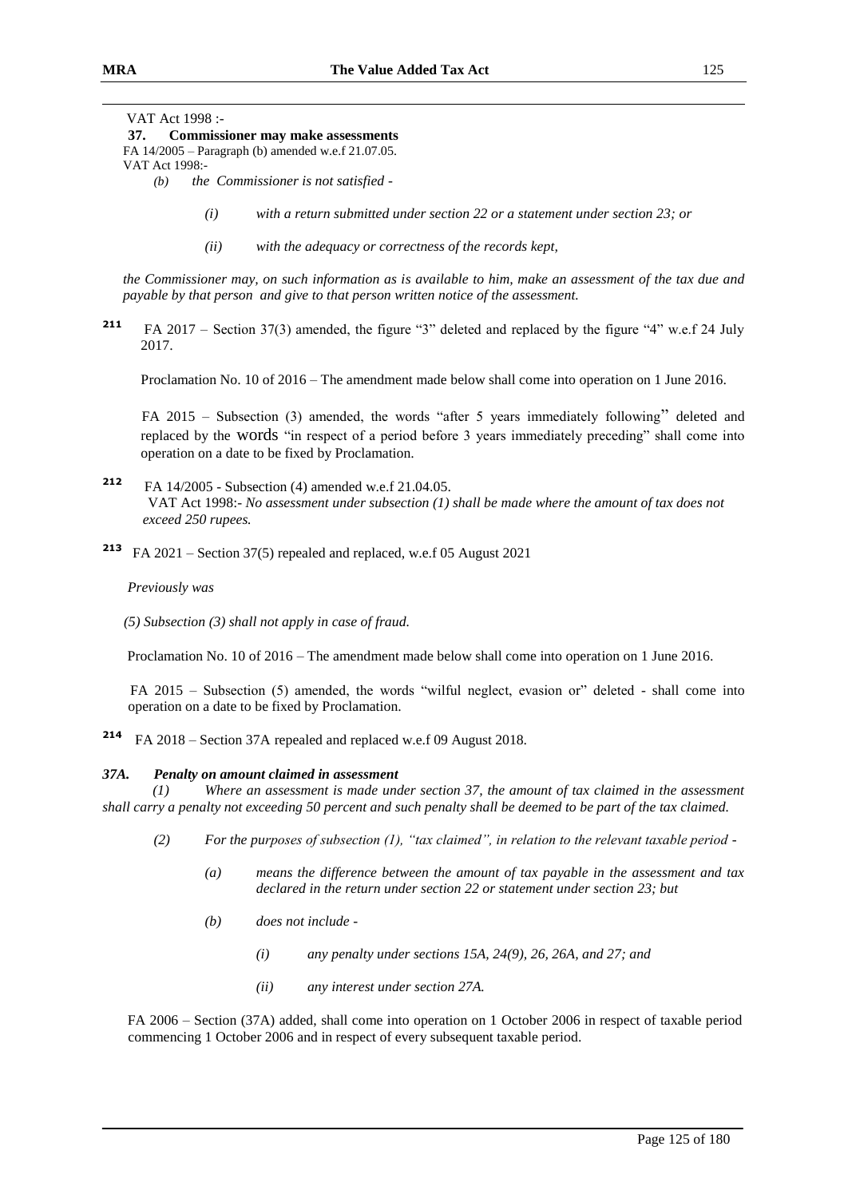VAT Act 1998 :-

**37. Commissioner may make assessments**

FA 14/2005 – Paragraph (b) amended w.e.f 21.07.05.

VAT Act 1998:-

*(b) the Commissioner is not satisfied -*

*(i) with a return submitted under section 22 or a statement under section 23; or*

*(ii) with the adequacy or correctness of the records kept,*

*the Commissioner may, on such information as is available to him, make an assessment of the tax due and payable by that person and give to that person written notice of the assessment.*

**211** FA 2017 – Section 37(3) amended, the figure "3" deleted and replaced by the figure "4" w.e.f 24 July 2017.

Proclamation No. 10 of 2016 – The amendment made below shall come into operation on 1 June 2016.

FA 2015 – Subsection (3) amended, the words "after 5 years immediately following" deleted and replaced by the words "in respect of a period before 3 years immediately preceding" shall come into operation on a date to be fixed by Proclamation.

**212** FA 14/2005 - Subsection (4) amended w.e.f 21.04.05.
VAT Act 1998:- *No assessment under subsection (1) shall be made where the amount of tax does not exceed 250 rupees.*

**213** FA 2021 – Section 37(5) repealed and replaced, w.e.f 05 August 2021

*Previously was*

*(5) Subsection (3) shall not apply in case of fraud.*

Proclamation No. 10 of 2016 – The amendment made below shall come into operation on 1 June 2016.

FA 2015 – Subsection (5) amended, the words "wilful neglect, evasion or" deleted - shall come into operation on a date to be fixed by Proclamation.

**214** FA 2018 – Section 37A repealed and replaced w.e.f 09 August 2018.

***37A. Penalty on amount claimed in assessment***

*(1) Where an assessment is made under section 37, the amount of tax claimed in the assessment shall carry a penalty not exceeding 50 percent and such penalty shall be deemed to be part of the tax claimed.*

*(2) For the purposes of subsection (1), "tax claimed", in relation to the relevant taxable period -*

*(a) means the difference between the amount of tax payable in the assessment and tax declared in the return under section 22 or statement under section 23; but*

*(b) does not include -*

*(i) any penalty under sections 15A, 24(9), 26, 26A, and 27; and*

*(ii) any interest under section 27A.*

FA 2006 – Section (37A) added, shall come into operation on 1 October 2006 in respect of taxable period commencing 1 October 2006 and in respect of every subsequent taxable period.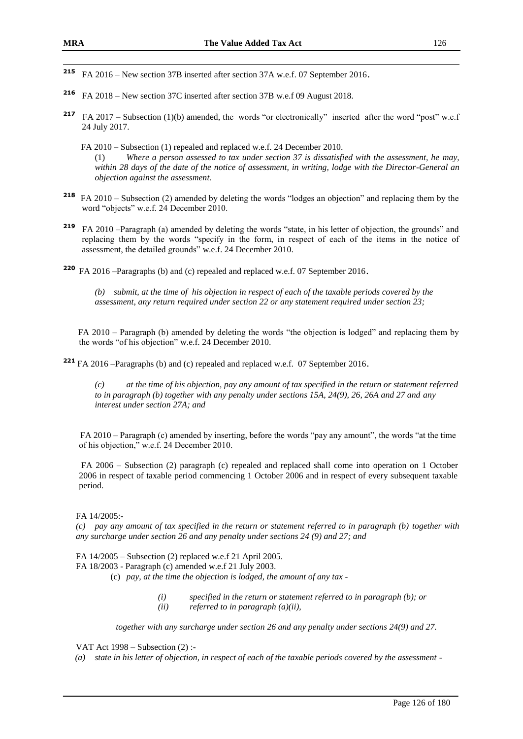[215] FA 2016 – New section 37B inserted after section 37A w.e.f. 07 September 2016.

[216] FA 2018 – New section 37C inserted after section 37B w.e.f 09 August 2018.

[217] FA 2017 – Subsection (1)(b) amended, the words "or electronically" inserted after the word "post" w.e.f 24 July 2017.

FA 2010 – Subsection (1) repealed and replaced w.e.f. 24 December 2010.

(1) *Where a person assessed to tax under section 37 is dissatisfied with the assessment, he may, within 28 days of the date of the notice of assessment, in writing, lodge with the Director-General an objection against the assessment.*

[218] FA 2010 – Subsection (2) amended by deleting the words "lodges an objection" and replacing them by the word "objects" w.e.f. 24 December 2010.

[219] FA 2010 –Paragraph (a) amended by deleting the words "state, in his letter of objection, the grounds" and replacing them by the words "specify in the form, in respect of each of the items in the notice of assessment, the detailed grounds" w.e.f. 24 December 2010.

[220] FA 2016 –Paragraphs (b) and (c) repealed and replaced w.e.f. 07 September 2016.

*(b) submit, at the time of his objection in respect of each of the taxable periods covered by the assessment, any return required under section 22 or any statement required under section 23;*

FA 2010 – Paragraph (b) amended by deleting the words "the objection is lodged" and replacing them by the words "of his objection" w.e.f. 24 December 2010.

[221] FA 2016 –Paragraphs (b) and (c) repealed and replaced w.e.f. 07 September 2016.

*(c) at the time of his objection, pay any amount of tax specified in the return or statement referred to in paragraph (b) together with any penalty under sections 15A, 24(9), 26, 26A and 27 and any interest under section 27A; and*

FA 2010 – Paragraph (c) amended by inserting, before the words "pay any amount", the words "at the time of his objection," w.e.f. 24 December 2010.

FA 2006 – Subsection (2) paragraph (c) repealed and replaced shall come into operation on 1 October 2006 in respect of taxable period commencing 1 October 2006 and in respect of every subsequent taxable period.

FA 14/2005:-

*(c) pay any amount of tax specified in the return or statement referred to in paragraph (b) together with any surcharge under section 26 and any penalty under sections 24 (9) and 27; and*

FA 14/2005 – Subsection (2) replaced w.e.f 21 April 2005.

FA 18/2003 - Paragraph (c) amended w.e.f 21 July 2003.

(c) *pay, at the time the objection is lodged, the amount of any tax -*

*(i) specified in the return or statement referred to in paragraph (b); or*

*(ii) referred to in paragraph (a)(ii),*

*together with any surcharge under section 26 and any penalty under sections 24(9) and 27.*

VAT Act 1998 – Subsection (2) :-

*(a) state in his letter of objection, in respect of each of the taxable periods covered by the assessment -*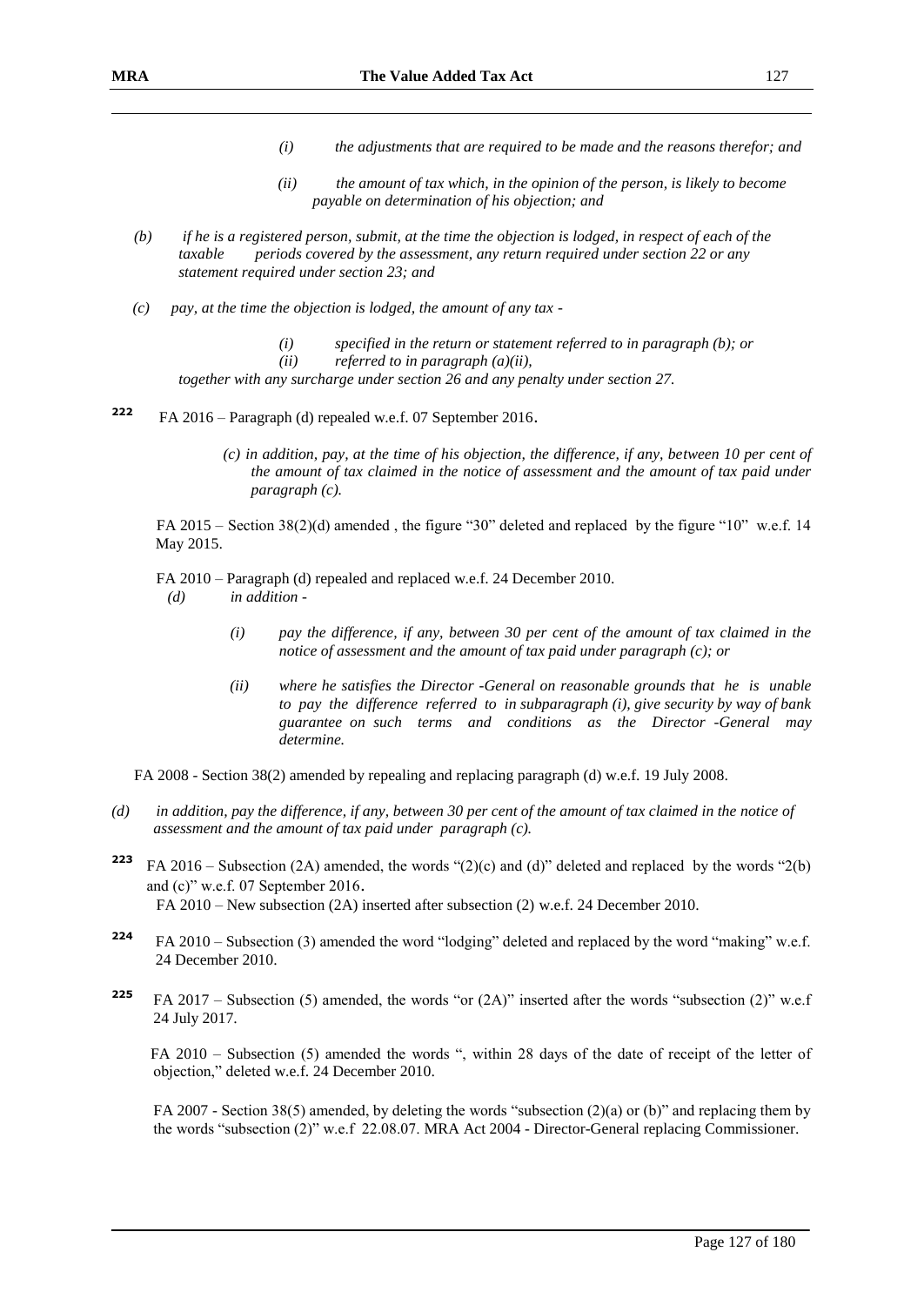*(i) the adjustments that are required to be made and the reasons therefor; and*

*(ii) the amount of tax which, in the opinion of the person, is likely to become payable on determination of his objection; and*

*(b) if he is a registered person, submit, at the time the objection is lodged, in respect of each of the taxable periods covered by the assessment, any return required under section 22 or any statement required under section 23; and*

*(c) pay, at the time the objection is lodged, the amount of any tax -*

*(i) specified in the return or statement referred to in paragraph (b); or*
*(ii) referred to in paragraph (a)(ii),*

*together with any surcharge under section 26 and any penalty under section 27.*

[222] FA 2016 – Paragraph (d) repealed w.e.f. 07 September 2016.

*(c) in addition, pay, at the time of his objection, the difference, if any, between 10 per cent of the amount of tax claimed in the notice of assessment and the amount of tax paid under paragraph (c).*

FA 2015 – Section 38(2)(d) amended , the figure "30" deleted and replaced by the figure "10" w.e.f. 14 May 2015.

FA 2010 – Paragraph (d) repealed and replaced w.e.f. 24 December 2010.

*(d) in addition -*

*(i) pay the difference, if any, between 30 per cent of the amount of tax claimed in the notice of assessment and the amount of tax paid under paragraph (c); or*

*(ii) where he satisfies the Director -General on reasonable grounds that he is unable to pay the difference referred to in subparagraph (i), give security by way of bank guarantee on such terms and conditions as the Director -General may determine.*

FA 2008 - Section 38(2) amended by repealing and replacing paragraph (d) w.e.f. 19 July 2008.

*(d) in addition, pay the difference, if any, between 30 per cent of the amount of tax claimed in the notice of assessment and the amount of tax paid under paragraph (c).*

[223] FA 2016 – Subsection (2A) amended, the words "(2)(c) and (d)" deleted and replaced by the words "2(b) and (c)" w.e.f. 07 September 2016.

FA 2010 – New subsection (2A) inserted after subsection (2) w.e.f. 24 December 2010.

[224] FA 2010 – Subsection (3) amended the word "lodging" deleted and replaced by the word "making" w.e.f. 24 December 2010.

[225] FA 2017 – Subsection (5) amended, the words "or (2A)" inserted after the words "subsection (2)" w.e.f 24 July 2017.

FA 2010 – Subsection (5) amended the words ", within 28 days of the date of receipt of the letter of objection," deleted w.e.f. 24 December 2010.

FA 2007 - Section 38(5) amended, by deleting the words "subsection (2)(a) or (b)" and replacing them by the words "subsection (2)" w.e.f 22.08.07. MRA Act 2004 - Director-General replacing Commissioner.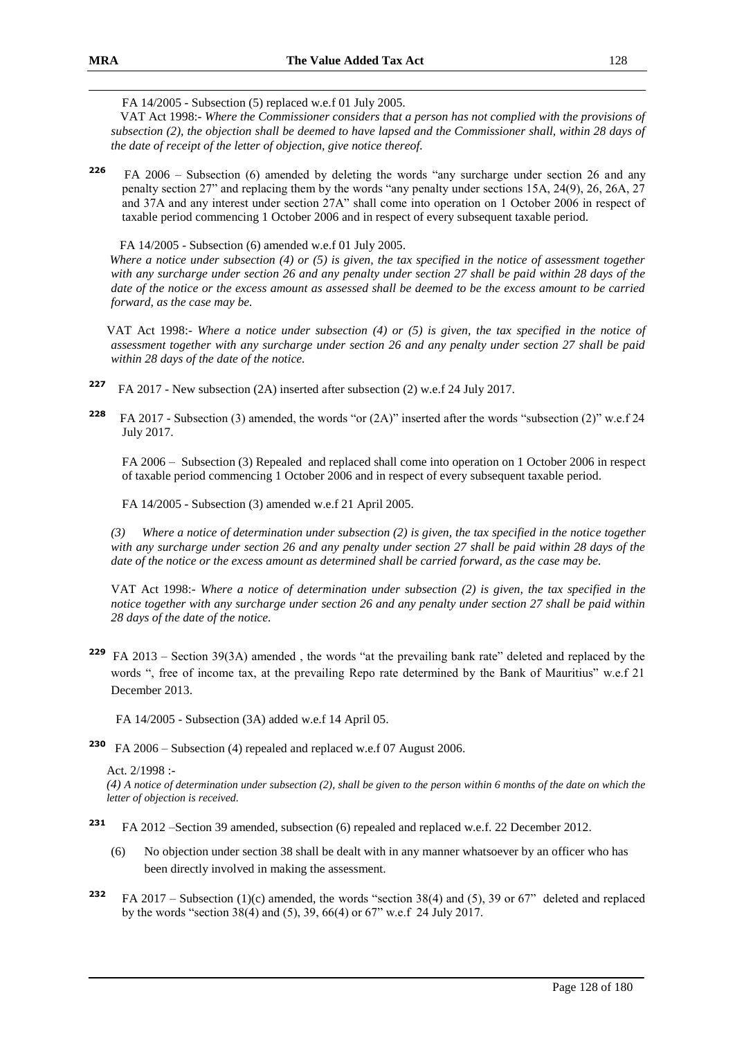FA 14/2005 - Subsection (5) replaced w.e.f 01 July 2005.

VAT Act 1998:- *Where the Commissioner considers that a person has not complied with the provisions of subsection (2), the objection shall be deemed to have lapsed and the Commissioner shall, within 28 days of the date of receipt of the letter of objection, give notice thereof.*

[226] FA 2006 – Subsection (6) amended by deleting the words "any surcharge under section 26 and any penalty section 27" and replacing them by the words "any penalty under sections 15A, 24(9), 26, 26A, 27 and 37A and any interest under section 27A" shall come into operation on 1 October 2006 in respect of taxable period commencing 1 October 2006 and in respect of every subsequent taxable period.

FA 14/2005 - Subsection (6) amended w.e.f 01 July 2005.

*Where a notice under subsection (4) or (5) is given, the tax specified in the notice of assessment together with any surcharge under section 26 and any penalty under section 27 shall be paid within 28 days of the date of the notice or the excess amount as assessed shall be deemed to be the excess amount to be carried forward, as the case may be.*

VAT Act 1998:- *Where a notice under subsection (4) or (5) is given, the tax specified in the notice of assessment together with any surcharge under section 26 and any penalty under section 27 shall be paid within 28 days of the date of the notice.*

[227] FA 2017 - New subsection (2A) inserted after subsection (2) w.e.f 24 July 2017.

[228] FA 2017 - Subsection (3) amended, the words "or (2A)" inserted after the words "subsection (2)" w.e.f 24 July 2017.

FA 2006 – Subsection (3) Repealed and replaced shall come into operation on 1 October 2006 in respect of taxable period commencing 1 October 2006 and in respect of every subsequent taxable period.

FA 14/2005 - Subsection (3) amended w.e.f 21 April 2005.

*(3) Where a notice of determination under subsection (2) is given, the tax specified in the notice together with any surcharge under section 26 and any penalty under section 27 shall be paid within 28 days of the date of the notice or the excess amount as determined shall be carried forward, as the case may be.*

VAT Act 1998:- *Where a notice of determination under subsection (2) is given, the tax specified in the notice together with any surcharge under section 26 and any penalty under section 27 shall be paid within 28 days of the date of the notice.*

[229] FA 2013 – Section 39(3A) amended , the words "at the prevailing bank rate" deleted and replaced by the words ", free of income tax, at the prevailing Repo rate determined by the Bank of Mauritius" w.e.f 21 December 2013.

FA 14/2005 - Subsection (3A) added w.e.f 14 April 05.

[230] FA 2006 – Subsection (4) repealed and replaced w.e.f 07 August 2006.

Act. 2/1998 :-

*(4) A notice of determination under subsection (2), shall be given to the person within 6 months of the date on which the letter of objection is received.*

[231] FA 2012 –Section 39 amended, subsection (6) repealed and replaced w.e.f. 22 December 2012.

(6) No objection under section 38 shall be dealt with in any manner whatsoever by an officer who has been directly involved in making the assessment.

[232] FA 2017 – Subsection (1)(c) amended, the words "section 38(4) and (5), 39 or 67" deleted and replaced by the words "section 38(4) and (5), 39, 66(4) or 67" w.e.f 24 July 2017.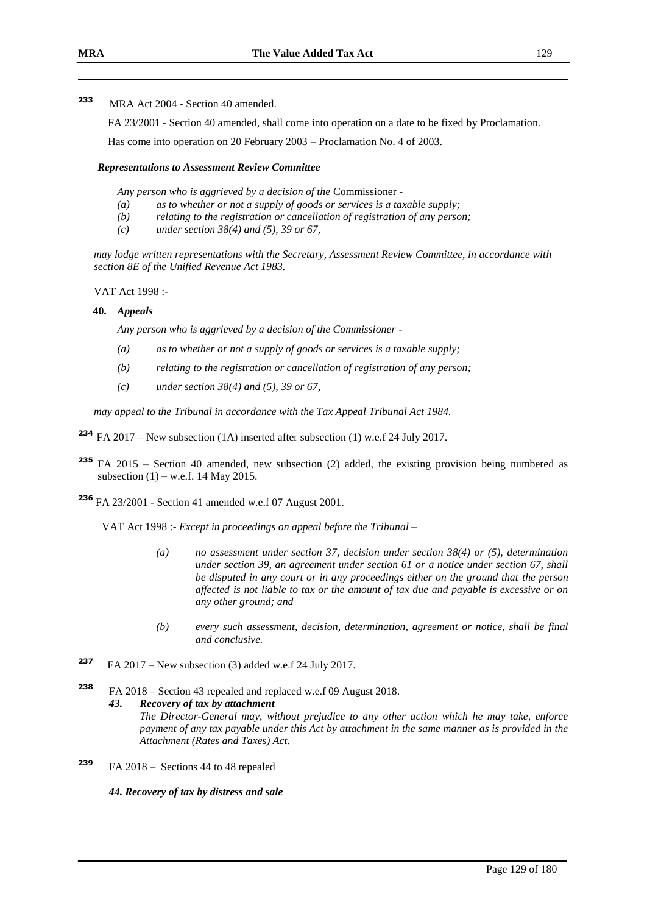[233] MRA Act 2004 - Section 40 amended.

FA 23/2001 - Section 40 amended, shall come into operation on a date to be fixed by Proclamation.

Has come into operation on 20 February 2003 – Proclamation No. 4 of 2003.

***Representations to Assessment Review Committee***

*Any person who is aggrieved by a decision of the* Commissioner -

*(a) as to whether or not a supply of goods or services is a taxable supply;*

*(b) relating to the registration or cancellation of registration of any person;*

*(c) under section 38(4) and (5), 39 or 67,*

*may lodge written representations with the Secretary, Assessment Review Committee, in accordance with section 8E of the Unified Revenue Act 1983.*

VAT Act 1998 :-

**40.** ***Appeals***

*Any person who is aggrieved by a decision of the Commissioner -*

*(a) as to whether or not a supply of goods or services is a taxable supply;*

*(b) relating to the registration or cancellation of registration of any person;*

*(c) under section 38(4) and (5), 39 or 67,*

*may appeal to the Tribunal in accordance with the Tax Appeal Tribunal Act 1984.*

[234] FA 2017 – New subsection (1A) inserted after subsection (1) w.e.f 24 July 2017.

[235] FA 2015 – Section 40 amended, new subsection (2) added, the existing provision being numbered as subsection (1) – w.e.f. 14 May 2015.

[236] FA 23/2001 - Section 41 amended w.e.f 07 August 2001.

VAT Act 1998 :- *Except in proceedings on appeal before the Tribunal* –

*(a) no assessment under section 37, decision under section 38(4) or (5), determination under section 39, an agreement under section 61 or a notice under section 67, shall be disputed in any court or in any proceedings either on the ground that the person affected is not liable to tax or the amount of tax due and payable is excessive or on any other ground; and*

*(b) every such assessment, decision, determination, agreement or notice, shall be final and conclusive.*

[237] FA 2017 – New subsection (3) added w.e.f 24 July 2017.

[238] FA 2018 – Section 43 repealed and replaced w.e.f 09 August 2018.

***43. Recovery of tax by attachment***

*The Director-General may, without prejudice to any other action which he may take, enforce payment of any tax payable under this Act by attachment in the same manner as is provided in the Attachment (Rates and Taxes) Act.*

[239] FA 2018 – Sections 44 to 48 repealed

***44. Recovery of tax by distress and sale***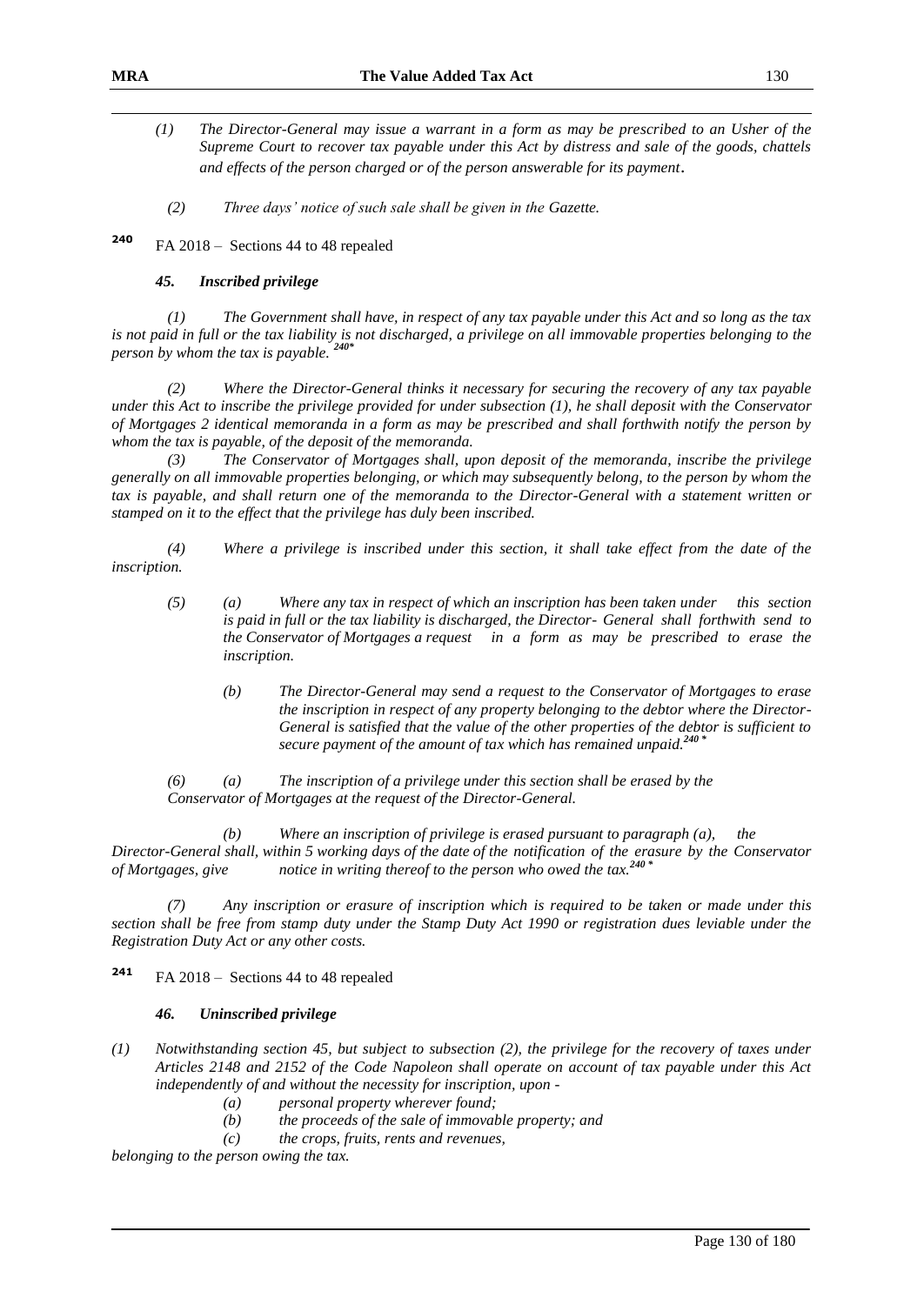*(1) The Director-General may issue a warrant in a form as may be prescribed to an Usher of the Supreme Court to recover tax payable under this Act by distress and sale of the goods, chattels and effects of the person charged or of the person answerable for its payment.*

*(2) Three days' notice of such sale shall be given in the Gazette.*

[240] FA 2018 – Sections 44 to 48 repealed

***45. Inscribed privilege***

*(1) The Government shall have, in respect of any tax payable under this Act and so long as the tax is not paid in full or the tax liability is not discharged, a privilege on all immovable properties belonging to the person by whom the tax is payable.* [240*]

*(2) Where the Director-General thinks it necessary for securing the recovery of any tax payable under this Act to inscribe the privilege provided for under subsection (1), he shall deposit with the Conservator of Mortgages 2 identical memoranda in a form as may be prescribed and shall forthwith notify the person by whom the tax is payable, of the deposit of the memoranda.*

*(3) The Conservator of Mortgages shall, upon deposit of the memoranda, inscribe the privilege generally on all immovable properties belonging, or which may subsequently belong, to the person by whom the tax is payable, and shall return one of the memoranda to the Director-General with a statement written or stamped on it to the effect that the privilege has duly been inscribed.*

*(4) Where a privilege is inscribed under this section, it shall take effect from the date of the inscription.*

*(5) (a) Where any tax in respect of which an inscription has been taken under this section is paid in full or the tax liability is discharged, the Director- General shall forthwith send to the Conservator of Mortgages a request in a form as may be prescribed to erase the inscription.*

*(b) The Director-General may send a request to the Conservator of Mortgages to erase the inscription in respect of any property belonging to the debtor where the Director-General is satisfied that the value of the other properties of the debtor is sufficient to secure payment of the amount of tax which has remained unpaid.* [240 *]

*(6) (a) The inscription of a privilege under this section shall be erased by the Conservator of Mortgages at the request of the Director-General.*

*(b) Where an inscription of privilege is erased pursuant to paragraph (a), the Director-General shall, within 5 working days of the date of the notification of the erasure by the Conservator of Mortgages, give notice in writing thereof to the person who owed the tax.* [240 *]

*(7) Any inscription or erasure of inscription which is required to be taken or made under this section shall be free from stamp duty under the Stamp Duty Act 1990 or registration dues leviable under the Registration Duty Act or any other costs.*

[241] FA 2018 – Sections 44 to 48 repealed

***46. Uninscribed privilege***

*(1) Notwithstanding section 45, but subject to subsection (2), the privilege for the recovery of taxes under Articles 2148 and 2152 of the Code Napoleon shall operate on account of tax payable under this Act independently of and without the necessity for inscription, upon -*

- *(a) personal property wherever found;*
- *(b) the proceeds of the sale of immovable property; and*
- *(c) the crops, fruits, rents and revenues,*

*belonging to the person owing the tax.*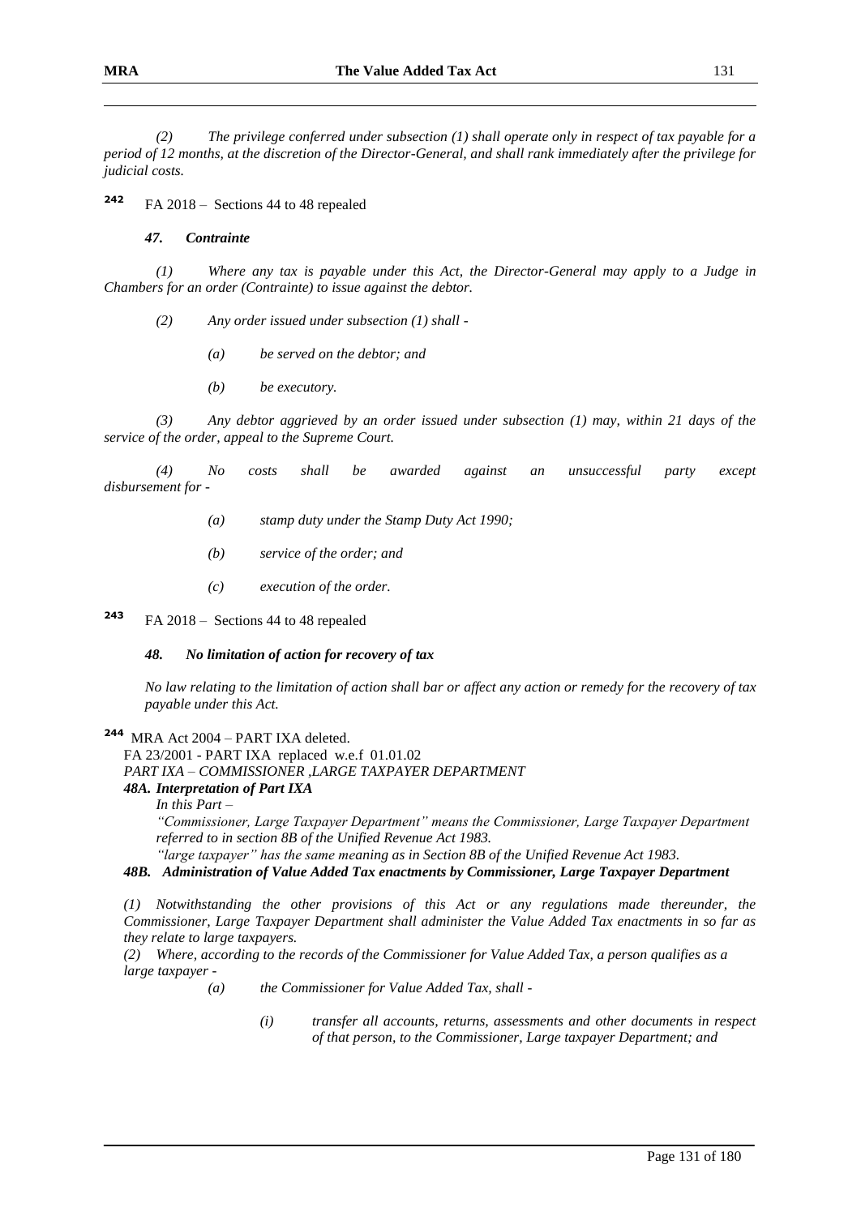*(2) The privilege conferred under subsection (1) shall operate only in respect of tax payable for a period of 12 months, at the discretion of the Director-General, and shall rank immediately after the privilege for judicial costs.*

**242** FA 2018 – Sections 44 to 48 repealed

***47. Contrainte***

*(1) Where any tax is payable under this Act, the Director-General may apply to a Judge in Chambers for an order (Contrainte) to issue against the debtor.*

*(2) Any order issued under subsection (1) shall -*

*(a) be served on the debtor; and*

*(b) be executory.*

*(3) Any debtor aggrieved by an order issued under subsection (1) may, within 21 days of the service of the order, appeal to the Supreme Court.*

*(4) No costs shall be awarded against an unsuccessful party except disbursement for -*

*(a) stamp duty under the Stamp Duty Act 1990;*

*(b) service of the order; and*

*(c) execution of the order.*

**243** FA 2018 – Sections 44 to 48 repealed

***48. No limitation of action for recovery of tax***

*No law relating to the limitation of action shall bar or affect any action or remedy for the recovery of tax payable under this Act.*

**244** MRA Act 2004 – PART IXA deleted.

FA 23/2001 - PART IXA replaced w.e.f 01.01.02

*PART IXA – COMMISSIONER ,LARGE TAXPAYER DEPARTMENT*

***48A. Interpretation of Part IXA***

*In this Part –*

*"Commissioner, Large Taxpayer Department" means the Commissioner, Large Taxpayer Department referred to in section 8B of the Unified Revenue Act 1983.*

*"large taxpayer" has the same meaning as in Section 8B of the Unified Revenue Act 1983.*

***48B. Administration of Value Added Tax enactments by Commissioner, Large Taxpayer Department***

*(1) Notwithstanding the other provisions of this Act or any regulations made thereunder, the Commissioner, Large Taxpayer Department shall administer the Value Added Tax enactments in so far as they relate to large taxpayers.*

*(2) Where, according to the records of the Commissioner for Value Added Tax, a person qualifies as a large taxpayer -*

*(a) the Commissioner for Value Added Tax, shall -*

*(i) transfer all accounts, returns, assessments and other documents in respect of that person, to the Commissioner, Large taxpayer Department; and*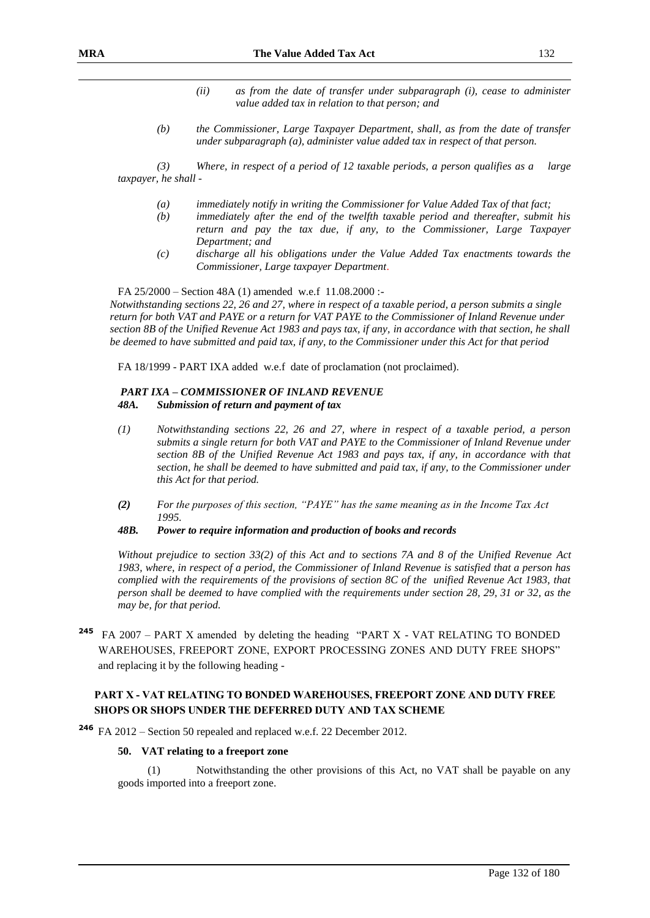*(ii) as from the date of transfer under subparagraph (i), cease to administer value added tax in relation to that person; and*

*(b) the Commissioner, Large Taxpayer Department, shall, as from the date of transfer under subparagraph (a), administer value added tax in respect of that person.*

*(3) Where, in respect of a period of 12 taxable periods, a person qualifies as a large taxpayer, he shall -*

*(a) immediately notify in writing the Commissioner for Value Added Tax of that fact;*

*(b) immediately after the end of the twelfth taxable period and thereafter, submit his return and pay the tax due, if any, to the Commissioner, Large Taxpayer Department; and*

*(c) discharge all his obligations under the Value Added Tax enactments towards the Commissioner, Large taxpayer Department.*

FA 25/2000 – Section 48A (1) amended w.e.f 11.08.2000 :-

*Notwithstanding sections 22, 26 and 27, where in respect of a taxable period, a person submits a single return for both VAT and PAYE or a return for VAT PAYE to the Commissioner of Inland Revenue under section 8B of the Unified Revenue Act 1983 and pays tax, if any, in accordance with that section, he shall be deemed to have submitted and paid tax, if any, to the Commissioner under this Act for that period*

FA 18/1999 - PART IXA added w.e.f date of proclamation (not proclaimed).

***PART IXA – COMMISSIONER OF INLAND REVENUE***

***48A. Submission of return and payment of tax***

*(1) Notwithstanding sections 22, 26 and 27, where in respect of a taxable period, a person submits a single return for both VAT and PAYE to the Commissioner of Inland Revenue under section 8B of the Unified Revenue Act 1983 and pays tax, if any, in accordance with that section, he shall be deemed to have submitted and paid tax, if any, to the Commissioner under this Act for that period.*

***(2)*** *For the purposes of this section, "PAYE" has the same meaning as in the Income Tax Act 1995.*

***48B. Power to require information and production of books and records***

*Without prejudice to section 33(2) of this Act and to sections 7A and 8 of the Unified Revenue Act 1983, where, in respect of a period, the Commissioner of Inland Revenue is satisfied that a person has complied with the requirements of the provisions of section 8C of the unified Revenue Act 1983, that person shall be deemed to have complied with the requirements under section 28, 29, 31 or 32, as the may be, for that period.*

[245] FA 2007 – PART X amended by deleting the heading "PART X - VAT RELATING TO BONDED WAREHOUSES, FREEPORT ZONE, EXPORT PROCESSING ZONES AND DUTY FREE SHOPS" and replacing it by the following heading -

**PART X - VAT RELATING TO BONDED WAREHOUSES, FREEPORT ZONE AND DUTY FREE SHOPS OR SHOPS UNDER THE DEFERRED DUTY AND TAX SCHEME**

[246] FA 2012 – Section 50 repealed and replaced w.e.f. 22 December 2012.

**50. VAT relating to a freeport zone**

(1) Notwithstanding the other provisions of this Act, no VAT shall be payable on any goods imported into a freeport zone.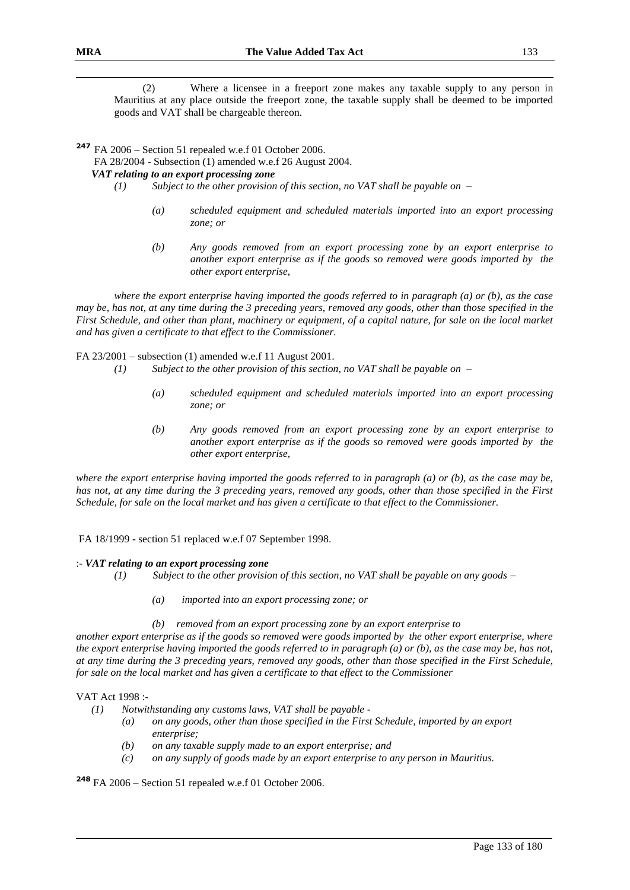(2) Where a licensee in a freeport zone makes any taxable supply to any person in Mauritius at any place outside the freeport zone, the taxable supply shall be deemed to be imported goods and VAT shall be chargeable thereon.

[247] FA 2006 – Section 51 repealed w.e.f 01 October 2006.

FA 28/2004 - Subsection (1) amended w.e.f 26 August 2004.

***VAT relating to an export processing zone***

*(1) Subject to the other provision of this section, no VAT shall be payable on –*

*(a) scheduled equipment and scheduled materials imported into an export processing zone; or*

*(b) Any goods removed from an export processing zone by an export enterprise to another export enterprise as if the goods so removed were goods imported by the other export enterprise,*

*where the export enterprise having imported the goods referred to in paragraph (a) or (b), as the case may be, has not, at any time during the 3 preceding years, removed any goods, other than those specified in the First Schedule, and other than plant, machinery or equipment, of a capital nature, for sale on the local market and has given a certificate to that effect to the Commissioner.*

FA 23/2001 – subsection (1) amended w.e.f 11 August 2001.

*(1) Subject to the other provision of this section, no VAT shall be payable on –*

*(a) scheduled equipment and scheduled materials imported into an export processing zone; or*

*(b) Any goods removed from an export processing zone by an export enterprise to another export enterprise as if the goods so removed were goods imported by the other export enterprise,*

*where the export enterprise having imported the goods referred to in paragraph (a) or (b), as the case may be, has not, at any time during the 3 preceding years, removed any goods, other than those specified in the First Schedule, for sale on the local market and has given a certificate to that effect to the Commissioner.*

FA 18/1999 - section 51 replaced w.e.f 07 September 1998.

:- ***VAT relating to an export processing zone***

*(1) Subject to the other provision of this section, no VAT shall be payable on any goods –*

*(a) imported into an export processing zone; or*

*(b) removed from an export processing zone by an export enterprise to another export enterprise as if the goods so removed were goods imported by the other export enterprise, where the export enterprise having imported the goods referred to in paragraph (a) or (b), as the case may be, has not, at any time during the 3 preceding years, removed any goods, other than those specified in the First Schedule, for sale on the local market and has given a certificate to that effect to the Commissioner*

VAT Act 1998 :-

*(1) Notwithstanding any customs laws, VAT shall be payable -*

*(a) on any goods, other than those specified in the First Schedule, imported by an export enterprise;*

*(b) on any taxable supply made to an export enterprise; and*

*(c) on any supply of goods made by an export enterprise to any person in Mauritius.*

[248] FA 2006 – Section 51 repealed w.e.f 01 October 2006.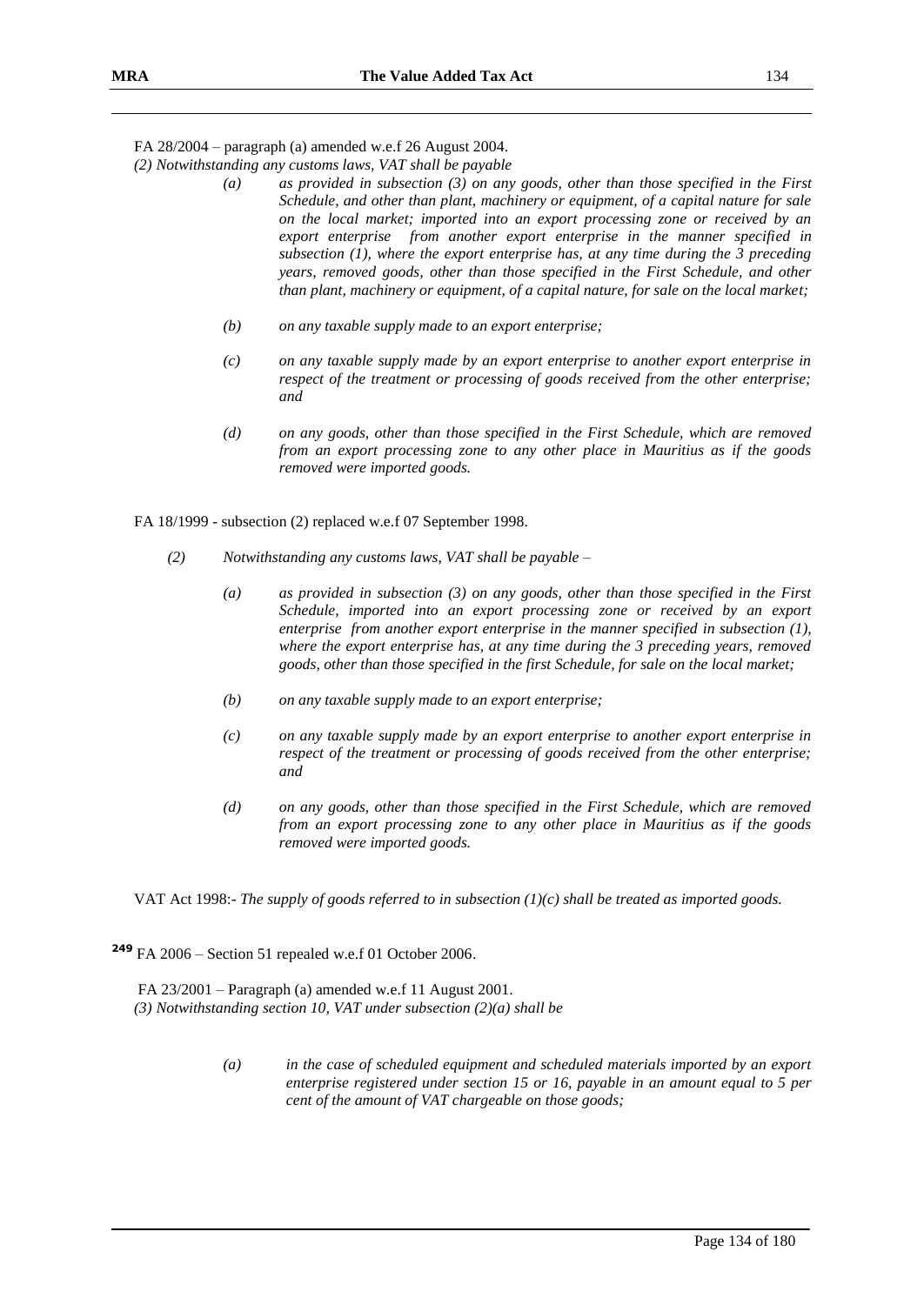FA 28/2004 – paragraph (a) amended w.e.f 26 August 2004.

*(2) Notwithstanding any customs laws, VAT shall be payable*

> *(a) as provided in subsection (3) on any goods, other than those specified in the First Schedule, and other than plant, machinery or equipment, of a capital nature for sale on the local market; imported into an export processing zone or received by an export enterprise from another export enterprise in the manner specified in subsection (1), where the export enterprise has, at any time during the 3 preceding years, removed goods, other than those specified in the First Schedule, and other than plant, machinery or equipment, of a capital nature, for sale on the local market;*
>
> *(b) on any taxable supply made to an export enterprise;*
>
> *(c) on any taxable supply made by an export enterprise to another export enterprise in respect of the treatment or processing of goods received from the other enterprise; and*
>
> *(d) on any goods, other than those specified in the First Schedule, which are removed from an export processing zone to any other place in Mauritius as if the goods removed were imported goods.*

FA 18/1999 - subsection (2) replaced w.e.f 07 September 1998.

*(2) Notwithstanding any customs laws, VAT shall be payable –*

> *(a) as provided in subsection (3) on any goods, other than those specified in the First Schedule, imported into an export processing zone or received by an export enterprise from another export enterprise in the manner specified in subsection (1), where the export enterprise has, at any time during the 3 preceding years, removed goods, other than those specified in the first Schedule, for sale on the local market;*
>
> *(b) on any taxable supply made to an export enterprise;*
>
> *(c) on any taxable supply made by an export enterprise to another export enterprise in respect of the treatment or processing of goods received from the other enterprise; and*
>
> *(d) on any goods, other than those specified in the First Schedule, which are removed from an export processing zone to any other place in Mauritius as if the goods removed were imported goods.*

VAT Act 1998:- *The supply of goods referred to in subsection (1)(c) shall be treated as imported goods.*

[249] FA 2006 – Section 51 repealed w.e.f 01 October 2006.

FA 23/2001 – Paragraph (a) amended w.e.f 11 August 2001.

*(3) Notwithstanding section 10, VAT under subsection (2)(a) shall be*

> *(a) in the case of scheduled equipment and scheduled materials imported by an export enterprise registered under section 15 or 16, payable in an amount equal to 5 per cent of the amount of VAT chargeable on those goods;*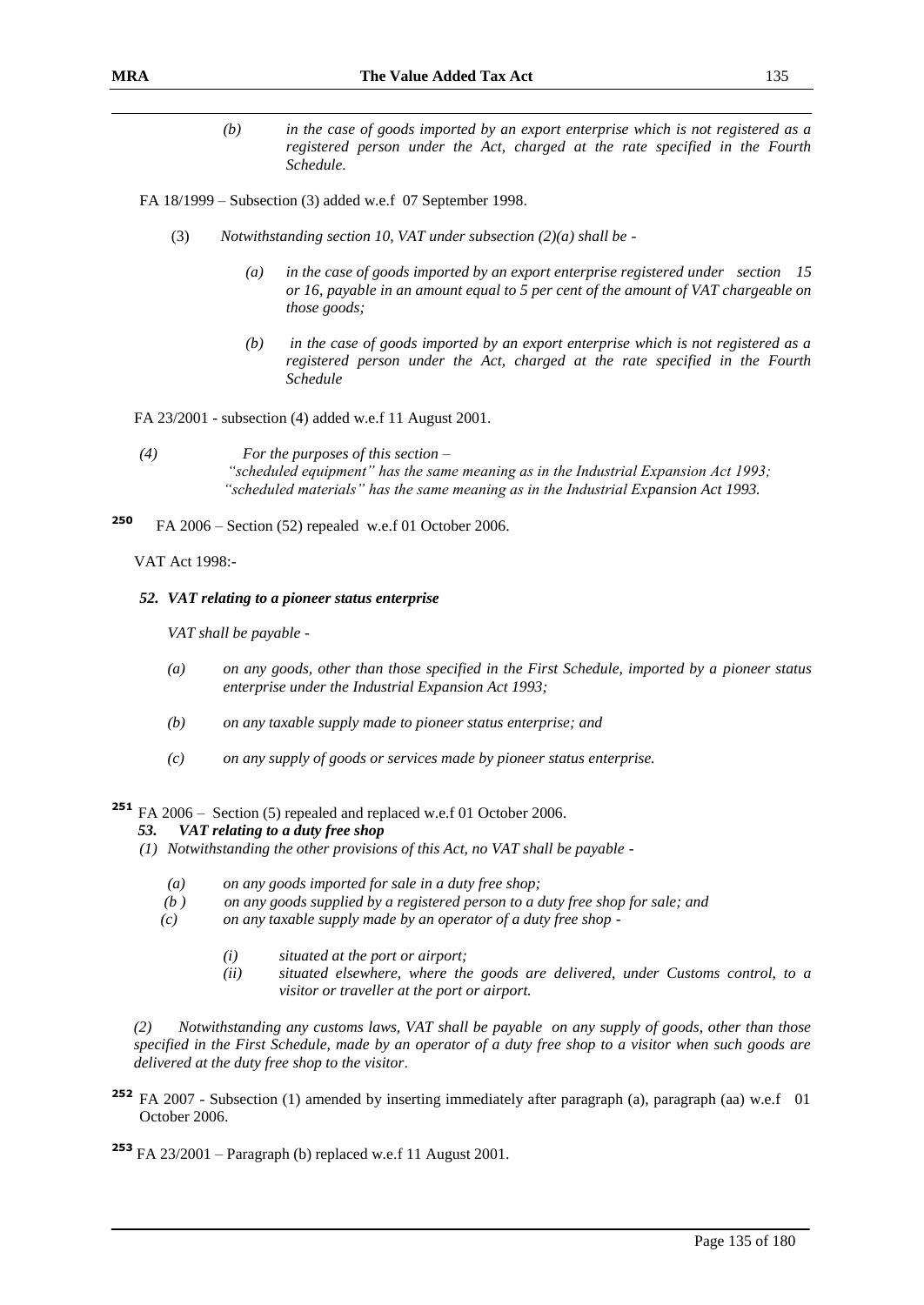*(b) in the case of goods imported by an export enterprise which is not registered as a registered person under the Act, charged at the rate specified in the Fourth Schedule.*

FA 18/1999 – Subsection (3) added w.e.f 07 September 1998.

(3) *Notwithstanding section 10, VAT under subsection (2)(a) shall be -*

*(a) in the case of goods imported by an export enterprise registered under section 15 or 16, payable in an amount equal to 5 per cent of the amount of VAT chargeable on those goods;*

*(b) in the case of goods imported by an export enterprise which is not registered as a registered person under the Act, charged at the rate specified in the Fourth Schedule*

FA 23/2001 - subsection (4) added w.e.f 11 August 2001.

*(4) For the purposes of this section –*
*"scheduled equipment" has the same meaning as in the Industrial Expansion Act 1993;*
*"scheduled materials" has the same meaning as in the Industrial Expansion Act 1993.*

[250] FA 2006 – Section (52) repealed w.e.f 01 October 2006.

VAT Act 1998:-

***52. VAT relating to a pioneer status enterprise***

*VAT shall be payable -*

*(a) on any goods, other than those specified in the First Schedule, imported by a pioneer status enterprise under the Industrial Expansion Act 1993;*

*(b) on any taxable supply made to pioneer status enterprise; and*

*(c) on any supply of goods or services made by pioneer status enterprise.*

[251] FA 2006 – Section (5) repealed and replaced w.e.f 01 October 2006.

***53. VAT relating to a duty free shop***

*(1) Notwithstanding the other provisions of this Act, no VAT shall be payable -*

*(a) on any goods imported for sale in a duty free shop;*

*(b) on any goods supplied by a registered person to a duty free shop for sale; and*

*(c) on any taxable supply made by an operator of a duty free shop -*

*(i) situated at the port or airport;*

*(ii) situated elsewhere, where the goods are delivered, under Customs control, to a visitor or traveller at the port or airport.*

*(2) Notwithstanding any customs laws, VAT shall be payable on any supply of goods, other than those specified in the First Schedule, made by an operator of a duty free shop to a visitor when such goods are delivered at the duty free shop to the visitor.*

[252] FA 2007 - Subsection (1) amended by inserting immediately after paragraph (a), paragraph (aa) w.e.f 01 October 2006.

[253] FA 23/2001 – Paragraph (b) replaced w.e.f 11 August 2001.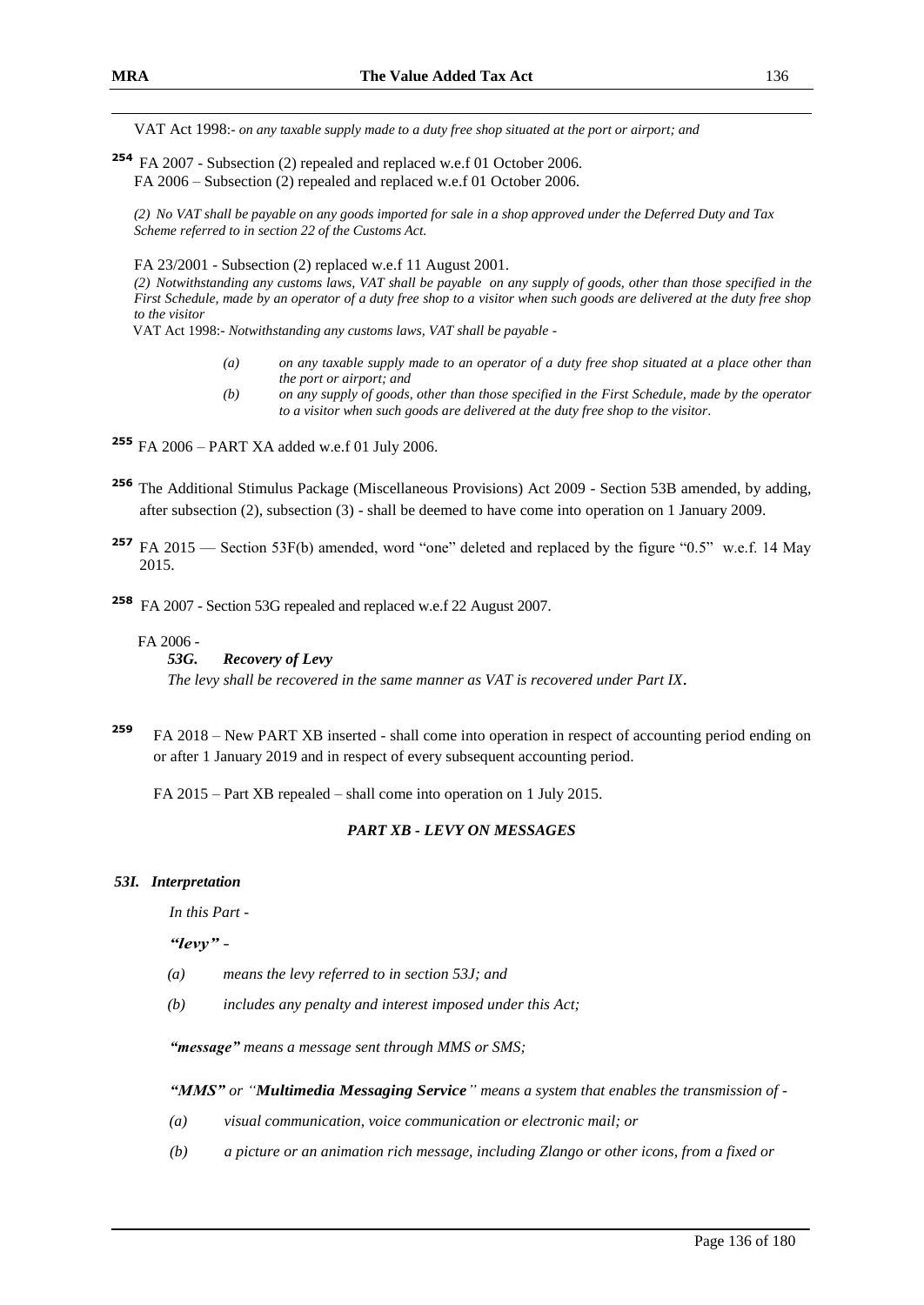VAT Act 1998:- *on any taxable supply made to a duty free shop situated at the port or airport; and*

[254] FA 2007 - Subsection (2) repealed and replaced w.e.f 01 October 2006.
FA 2006 – Subsection (2) repealed and replaced w.e.f 01 October 2006.

*(2) No VAT shall be payable on any goods imported for sale in a shop approved under the Deferred Duty and Tax Scheme referred to in section 22 of the Customs Act.*

FA 23/2001 - Subsection (2) replaced w.e.f 11 August 2001.
*(2) Notwithstanding any customs laws, VAT shall be payable on any supply of goods, other than those specified in the First Schedule, made by an operator of a duty free shop to a visitor when such goods are delivered at the duty free shop to the visitor*
VAT Act 1998:- *Notwithstanding any customs laws, VAT shall be payable -*

> *(a) on any taxable supply made to an operator of a duty free shop situated at a place other than the port or airport; and*
>
> *(b) on any supply of goods, other than those specified in the First Schedule, made by the operator to a visitor when such goods are delivered at the duty free shop to the visitor.*

[255] FA 2006 – PART XA added w.e.f 01 July 2006.

[256] The Additional Stimulus Package (Miscellaneous Provisions) Act 2009 - Section 53B amended, by adding, after subsection (2), subsection (3) - shall be deemed to have come into operation on 1 January 2009.

[257] FA 2015 — Section 53F(b) amended, word "one" deleted and replaced by the figure "0.5" w.e.f. 14 May 2015.

[258] FA 2007 - Section 53G repealed and replaced w.e.f 22 August 2007.

FA 2006 -
***53G. Recovery of Levy***
*The levy shall be recovered in the same manner as VAT is recovered under Part IX.*

[259] FA 2018 – New PART XB inserted - shall come into operation in respect of accounting period ending on or after 1 January 2019 and in respect of every subsequent accounting period.

FA 2015 – Part XB repealed – shall come into operation on 1 July 2015.

***PART XB - LEVY ON MESSAGES***

***53I. Interpretation***

*In this Part -*

***"levy"*** *-*

*(a) means the levy referred to in section 53J; and*

*(b) includes any penalty and interest imposed under this Act;*

***"message"*** *means a message sent through MMS or SMS;*

***"MMS"*** *or "****Multimedia Messaging Service****" means a system that enables the transmission of -*

*(a) visual communication, voice communication or electronic mail; or*

*(b) a picture or an animation rich message, including Zlango or other icons, from a fixed or*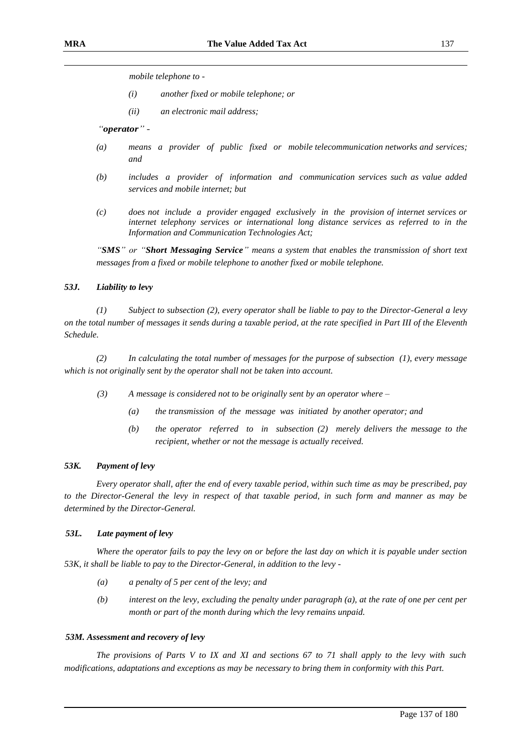*mobile telephone to -*

- *(i) another fixed or mobile telephone; or*
- *(ii) an electronic mail address;*

*"**operator**" -*

*(a) means a provider of public fixed or mobile telecommunication networks and services; and*

*(b) includes a provider of information and communication services such as value added services and mobile internet; but*

*(c) does not include a provider engaged exclusively in the provision of internet services or internet telephony services or international long distance services as referred to in the Information and Communication Technologies Act;*

*"**SMS**" or "**Short Messaging Service**" means a system that enables the transmission of short text messages from a fixed or mobile telephone to another fixed or mobile telephone.*

### *53J. Liability to levy*

*(1) Subject to subsection (2), every operator shall be liable to pay to the Director-General a levy on the total number of messages it sends during a taxable period, at the rate specified in Part III of the Eleventh Schedule.*

*(2) In calculating the total number of messages for the purpose of subsection (1), every message which is not originally sent by the operator shall not be taken into account.*

*(3) A message is considered not to be originally sent by an operator where –*

- *(a) the transmission of the message was initiated by another operator; and*
- *(b) the operator referred to in subsection (2) merely delivers the message to the recipient, whether or not the message is actually received.*

### *53K. Payment of levy*

*Every operator shall, after the end of every taxable period, within such time as may be prescribed, pay to the Director-General the levy in respect of that taxable period, in such form and manner as may be determined by the Director-General.*

### *53L. Late payment of levy*

*Where the operator fails to pay the levy on or before the last day on which it is payable under section 53K, it shall be liable to pay to the Director-General, in addition to the levy -*

- *(a) a penalty of 5 per cent of the levy; and*
- *(b) interest on the levy, excluding the penalty under paragraph (a), at the rate of one per cent per month or part of the month during which the levy remains unpaid.*

### *53M. Assessment and recovery of levy*

*The provisions of Parts V to IX and XI and sections 67 to 71 shall apply to the levy with such modifications, adaptations and exceptions as may be necessary to bring them in conformity with this Part.*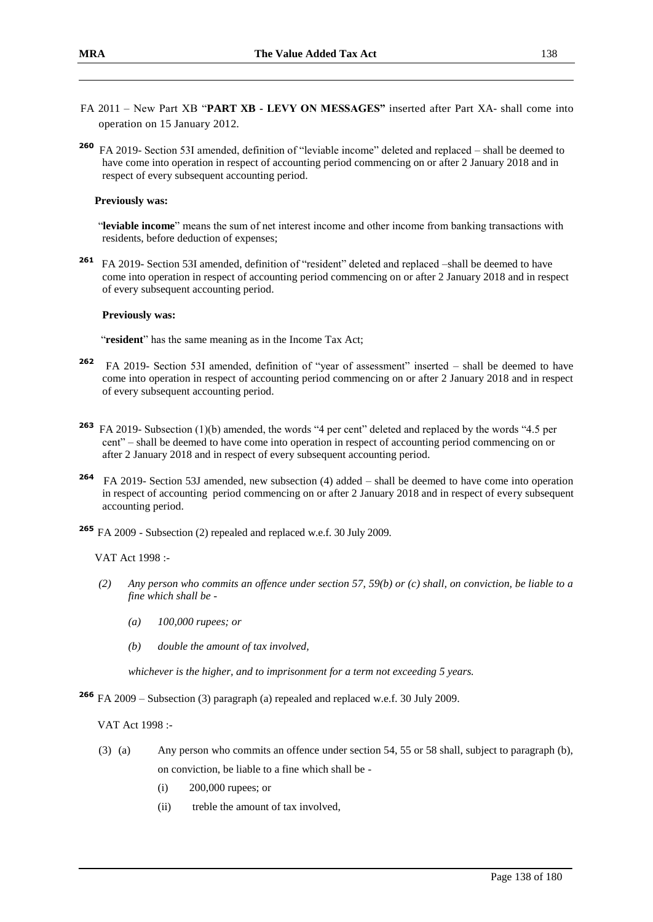FA 2011 – New Part XB "**PART XB - LEVY ON MESSAGES"** inserted after Part XA- shall come into operation on 15 January 2012.

[260] FA 2019- Section 53I amended, definition of "leviable income" deleted and replaced – shall be deemed to have come into operation in respect of accounting period commencing on or after 2 January 2018 and in respect of every subsequent accounting period.

**Previously was:**

"**leviable income**" means the sum of net interest income and other income from banking transactions with residents, before deduction of expenses;

[261] FA 2019- Section 53I amended, definition of "resident" deleted and replaced –shall be deemed to have come into operation in respect of accounting period commencing on or after 2 January 2018 and in respect of every subsequent accounting period.

**Previously was:**

"**resident**" has the same meaning as in the Income Tax Act;

[262] FA 2019- Section 53I amended, definition of "year of assessment" inserted – shall be deemed to have come into operation in respect of accounting period commencing on or after 2 January 2018 and in respect of every subsequent accounting period.

[263] FA 2019- Subsection (1)(b) amended, the words "4 per cent" deleted and replaced by the words "4.5 per cent" – shall be deemed to have come into operation in respect of accounting period commencing on or after 2 January 2018 and in respect of every subsequent accounting period.

[264] FA 2019- Section 53J amended, new subsection (4) added – shall be deemed to have come into operation in respect of accounting period commencing on or after 2 January 2018 and in respect of every subsequent accounting period.

[265] FA 2009 - Subsection (2) repealed and replaced w.e.f. 30 July 2009.

VAT Act 1998 :-

*(2) Any person who commits an offence under section 57, 59(b) or (c) shall, on conviction, be liable to a fine which shall be -*

*(a) 100,000 rupees; or*

*(b) double the amount of tax involved,*

*whichever is the higher, and to imprisonment for a term not exceeding 5 years.*

[266] FA 2009 – Subsection (3) paragraph (a) repealed and replaced w.e.f. 30 July 2009.

VAT Act 1998 :-

(3) (a) Any person who commits an offence under section 54, 55 or 58 shall, subject to paragraph (b), on conviction, be liable to a fine which shall be -

(i) 200,000 rupees; or

(ii) treble the amount of tax involved,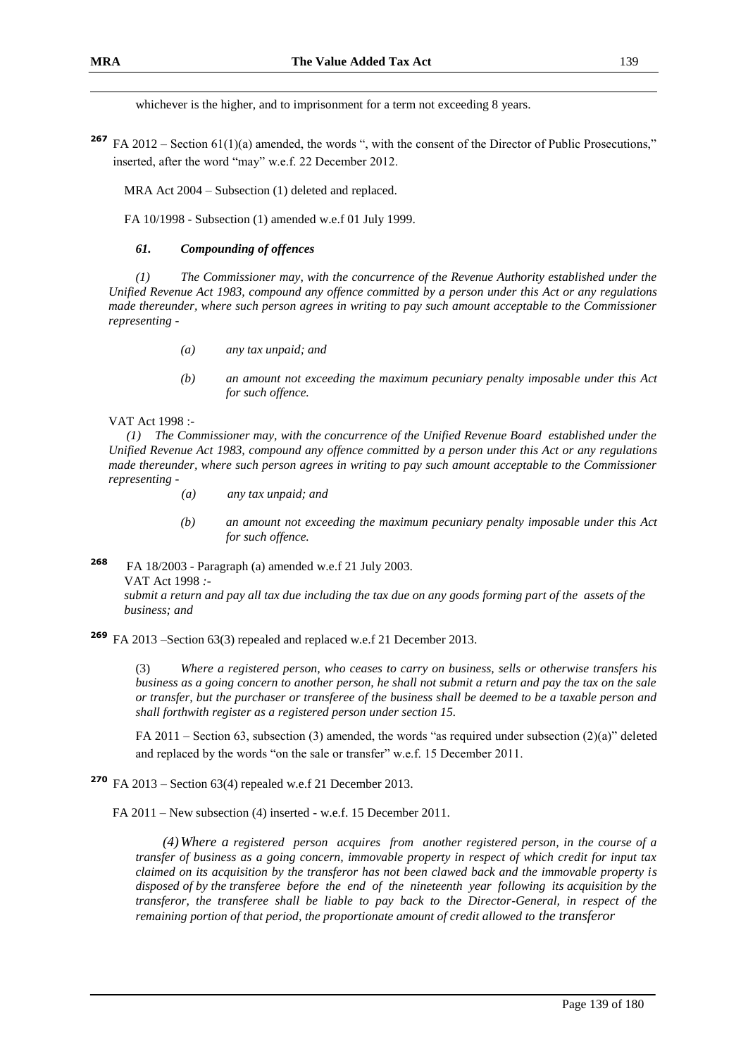whichever is the higher, and to imprisonment for a term not exceeding 8 years.

[267] FA 2012 – Section 61(1)(a) amended, the words ", with the consent of the Director of Public Prosecutions," inserted, after the word "may" w.e.f. 22 December 2012.

MRA Act 2004 – Subsection (1) deleted and replaced.

FA 10/1998 - Subsection (1) amended w.e.f 01 July 1999.

***61. Compounding of offences***

*(1) The Commissioner may, with the concurrence of the Revenue Authority established under the Unified Revenue Act 1983, compound any offence committed by a person under this Act or any regulations made thereunder, where such person agrees in writing to pay such amount acceptable to the Commissioner representing -*

*(a) any tax unpaid; and*

*(b) an amount not exceeding the maximum pecuniary penalty imposable under this Act for such offence.*

VAT Act 1998 :-

*(1) The Commissioner may, with the concurrence of the Unified Revenue Board established under the Unified Revenue Act 1983, compound any offence committed by a person under this Act or any regulations made thereunder, where such person agrees in writing to pay such amount acceptable to the Commissioner representing -*

*(a) any tax unpaid; and*

*(b) an amount not exceeding the maximum pecuniary penalty imposable under this Act for such offence.*

[268] FA 18/2003 - Paragraph (a) amended w.e.f 21 July 2003.

VAT Act 1998 :-

*submit a return and pay all tax due including the tax due on any goods forming part of the assets of the business; and*

[269] FA 2013 –Section 63(3) repealed and replaced w.e.f 21 December 2013.

(3) *Where a registered person, who ceases to carry on business, sells or otherwise transfers his business as a going concern to another person, he shall not submit a return and pay the tax on the sale or transfer, but the purchaser or transferee of the business shall be deemed to be a taxable person and shall forthwith register as a registered person under section 15.*

FA 2011 – Section 63, subsection (3) amended, the words "as required under subsection (2)(a)" deleted and replaced by the words "on the sale or transfer" w.e.f. 15 December 2011.

[270] FA 2013 – Section 63(4) repealed w.e.f 21 December 2013.

FA 2011 – New subsection (4) inserted - w.e.f. 15 December 2011.

*(4) Where a registered person acquires from another registered person, in the course of a transfer of business as a going concern, immovable property in respect of which credit for input tax claimed on its acquisition by the transferor has not been clawed back and the immovable property is disposed of by the transferee before the end of the nineteenth year following its acquisition by the transferor, the transferee shall be liable to pay back to the Director-General, in respect of the remaining portion of that period, the proportionate amount of credit allowed to the transferor*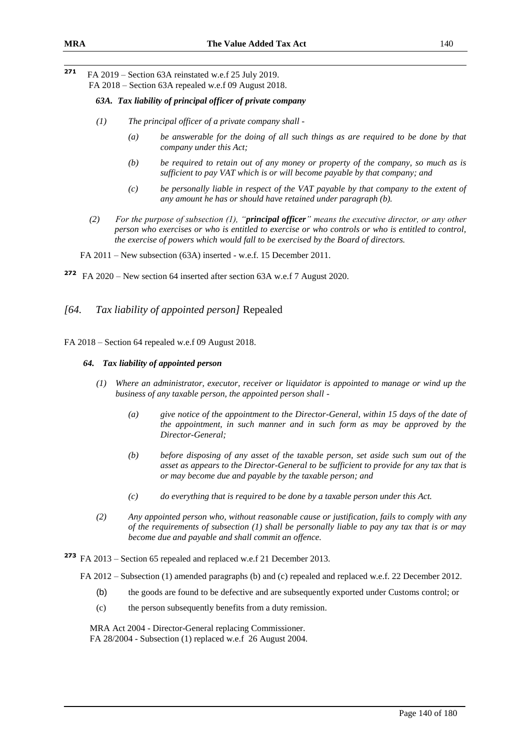[271] FA 2019 – Section 63A reinstated w.e.f 25 July 2019.
FA 2018 – Section 63A repealed w.e.f 09 August 2018.

***63A. Tax liability of principal officer of private company***

*(1) The principal officer of a private company shall -*

*(a) be answerable for the doing of all such things as are required to be done by that company under this Act;*

*(b) be required to retain out of any money or property of the company, so much as is sufficient to pay VAT which is or will become payable by that company; and*

*(c) be personally liable in respect of the VAT payable by that company to the extent of any amount he has or should have retained under paragraph (b).*

*(2) For the purpose of subsection (1), "**principal officer**" means the executive director, or any other person who exercises or who is entitled to exercise or who controls or who is entitled to control, the exercise of powers which would fall to be exercised by the Board of directors.*

FA 2011 – New subsection (63A) inserted - w.e.f. 15 December 2011.

[272] FA 2020 – New section 64 inserted after section 63A w.e.f 7 August 2020.

## *[64. Tax liability of appointed person]* Repealed

FA 2018 – Section 64 repealed w.e.f 09 August 2018.

***64. Tax liability of appointed person***

*(1) Where an administrator, executor, receiver or liquidator is appointed to manage or wind up the business of any taxable person, the appointed person shall -*

*(a) give notice of the appointment to the Director-General, within 15 days of the date of the appointment, in such manner and in such form as may be approved by the Director-General;*

*(b) before disposing of any asset of the taxable person, set aside such sum out of the asset as appears to the Director-General to be sufficient to provide for any tax that is or may become due and payable by the taxable person; and*

*(c) do everything that is required to be done by a taxable person under this Act.*

*(2) Any appointed person who, without reasonable cause or justification, fails to comply with any of the requirements of subsection (1) shall be personally liable to pay any tax that is or may become due and payable and shall commit an offence.*

[273] FA 2013 – Section 65 repealed and replaced w.e.f 21 December 2013.

FA 2012 – Subsection (1) amended paragraphs (b) and (c) repealed and replaced w.e.f. 22 December 2012.

(b) the goods are found to be defective and are subsequently exported under Customs control; or

(c) the person subsequently benefits from a duty remission.

MRA Act 2004 - Director-General replacing Commissioner.
FA 28/2004 - Subsection (1) replaced w.e.f 26 August 2004.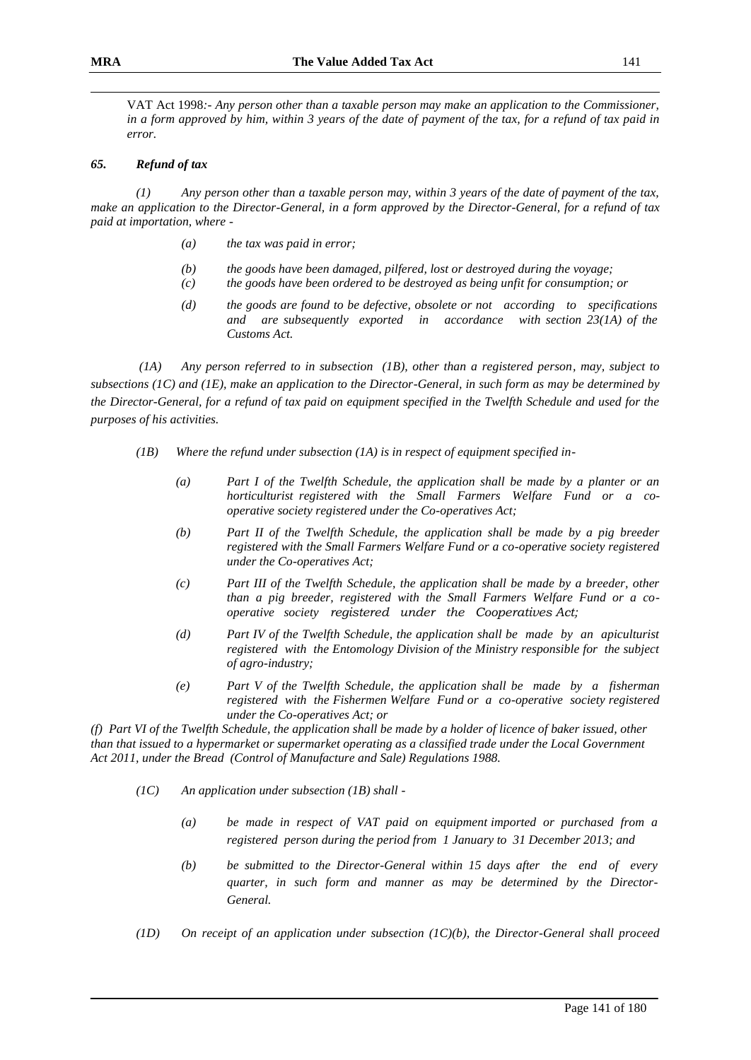VAT Act 1998:- *Any person other than a taxable person may make an application to the Commissioner, in a form approved by him, within 3 years of the date of payment of the tax, for a refund of tax paid in error.*

### *65. Refund of tax*

*(1) Any person other than a taxable person may, within 3 years of the date of payment of the tax, make an application to the Director-General, in a form approved by the Director-General, for a refund of tax paid at importation, where -*

*(a) the tax was paid in error;*

*(b) the goods have been damaged, pilfered, lost or destroyed during the voyage;*

*(c) the goods have been ordered to be destroyed as being unfit for consumption; or*

*(d) the goods are found to be defective, obsolete or not according to specifications and are subsequently exported in accordance with section 23(1A) of the Customs Act.*

*(1A) Any person referred to in subsection (1B), other than a registered person, may, subject to subsections (1C) and (1E), make an application to the Director-General, in such form as may be determined by the Director-General, for a refund of tax paid on equipment specified in the Twelfth Schedule and used for the purposes of his activities.*

*(1B) Where the refund under subsection (1A) is in respect of equipment specified in-*

*(a) Part I of the Twelfth Schedule, the application shall be made by a planter or an horticulturist registered with the Small Farmers Welfare Fund or a co-operative society registered under the Co-operatives Act;*

*(b) Part II of the Twelfth Schedule, the application shall be made by a pig breeder registered with the Small Farmers Welfare Fund or a co-operative society registered under the Co-operatives Act;*

*(c) Part III of the Twelfth Schedule, the application shall be made by a breeder, other than a pig breeder, registered with the Small Farmers Welfare Fund or a co-operative society registered under the Cooperatives Act;*

*(d) Part IV of the Twelfth Schedule, the application shall be made by an apiculturist registered with the Entomology Division of the Ministry responsible for the subject of agro-industry;*

*(e) Part V of the Twelfth Schedule, the application shall be made by a fisherman registered with the Fishermen Welfare Fund or a co-operative society registered under the Co-operatives Act; or*

*(f) Part VI of the Twelfth Schedule, the application shall be made by a holder of licence of baker issued, other than that issued to a hypermarket or supermarket operating as a classified trade under the Local Government Act 2011, under the Bread (Control of Manufacture and Sale) Regulations 1988.*

*(1C) An application under subsection (1B) shall -*

*(a) be made in respect of VAT paid on equipment imported or purchased from a registered person during the period from 1 January to 31 December 2013; and*

*(b) be submitted to the Director-General within 15 days after the end of every quarter, in such form and manner as may be determined by the Director-General.*

*(1D) On receipt of an application under subsection (1C)(b), the Director-General shall proceed*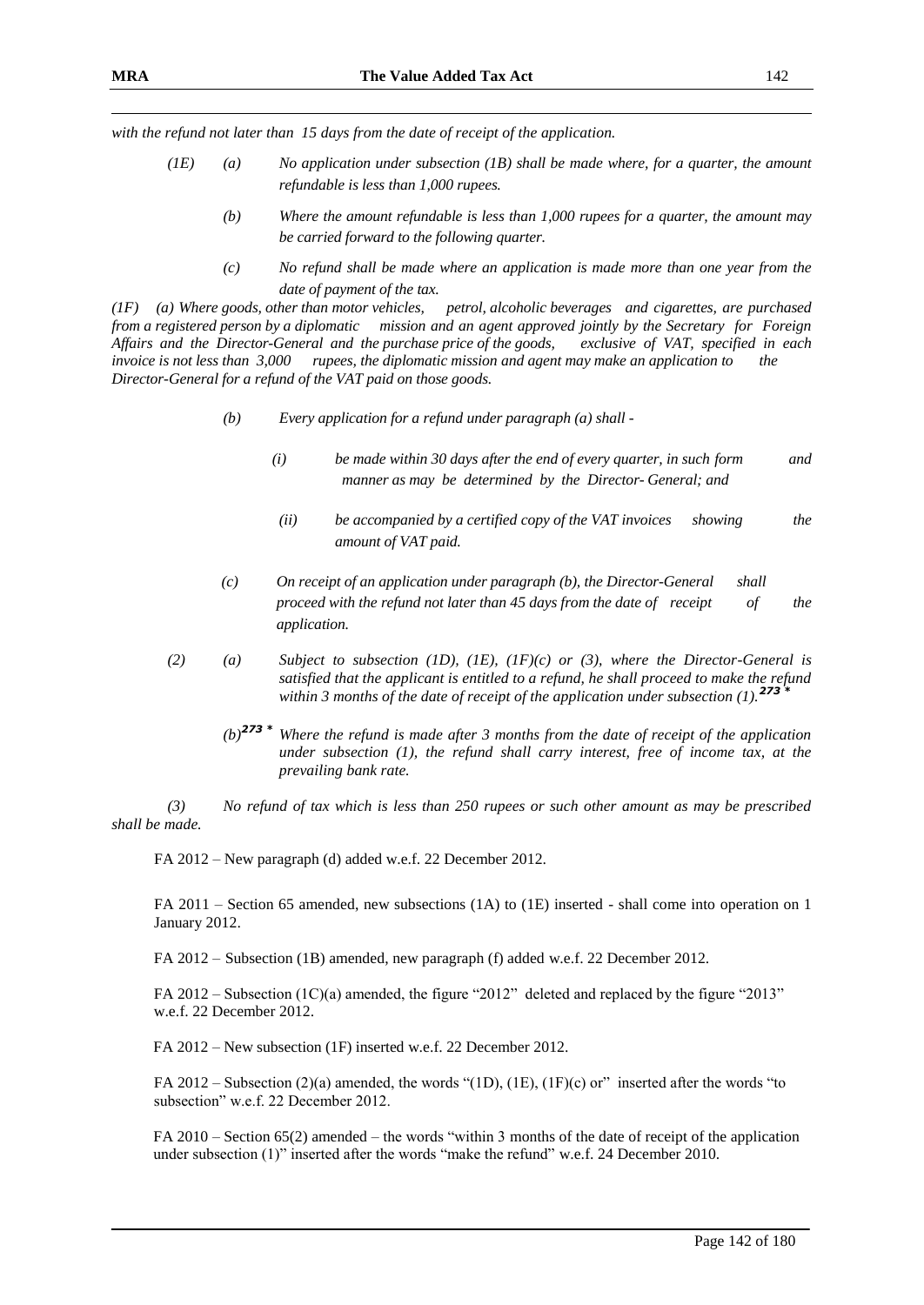*with the refund not later than 15 days from the date of receipt of the application.*

*(1E) (a) No application under subsection (1B) shall be made where, for a quarter, the amount refundable is less than 1,000 rupees.*

*(b) Where the amount refundable is less than 1,000 rupees for a quarter, the amount may be carried forward to the following quarter.*

*(c) No refund shall be made where an application is made more than one year from the date of payment of the tax.*

*(1F) (a) Where goods, other than motor vehicles, petrol, alcoholic beverages and cigarettes, are purchased from a registered person by a diplomatic mission and an agent approved jointly by the Secretary for Foreign Affairs and the Director-General and the purchase price of the goods, exclusive of VAT, specified in each invoice is not less than 3,000 rupees, the diplomatic mission and agent may make an application to the Director-General for a refund of the VAT paid on those goods.*

*(b) Every application for a refund under paragraph (a) shall -*

*(i) be made within 30 days after the end of every quarter, in such form and manner as may be determined by the Director- General; and*

*(ii) be accompanied by a certified copy of the VAT invoices showing the amount of VAT paid.*

*(c) On receipt of an application under paragraph (b), the Director-General shall proceed with the refund not later than 45 days from the date of receipt of the application.*

*(2) (a) Subject to subsection (1D), (1E), (1F)(c) or (3), where the Director-General is satisfied that the applicant is entitled to a refund, he shall proceed to make the refund within 3 months of the date of receipt of the application under subsection (1).*[273 *]

*(b)*[273 *] *Where the refund is made after 3 months from the date of receipt of the application under subsection (1), the refund shall carry interest, free of income tax, at the prevailing bank rate.*

*(3) No refund of tax which is less than 250 rupees or such other amount as may be prescribed shall be made.*

FA 2012 – New paragraph (d) added w.e.f. 22 December 2012.

FA 2011 – Section 65 amended, new subsections (1A) to (1E) inserted - shall come into operation on 1 January 2012.

FA 2012 – Subsection (1B) amended, new paragraph (f) added w.e.f. 22 December 2012.

FA 2012 – Subsection (1C)(a) amended, the figure "2012" deleted and replaced by the figure "2013" w.e.f. 22 December 2012.

FA 2012 – New subsection (1F) inserted w.e.f. 22 December 2012.

FA 2012 – Subsection (2)(a) amended, the words "(1D), (1E), (1F)(c) or" inserted after the words "to subsection" w.e.f. 22 December 2012.

FA 2010 – Section 65(2) amended – the words "within 3 months of the date of receipt of the application under subsection (1)" inserted after the words "make the refund" w.e.f. 24 December 2010.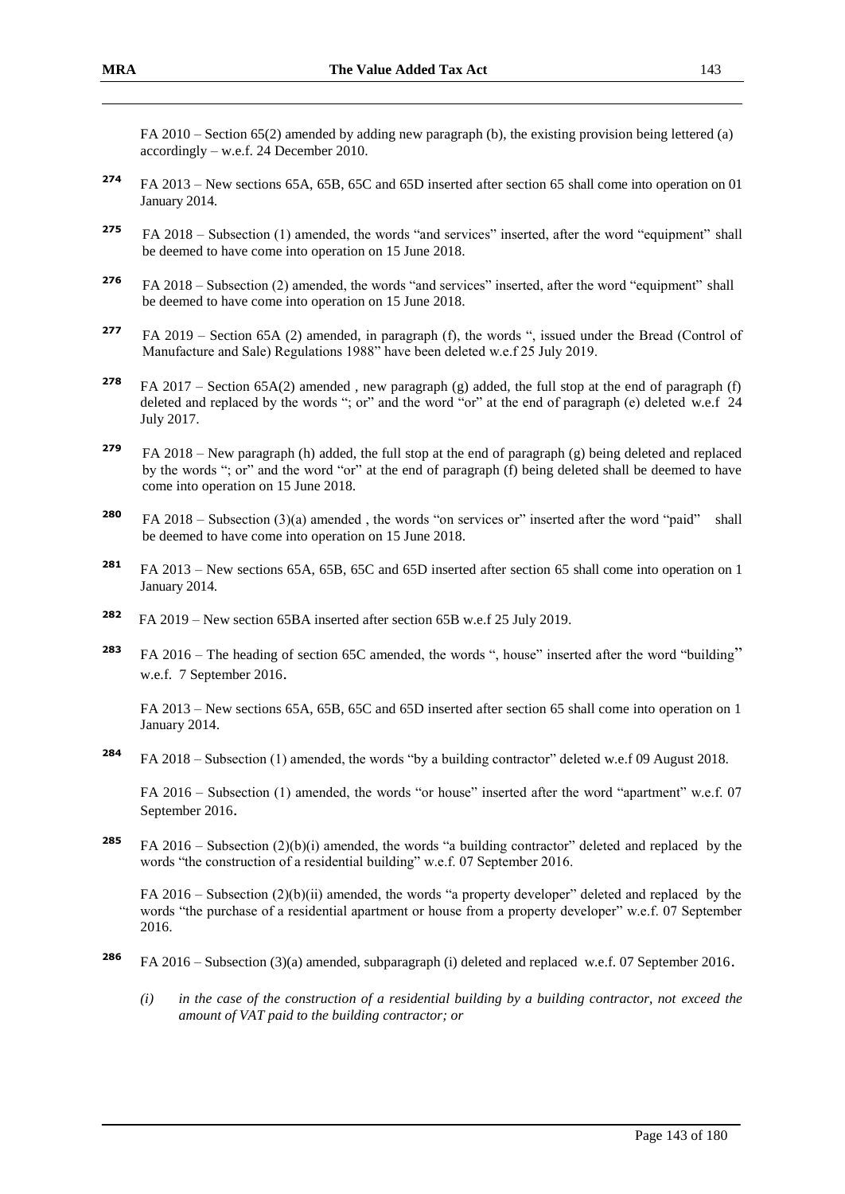FA 2010 – Section 65(2) amended by adding new paragraph (b), the existing provision being lettered (a) accordingly – w.e.f. 24 December 2010.

[274] FA 2013 – New sections 65A, 65B, 65C and 65D inserted after section 65 shall come into operation on 01 January 2014.

[275] FA 2018 – Subsection (1) amended, the words "and services" inserted, after the word "equipment" shall be deemed to have come into operation on 15 June 2018.

[276] FA 2018 – Subsection (2) amended, the words "and services" inserted, after the word "equipment" shall be deemed to have come into operation on 15 June 2018.

[277] FA 2019 – Section 65A (2) amended, in paragraph (f), the words ", issued under the Bread (Control of Manufacture and Sale) Regulations 1988" have been deleted w.e.f 25 July 2019.

[278] FA 2017 – Section 65A(2) amended , new paragraph (g) added, the full stop at the end of paragraph (f) deleted and replaced by the words "; or" and the word "or" at the end of paragraph (e) deleted w.e.f 24 July 2017.

[279] FA 2018 – New paragraph (h) added, the full stop at the end of paragraph (g) being deleted and replaced by the words "; or" and the word "or" at the end of paragraph (f) being deleted shall be deemed to have come into operation on 15 June 2018.

[280] FA 2018 – Subsection (3)(a) amended , the words "on services or" inserted after the word "paid" shall be deemed to have come into operation on 15 June 2018.

[281] FA 2013 – New sections 65A, 65B, 65C and 65D inserted after section 65 shall come into operation on 1 January 2014.

[282] FA 2019 – New section 65BA inserted after section 65B w.e.f 25 July 2019.

[283] FA 2016 – The heading of section 65C amended, the words ", house" inserted after the word "building" w.e.f. 7 September 2016.

FA 2013 – New sections 65A, 65B, 65C and 65D inserted after section 65 shall come into operation on 1 January 2014.

[284] FA 2018 – Subsection (1) amended, the words "by a building contractor" deleted w.e.f 09 August 2018.

FA 2016 – Subsection (1) amended, the words "or house" inserted after the word "apartment" w.e.f. 07 September 2016.

[285] FA 2016 – Subsection (2)(b)(i) amended, the words "a building contractor" deleted and replaced by the words "the construction of a residential building" w.e.f. 07 September 2016.

FA 2016 – Subsection (2)(b)(ii) amended, the words "a property developer" deleted and replaced by the words "the purchase of a residential apartment or house from a property developer" w.e.f. 07 September 2016.

[286] FA 2016 – Subsection (3)(a) amended, subparagraph (i) deleted and replaced w.e.f. 07 September 2016.

*(i) in the case of the construction of a residential building by a building contractor, not exceed the amount of VAT paid to the building contractor; or*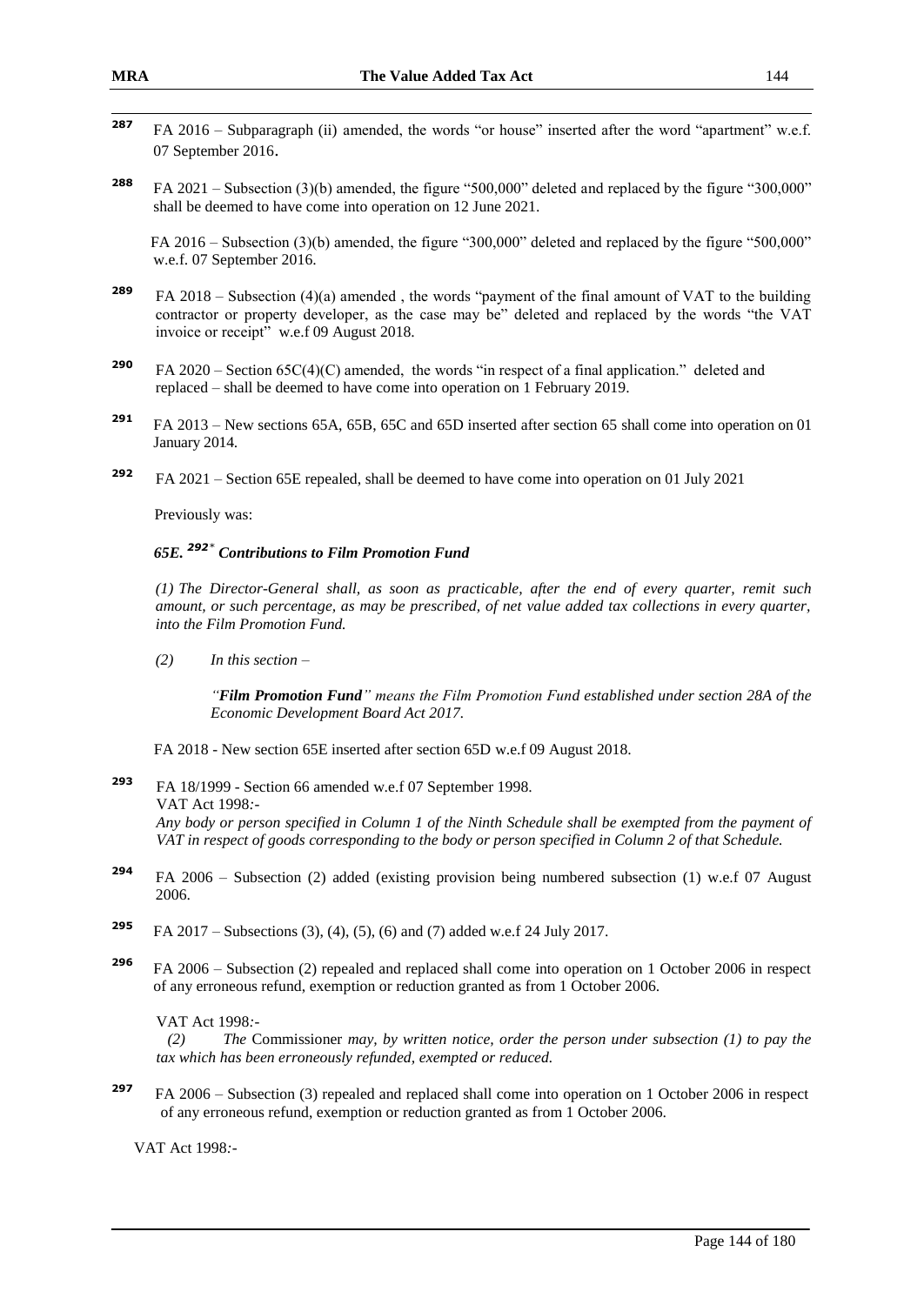[287] FA 2016 – Subparagraph (ii) amended, the words "or house" inserted after the word "apartment" w.e.f. 07 September 2016.

[288] FA 2021 – Subsection (3)(b) amended, the figure "500,000" deleted and replaced by the figure "300,000" shall be deemed to have come into operation on 12 June 2021.

FA 2016 – Subsection (3)(b) amended, the figure "300,000" deleted and replaced by the figure "500,000" w.e.f. 07 September 2016.

[289] FA 2018 – Subsection (4)(a) amended , the words "payment of the final amount of VAT to the building contractor or property developer, as the case may be" deleted and replaced by the words "the VAT invoice or receipt" w.e.f 09 August 2018.

[290] FA 2020 – Section 65C(4)(C) amended, the words "in respect of a final application." deleted and replaced – shall be deemed to have come into operation on 1 February 2019.

[291] FA 2013 – New sections 65A, 65B, 65C and 65D inserted after section 65 shall come into operation on 01 January 2014.

[292] FA 2021 – Section 65E repealed, shall be deemed to have come into operation on 01 July 2021

Previously was:

***65E. [292]* Contributions to Film Promotion Fund***

*(1) The Director-General shall, as soon as practicable, after the end of every quarter, remit such amount, or such percentage, as may be prescribed, of net value added tax collections in every quarter, into the Film Promotion Fund.*

*(2) In this section –*

*"**Film Promotion Fund**" means the Film Promotion Fund established under section 28A of the Economic Development Board Act 2017.*

FA 2018 - New section 65E inserted after section 65D w.e.f 09 August 2018.

[293] FA 18/1999 - Section 66 amended w.e.f 07 September 1998.
VAT Act 1998:-
*Any body or person specified in Column 1 of the Ninth Schedule shall be exempted from the payment of VAT in respect of goods corresponding to the body or person specified in Column 2 of that Schedule.*

[294] FA 2006 – Subsection (2) added (existing provision being numbered subsection (1) w.e.f 07 August 2006.

[295] FA 2017 – Subsections (3), (4), (5), (6) and (7) added w.e.f 24 July 2017.

[296] FA 2006 – Subsection (2) repealed and replaced shall come into operation on 1 October 2006 in respect of any erroneous refund, exemption or reduction granted as from 1 October 2006.

VAT Act 1998:-
*(2) The* Commissioner *may, by written notice, order the person under subsection (1) to pay the tax which has been erroneously refunded, exempted or reduced.*

[297] FA 2006 – Subsection (3) repealed and replaced shall come into operation on 1 October 2006 in respect of any erroneous refund, exemption or reduction granted as from 1 October 2006.

VAT Act 1998:-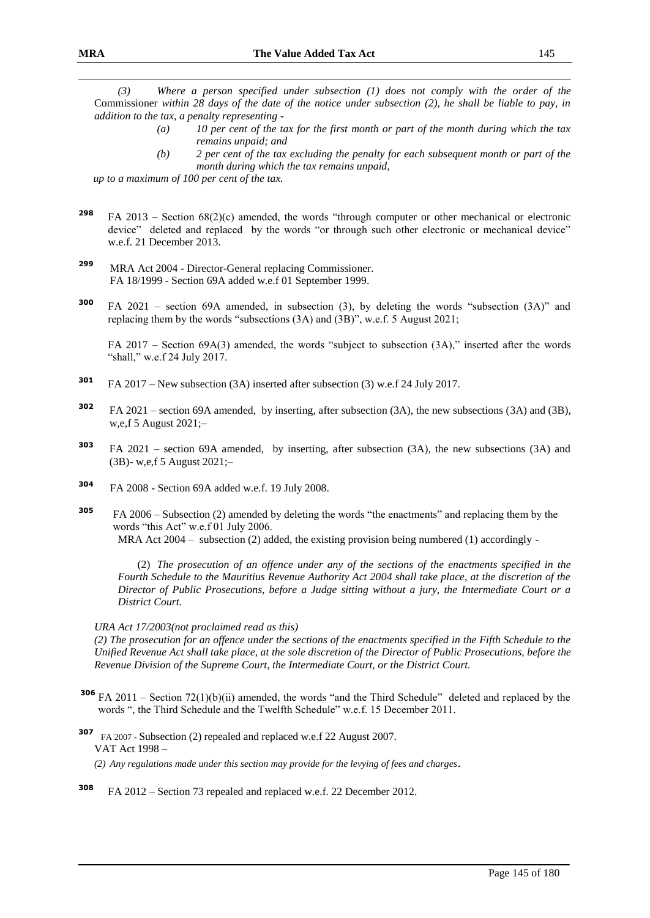*(3) Where a person specified under subsection (1) does not comply with the order of the* Commissioner *within 28 days of the date of the notice under subsection (2), he shall be liable to pay, in addition to the tax, a penalty representing -*

> *(a) 10 per cent of the tax for the first month or part of the month during which the tax remains unpaid; and*
>
> *(b) 2 per cent of the tax excluding the penalty for each subsequent month or part of the month during which the tax remains unpaid,*

*up to a maximum of 100 per cent of the tax.*

[298] FA 2013 – Section 68(2)(c) amended, the words "through computer or other mechanical or electronic device" deleted and replaced by the words "or through such other electronic or mechanical device" w.e.f. 21 December 2013.

[299] MRA Act 2004 - Director-General replacing Commissioner.
FA 18/1999 - Section 69A added w.e.f 01 September 1999.

[300] FA 2021 – section 69A amended, in subsection (3), by deleting the words "subsection (3A)" and replacing them by the words "subsections (3A) and (3B)", w.e.f. 5 August 2021;

FA 2017 – Section 69A(3) amended, the words "subject to subsection (3A)," inserted after the words "shall," w.e.f 24 July 2017.

[301] FA 2017 – New subsection (3A) inserted after subsection (3) w.e.f 24 July 2017.

[302] FA 2021 – section 69A amended, by inserting, after subsection (3A), the new subsections (3A) and (3B), w,e,f 5 August 2021;–

[303] FA 2021 – section 69A amended, by inserting, after subsection (3A), the new subsections (3A) and (3B)- w,e,f 5 August 2021;–

[304] FA 2008 - Section 69A added w.e.f. 19 July 2008.

[305] FA 2006 – Subsection (2) amended by deleting the words "the enactments" and replacing them by the words "this Act" w.e.f 01 July 2006.
MRA Act 2004 – subsection (2) added, the existing provision being numbered (1) accordingly -

> (2) *The prosecution of an offence under any of the sections of the enactments specified in the Fourth Schedule to the Mauritius Revenue Authority Act 2004 shall take place, at the discretion of the Director of Public Prosecutions, before a Judge sitting without a jury, the Intermediate Court or a District Court.*

*URA Act 17/2003(not proclaimed read as this)*

*(2) The prosecution for an offence under the sections of the enactments specified in the Fifth Schedule to the Unified Revenue Act shall take place, at the sole discretion of the Director of Public Prosecutions, before the Revenue Division of the Supreme Court, the Intermediate Court, or the District Court.*

[306] FA 2011 – Section 72(1)(b)(ii) amended, the words "and the Third Schedule" deleted and replaced by the words ", the Third Schedule and the Twelfth Schedule" w.e.f. 15 December 2011.

[307] FA 2007 - Subsection (2) repealed and replaced w.e.f 22 August 2007.
VAT Act 1998 –

*(2) Any regulations made under this section may provide for the levying of fees and charges*.

[308] FA 2012 – Section 73 repealed and replaced w.e.f. 22 December 2012.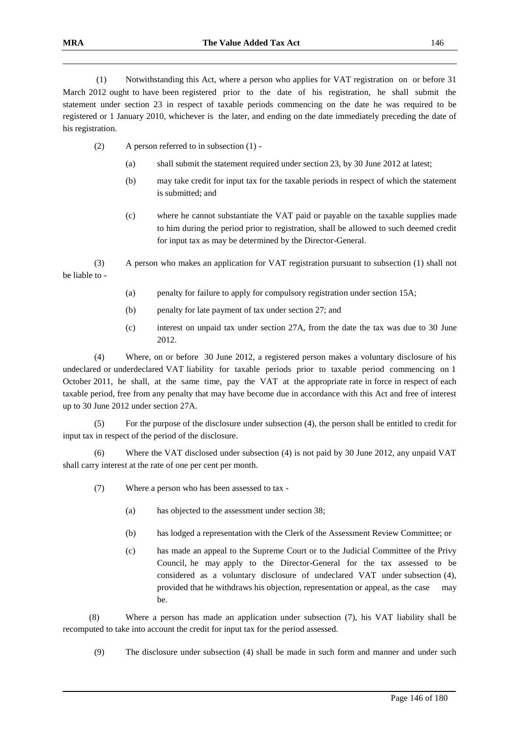(1) Notwithstanding this Act, where a person who applies for VAT registration on or before 31 March 2012 ought to have been registered prior to the date of his registration, he shall submit the statement under section 23 in respect of taxable periods commencing on the date he was required to be registered or 1 January 2010, whichever is the later, and ending on the date immediately preceding the date of his registration.

(2) A person referred to in subsection (1) -

(a) shall submit the statement required under section 23, by 30 June 2012 at latest;

(b) may take credit for input tax for the taxable periods in respect of which the statement is submitted; and

(c) where he cannot substantiate the VAT paid or payable on the taxable supplies made to him during the period prior to registration, shall be allowed to such deemed credit for input tax as may be determined by the Director-General.

(3) A person who makes an application for VAT registration pursuant to subsection (1) shall not be liable to -

(a) penalty for failure to apply for compulsory registration under section 15A;

(b) penalty for late payment of tax under section 27; and

(c) interest on unpaid tax under section 27A, from the date the tax was due to 30 June 2012.

(4) Where, on or before 30 June 2012, a registered person makes a voluntary disclosure of his undeclared or underdeclared VAT liability for taxable periods prior to taxable period commencing on 1 October 2011, he shall, at the same time, pay the VAT at the appropriate rate in force in respect of each taxable period, free from any penalty that may have become due in accordance with this Act and free of interest up to 30 June 2012 under section 27A.

(5) For the purpose of the disclosure under subsection (4), the person shall be entitled to credit for input tax in respect of the period of the disclosure.

(6) Where the VAT disclosed under subsection (4) is not paid by 30 June 2012, any unpaid VAT shall carry interest at the rate of one per cent per month.

(7) Where a person who has been assessed to tax -

(a) has objected to the assessment under section 38;

(b) has lodged a representation with the Clerk of the Assessment Review Committee; or

(c) has made an appeal to the Supreme Court or to the Judicial Committee of the Privy Council, he may apply to the Director-General for the tax assessed to be considered as a voluntary disclosure of undeclared VAT under subsection (4), provided that he withdraws his objection, representation or appeal, as the case may be.

(8) Where a person has made an application under subsection (7), his VAT liability shall be recomputed to take into account the credit for input tax for the period assessed.

(9) The disclosure under subsection (4) shall be made in such form and manner and under such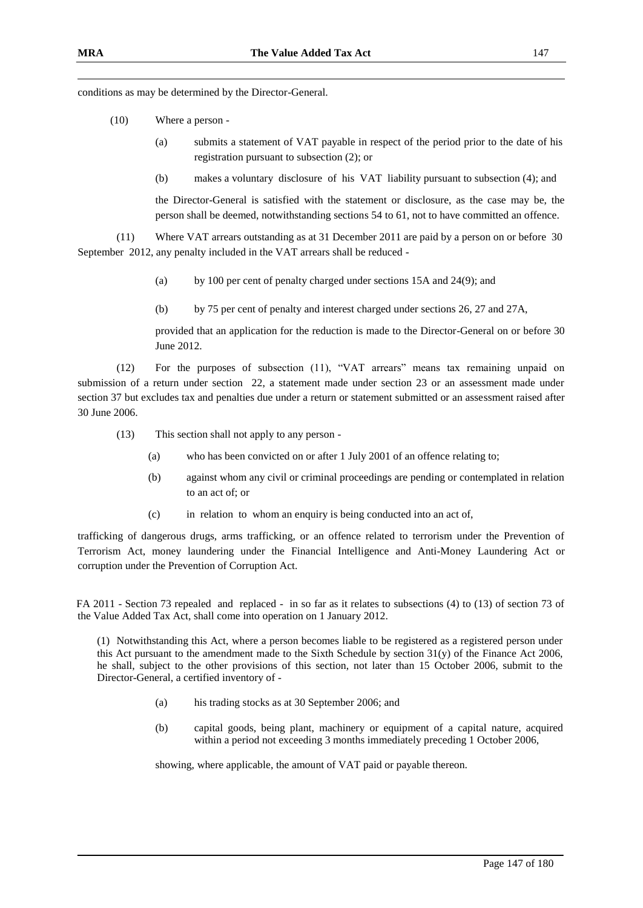conditions as may be determined by the Director-General.

(10) Where a person -

(a) submits a statement of VAT payable in respect of the period prior to the date of his registration pursuant to subsection (2); or

(b) makes a voluntary disclosure of his VAT liability pursuant to subsection (4); and

the Director-General is satisfied with the statement or disclosure, as the case may be, the person shall be deemed, notwithstanding sections 54 to 61, not to have committed an offence.

(11) Where VAT arrears outstanding as at 31 December 2011 are paid by a person on or before 30 September 2012, any penalty included in the VAT arrears shall be reduced -

(a) by 100 per cent of penalty charged under sections 15A and 24(9); and

(b) by 75 per cent of penalty and interest charged under sections 26, 27 and 27A,

provided that an application for the reduction is made to the Director-General on or before 30 June 2012.

(12) For the purposes of subsection (11), "VAT arrears" means tax remaining unpaid on submission of a return under section 22, a statement made under section 23 or an assessment made under section 37 but excludes tax and penalties due under a return or statement submitted or an assessment raised after 30 June 2006.

(13) This section shall not apply to any person -

(a) who has been convicted on or after 1 July 2001 of an offence relating to;

(b) against whom any civil or criminal proceedings are pending or contemplated in relation to an act of; or

(c) in relation to whom an enquiry is being conducted into an act of,

trafficking of dangerous drugs, arms trafficking, or an offence related to terrorism under the Prevention of Terrorism Act, money laundering under the Financial Intelligence and Anti-Money Laundering Act or corruption under the Prevention of Corruption Act.

FA 2011 - Section 73 repealed and replaced - in so far as it relates to subsections (4) to (13) of section 73 of the Value Added Tax Act, shall come into operation on 1 January 2012.

(1) Notwithstanding this Act, where a person becomes liable to be registered as a registered person under this Act pursuant to the amendment made to the Sixth Schedule by section 31(y) of the Finance Act 2006, he shall, subject to the other provisions of this section, not later than 15 October 2006, submit to the Director-General, a certified inventory of -

(a) his trading stocks as at 30 September 2006; and

(b) capital goods, being plant, machinery or equipment of a capital nature, acquired within a period not exceeding 3 months immediately preceding 1 October 2006,

showing, where applicable, the amount of VAT paid or payable thereon.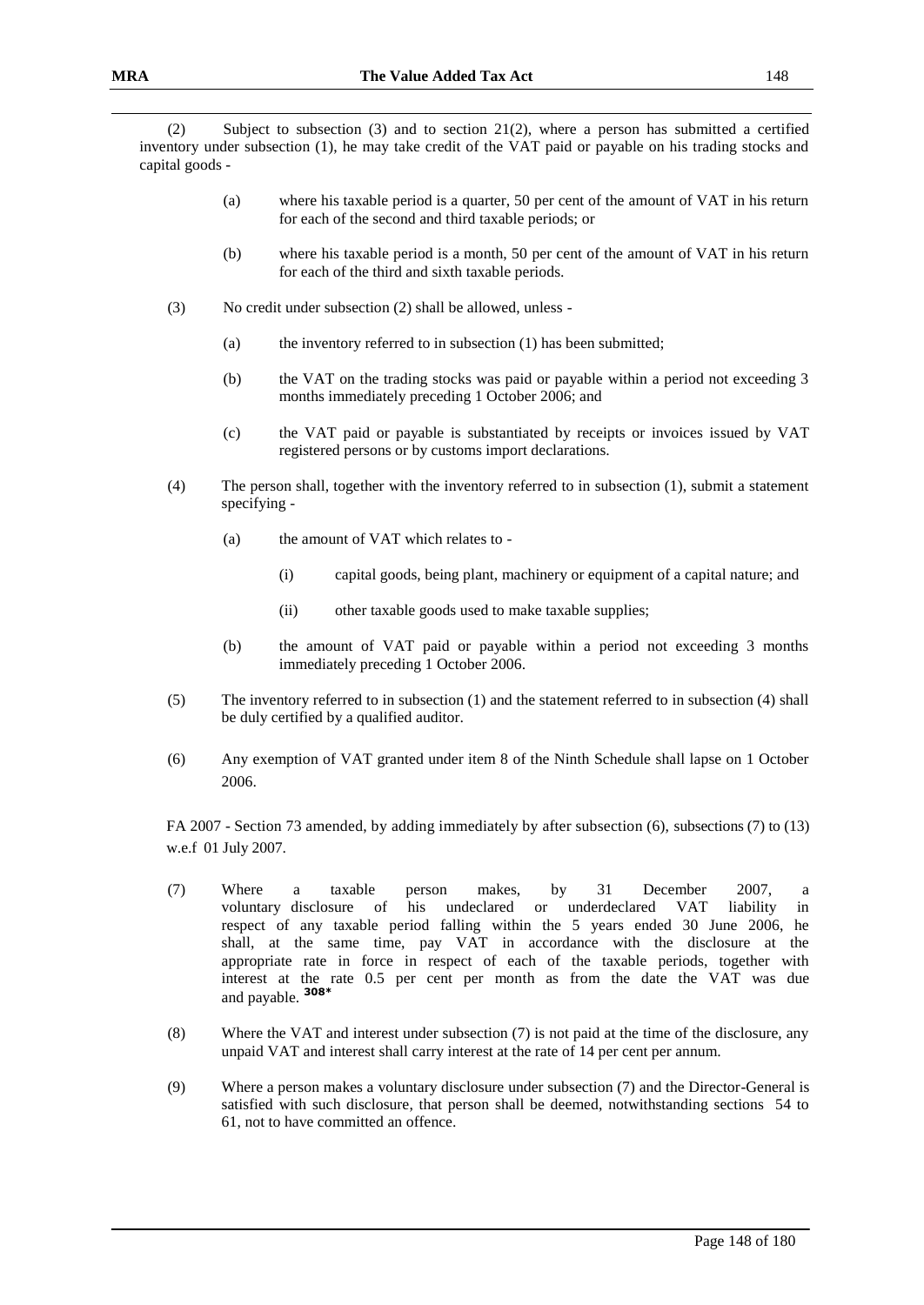(2) Subject to subsection (3) and to section 21(2), where a person has submitted a certified inventory under subsection (1), he may take credit of the VAT paid or payable on his trading stocks and capital goods -

(a) where his taxable period is a quarter, 50 per cent of the amount of VAT in his return for each of the second and third taxable periods; or

(b) where his taxable period is a month, 50 per cent of the amount of VAT in his return for each of the third and sixth taxable periods.

(3) No credit under subsection (2) shall be allowed, unless -

(a) the inventory referred to in subsection (1) has been submitted;

(b) the VAT on the trading stocks was paid or payable within a period not exceeding 3 months immediately preceding 1 October 2006; and

(c) the VAT paid or payable is substantiated by receipts or invoices issued by VAT registered persons or by customs import declarations.

(4) The person shall, together with the inventory referred to in subsection (1), submit a statement specifying -

(a) the amount of VAT which relates to -

(i) capital goods, being plant, machinery or equipment of a capital nature; and

(ii) other taxable goods used to make taxable supplies;

(b) the amount of VAT paid or payable within a period not exceeding 3 months immediately preceding 1 October 2006.

(5) The inventory referred to in subsection (1) and the statement referred to in subsection (4) shall be duly certified by a qualified auditor.

(6) Any exemption of VAT granted under item 8 of the Ninth Schedule shall lapse on 1 October 2006.

FA 2007 - Section 73 amended, by adding immediately by after subsection (6), subsections (7) to (13) w.e.f 01 July 2007.

(7) Where a taxable person makes, by 31 December 2007, a voluntary disclosure of his undeclared or underdeclared VAT liability in respect of any taxable period falling within the 5 years ended 30 June 2006, he shall, at the same time, pay VAT in accordance with the disclosure at the appropriate rate in force in respect of each of the taxable periods, together with interest at the rate 0.5 per cent per month as from the date the VAT was due and payable. [308*]

(8) Where the VAT and interest under subsection (7) is not paid at the time of the disclosure, any unpaid VAT and interest shall carry interest at the rate of 14 per cent per annum.

(9) Where a person makes a voluntary disclosure under subsection (7) and the Director-General is satisfied with such disclosure, that person shall be deemed, notwithstanding sections 54 to 61, not to have committed an offence.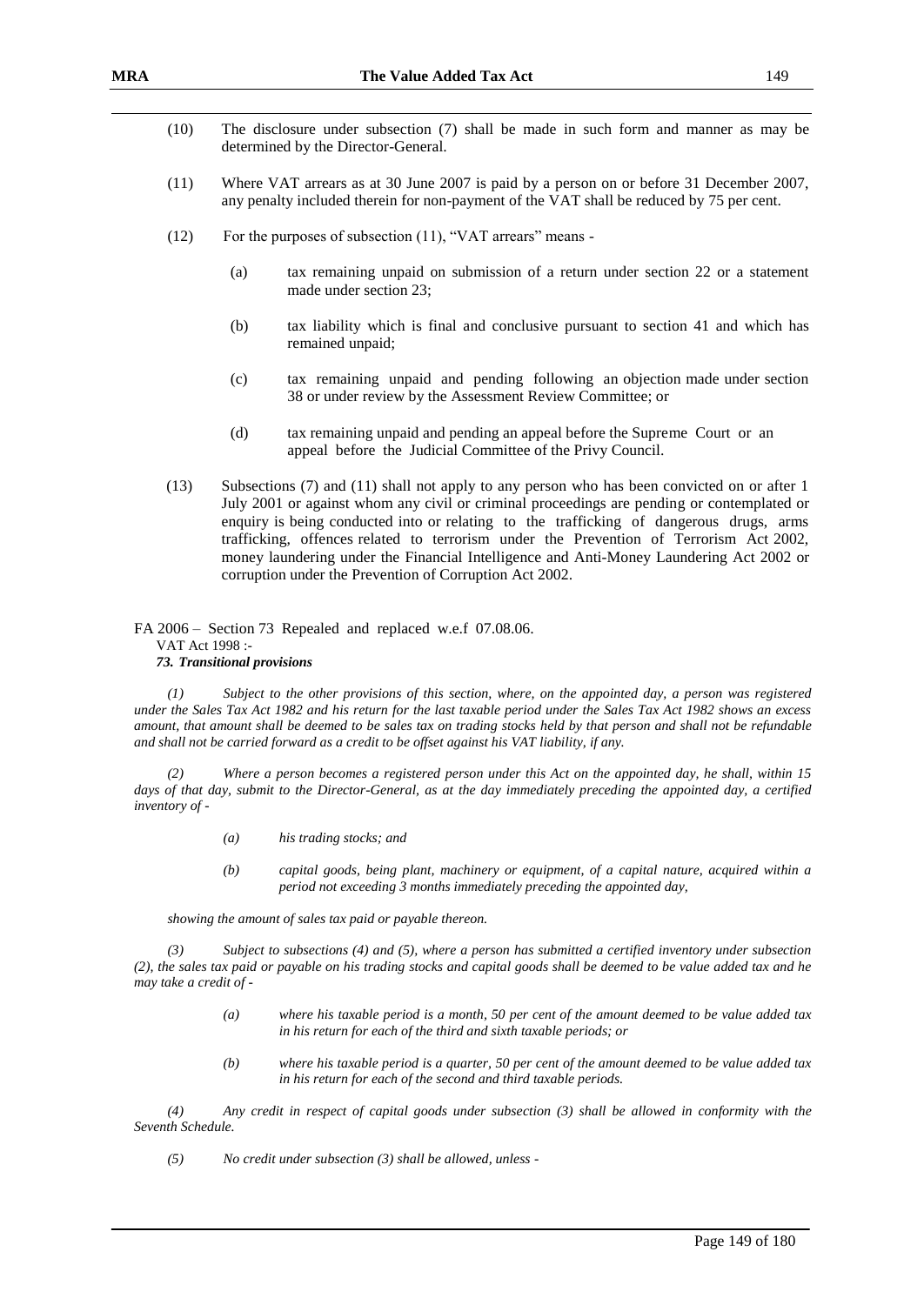(10) The disclosure under subsection (7) shall be made in such form and manner as may be determined by the Director-General.

(11) Where VAT arrears as at 30 June 2007 is paid by a person on or before 31 December 2007, any penalty included therein for non-payment of the VAT shall be reduced by 75 per cent.

(12) For the purposes of subsection (11), "VAT arrears" means -

(a) tax remaining unpaid on submission of a return under section 22 or a statement made under section 23;

(b) tax liability which is final and conclusive pursuant to section 41 and which has remained unpaid;

(c) tax remaining unpaid and pending following an objection made under section 38 or under review by the Assessment Review Committee; or

(d) tax remaining unpaid and pending an appeal before the Supreme Court or an appeal before the Judicial Committee of the Privy Council.

(13) Subsections (7) and (11) shall not apply to any person who has been convicted on or after 1 July 2001 or against whom any civil or criminal proceedings are pending or contemplated or enquiry is being conducted into or relating to the trafficking of dangerous drugs, arms trafficking, offences related to terrorism under the Prevention of Terrorism Act 2002, money laundering under the Financial Intelligence and Anti-Money Laundering Act 2002 or corruption under the Prevention of Corruption Act 2002.

FA 2006 – Section 73 Repealed and replaced w.e.f 07.08.06.
VAT Act 1998 :-
***73. Transitional provisions***

*(1) Subject to the other provisions of this section, where, on the appointed day, a person was registered under the Sales Tax Act 1982 and his return for the last taxable period under the Sales Tax Act 1982 shows an excess amount, that amount shall be deemed to be sales tax on trading stocks held by that person and shall not be refundable and shall not be carried forward as a credit to be offset against his VAT liability, if any.*

*(2) Where a person becomes a registered person under this Act on the appointed day, he shall, within 15 days of that day, submit to the Director-General, as at the day immediately preceding the appointed day, a certified inventory of -*

*(a) his trading stocks; and*

*(b) capital goods, being plant, machinery or equipment, of a capital nature, acquired within a period not exceeding 3 months immediately preceding the appointed day,*

*showing the amount of sales tax paid or payable thereon.*

*(3) Subject to subsections (4) and (5), where a person has submitted a certified inventory under subsection (2), the sales tax paid or payable on his trading stocks and capital goods shall be deemed to be value added tax and he may take a credit of -*

*(a) where his taxable period is a month, 50 per cent of the amount deemed to be value added tax in his return for each of the third and sixth taxable periods; or*

*(b) where his taxable period is a quarter, 50 per cent of the amount deemed to be value added tax in his return for each of the second and third taxable periods.*

*(4) Any credit in respect of capital goods under subsection (3) shall be allowed in conformity with the Seventh Schedule.*

*(5) No credit under subsection (3) shall be allowed, unless -*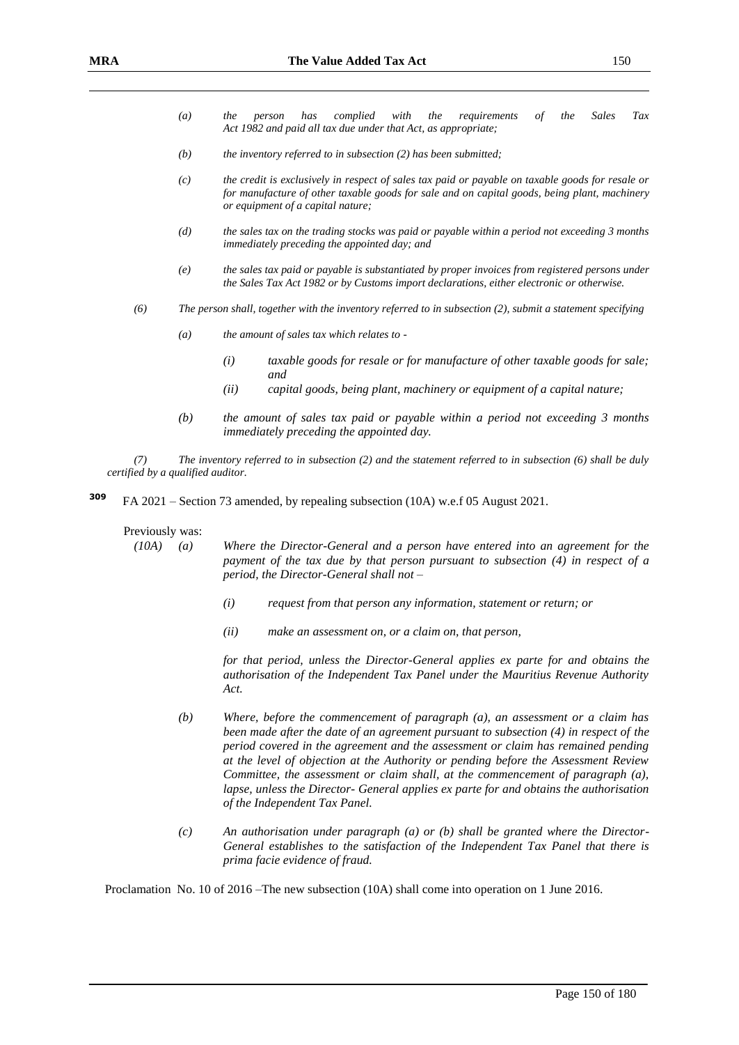*(a)* *the person has complied with the requirements of the Sales Tax Act 1982 and paid all tax due under that Act, as appropriate;*

*(b)* *the inventory referred to in subsection (2) has been submitted;*

*(c)* *the credit is exclusively in respect of sales tax paid or payable on taxable goods for resale or for manufacture of other taxable goods for sale and on capital goods, being plant, machinery or equipment of a capital nature;*

*(d)* *the sales tax on the trading stocks was paid or payable within a period not exceeding 3 months immediately preceding the appointed day; and*

*(e)* *the sales tax paid or payable is substantiated by proper invoices from registered persons under the Sales Tax Act 1982 or by Customs import declarations, either electronic or otherwise.*

*(6)* *The person shall, together with the inventory referred to in subsection (2), submit a statement specifying*

*(a)* *the amount of sales tax which relates to -*

*(i)* *taxable goods for resale or for manufacture of other taxable goods for sale; and*

*(ii)* *capital goods, being plant, machinery or equipment of a capital nature;*

*(b)* *the amount of sales tax paid or payable within a period not exceeding 3 months immediately preceding the appointed day.*

*(7)* *The inventory referred to in subsection (2) and the statement referred to in subsection (6) shall be duly certified by a qualified auditor.*

**309** FA 2021 – Section 73 amended, by repealing subsection (10A) w.e.f 05 August 2021.

Previously was:

*(10A)* *(a)* *Where the Director-General and a person have entered into an agreement for the payment of the tax due by that person pursuant to subsection (4) in respect of a period, the Director-General shall not –*

*(i)* *request from that person any information, statement or return; or*

*(ii)* *make an assessment on, or a claim on, that person,*

*for that period, unless the Director-General applies ex parte for and obtains the authorisation of the Independent Tax Panel under the Mauritius Revenue Authority Act.*

*(b)* *Where, before the commencement of paragraph (a), an assessment or a claim has been made after the date of an agreement pursuant to subsection (4) in respect of the period covered in the agreement and the assessment or claim has remained pending at the level of objection at the Authority or pending before the Assessment Review Committee, the assessment or claim shall, at the commencement of paragraph (a), lapse, unless the Director- General applies ex parte for and obtains the authorisation of the Independent Tax Panel.*

*(c)* *An authorisation under paragraph (a) or (b) shall be granted where the Director-General establishes to the satisfaction of the Independent Tax Panel that there is prima facie evidence of fraud.*

Proclamation No. 10 of 2016 –The new subsection (10A) shall come into operation on 1 June 2016.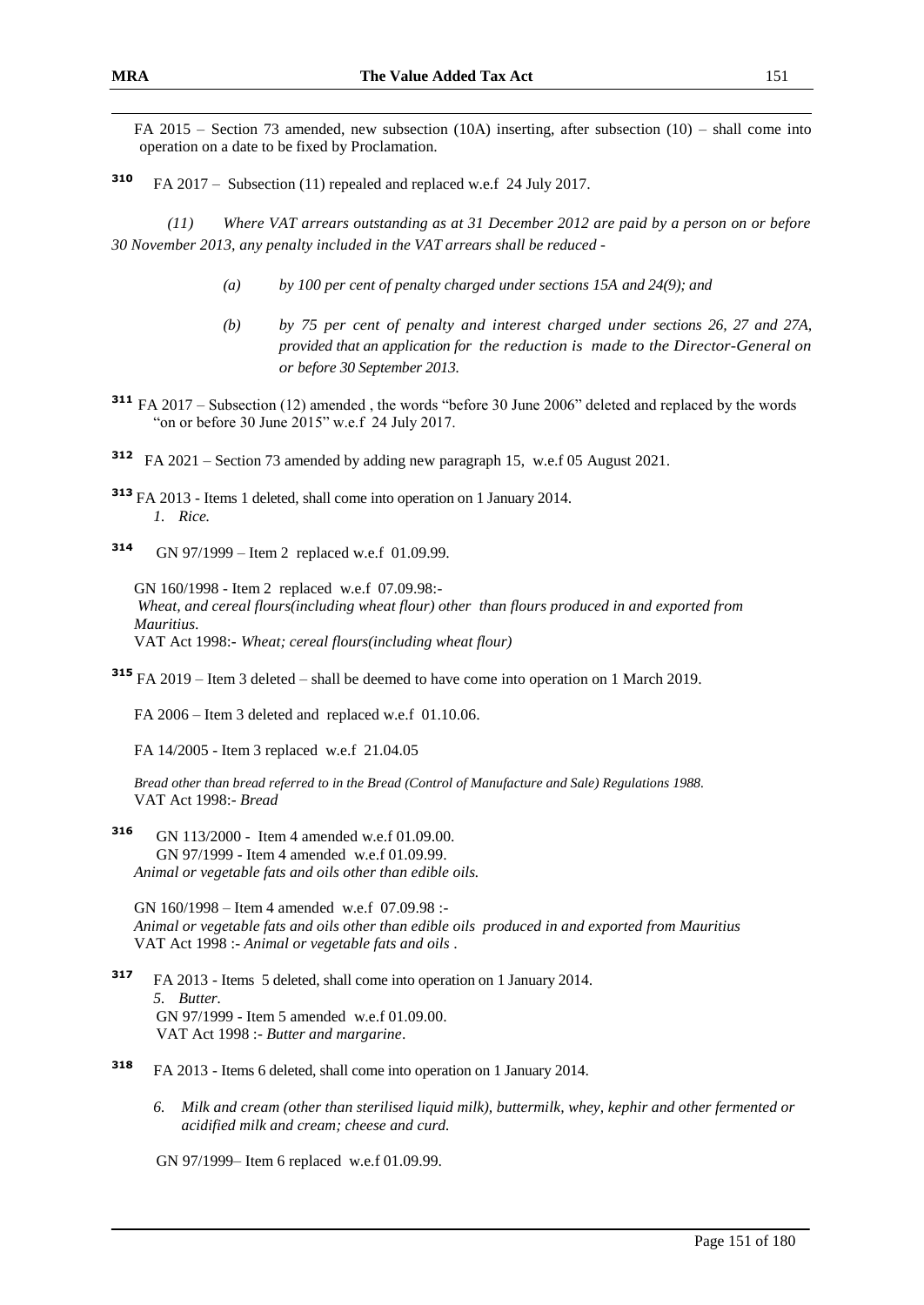FA 2015 – Section 73 amended, new subsection (10A) inserting, after subsection (10) – shall come into operation on a date to be fixed by Proclamation.

[310] FA 2017 – Subsection (11) repealed and replaced w.e.f 24 July 2017.

*(11) Where VAT arrears outstanding as at 31 December 2012 are paid by a person on or before 30 November 2013, any penalty included in the VAT arrears shall be reduced -*

> *(a) by 100 per cent of penalty charged under sections 15A and 24(9); and*
>
> *(b) by 75 per cent of penalty and interest charged under sections 26, 27 and 27A, provided that an application for the reduction is made to the Director-General on or before 30 September 2013.*

[311] FA 2017 – Subsection (12) amended , the words "before 30 June 2006" deleted and replaced by the words "on or before 30 June 2015" w.e.f 24 July 2017.

[312] FA 2021 – Section 73 amended by adding new paragraph 15, w.e.f 05 August 2021.

[313] FA 2013 - Items 1 deleted, shall come into operation on 1 January 2014.
*1. Rice.*

[314] GN 97/1999 – Item 2 replaced w.e.f 01.09.99.

GN 160/1998 - Item 2 replaced w.e.f 07.09.98:-
*Wheat, and cereal flours(including wheat flour) other than flours produced in and exported from Mauritius.*
VAT Act 1998:- *Wheat; cereal flours(including wheat flour)*

[315] FA 2019 – Item 3 deleted – shall be deemed to have come into operation on 1 March 2019.

FA 2006 – Item 3 deleted and replaced w.e.f 01.10.06.

FA 14/2005 - Item 3 replaced w.e.f 21.04.05

*Bread other than bread referred to in the Bread (Control of Manufacture and Sale) Regulations 1988.*
VAT Act 1998:- *Bread*

[316] GN 113/2000 - Item 4 amended w.e.f 01.09.00.
GN 97/1999 - Item 4 amended w.e.f 01.09.99.
*Animal or vegetable fats and oils other than edible oils.*

GN 160/1998 – Item 4 amended w.e.f 07.09.98 :-
*Animal or vegetable fats and oils other than edible oils produced in and exported from Mauritius*
VAT Act 1998 :- *Animal or vegetable fats and oils* .

[317] FA 2013 - Items 5 deleted, shall come into operation on 1 January 2014.
*5. Butter.*
GN 97/1999 - Item 5 amended w.e.f 01.09.00.
VAT Act 1998 :- *Butter and margarine*.

[318] FA 2013 - Items 6 deleted, shall come into operation on 1 January 2014.

*6. Milk and cream (other than sterilised liquid milk), buttermilk, whey, kephir and other fermented or acidified milk and cream; cheese and curd.*

GN 97/1999– Item 6 replaced w.e.f 01.09.99.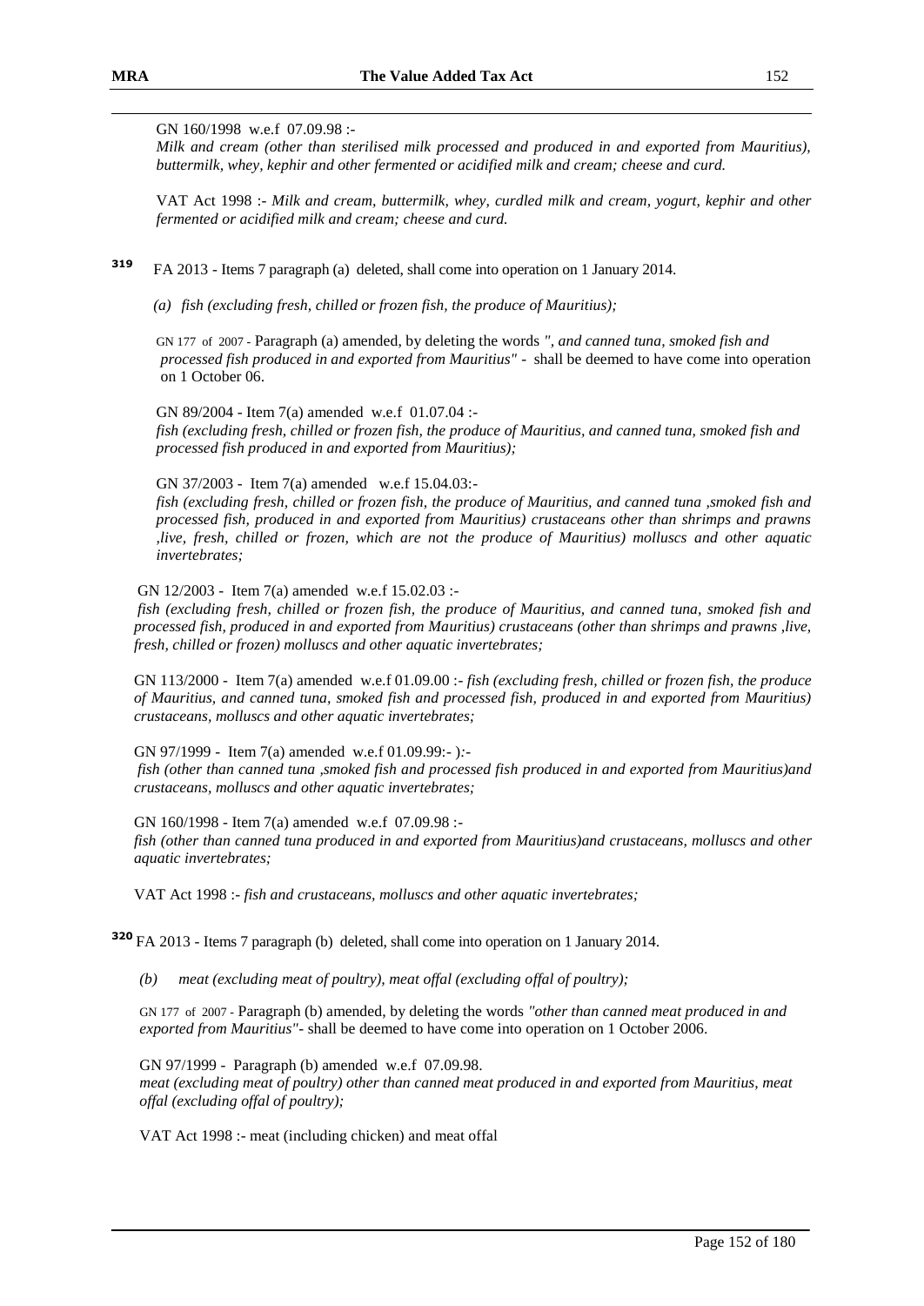GN 160/1998 w.e.f 07.09.98 :-
*Milk and cream (other than sterilised milk processed and produced in and exported from Mauritius), buttermilk, whey, kephir and other fermented or acidified milk and cream; cheese and curd.*

VAT Act 1998 :- *Milk and cream, buttermilk, whey, curdled milk and cream, yogurt, kephir and other fermented or acidified milk and cream; cheese and curd.*

[319] FA 2013 - Items 7 paragraph (a) deleted, shall come into operation on 1 January 2014.

*(a) fish (excluding fresh, chilled or frozen fish, the produce of Mauritius);*

GN 177 of 2007 - Paragraph (a) amended, by deleting the words *", and canned tuna, smoked fish and processed fish produced in and exported from Mauritius"* - shall be deemed to have come into operation on 1 October 06.

GN 89/2004 - Item 7(a) amended w.e.f 01.07.04 :-
*fish (excluding fresh, chilled or frozen fish, the produce of Mauritius, and canned tuna, smoked fish and processed fish produced in and exported from Mauritius);*

GN 37/2003 - Item 7(a) amended w.e.f 15.04.03:-
*fish (excluding fresh, chilled or frozen fish, the produce of Mauritius, and canned tuna ,smoked fish and processed fish, produced in and exported from Mauritius) crustaceans other than shrimps and prawns ,live, fresh, chilled or frozen, which are not the produce of Mauritius) molluscs and other aquatic invertebrates;*

GN 12/2003 - Item 7(a) amended w.e.f 15.02.03 :-
*fish (excluding fresh, chilled or frozen fish, the produce of Mauritius, and canned tuna, smoked fish and processed fish, produced in and exported from Mauritius) crustaceans (other than shrimps and prawns ,live, fresh, chilled or frozen) molluscs and other aquatic invertebrates;*

GN 113/2000 - Item 7(a) amended w.e.f 01.09.00 :- *fish (excluding fresh, chilled or frozen fish, the produce of Mauritius, and canned tuna, smoked fish and processed fish, produced in and exported from Mauritius) crustaceans, molluscs and other aquatic invertebrates;*

GN 97/1999 - Item 7(a) amended w.e.f 01.09.99:- ):-
*fish (other than canned tuna ,smoked fish and processed fish produced in and exported from Mauritius)and crustaceans, molluscs and other aquatic invertebrates;*

GN 160/1998 - Item 7(a) amended w.e.f 07.09.98 :-
*fish (other than canned tuna produced in and exported from Mauritius)and crustaceans, molluscs and other aquatic invertebrates;*

VAT Act 1998 :- *fish and crustaceans, molluscs and other aquatic invertebrates;*

[320] FA 2013 - Items 7 paragraph (b) deleted, shall come into operation on 1 January 2014.

*(b) meat (excluding meat of poultry), meat offal (excluding offal of poultry);*

GN 177 of 2007 - Paragraph (b) amended, by deleting the words *"other than canned meat produced in and exported from Mauritius"*- shall be deemed to have come into operation on 1 October 2006.

GN 97/1999 - Paragraph (b) amended w.e.f 07.09.98.
*meat (excluding meat of poultry) other than canned meat produced in and exported from Mauritius, meat offal (excluding offal of poultry);*

VAT Act 1998 :- meat (including chicken) and meat offal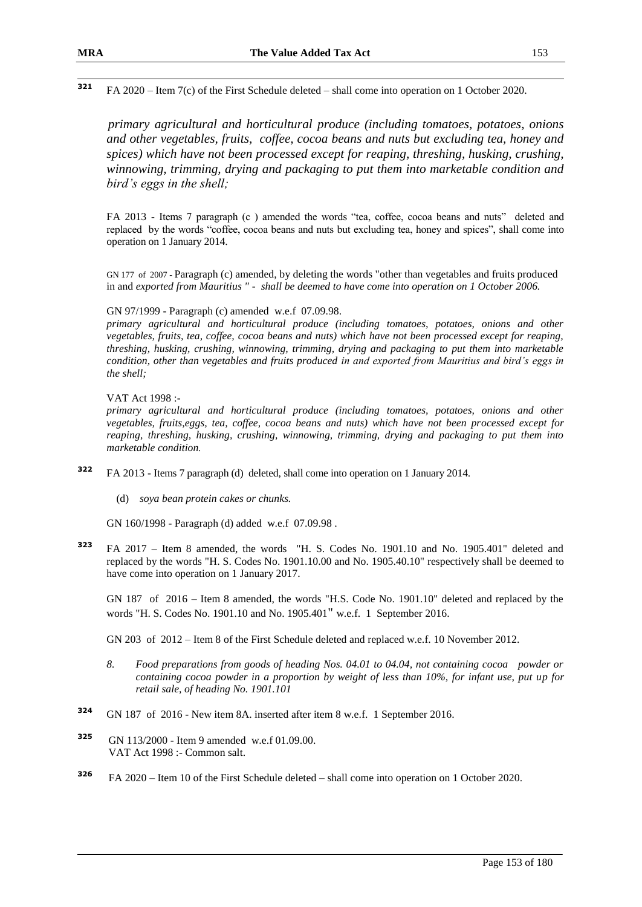[321] FA 2020 – Item 7(c) of the First Schedule deleted – shall come into operation on 1 October 2020.

*primary agricultural and horticultural produce (including tomatoes, potatoes, onions and other vegetables, fruits, coffee, cocoa beans and nuts but excluding tea, honey and spices) which have not been processed except for reaping, threshing, husking, crushing, winnowing, trimming, drying and packaging to put them into marketable condition and bird's eggs in the shell;*

FA 2013 - Items 7 paragraph (c ) amended the words "tea, coffee, cocoa beans and nuts" deleted and replaced by the words "coffee, cocoa beans and nuts but excluding tea, honey and spices", shall come into operation on 1 January 2014.

GN 177 of 2007 - Paragraph (c) amended, by deleting the words "other than vegetables and fruits produced in and *exported from Mauritius " - shall be deemed to have come into operation on 1 October 2006.*

GN 97/1999 - Paragraph (c) amended w.e.f 07.09.98.

*primary agricultural and horticultural produce (including tomatoes, potatoes, onions and other vegetables, fruits, tea, coffee, cocoa beans and nuts) which have not been processed except for reaping, threshing, husking, crushing, winnowing, trimming, drying and packaging to put them into marketable condition, other than vegetables and fruits produced in and exported from Mauritius and bird's eggs in the shell;*

VAT Act 1998 :-

*primary agricultural and horticultural produce (including tomatoes, potatoes, onions and other vegetables, fruits,eggs, tea, coffee, cocoa beans and nuts) which have not been processed except for reaping, threshing, husking, crushing, winnowing, trimming, drying and packaging to put them into marketable condition.*

[322] FA 2013 - Items 7 paragraph (d) deleted, shall come into operation on 1 January 2014.

(d) *soya bean protein cakes or chunks.*

GN 160/1998 - Paragraph (d) added w.e.f 07.09.98 .

[323] FA 2017 – Item 8 amended, the words "H. S. Codes No. 1901.10 and No. 1905.401" deleted and replaced by the words "H. S. Codes No. 1901.10.00 and No. 1905.40.10" respectively shall be deemed to have come into operation on 1 January 2017.

GN 187 of 2016 – Item 8 amended, the words "H.S. Code No. 1901.10" deleted and replaced by the words "H. S. Codes No. 1901.10 and No. 1905.401" w.e.f. 1 September 2016.

GN 203 of 2012 – Item 8 of the First Schedule deleted and replaced w.e.f. 10 November 2012.

*8. Food preparations from goods of heading Nos. 04.01 to 04.04, not containing cocoa powder or containing cocoa powder in a proportion by weight of less than 10%, for infant use, put up for retail sale, of heading No. 1901.101*

[324] GN 187 of 2016 - New item 8A. inserted after item 8 w.e.f. 1 September 2016.

[325] GN 113/2000 - Item 9 amended w.e.f 01.09.00.
VAT Act 1998 :- Common salt.

[326] FA 2020 – Item 10 of the First Schedule deleted – shall come into operation on 1 October 2020.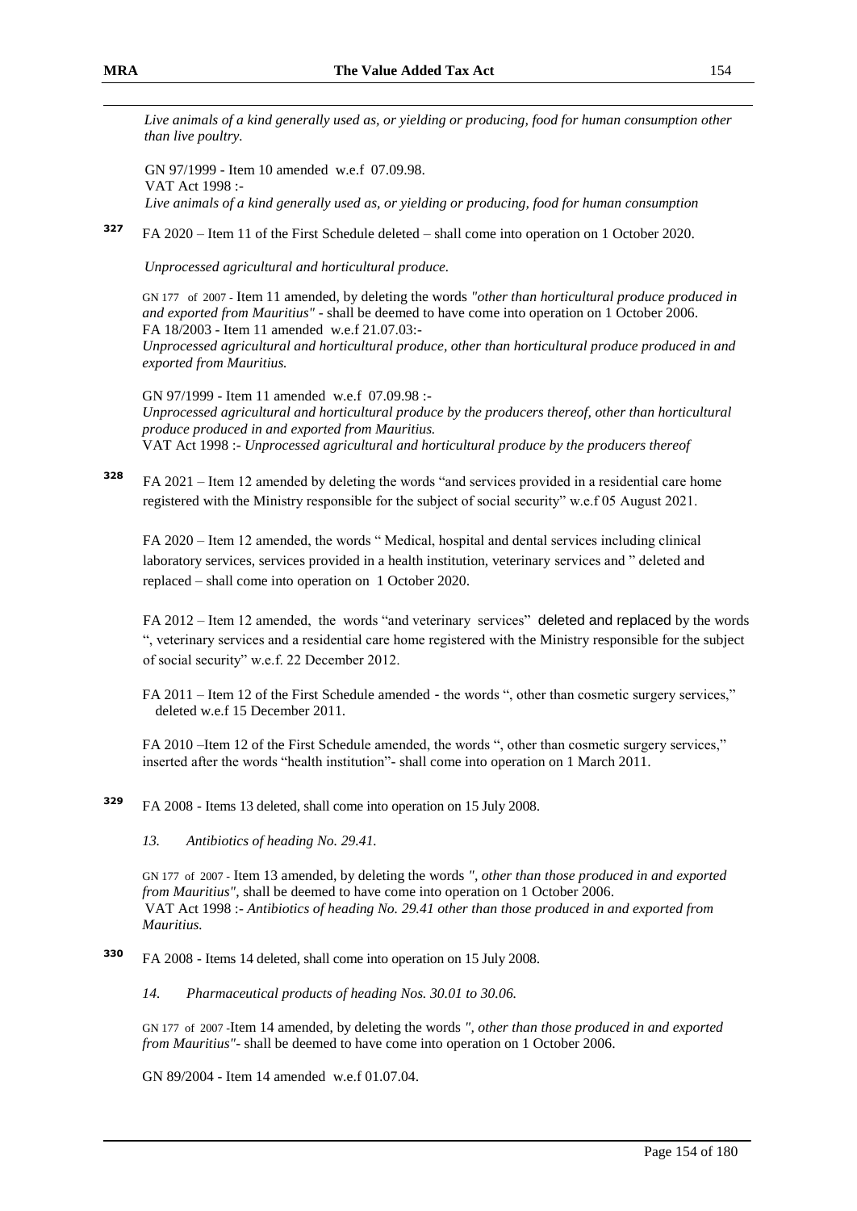*Live animals of a kind generally used as, or yielding or producing, food for human consumption other than live poultry.*

GN 97/1999 - Item 10 amended w.e.f 07.09.98.
VAT Act 1998 :-
*Live animals of a kind generally used as, or yielding or producing, food for human consumption*

[327] FA 2020 – Item 11 of the First Schedule deleted – shall come into operation on 1 October 2020.

*Unprocessed agricultural and horticultural produce.*

GN 177 of 2007 - Item 11 amended, by deleting the words *"other than horticultural produce produced in and exported from Mauritius"* - shall be deemed to have come into operation on 1 October 2006.
FA 18/2003 - Item 11 amended w.e.f 21.07.03:-
*Unprocessed agricultural and horticultural produce, other than horticultural produce produced in and exported from Mauritius.*

GN 97/1999 - Item 11 amended w.e.f 07.09.98 :-
*Unprocessed agricultural and horticultural produce by the producers thereof, other than horticultural produce produced in and exported from Mauritius.*
VAT Act 1998 :- *Unprocessed agricultural and horticultural produce by the producers thereof*

[328] FA 2021 – Item 12 amended by deleting the words "and services provided in a residential care home registered with the Ministry responsible for the subject of social security" w.e.f 05 August 2021.

FA 2020 – Item 12 amended, the words " Medical, hospital and dental services including clinical laboratory services, services provided in a health institution, veterinary services and " deleted and replaced – shall come into operation on 1 October 2020.

FA 2012 – Item 12 amended, the words "and veterinary services" deleted and replaced by the words ", veterinary services and a residential care home registered with the Ministry responsible for the subject of social security" w.e.f. 22 December 2012.

FA 2011 – Item 12 of the First Schedule amended - the words ", other than cosmetic surgery services," deleted w.e.f 15 December 2011.

FA 2010 –Item 12 of the First Schedule amended, the words ", other than cosmetic surgery services," inserted after the words "health institution"- shall come into operation on 1 March 2011.

[329] FA 2008 - Items 13 deleted, shall come into operation on 15 July 2008.

*13. Antibiotics of heading No. 29.41.*

GN 177 of 2007 - Item 13 amended, by deleting the words *", other than those produced in and exported from Mauritius"*, shall be deemed to have come into operation on 1 October 2006.
VAT Act 1998 :- *Antibiotics of heading No. 29.41 other than those produced in and exported from Mauritius.*

[330] FA 2008 - Items 14 deleted, shall come into operation on 15 July 2008.

*14. Pharmaceutical products of heading Nos. 30.01 to 30.06.*

GN 177 of 2007 -Item 14 amended, by deleting the words *", other than those produced in and exported from Mauritius"*- shall be deemed to have come into operation on 1 October 2006.

GN 89/2004 - Item 14 amended w.e.f 01.07.04.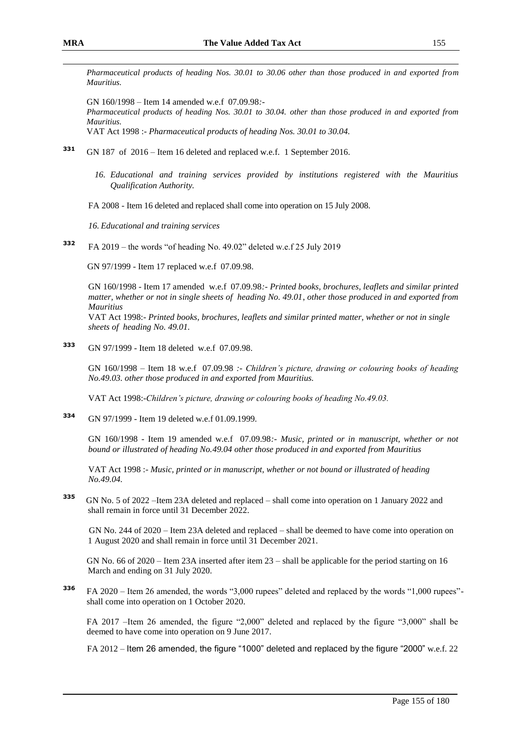*Pharmaceutical products of heading Nos. 30.01 to 30.06 other than those produced in and exported from Mauritius.*

GN 160/1998 – Item 14 amended w.e.f 07.09.98:-
*Pharmaceutical products of heading Nos. 30.01 to 30.04. other than those produced in and exported from Mauritius.*
VAT Act 1998 :- *Pharmaceutical products of heading Nos. 30.01 to 30.04.*

[331] GN 187 of 2016 – Item 16 deleted and replaced w.e.f. 1 September 2016.

*16. Educational and training services provided by institutions registered with the Mauritius Qualification Authority.*

FA 2008 - Item 16 deleted and replaced shall come into operation on 15 July 2008.

*16. Educational and training services*

[332] FA 2019 – the words "of heading No. 49.02" deleted w.e.f 25 July 2019

GN 97/1999 - Item 17 replaced w.e.f 07.09.98.

GN 160/1998 - Item 17 amended w.e.f 07.09.98:- *Printed books, brochures, leaflets and similar printed matter, whether or not in single sheets of heading No. 49.01, other those produced in and exported from Mauritius*
VAT Act 1998:- *Printed books, brochures, leaflets and similar printed matter, whether or not in single sheets of heading No. 49.01.*

[333] GN 97/1999 - Item 18 deleted w.e.f 07.09.98.

GN 160/1998 – Item 18 w.e.f 07.09.98 :- *Children's picture, drawing or colouring books of heading No.49.03. other those produced in and exported from Mauritius.*

VAT Act 1998:-*Children's picture, drawing or colouring books of heading No.49.03.*

[334] GN 97/1999 - Item 19 deleted w.e.f 01.09.1999.

GN 160/1998 - Item 19 amended w.e.f 07.09.98:- *Music, printed or in manuscript, whether or not bound or illustrated of heading No.49.04 other those produced in and exported from Mauritius*

VAT Act 1998 :- *Music, printed or in manuscript, whether or not bound or illustrated of heading No.49.04.*

[335] GN No. 5 of 2022 –Item 23A deleted and replaced – shall come into operation on 1 January 2022 and shall remain in force until 31 December 2022.

GN No. 244 of 2020 – Item 23A deleted and replaced – shall be deemed to have come into operation on 1 August 2020 and shall remain in force until 31 December 2021.

GN No. 66 of 2020 – Item 23A inserted after item 23 – shall be applicable for the period starting on 16 March and ending on 31 July 2020.

[336] FA 2020 – Item 26 amended, the words "3,000 rupees" deleted and replaced by the words "1,000 rupees"- shall come into operation on 1 October 2020.

FA 2017 –Item 26 amended, the figure "2,000" deleted and replaced by the figure "3,000" shall be deemed to have come into operation on 9 June 2017.

FA 2012 – Item 26 amended, the figure "1000" deleted and replaced by the figure "2000" w.e.f. 22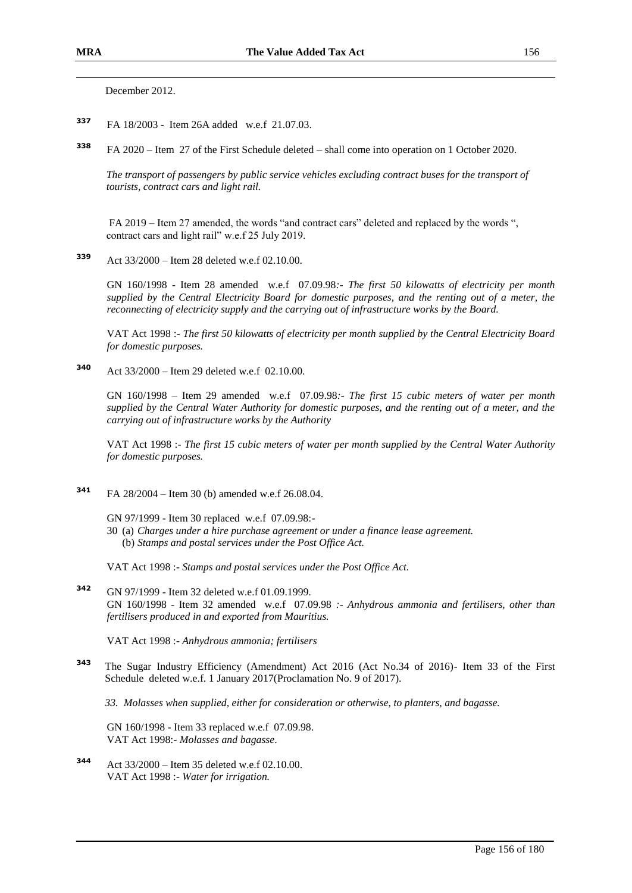December 2012.

337 FA 18/2003 - Item 26A added w.e.f 21.07.03.

338 FA 2020 – Item 27 of the First Schedule deleted – shall come into operation on 1 October 2020.

*The transport of passengers by public service vehicles excluding contract buses for the transport of tourists, contract cars and light rail.*

FA 2019 – Item 27 amended, the words "and contract cars" deleted and replaced by the words ", contract cars and light rail" w.e.f 25 July 2019.

339 Act 33/2000 – Item 28 deleted w.e.f 02.10.00.

GN 160/1998 - Item 28 amended w.e.f 07.09.98:- *The first 50 kilowatts of electricity per month supplied by the Central Electricity Board for domestic purposes, and the renting out of a meter, the reconnecting of electricity supply and the carrying out of infrastructure works by the Board.*

VAT Act 1998 :- *The first 50 kilowatts of electricity per month supplied by the Central Electricity Board for domestic purposes.*

340 Act 33/2000 – Item 29 deleted w.e.f 02.10.00.

GN 160/1998 – Item 29 amended w.e.f 07.09.98:- *The first 15 cubic meters of water per month supplied by the Central Water Authority for domestic purposes, and the renting out of a meter, and the carrying out of infrastructure works by the Authority*

VAT Act 1998 :- *The first 15 cubic meters of water per month supplied by the Central Water Authority for domestic purposes.*

341 FA 28/2004 – Item 30 (b) amended w.e.f 26.08.04.

GN 97/1999 - Item 30 replaced w.e.f 07.09.98:-
30 (a) *Charges under a hire purchase agreement or under a finance lease agreement.*
(b) *Stamps and postal services under the Post Office Act.*

VAT Act 1998 :- *Stamps and postal services under the Post Office Act.*

342 GN 97/1999 - Item 32 deleted w.e.f 01.09.1999.
GN 160/1998 - Item 32 amended w.e.f 07.09.98 :- *Anhydrous ammonia and fertilisers, other than fertilisers produced in and exported from Mauritius.*

VAT Act 1998 :- *Anhydrous ammonia; fertilisers*

343 The Sugar Industry Efficiency (Amendment) Act 2016 (Act No.34 of 2016)- Item 33 of the First Schedule deleted w.e.f. 1 January 2017(Proclamation No. 9 of 2017).

*33. Molasses when supplied, either for consideration or otherwise, to planters, and bagasse.*

GN 160/1998 - Item 33 replaced w.e.f 07.09.98.
VAT Act 1998:- *Molasses and bagasse*.

344 Act 33/2000 – Item 35 deleted w.e.f 02.10.00.
VAT Act 1998 :- *Water for irrigation.*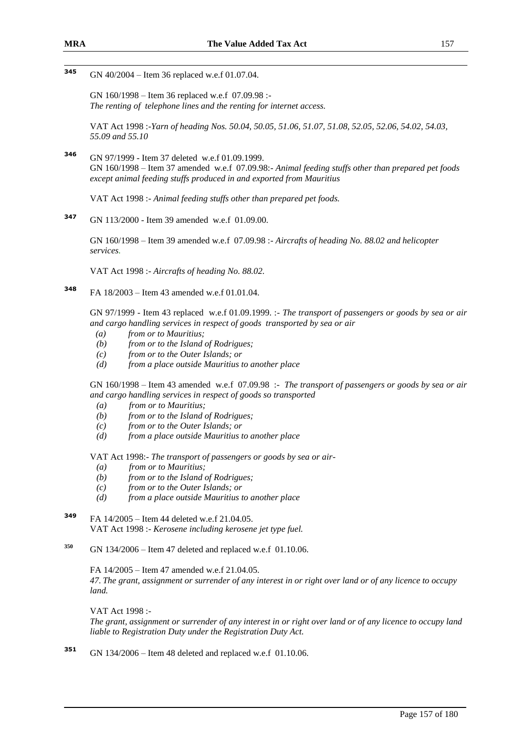[345] GN 40/2004 – Item 36 replaced w.e.f 01.07.04.

GN 160/1998 – Item 36 replaced w.e.f 07.09.98 :-
*The renting of telephone lines and the renting for internet access.*

VAT Act 1998 :-*Yarn of heading Nos. 50.04, 50.05, 51.06, 51.07, 51.08, 52.05, 52.06, 54.02, 54.03, 55.09 and 55.10*

[346] GN 97/1999 - Item 37 deleted w.e.f 01.09.1999.
GN 160/1998 – Item 37 amended w.e.f 07.09.98:- *Animal feeding stuffs other than prepared pet foods except animal feeding stuffs produced in and exported from Mauritius*

VAT Act 1998 :- *Animal feeding stuffs other than prepared pet foods.*

[347] GN 113/2000 - Item 39 amended w.e.f 01.09.00.

GN 160/1998 – Item 39 amended w.e.f 07.09.98 :- *Aircrafts of heading No. 88.02 and helicopter services.*

VAT Act 1998 :- *Aircrafts of heading No. 88.02.*

[348] FA 18/2003 – Item 43 amended w.e.f 01.01.04.

GN 97/1999 - Item 43 replaced w.e.f 01.09.1999. :- *The transport of passengers or goods by sea or air and cargo handling services in respect of goods transported by sea or air*

- *(a) from or to Mauritius;*
- *(b) from or to the Island of Rodrigues;*
- *(c) from or to the Outer Islands; or*
- *(d) from a place outside Mauritius to another place*

GN 160/1998 – Item 43 amended w.e.f 07.09.98 :- *The transport of passengers or goods by sea or air and cargo handling services in respect of goods so transported*

- *(a) from or to Mauritius;*
- *(b) from or to the Island of Rodrigues;*
- *(c) from or to the Outer Islands; or*
- *(d) from a place outside Mauritius to another place*

VAT Act 1998:- *The transport of passengers or goods by sea or air-*

- *(a) from or to Mauritius;*
- *(b) from or to the Island of Rodrigues;*
- *(c) from or to the Outer Islands; or*
- *(d) from a place outside Mauritius to another place*

[349] FA 14/2005 – Item 44 deleted w.e.f 21.04.05.
VAT Act 1998 :- *Kerosene including kerosene jet type fuel.*

[350] GN 134/2006 – Item 47 deleted and replaced w.e.f 01.10.06.

FA 14/2005 – Item 47 amended w.e.f 21.04.05.
*47. The grant, assignment or surrender of any interest in or right over land or of any licence to occupy land.*

VAT Act 1998 :-
*The grant, assignment or surrender of any interest in or right over land or of any licence to occupy land liable to Registration Duty under the Registration Duty Act.*

[351] GN 134/2006 – Item 48 deleted and replaced w.e.f 01.10.06.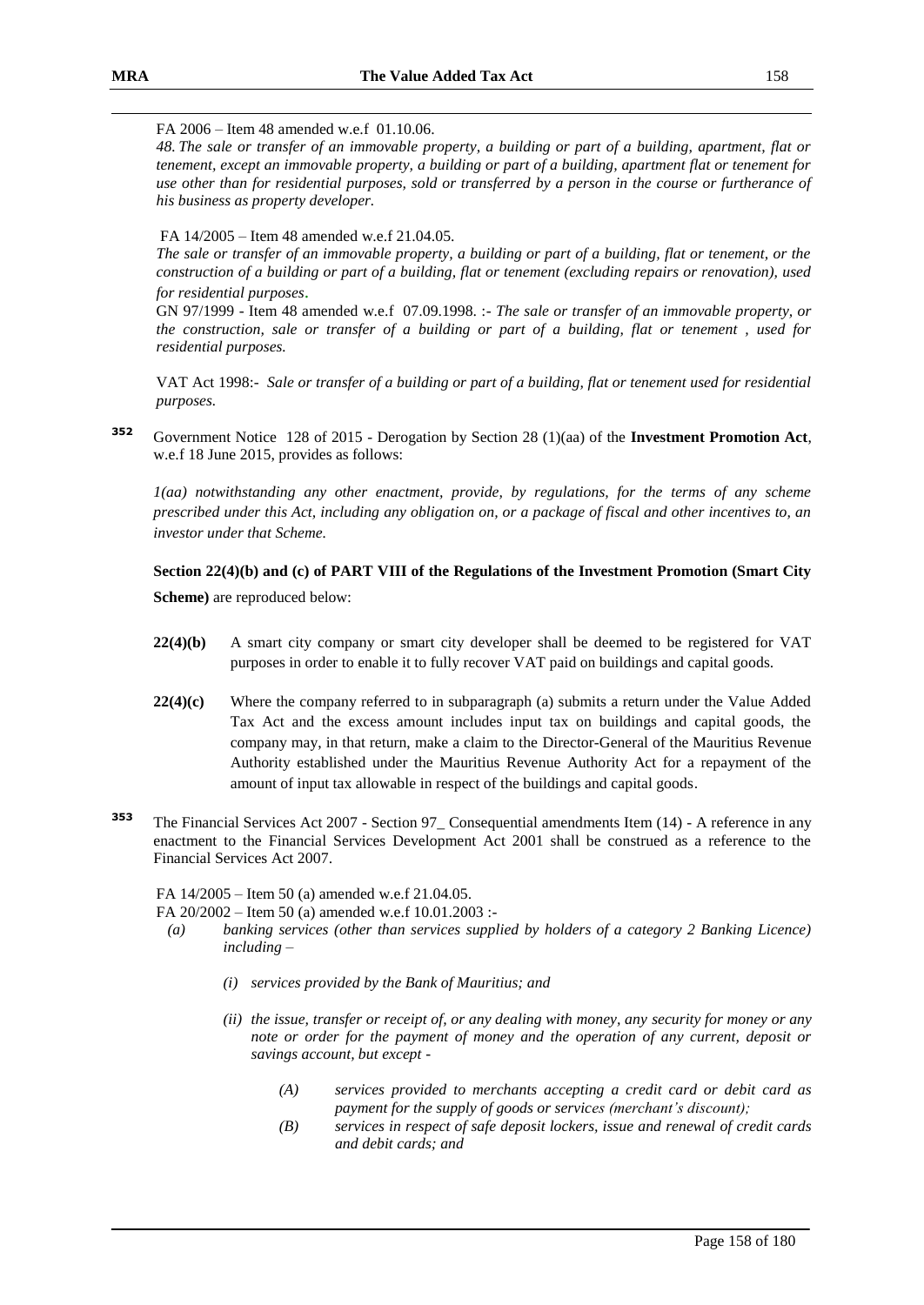FA 2006 – Item 48 amended w.e.f 01.10.06.

*48. The sale or transfer of an immovable property, a building or part of a building, apartment, flat or tenement, except an immovable property, a building or part of a building, apartment flat or tenement for use other than for residential purposes, sold or transferred by a person in the course or furtherance of his business as property developer.*

FA 14/2005 – Item 48 amended w.e.f 21.04.05.

*The sale or transfer of an immovable property, a building or part of a building, flat or tenement, or the construction of a building or part of a building, flat or tenement (excluding repairs or renovation), used for residential purposes.*

GN 97/1999 - Item 48 amended w.e.f 07.09.1998. :- *The sale or transfer of an immovable property, or the construction, sale or transfer of a building or part of a building, flat or tenement , used for residential purposes.*

VAT Act 1998:- *Sale or transfer of a building or part of a building, flat or tenement used for residential purposes.*

[352] Government Notice 128 of 2015 - Derogation by Section 28 (1)(aa) of the **Investment Promotion Act**, w.e.f 18 June 2015, provides as follows:

*1(aa) notwithstanding any other enactment, provide, by regulations, for the terms of any scheme prescribed under this Act, including any obligation on, or a package of fiscal and other incentives to, an investor under that Scheme.*

**Section 22(4)(b) and (c) of PART VIII of the Regulations of the Investment Promotion (Smart City Scheme)** are reproduced below:

**22(4)(b)** A smart city company or smart city developer shall be deemed to be registered for VAT purposes in order to enable it to fully recover VAT paid on buildings and capital goods.

**22(4)(c)** Where the company referred to in subparagraph (a) submits a return under the Value Added Tax Act and the excess amount includes input tax on buildings and capital goods, the company may, in that return, make a claim to the Director-General of the Mauritius Revenue Authority established under the Mauritius Revenue Authority Act for a repayment of the amount of input tax allowable in respect of the buildings and capital goods.

[353] The Financial Services Act 2007 - Section 97_ Consequential amendments Item (14) - A reference in any enactment to the Financial Services Development Act 2001 shall be construed as a reference to the Financial Services Act 2007.

FA 14/2005 – Item 50 (a) amended w.e.f 21.04.05.

FA 20/2002 – Item 50 (a) amended w.e.f 10.01.2003 :-

*(a) banking services (other than services supplied by holders of a category 2 Banking Licence) including –*

- *(i) services provided by the Bank of Mauritius; and*
- *(ii) the issue, transfer or receipt of, or any dealing with money, any security for money or any note or order for the payment of money and the operation of any current, deposit or savings account, but except -*
  - *(A) services provided to merchants accepting a credit card or debit card as payment for the supply of goods or services (merchant's discount);*
  - *(B) services in respect of safe deposit lockers, issue and renewal of credit cards and debit cards; and*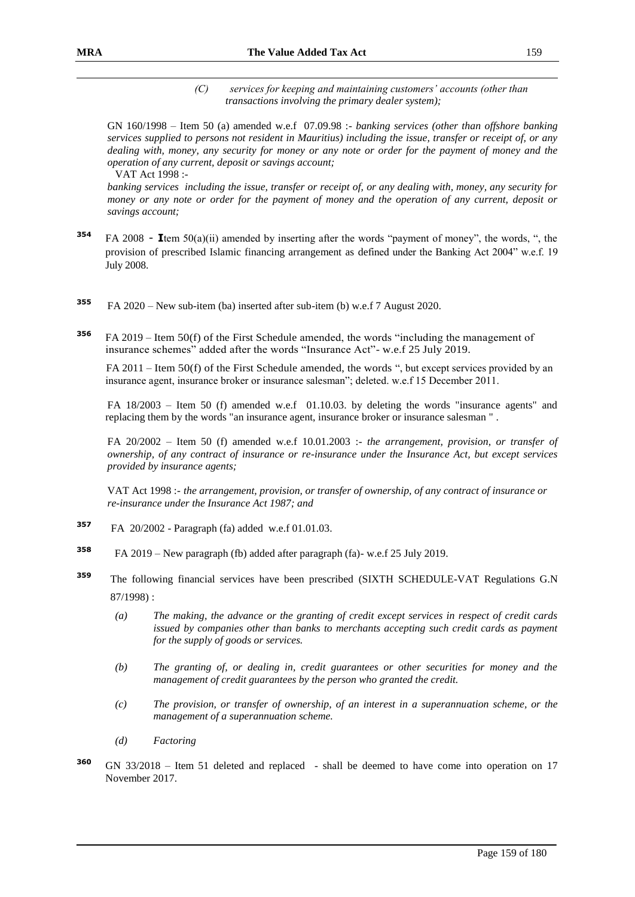*(C) services for keeping and maintaining customers' accounts (other than transactions involving the primary dealer system);*

GN 160/1998 – Item 50 (a) amended w.e.f 07.09.98 :- *banking services (other than offshore banking services supplied to persons not resident in Mauritius) including the issue, transfer or receipt of, or any dealing with, money, any security for money or any note or order for the payment of money and the operation of any current, deposit or savings account;*

VAT Act 1998 :-

*banking services including the issue, transfer or receipt of, or any dealing with, money, any security for money or any note or order for the payment of money and the operation of any current, deposit or savings account;*

[354] FA 2008 - Item 50(a)(ii) amended by inserting after the words "payment of money", the words, ", the provision of prescribed Islamic financing arrangement as defined under the Banking Act 2004" w.e.f. 19 July 2008.

[355] FA 2020 – New sub-item (ba) inserted after sub-item (b) w.e.f 7 August 2020.

[356] FA 2019 – Item 50(f) of the First Schedule amended, the words "including the management of insurance schemes" added after the words "Insurance Act"- w.e.f 25 July 2019.

FA 2011 – Item 50(f) of the First Schedule amended, the words ", but except services provided by an insurance agent, insurance broker or insurance salesman"; deleted. w.e.f 15 December 2011.

FA 18/2003 – Item 50 (f) amended w.e.f 01.10.03. by deleting the words "insurance agents" and replacing them by the words "an insurance agent, insurance broker or insurance salesman " .

FA 20/2002 – Item 50 (f) amended w.e.f 10.01.2003 :- *the arrangement, provision, or transfer of ownership, of any contract of insurance or re-insurance under the Insurance Act, but except services provided by insurance agents;*

VAT Act 1998 :- *the arrangement, provision, or transfer of ownership, of any contract of insurance or re-insurance under the Insurance Act 1987; and*

[357] FA 20/2002 - Paragraph (fa) added w.e.f 01.01.03.

[358] FA 2019 – New paragraph (fb) added after paragraph (fa)- w.e.f 25 July 2019.

[359] The following financial services have been prescribed (SIXTH SCHEDULE-VAT Regulations G.N 87/1998) :

*(a) The making, the advance or the granting of credit except services in respect of credit cards issued by companies other than banks to merchants accepting such credit cards as payment for the supply of goods or services.*

*(b) The granting of, or dealing in, credit guarantees or other securities for money and the management of credit guarantees by the person who granted the credit.*

*(c) The provision, or transfer of ownership, of an interest in a superannuation scheme, or the management of a superannuation scheme.*

*(d) Factoring*

[360] GN 33/2018 – Item 51 deleted and replaced - shall be deemed to have come into operation on 17 November 2017.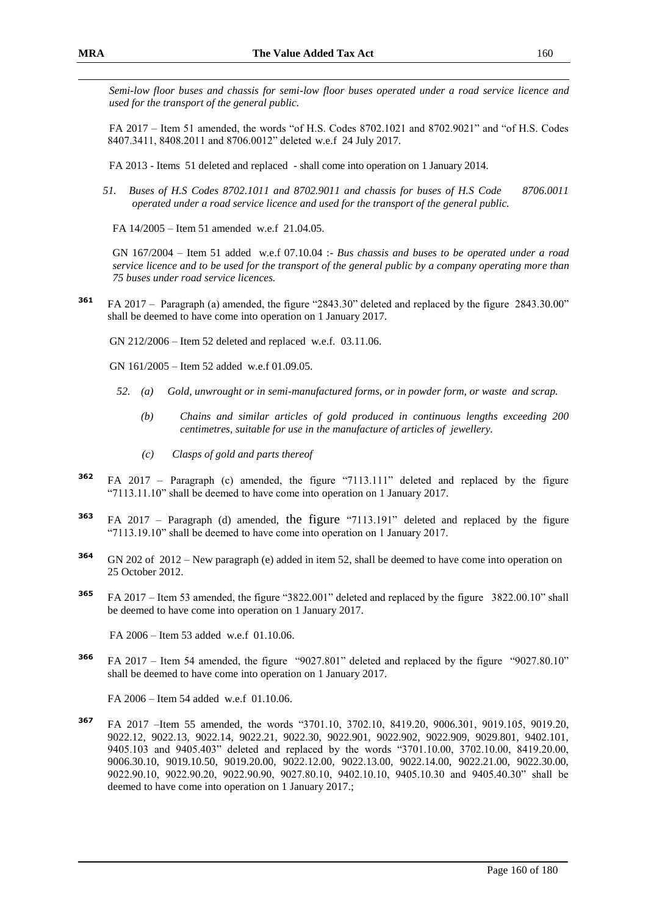*Semi-low floor buses and chassis for semi-low floor buses operated under a road service licence and used for the transport of the general public.*

FA 2017 – Item 51 amended, the words "of H.S. Codes 8702.1021 and 8702.9021" and "of H.S. Codes 8407.3411, 8408.2011 and 8706.0012" deleted w.e.f 24 July 2017.

FA 2013 - Items 51 deleted and replaced - shall come into operation on 1 January 2014.

*51. Buses of H.S Codes 8702.1011 and 8702.9011 and chassis for buses of H.S Code 8706.0011 operated under a road service licence and used for the transport of the general public.*

FA 14/2005 – Item 51 amended w.e.f 21.04.05.

GN 167/2004 – Item 51 added w.e.f 07.10.04 :- *Bus chassis and buses to be operated under a road service licence and to be used for the transport of the general public by a company operating more than 75 buses under road service licences.*

[361] FA 2017 – Paragraph (a) amended, the figure "2843.30" deleted and replaced by the figure 2843.30.00" shall be deemed to have come into operation on 1 January 2017.

GN 212/2006 – Item 52 deleted and replaced w.e.f. 03.11.06.

GN 161/2005 – Item 52 added w.e.f 01.09.05.

*52. (a) Gold, unwrought or in semi-manufactured forms, or in powder form, or waste and scrap.*

*(b) Chains and similar articles of gold produced in continuous lengths exceeding 200 centimetres, suitable for use in the manufacture of articles of jewellery.*

*(c) Clasps of gold and parts thereof*

[362] FA 2017 – Paragraph (c) amended, the figure "7113.111" deleted and replaced by the figure "7113.11.10" shall be deemed to have come into operation on 1 January 2017.

[363] FA 2017 – Paragraph (d) amended, the figure "7113.191" deleted and replaced by the figure "7113.19.10" shall be deemed to have come into operation on 1 January 2017.

[364] GN 202 of 2012 – New paragraph (e) added in item 52, shall be deemed to have come into operation on 25 October 2012.

[365] FA 2017 – Item 53 amended, the figure "3822.001" deleted and replaced by the figure 3822.00.10" shall be deemed to have come into operation on 1 January 2017.

FA 2006 – Item 53 added w.e.f 01.10.06.

[366] FA 2017 – Item 54 amended, the figure "9027.801" deleted and replaced by the figure "9027.80.10" shall be deemed to have come into operation on 1 January 2017.

FA 2006 – Item 54 added w.e.f 01.10.06.

[367] FA 2017 –Item 55 amended, the words "3701.10, 3702.10, 8419.20, 9006.301, 9019.105, 9019.20, 9022.12, 9022.13, 9022.14, 9022.21, 9022.30, 9022.901, 9022.902, 9022.909, 9029.801, 9402.101, 9405.103 and 9405.403" deleted and replaced by the words "3701.10.00, 3702.10.00, 8419.20.00, 9006.30.10, 9019.10.50, 9019.20.00, 9022.12.00, 9022.13.00, 9022.14.00, 9022.21.00, 9022.30.00, 9022.90.10, 9022.90.20, 9022.90.90, 9027.80.10, 9402.10.10, 9405.10.30 and 9405.40.30" shall be deemed to have come into operation on 1 January 2017.;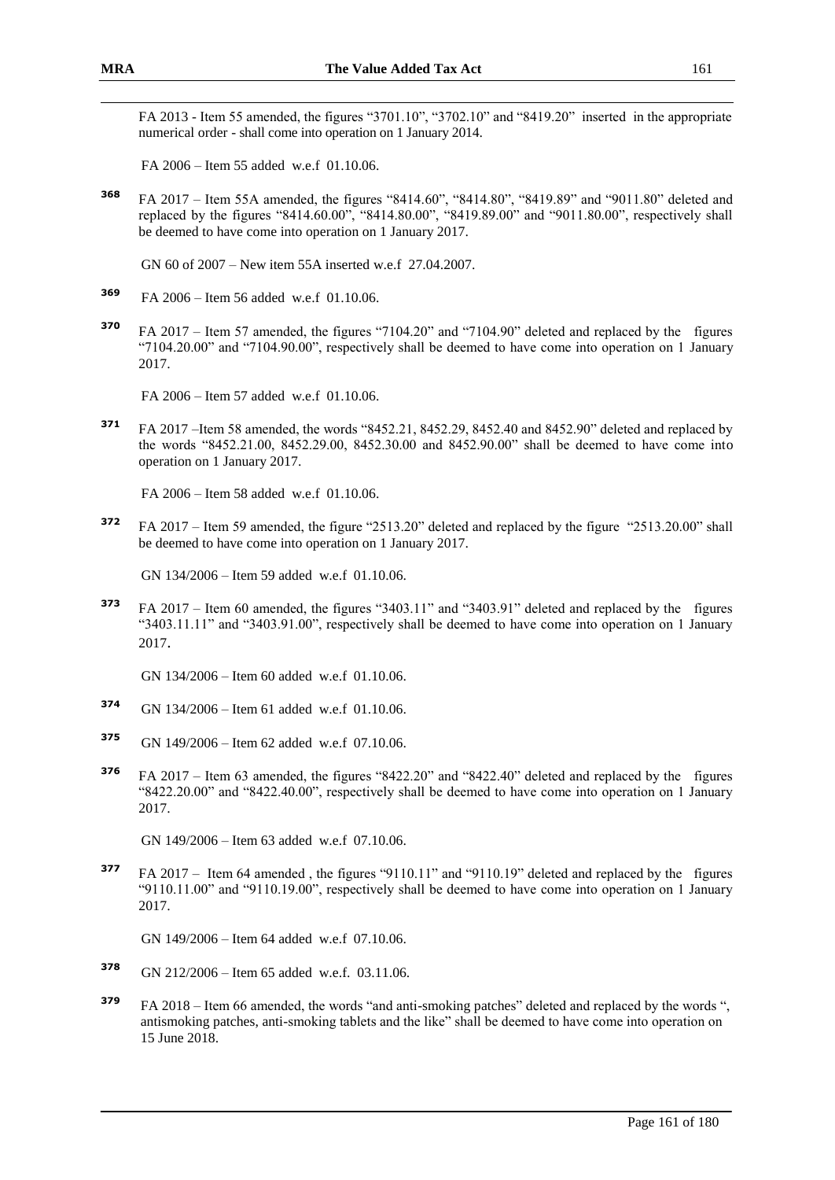FA 2013 - Item 55 amended, the figures "3701.10", "3702.10" and "8419.20" inserted in the appropriate numerical order - shall come into operation on 1 January 2014.

FA 2006 – Item 55 added w.e.f 01.10.06.

368 FA 2017 – Item 55A amended, the figures "8414.60", "8414.80", "8419.89" and "9011.80" deleted and replaced by the figures "8414.60.00", "8414.80.00", "8419.89.00" and "9011.80.00", respectively shall be deemed to have come into operation on 1 January 2017.

GN 60 of 2007 – New item 55A inserted w.e.f 27.04.2007.

369 FA 2006 – Item 56 added w.e.f 01.10.06.

370 FA 2017 – Item 57 amended, the figures "7104.20" and "7104.90" deleted and replaced by the figures "7104.20.00" and "7104.90.00", respectively shall be deemed to have come into operation on 1 January 2017.

FA 2006 – Item 57 added w.e.f 01.10.06.

371 FA 2017 –Item 58 amended, the words "8452.21, 8452.29, 8452.40 and 8452.90" deleted and replaced by the words "8452.21.00, 8452.29.00, 8452.30.00 and 8452.90.00" shall be deemed to have come into operation on 1 January 2017.

FA 2006 – Item 58 added w.e.f 01.10.06.

372 FA 2017 – Item 59 amended, the figure "2513.20" deleted and replaced by the figure "2513.20.00" shall be deemed to have come into operation on 1 January 2017.

GN 134/2006 – Item 59 added w.e.f 01.10.06.

373 FA 2017 – Item 60 amended, the figures "3403.11" and "3403.91" deleted and replaced by the figures "3403.11.11" and "3403.91.00", respectively shall be deemed to have come into operation on 1 January 2017.

GN 134/2006 – Item 60 added w.e.f 01.10.06.

374 GN 134/2006 – Item 61 added w.e.f 01.10.06.

375 GN 149/2006 – Item 62 added w.e.f 07.10.06.

376 FA 2017 – Item 63 amended, the figures "8422.20" and "8422.40" deleted and replaced by the figures "8422.20.00" and "8422.40.00", respectively shall be deemed to have come into operation on 1 January 2017.

GN 149/2006 – Item 63 added w.e.f 07.10.06.

377 FA 2017 – Item 64 amended , the figures "9110.11" and "9110.19" deleted and replaced by the figures "9110.11.00" and "9110.19.00", respectively shall be deemed to have come into operation on 1 January 2017.

GN 149/2006 – Item 64 added w.e.f 07.10.06.

378 GN 212/2006 – Item 65 added w.e.f. 03.11.06.

379 FA 2018 – Item 66 amended, the words "and anti-smoking patches" deleted and replaced by the words ", antismoking patches, anti-smoking tablets and the like" shall be deemed to have come into operation on 15 June 2018.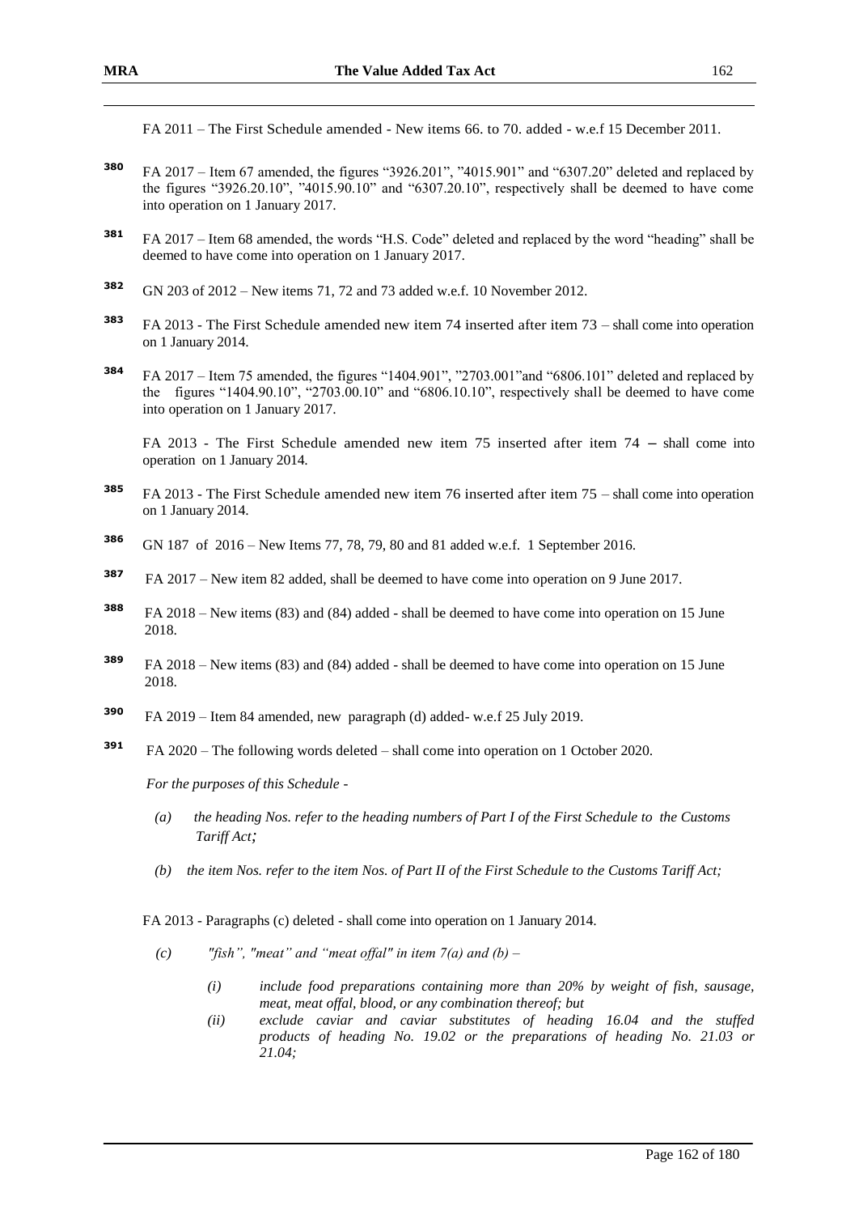FA 2011 – The First Schedule amended - New items 66. to 70. added - w.e.f 15 December 2011.

[380] FA 2017 – Item 67 amended, the figures "3926.201", "4015.901" and "6307.20" deleted and replaced by the figures "3926.20.10", "4015.90.10" and "6307.20.10", respectively shall be deemed to have come into operation on 1 January 2017.

[381] FA 2017 – Item 68 amended, the words "H.S. Code" deleted and replaced by the word "heading" shall be deemed to have come into operation on 1 January 2017.

[382] GN 203 of 2012 – New items 71, 72 and 73 added w.e.f. 10 November 2012.

[383] FA 2013 - The First Schedule amended new item 74 inserted after item 73 – shall come into operation on 1 January 2014.

[384] FA 2017 – Item 75 amended, the figures "1404.901", "2703.001"and "6806.101" deleted and replaced by the figures "1404.90.10", "2703.00.10" and "6806.10.10", respectively shall be deemed to have come into operation on 1 January 2017.

FA 2013 - The First Schedule amended new item 75 inserted after item 74 – shall come into operation on 1 January 2014.

[385] FA 2013 - The First Schedule amended new item 76 inserted after item 75 – shall come into operation on 1 January 2014.

[386] GN 187 of 2016 – New Items 77, 78, 79, 80 and 81 added w.e.f. 1 September 2016.

[387] FA 2017 – New item 82 added, shall be deemed to have come into operation on 9 June 2017.

[388] FA 2018 – New items (83) and (84) added - shall be deemed to have come into operation on 15 June 2018.

[389] FA 2018 – New items (83) and (84) added - shall be deemed to have come into operation on 15 June 2018.

[390] FA 2019 – Item 84 amended, new paragraph (d) added- w.e.f 25 July 2019.

[391] FA 2020 – The following words deleted – shall come into operation on 1 October 2020.

*For the purposes of this Schedule -*

*(a) the heading Nos. refer to the heading numbers of Part I of the First Schedule to the Customs Tariff Act;*

*(b) the item Nos. refer to the item Nos. of Part II of the First Schedule to the Customs Tariff Act;*

FA 2013 - Paragraphs (c) deleted - shall come into operation on 1 January 2014.

*(c) "fish", "meat" and "meat offal" in item 7(a) and (b) –*

*(i) include food preparations containing more than 20% by weight of fish, sausage, meat, meat offal, blood, or any combination thereof; but*

*(ii) exclude caviar and caviar substitutes of heading 16.04 and the stuffed products of heading No. 19.02 or the preparations of heading No. 21.03 or 21.04;*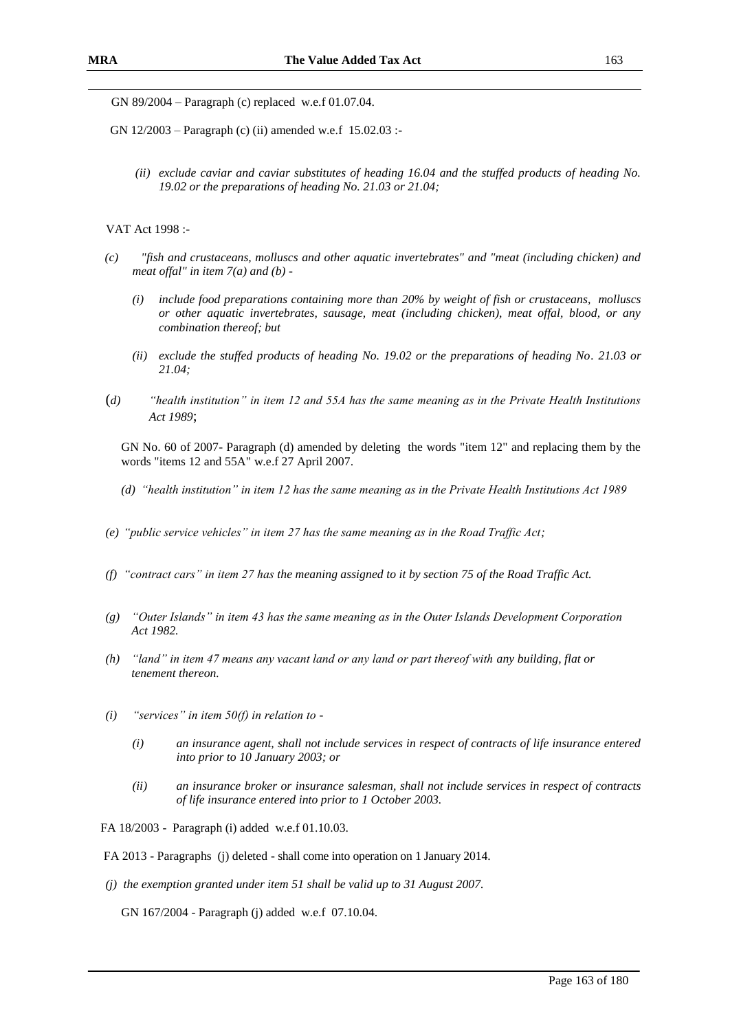GN 89/2004 – Paragraph (c) replaced w.e.f 01.07.04.

GN 12/2003 – Paragraph (c) (ii) amended w.e.f 15.02.03 :-

> *(ii) exclude caviar and caviar substitutes of heading 16.04 and the stuffed products of heading No. 19.02 or the preparations of heading No. 21.03 or 21.04;*

VAT Act 1998 :-

*(c) "fish and crustaceans, molluscs and other aquatic invertebrates" and "meat (including chicken) and meat offal" in item 7(a) and (b) -*

> *(i) include food preparations containing more than 20% by weight of fish or crustaceans, molluscs or other aquatic invertebrates, sausage, meat (including chicken), meat offal, blood, or any combination thereof; but*
>
> *(ii) exclude the stuffed products of heading No. 19.02 or the preparations of heading No. 21.03 or 21.04;*

*(d) "health institution" in item 12 and 55A has the same meaning as in the Private Health Institutions Act 1989*;

GN No. 60 of 2007- Paragraph (d) amended by deleting the words "item 12" and replacing them by the words "items 12 and 55A" w.e.f 27 April 2007.

> *(d) "health institution" in item 12 has the same meaning as in the Private Health Institutions Act 1989*

*(e) "public service vehicles" in item 27 has the same meaning as in the Road Traffic Act;*

*(f) "contract cars" in item 27 has the meaning assigned to it by section 75 of the Road Traffic Act.*

*(g) "Outer Islands" in item 43 has the same meaning as in the Outer Islands Development Corporation Act 1982.*

*(h) "land" in item 47 means any vacant land or any land or part thereof with any building, flat or tenement thereon.*

*(i) "services" in item 50(f) in relation to -*

> *(i) an insurance agent, shall not include services in respect of contracts of life insurance entered into prior to 10 January 2003; or*
>
> *(ii) an insurance broker or insurance salesman, shall not include services in respect of contracts of life insurance entered into prior to 1 October 2003.*

FA 18/2003 - Paragraph (i) added w.e.f 01.10.03.

FA 2013 - Paragraphs (j) deleted - shall come into operation on 1 January 2014.

*(j) the exemption granted under item 51 shall be valid up to 31 August 2007.*

GN 167/2004 - Paragraph (j) added w.e.f 07.10.04.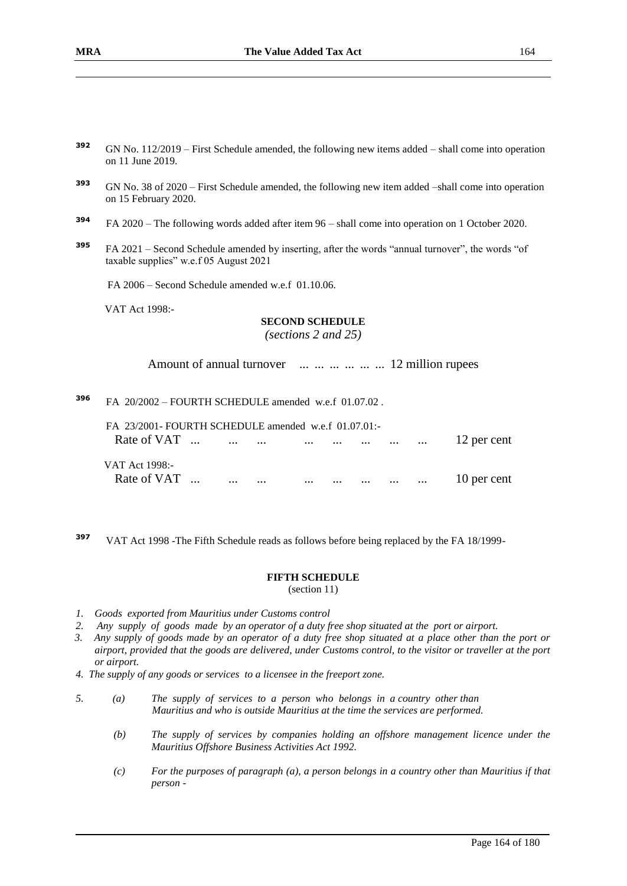[392] GN No. 112/2019 – First Schedule amended, the following new items added – shall come into operation on 11 June 2019.

[393] GN No. 38 of 2020 – First Schedule amended, the following new item added –shall come into operation on 15 February 2020.

[394] FA 2020 – The following words added after item 96 – shall come into operation on 1 October 2020.

[395] FA 2021 – Second Schedule amended by inserting, after the words "annual turnover", the words "of taxable supplies" w.e.f 05 August 2021

FA 2006 – Second Schedule amended w.e.f 01.10.06.

VAT Act 1998:-

**SECOND SCHEDULE**
*(sections 2 and 25)*

Amount of annual turnover ... ... ... ... ... ... 12 million rupees

[396] FA 20/2002 – FOURTH SCHEDULE amended w.e.f 01.07.02 .

FA 23/2001- FOURTH SCHEDULE amended w.e.f 01.07.01:-
Rate of VAT ... ... ... ... ... ... ... ... 12 per cent

VAT Act 1998:-
Rate of VAT ... ... ... ... ... ... ... ... 10 per cent

[397] VAT Act 1998 -The Fifth Schedule reads as follows before being replaced by the FA 18/1999-

**FIFTH SCHEDULE**
(section 11)

1. *Goods exported from Mauritius under Customs control*
2. *Any supply of goods made by an operator of a duty free shop situated at the port or airport.*
3. *Any supply of goods made by an operator of a duty free shop situated at a place other than the port or airport, provided that the goods are delivered, under Customs control, to the visitor or traveller at the port or airport.*
4. *The supply of any goods or services to a licensee in the freeport zone.*
5. (a) *The supply of services to a person who belongs in a country other than Mauritius and who is outside Mauritius at the time the services are performed.*

   (b) *The supply of services by companies holding an offshore management licence under the Mauritius Offshore Business Activities Act 1992.*

   (c) *For the purposes of paragraph (a), a person belongs in a country other than Mauritius if that person -*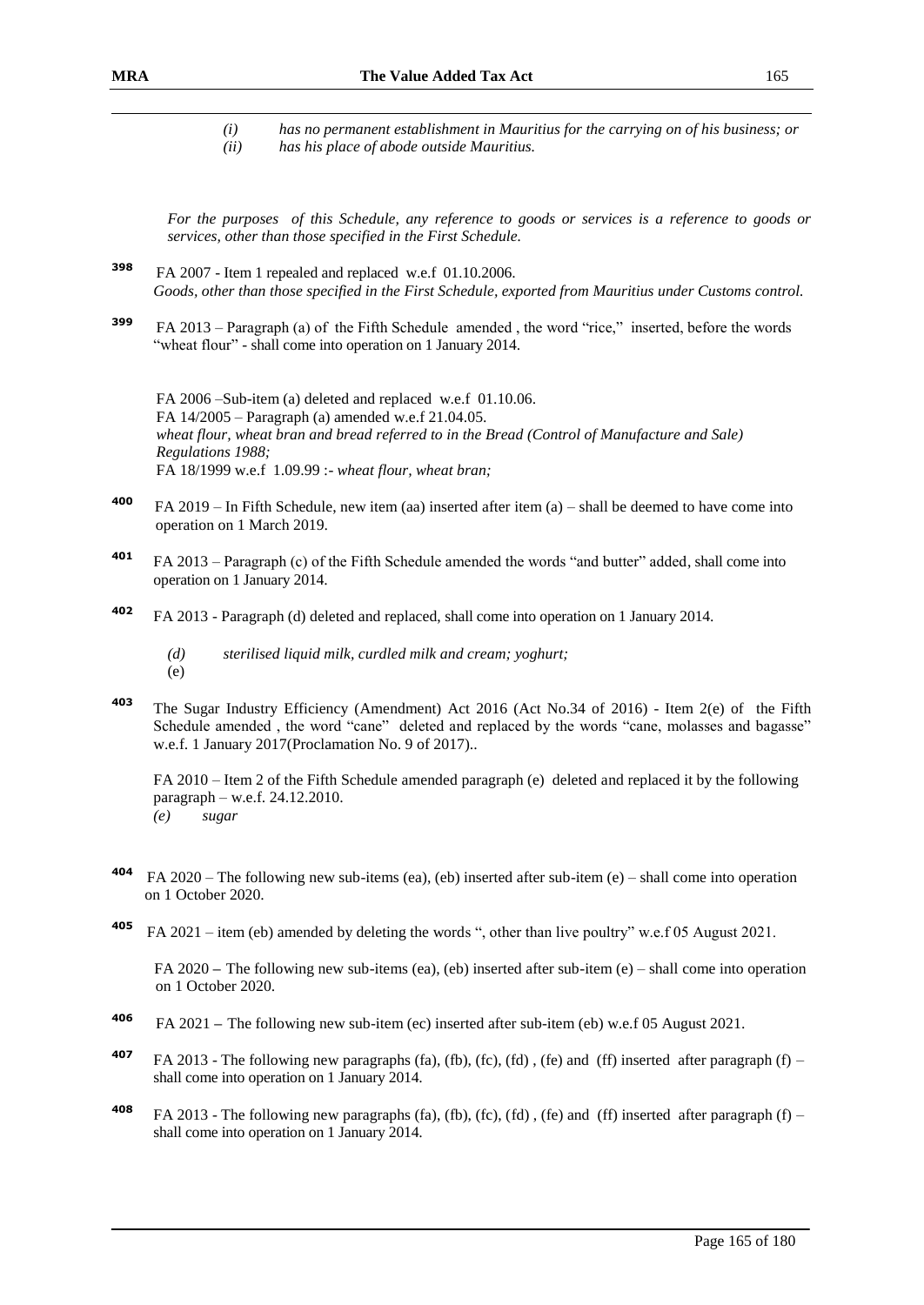*(i) has no permanent establishment in Mauritius for the carrying on of his business; or*
*(ii) has his place of abode outside Mauritius.*

*For the purposes of this Schedule, any reference to goods or services is a reference to goods or services, other than those specified in the First Schedule.*

[398] FA 2007 - Item 1 repealed and replaced w.e.f 01.10.2006.
*Goods, other than those specified in the First Schedule, exported from Mauritius under Customs control.*

[399] FA 2013 – Paragraph (a) of the Fifth Schedule amended , the word "rice," inserted, before the words "wheat flour" - shall come into operation on 1 January 2014.

FA 2006 –Sub-item (a) deleted and replaced w.e.f 01.10.06.
FA 14/2005 – Paragraph (a) amended w.e.f 21.04.05.
*wheat flour, wheat bran and bread referred to in the Bread (Control of Manufacture and Sale) Regulations 1988;*
FA 18/1999 w.e.f 1.09.99 :- *wheat flour, wheat bran;*

[400] FA 2019 – In Fifth Schedule, new item (aa) inserted after item (a) – shall be deemed to have come into operation on 1 March 2019.

[401] FA 2013 – Paragraph (c) of the Fifth Schedule amended the words "and butter" added, shall come into operation on 1 January 2014.

[402] FA 2013 - Paragraph (d) deleted and replaced, shall come into operation on 1 January 2014.

*(d) sterilised liquid milk, curdled milk and cream; yoghurt;*
(e)

[403] The Sugar Industry Efficiency (Amendment) Act 2016 (Act No.34 of 2016) - Item 2(e) of the Fifth Schedule amended , the word "cane" deleted and replaced by the words "cane, molasses and bagasse" w.e.f. 1 January 2017(Proclamation No. 9 of 2017)..

FA 2010 – Item 2 of the Fifth Schedule amended paragraph (e) deleted and replaced it by the following paragraph – w.e.f. 24.12.2010.
*(e) sugar*

[404] FA 2020 – The following new sub-items (ea), (eb) inserted after sub-item (e) – shall come into operation on 1 October 2020.

[405] FA 2021 – item (eb) amended by deleting the words ", other than live poultry" w.e.f 05 August 2021.

FA 2020 – The following new sub-items (ea), (eb) inserted after sub-item (e) – shall come into operation on 1 October 2020.

[406] FA 2021 – The following new sub-item (ec) inserted after sub-item (eb) w.e.f 05 August 2021.

[407] FA 2013 - The following new paragraphs (fa), (fb), (fc), (fd) , (fe) and (ff) inserted after paragraph (f) – shall come into operation on 1 January 2014.

[408] FA 2013 - The following new paragraphs (fa), (fb), (fc), (fd) , (fe) and (ff) inserted after paragraph (f) – shall come into operation on 1 January 2014.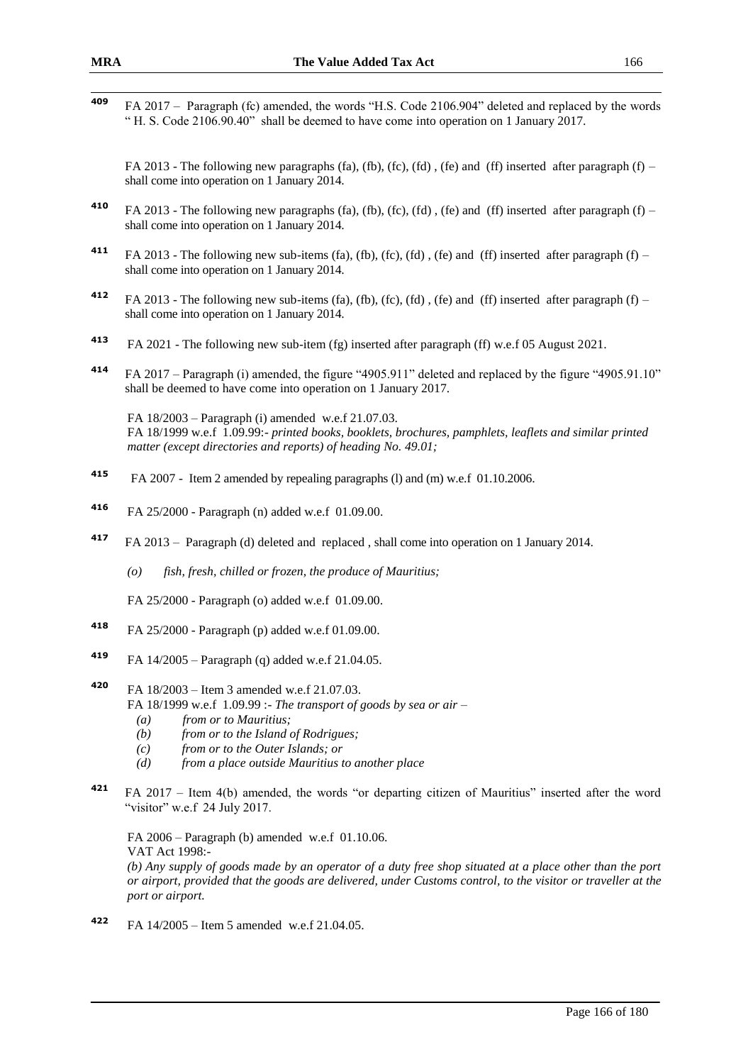[409] FA 2017 – Paragraph (fc) amended, the words "H.S. Code 2106.904" deleted and replaced by the words " H. S. Code 2106.90.40" shall be deemed to have come into operation on 1 January 2017.

FA 2013 - The following new paragraphs (fa), (fb), (fc), (fd) , (fe) and (ff) inserted after paragraph (f) – shall come into operation on 1 January 2014.

[410] FA 2013 - The following new paragraphs (fa), (fb), (fc), (fd) , (fe) and (ff) inserted after paragraph (f) – shall come into operation on 1 January 2014.

[411] FA 2013 - The following new sub-items (fa), (fb), (fc), (fd) , (fe) and (ff) inserted after paragraph (f) – shall come into operation on 1 January 2014.

[412] FA 2013 - The following new sub-items (fa), (fb), (fc), (fd) , (fe) and (ff) inserted after paragraph (f) – shall come into operation on 1 January 2014.

[413] FA 2021 - The following new sub-item (fg) inserted after paragraph (ff) w.e.f 05 August 2021.

[414] FA 2017 – Paragraph (i) amended, the figure "4905.911" deleted and replaced by the figure "4905.91.10" shall be deemed to have come into operation on 1 January 2017.

FA 18/2003 – Paragraph (i) amended w.e.f 21.07.03.
FA 18/1999 w.e.f 1.09.99:- *printed books, booklets, brochures, pamphlets, leaflets and similar printed matter (except directories and reports) of heading No. 49.01;*

[415] FA 2007 - Item 2 amended by repealing paragraphs (l) and (m) w.e.f 01.10.2006.

[416] FA 25/2000 - Paragraph (n) added w.e.f 01.09.00.

[417] FA 2013 – Paragraph (d) deleted and replaced , shall come into operation on 1 January 2014.

*(o) fish, fresh, chilled or frozen, the produce of Mauritius;*

FA 25/2000 - Paragraph (o) added w.e.f 01.09.00.

[418] FA 25/2000 - Paragraph (p) added w.e.f 01.09.00.

[419] FA 14/2005 – Paragraph (q) added w.e.f 21.04.05.

[420] FA 18/2003 – Item 3 amended w.e.f 21.07.03.
FA 18/1999 w.e.f 1.09.99 :- *The transport of goods by sea or air –*

*(a) from or to Mauritius;*
*(b) from or to the Island of Rodrigues;*
*(c) from or to the Outer Islands; or*
*(d) from a place outside Mauritius to another place*

[421] FA 2017 – Item 4(b) amended, the words "or departing citizen of Mauritius" inserted after the word "visitor" w.e.f 24 July 2017.

FA 2006 – Paragraph (b) amended w.e.f 01.10.06.
VAT Act 1998:-
*(b) Any supply of goods made by an operator of a duty free shop situated at a place other than the port or airport, provided that the goods are delivered, under Customs control, to the visitor or traveller at the port or airport.*

[422] FA 14/2005 – Item 5 amended w.e.f 21.04.05.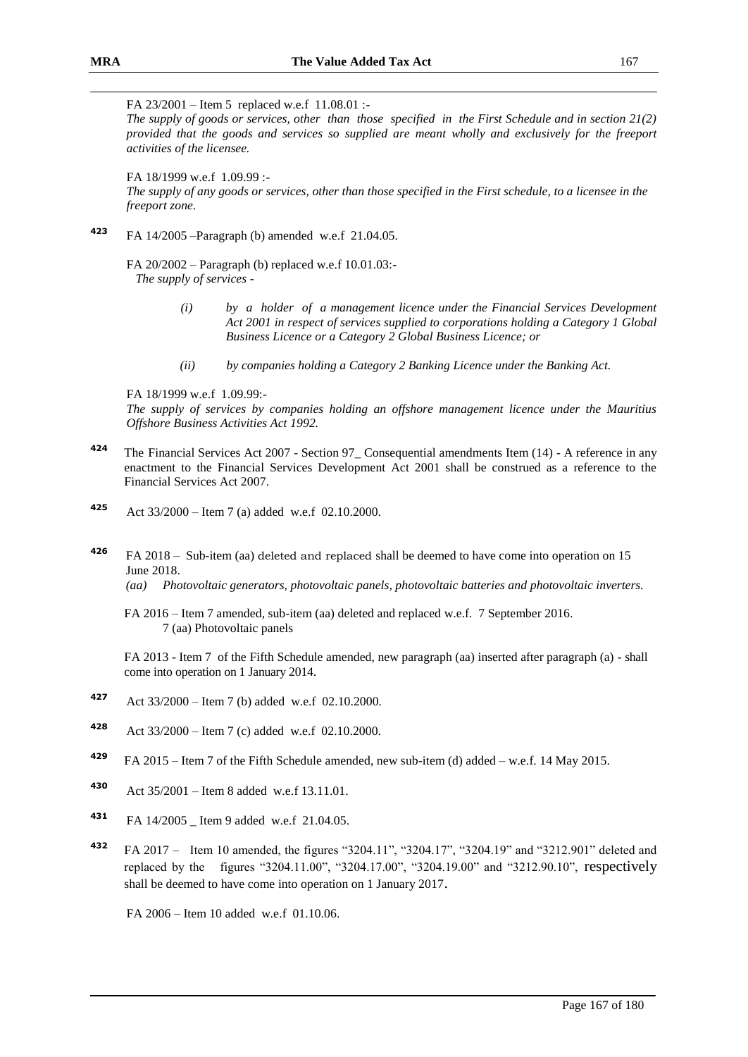FA 23/2001 – Item 5 replaced w.e.f 11.08.01 :-
*The supply of goods or services, other than those specified in the First Schedule and in section 21(2) provided that the goods and services so supplied are meant wholly and exclusively for the freeport activities of the licensee.*

FA 18/1999 w.e.f 1.09.99 :-
*The supply of any goods or services, other than those specified in the First schedule, to a licensee in the freeport zone.*

**423** FA 14/2005 –Paragraph (b) amended w.e.f 21.04.05.

FA 20/2002 – Paragraph (b) replaced w.e.f 10.01.03:-
*The supply of services -*

> *(i) by a holder of a management licence under the Financial Services Development Act 2001 in respect of services supplied to corporations holding a Category 1 Global Business Licence or a Category 2 Global Business Licence; or*
>
> *(ii) by companies holding a Category 2 Banking Licence under the Banking Act.*

FA 18/1999 w.e.f 1.09.99:-
*The supply of services by companies holding an offshore management licence under the Mauritius Offshore Business Activities Act 1992.*

**424** The Financial Services Act 2007 - Section 97_ Consequential amendments Item (14) - A reference in any enactment to the Financial Services Development Act 2001 shall be construed as a reference to the Financial Services Act 2007.

**425** Act 33/2000 – Item 7 (a) added w.e.f 02.10.2000.

**426** FA 2018 – Sub-item (aa) deleted and replaced shall be deemed to have come into operation on 15 June 2018.
*(aa) Photovoltaic generators, photovoltaic panels, photovoltaic batteries and photovoltaic inverters.*

FA 2016 – Item 7 amended, sub-item (aa) deleted and replaced w.e.f. 7 September 2016.
7 (aa) Photovoltaic panels

FA 2013 - Item 7 of the Fifth Schedule amended, new paragraph (aa) inserted after paragraph (a) - shall come into operation on 1 January 2014.

**427** Act 33/2000 – Item 7 (b) added w.e.f 02.10.2000.

**428** Act 33/2000 – Item 7 (c) added w.e.f 02.10.2000.

**429** FA 2015 – Item 7 of the Fifth Schedule amended, new sub-item (d) added – w.e.f. 14 May 2015.

**430** Act 35/2001 – Item 8 added w.e.f 13.11.01.

**431** FA 14/2005 _ Item 9 added w.e.f 21.04.05.

**432** FA 2017 – Item 10 amended, the figures "3204.11", "3204.17", "3204.19" and "3212.901" deleted and replaced by the figures "3204.11.00", "3204.17.00", "3204.19.00" and "3212.90.10", respectively shall be deemed to have come into operation on 1 January 2017.

FA 2006 – Item 10 added w.e.f 01.10.06.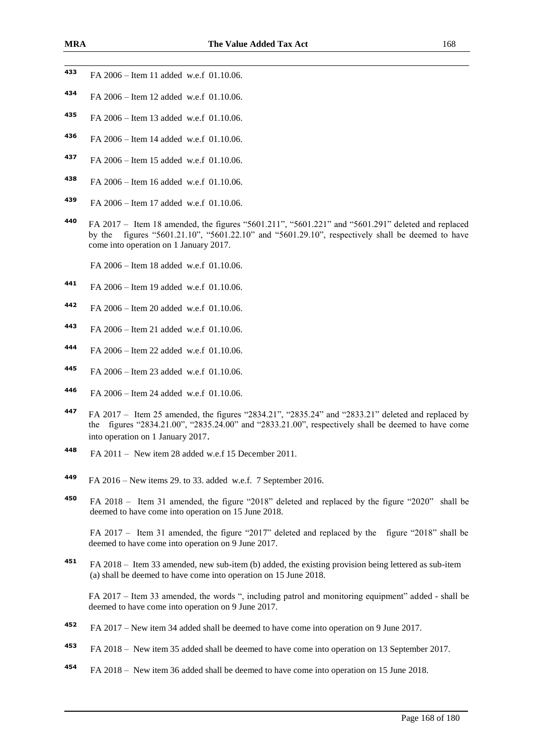[433] FA 2006 – Item 11 added w.e.f 01.10.06.

[434] FA 2006 – Item 12 added w.e.f 01.10.06.

[435] FA 2006 – Item 13 added w.e.f 01.10.06.

[436] FA 2006 – Item 14 added w.e.f 01.10.06.

[437] FA 2006 – Item 15 added w.e.f 01.10.06.

[438] FA 2006 – Item 16 added w.e.f 01.10.06.

[439] FA 2006 – Item 17 added w.e.f 01.10.06.

[440] FA 2017 – Item 18 amended, the figures "5601.211", "5601.221" and "5601.291" deleted and replaced by the figures "5601.21.10", "5601.22.10" and "5601.29.10", respectively shall be deemed to have come into operation on 1 January 2017.

FA 2006 – Item 18 added w.e.f 01.10.06.

[441] FA 2006 – Item 19 added w.e.f 01.10.06.

[442] FA 2006 – Item 20 added w.e.f 01.10.06.

[443] FA 2006 – Item 21 added w.e.f 01.10.06.

[444] FA 2006 – Item 22 added w.e.f 01.10.06.

[445] FA 2006 – Item 23 added w.e.f 01.10.06.

[446] FA 2006 – Item 24 added w.e.f 01.10.06.

[447] FA 2017 – Item 25 amended, the figures "2834.21", "2835.24" and "2833.21" deleted and replaced by the figures "2834.21.00", "2835.24.00" and "2833.21.00", respectively shall be deemed to have come into operation on 1 January 2017.

[448] FA 2011 – New item 28 added w.e.f 15 December 2011.

[449] FA 2016 – New items 29. to 33. added w.e.f. 7 September 2016.

[450] FA 2018 – Item 31 amended, the figure "2018" deleted and replaced by the figure "2020" shall be deemed to have come into operation on 15 June 2018.

FA 2017 – Item 31 amended, the figure "2017" deleted and replaced by the figure "2018" shall be deemed to have come into operation on 9 June 2017.

[451] FA 2018 – Item 33 amended, new sub-item (b) added, the existing provision being lettered as sub-item (a) shall be deemed to have come into operation on 15 June 2018.

FA 2017 – Item 33 amended, the words ", including patrol and monitoring equipment" added - shall be deemed to have come into operation on 9 June 2017.

[452] FA 2017 – New item 34 added shall be deemed to have come into operation on 9 June 2017.

[453] FA 2018 – New item 35 added shall be deemed to have come into operation on 13 September 2017.

[454] FA 2018 – New item 36 added shall be deemed to have come into operation on 15 June 2018.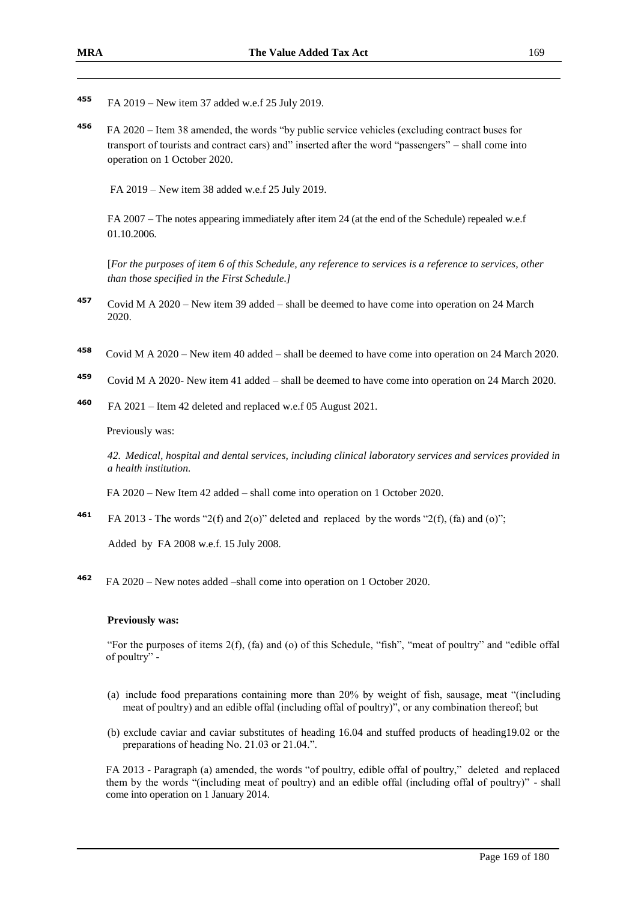[455] FA 2019 – New item 37 added w.e.f 25 July 2019.

[456] FA 2020 – Item 38 amended, the words "by public service vehicles (excluding contract buses for transport of tourists and contract cars) and" inserted after the word "passengers" – shall come into operation on 1 October 2020.

FA 2019 – New item 38 added w.e.f 25 July 2019.

FA 2007 – The notes appearing immediately after item 24 (at the end of the Schedule) repealed w.e.f 01.10.2006.

[*For the purposes of item 6 of this Schedule, any reference to services is a reference to services, other than those specified in the First Schedule.]*

[457] Covid M A 2020 – New item 39 added – shall be deemed to have come into operation on 24 March 2020.

[458] Covid M A 2020 – New item 40 added – shall be deemed to have come into operation on 24 March 2020.

[459] Covid M A 2020- New item 41 added – shall be deemed to have come into operation on 24 March 2020.

[460] FA 2021 – Item 42 deleted and replaced w.e.f 05 August 2021.

Previously was:

*42. Medical, hospital and dental services, including clinical laboratory services and services provided in a health institution.*

FA 2020 – New Item 42 added – shall come into operation on 1 October 2020.

[461] FA 2013 - The words "2(f) and 2(o)" deleted and replaced by the words "2(f), (fa) and (o)";

Added by FA 2008 w.e.f. 15 July 2008.

[462] FA 2020 – New notes added –shall come into operation on 1 October 2020.

**Previously was:**

"For the purposes of items 2(f), (fa) and (o) of this Schedule, "fish", "meat of poultry" and "edible offal of poultry" -

(a) include food preparations containing more than 20% by weight of fish, sausage, meat "(including meat of poultry) and an edible offal (including offal of poultry)", or any combination thereof; but

(b) exclude caviar and caviar substitutes of heading 16.04 and stuffed products of heading19.02 or the preparations of heading No. 21.03 or 21.04.".

FA 2013 - Paragraph (a) amended, the words "of poultry, edible offal of poultry," deleted and replaced them by the words "(including meat of poultry) and an edible offal (including offal of poultry)" - shall come into operation on 1 January 2014.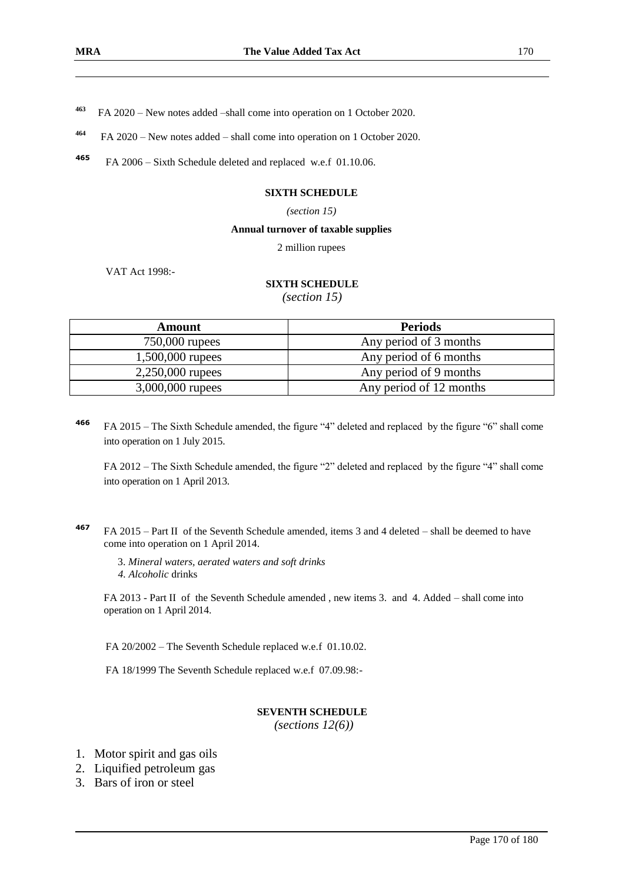[463] FA 2020 – New notes added –shall come into operation on 1 October 2020.

[464] FA 2020 – New notes added – shall come into operation on 1 October 2020.

[465] FA 2006 – Sixth Schedule deleted and replaced w.e.f 01.10.06.

**SIXTH SCHEDULE**

*(section 15)*

**Annual turnover of taxable supplies**

2 million rupees

VAT Act 1998:-

**SIXTH SCHEDULE**

*(section 15)*

| Amount | Periods |
|---|---|
| 750,000 rupees | Any period of 3 months |
| 1,500,000 rupees | Any period of 6 months |
| 2,250,000 rupees | Any period of 9 months |
| 3,000,000 rupees | Any period of 12 months |

[466] FA 2015 – The Sixth Schedule amended, the figure "4" deleted and replaced by the figure "6" shall come into operation on 1 July 2015.

FA 2012 – The Sixth Schedule amended, the figure "2" deleted and replaced by the figure "4" shall come into operation on 1 April 2013.

[467] FA 2015 – Part II of the Seventh Schedule amended, items 3 and 4 deleted – shall be deemed to have come into operation on 1 April 2014.

3. *Mineral waters, aerated waters and soft drinks*
4. *Alcoholic* drinks

FA 2013 - Part II of the Seventh Schedule amended , new items 3. and 4. Added – shall come into operation on 1 April 2014.

FA 20/2002 – The Seventh Schedule replaced w.e.f 01.10.02.

FA 18/1999 The Seventh Schedule replaced w.e.f 07.09.98:-

**SEVENTH SCHEDULE**

*(sections 12(6))*

1. Motor spirit and gas oils
2. Liquified petroleum gas
3. Bars of iron or steel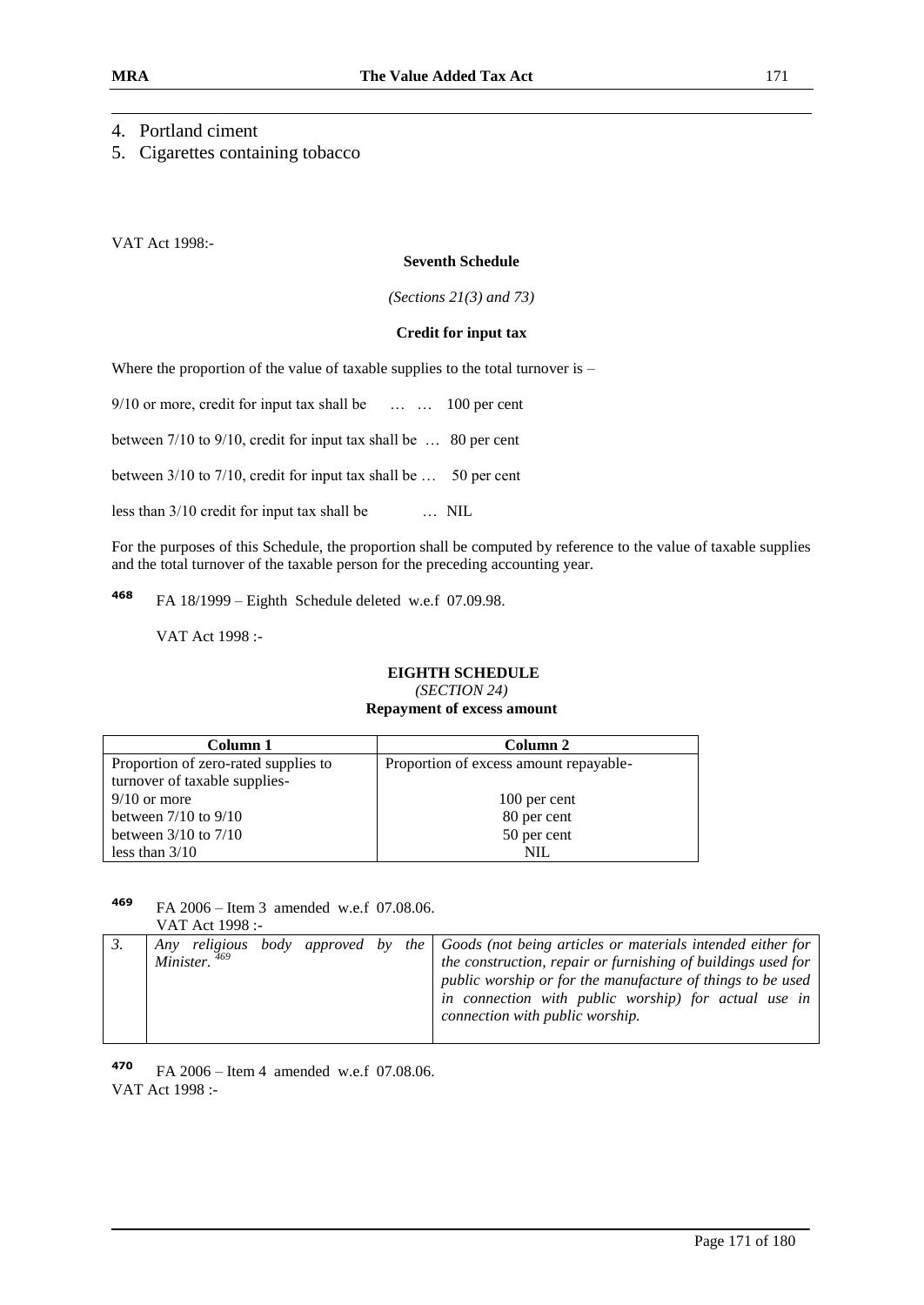4. Portland ciment
5. Cigarettes containing tobacco

VAT Act 1998:-

**Seventh Schedule**

*(Sections 21(3) and 73)*

**Credit for input tax**

Where the proportion of the value of taxable supplies to the total turnover is –

9/10 or more, credit for input tax shall be … … 100 per cent

between 7/10 to 9/10, credit for input tax shall be … 80 per cent

between 3/10 to 7/10, credit for input tax shall be … 50 per cent

less than 3/10 credit for input tax shall be … NIL

For the purposes of this Schedule, the proportion shall be computed by reference to the value of taxable supplies and the total turnover of the taxable person for the preceding accounting year.

[468] FA 18/1999 – Eighth Schedule deleted w.e.f 07.09.98.

VAT Act 1998 :-

**EIGHTH SCHEDULE**
*(SECTION 24)*
**Repayment of excess amount**

| Column 1 | Column 2 |
|---|---|
| Proportion of zero-rated supplies to turnover of taxable supplies- | Proportion of excess amount repayable- |
| 9/10 or more | 100 per cent |
| between 7/10 to 9/10 | 80 per cent |
| between 3/10 to 7/10 | 50 per cent |
| less than 3/10 | NIL |

[469] FA 2006 – Item 3 amended w.e.f 07.08.06.
VAT Act 1998 :-

| | | |
|---|---|---|
| *3.* | *Any religious body approved by the Minister.* [469] | *Goods (not being articles or materials intended either for the construction, repair or furnishing of buildings used for public worship or for the manufacture of things to be used in connection with public worship) for actual use in connection with public worship.* |

[470] FA 2006 – Item 4 amended w.e.f 07.08.06.
VAT Act 1998 :-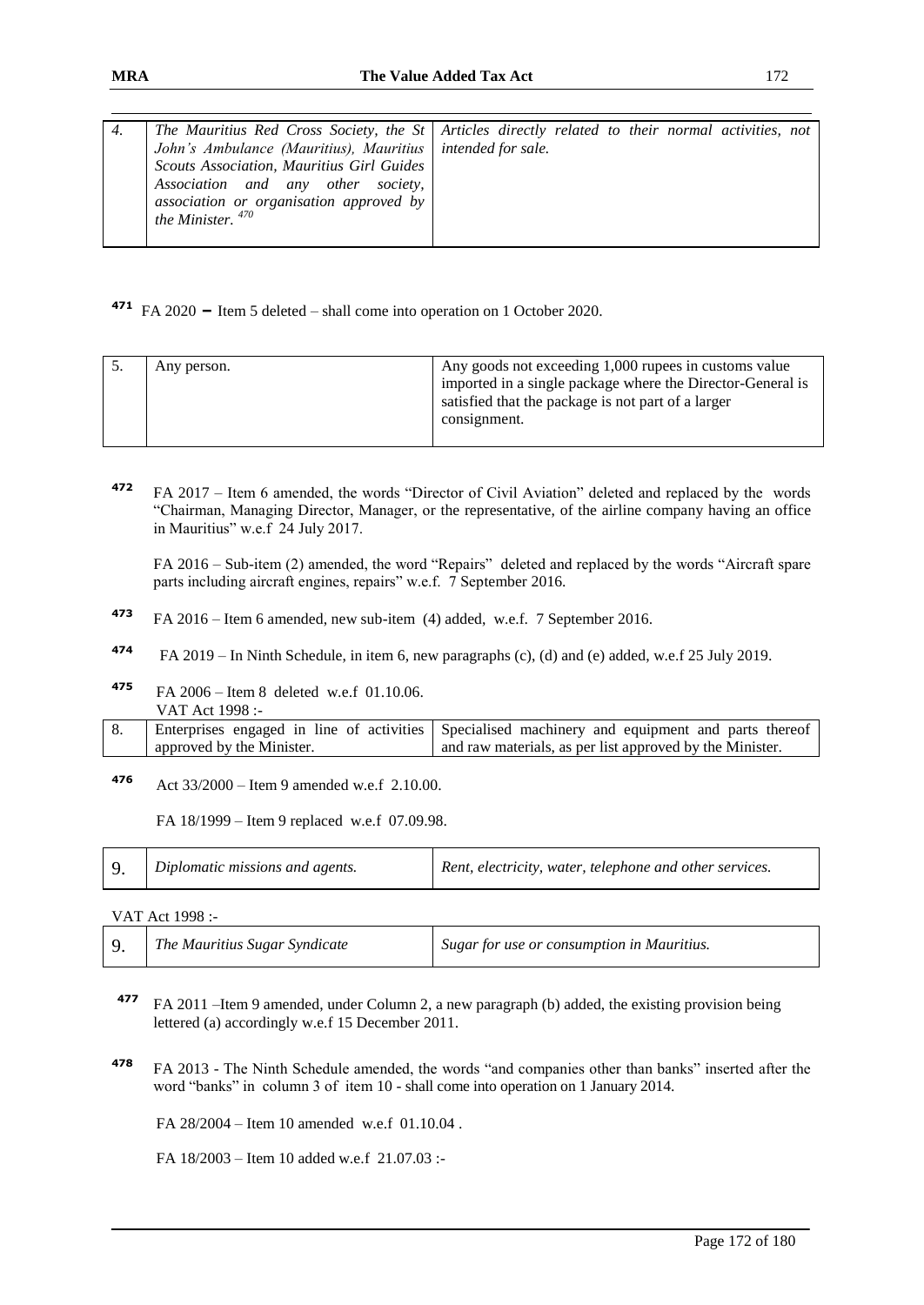| *4.* | *The Mauritius Red Cross Society, the St John's Ambulance (Mauritius), Mauritius Scouts Association, Mauritius Girl Guides Association and any other society, association or organisation approved by the Minister.* [470] | *Articles directly related to their normal activities, not intended for sale.* |
|---|---|---|

[471] FA 2020 – Item 5 deleted – shall come into operation on 1 October 2020.

| 5. | Any person. | Any goods not exceeding 1,000 rupees in customs value imported in a single package where the Director-General is satisfied that the package is not part of a larger consignment. |
|---|---|---|

[472] FA 2017 – Item 6 amended, the words "Director of Civil Aviation" deleted and replaced by the words "Chairman, Managing Director, Manager, or the representative, of the airline company having an office in Mauritius" w.e.f 24 July 2017.

FA 2016 – Sub-item (2) amended, the word "Repairs" deleted and replaced by the words "Aircraft spare parts including aircraft engines, repairs" w.e.f. 7 September 2016.

[473] FA 2016 – Item 6 amended, new sub-item (4) added, w.e.f. 7 September 2016.

[474] FA 2019 – In Ninth Schedule, in item 6, new paragraphs (c), (d) and (e) added, w.e.f 25 July 2019.

[475] FA 2006 – Item 8 deleted w.e.f 01.10.06.
VAT Act 1998 :-

| 8. | Enterprises engaged in line of activities approved by the Minister. | Specialised machinery and equipment and parts thereof and raw materials, as per list approved by the Minister. |
|---|---|---|

[476] Act 33/2000 – Item 9 amended w.e.f 2.10.00.

FA 18/1999 – Item 9 replaced w.e.f 07.09.98.

| 9. | *Diplomatic missions and agents.* | *Rent, electricity, water, telephone and other services.* |
|---|---|---|

VAT Act 1998 :-

| 9. | *The Mauritius Sugar Syndicate* | *Sugar for use or consumption in Mauritius.* |
|---|---|---|

[477] FA 2011 –Item 9 amended, under Column 2, a new paragraph (b) added, the existing provision being lettered (a) accordingly w.e.f 15 December 2011.

[478] FA 2013 - The Ninth Schedule amended, the words "and companies other than banks" inserted after the word "banks" in column 3 of item 10 - shall come into operation on 1 January 2014.

FA 28/2004 – Item 10 amended w.e.f 01.10.04 .

FA 18/2003 – Item 10 added w.e.f 21.07.03 :-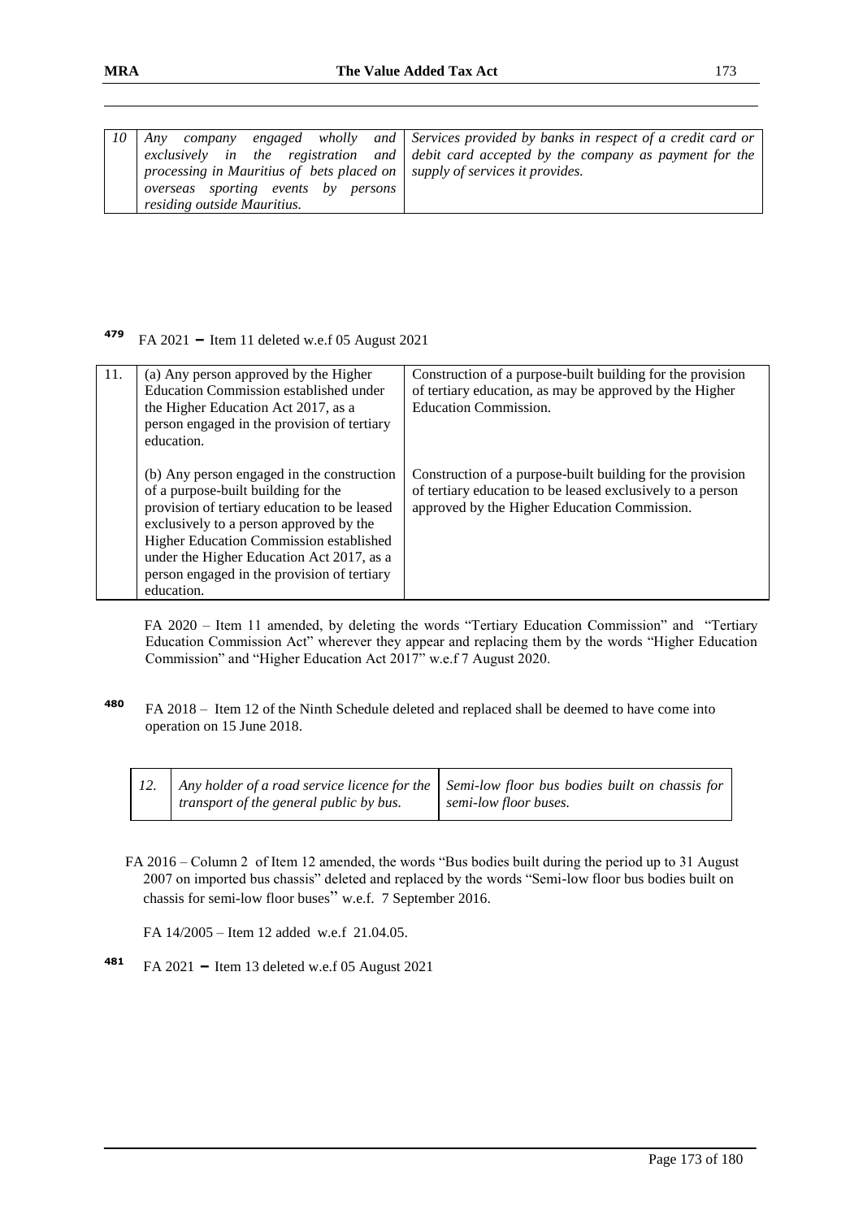| 10 | *Any company engaged wholly and exclusively in the registration and processing in Mauritius of bets placed on overseas sporting events by persons residing outside Mauritius.* | *Services provided by banks in respect of a credit card or debit card accepted by the company as payment for the supply of services it provides.* |
|---|---|---|

[479] FA 2021 – Item 11 deleted w.e.f 05 August 2021

| 11. | (a) Any person approved by the Higher Education Commission established under the Higher Education Act 2017, as a person engaged in the provision of tertiary education. | Construction of a purpose-built building for the provision of tertiary education, as may be approved by the Higher Education Commission. |
|---|---|---|
| | (b) Any person engaged in the construction of a purpose-built building for the provision of tertiary education to be leased exclusively to a person approved by the Higher Education Commission established under the Higher Education Act 2017, as a person engaged in the provision of tertiary education. | Construction of a purpose-built building for the provision of tertiary education to be leased exclusively to a person approved by the Higher Education Commission. |

FA 2020 – Item 11 amended, by deleting the words "Tertiary Education Commission" and "Tertiary Education Commission Act" wherever they appear and replacing them by the words "Higher Education Commission" and "Higher Education Act 2017" w.e.f 7 August 2020.

[480] FA 2018 – Item 12 of the Ninth Schedule deleted and replaced shall be deemed to have come into operation on 15 June 2018.

| 12. | *Any holder of a road service licence for the transport of the general public by bus.* | *Semi-low floor bus bodies built on chassis for semi-low floor buses.* |
|---|---|---|

FA 2016 – Column 2 of Item 12 amended, the words "Bus bodies built during the period up to 31 August 2007 on imported bus chassis" deleted and replaced by the words "Semi-low floor bus bodies built on chassis for semi-low floor buses" w.e.f. 7 September 2016.

FA 14/2005 – Item 12 added w.e.f 21.04.05.

[481] FA 2021 – Item 13 deleted w.e.f 05 August 2021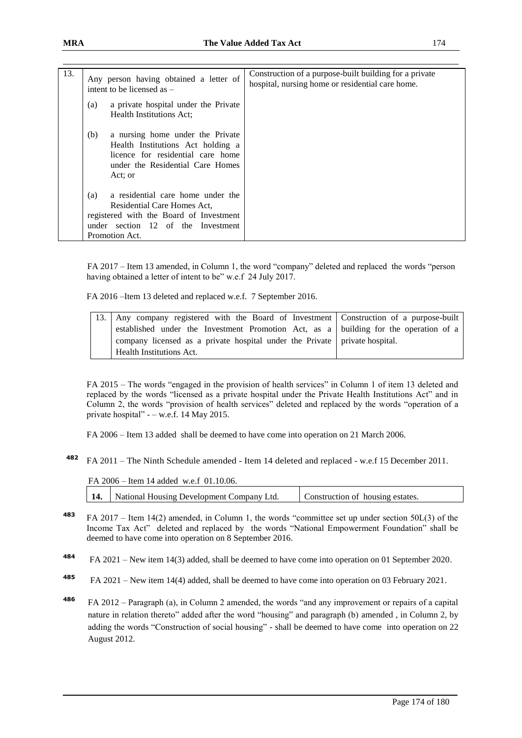| 13. | Any person having obtained a letter of intent to be licensed as –<br><br>(a) a private hospital under the Private Health Institutions Act;<br><br>(b) a nursing home under the Private Health Institutions Act holding a licence for residential care home under the Residential Care Homes Act; or<br><br>(a) a residential care home under the Residential Care Homes Act,<br><br>registered with the Board of Investment under section 12 of the Investment Promotion Act. | Construction of a purpose-built building for a private hospital, nursing home or residential care home. |
|---|---|---|

FA 2017 – Item 13 amended, in Column 1, the word "company" deleted and replaced the words "person having obtained a letter of intent to be" w.e.f 24 July 2017.

FA 2016 –Item 13 deleted and replaced w.e.f. 7 September 2016.

| 13. | Any company registered with the Board of Investment established under the Investment Promotion Act, as a company licensed as a private hospital under the Private Health Institutions Act. | Construction of a purpose-built building for the operation of a private hospital. |
|---|---|---|

FA 2015 – The words "engaged in the provision of health services" in Column 1 of item 13 deleted and replaced by the words "licensed as a private hospital under the Private Health Institutions Act" and in Column 2, the words "provision of health services" deleted and replaced by the words "operation of a private hospital" - – w.e.f. 14 May 2015.

FA 2006 – Item 13 added shall be deemed to have come into operation on 21 March 2006.

[482] FA 2011 – The Ninth Schedule amended - Item 14 deleted and replaced - w.e.f 15 December 2011.

FA 2006 – Item 14 added w.e.f 01.10.06.

| **14.** | National Housing Development Company Ltd. | Construction of housing estates. |
|---|---|---|

[483] FA 2017 – Item 14(2) amended, in Column 1, the words "committee set up under section 50L(3) of the Income Tax Act" deleted and replaced by the words "National Empowerment Foundation" shall be deemed to have come into operation on 8 September 2016.

[484] FA 2021 – New item 14(3) added, shall be deemed to have come into operation on 01 September 2020.

[485] FA 2021 – New item 14(4) added, shall be deemed to have come into operation on 03 February 2021.

[486] FA 2012 – Paragraph (a), in Column 2 amended, the words "and any improvement or repairs of a capital nature in relation thereto" added after the word "housing" and paragraph (b) amended , in Column 2, by adding the words "Construction of social housing" - shall be deemed to have come into operation on 22 August 2012.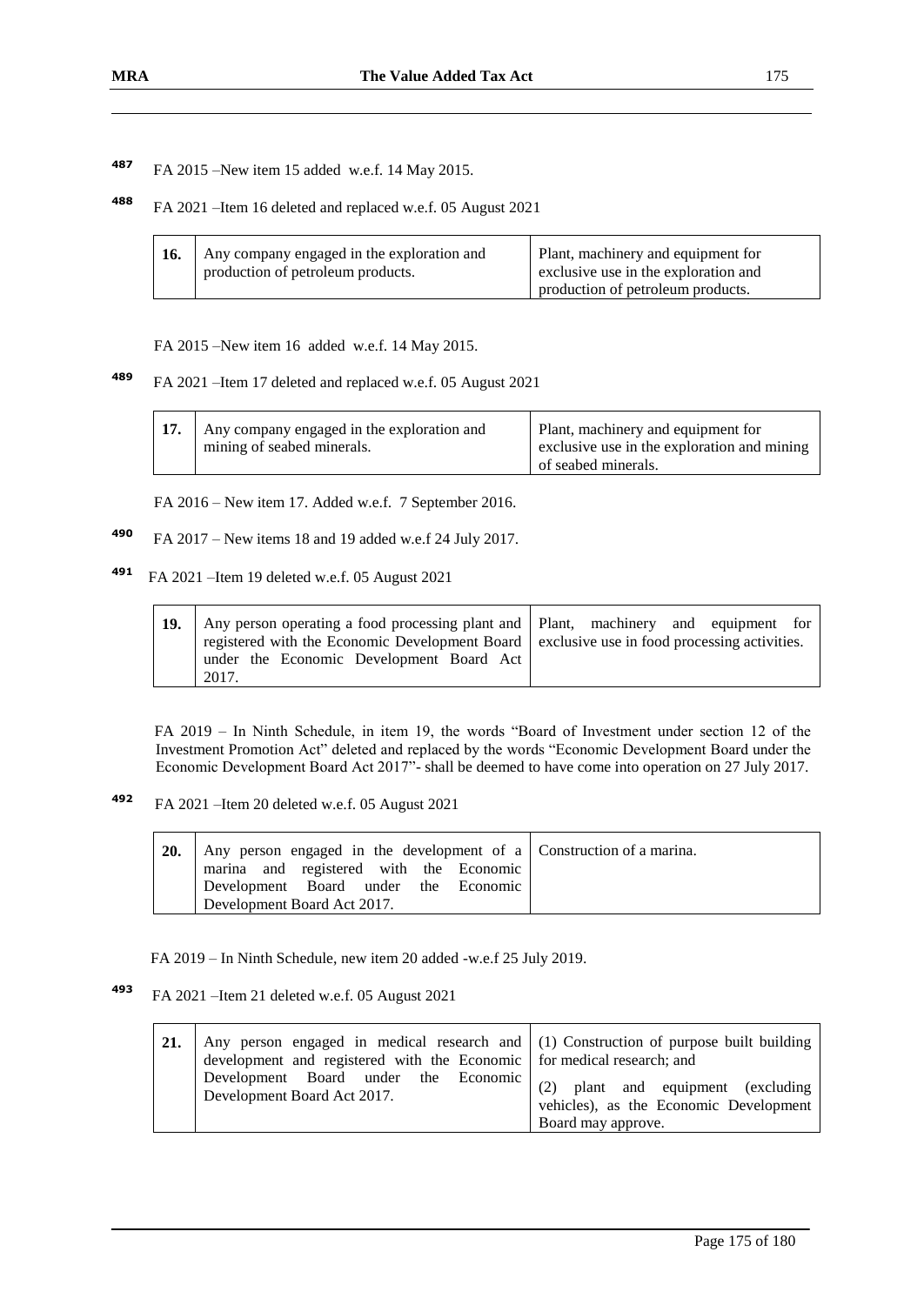[487] FA 2015 –New item 15 added w.e.f. 14 May 2015.

[488] FA 2021 –Item 16 deleted and replaced w.e.f. 05 August 2021

| | | |
|---|---|---|
| **16.** | Any company engaged in the exploration and production of petroleum products. | Plant, machinery and equipment for exclusive use in the exploration and production of petroleum products. |

FA 2015 –New item 16 added w.e.f. 14 May 2015.

[489] FA 2021 –Item 17 deleted and replaced w.e.f. 05 August 2021

| | | |
|---|---|---|
| **17.** | Any company engaged in the exploration and mining of seabed minerals. | Plant, machinery and equipment for exclusive use in the exploration and mining of seabed minerals. |

FA 2016 – New item 17. Added w.e.f. 7 September 2016.

[490] FA 2017 – New items 18 and 19 added w.e.f 24 July 2017.

[491] FA 2021 –Item 19 deleted w.e.f. 05 August 2021

| | | |
|---|---|---|
| **19.** | Any person operating a food processing plant and registered with the Economic Development Board under the Economic Development Board Act 2017. | Plant, machinery and equipment for exclusive use in food processing activities. |

FA 2019 – In Ninth Schedule, in item 19, the words "Board of Investment under section 12 of the Investment Promotion Act" deleted and replaced by the words "Economic Development Board under the Economic Development Board Act 2017"- shall be deemed to have come into operation on 27 July 2017.

[492] FA 2021 –Item 20 deleted w.e.f. 05 August 2021

| | | |
|---|---|---|
| **20.** | Any person engaged in the development of a marina and registered with the Economic Development Board under the Economic Development Board Act 2017. | Construction of a marina. |

FA 2019 – In Ninth Schedule, new item 20 added -w.e.f 25 July 2019.

[493] FA 2021 –Item 21 deleted w.e.f. 05 August 2021

| | | |
|---|---|---|
| **21.** | Any person engaged in medical research and development and registered with the Economic Development Board under the Economic Development Board Act 2017. | (1) Construction of purpose built building for medical research; and<br>(2) plant and equipment (excluding vehicles), as the Economic Development Board may approve. |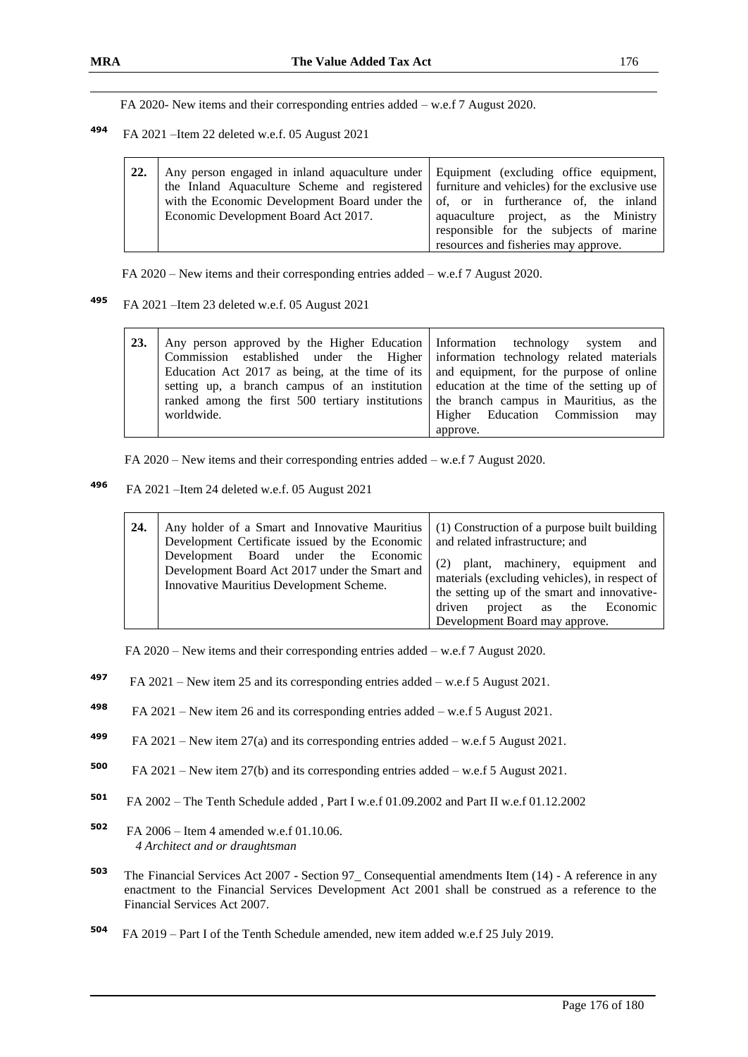FA 2020- New items and their corresponding entries added – w.e.f 7 August 2020.

[494] FA 2021 –Item 22 deleted w.e.f. 05 August 2021

| | | |
|---|---|---|
| **22.** | Any person engaged in inland aquaculture under the Inland Aquaculture Scheme and registered with the Economic Development Board under the Economic Development Board Act 2017. | Equipment (excluding office equipment, furniture and vehicles) for the exclusive use of, or in furtherance of, the inland aquaculture project, as the Ministry responsible for the subjects of marine resources and fisheries may approve. |

FA 2020 – New items and their corresponding entries added – w.e.f 7 August 2020.

[495] FA 2021 –Item 23 deleted w.e.f. 05 August 2021

| | | |
|---|---|---|
| **23.** | Any person approved by the Higher Education Commission established under the Higher Education Act 2017 as being, at the time of its setting up, a branch campus of an institution ranked among the first 500 tertiary institutions worldwide. | Information technology system and information technology related materials and equipment, for the purpose of online education at the time of the setting up of the branch campus in Mauritius, as the Higher Education Commission may approve. |

FA 2020 – New items and their corresponding entries added – w.e.f 7 August 2020.

[496] FA 2021 –Item 24 deleted w.e.f. 05 August 2021

| | | |
|---|---|---|
| **24.** | Any holder of a Smart and Innovative Mauritius Development Certificate issued by the Economic Development Board under the Economic Development Board Act 2017 under the Smart and Innovative Mauritius Development Scheme. | (1) Construction of a purpose built building and related infrastructure; and<br><br>(2) plant, machinery, equipment and materials (excluding vehicles), in respect of the setting up of the smart and innovative-driven project as the Economic Development Board may approve. |

FA 2020 – New items and their corresponding entries added – w.e.f 7 August 2020.

[497] FA 2021 – New item 25 and its corresponding entries added – w.e.f 5 August 2021.

[498] FA 2021 – New item 26 and its corresponding entries added – w.e.f 5 August 2021.

[499] FA 2021 – New item 27(a) and its corresponding entries added – w.e.f 5 August 2021.

[500] FA 2021 – New item 27(b) and its corresponding entries added – w.e.f 5 August 2021.

[501] FA 2002 – The Tenth Schedule added , Part I w.e.f 01.09.2002 and Part II w.e.f 01.12.2002

[502] FA 2006 – Item 4 amended w.e.f 01.10.06.
*4 Architect and or draughtsman*

[503] The Financial Services Act 2007 - Section 97_ Consequential amendments Item (14) - A reference in any enactment to the Financial Services Development Act 2001 shall be construed as a reference to the Financial Services Act 2007.

[504] FA 2019 – Part I of the Tenth Schedule amended, new item added w.e.f 25 July 2019.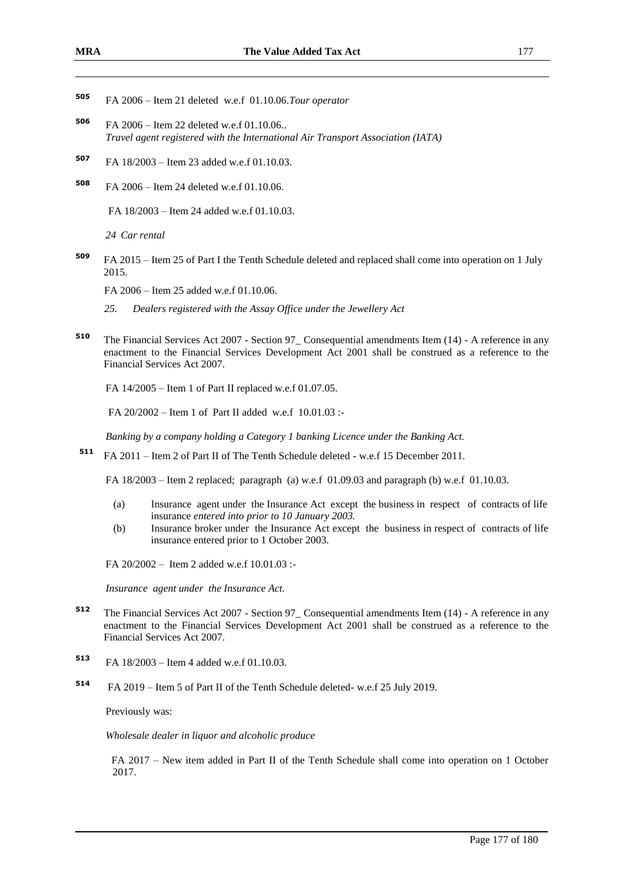[505] FA 2006 – Item 21 deleted w.e.f 01.10.06.*Tour operator*

[506] FA 2006 – Item 22 deleted w.e.f 01.10.06..
*Travel agent registered with the International Air Transport Association (IATA)*

[507] FA 18/2003 – Item 23 added w.e.f 01.10.03.

[508] FA 2006 – Item 24 deleted w.e.f 01.10.06.

FA 18/2003 – Item 24 added w.e.f 01.10.03.

*24 Car rental*

[509] FA 2015 – Item 25 of Part I the Tenth Schedule deleted and replaced shall come into operation on 1 July 2015.

FA 2006 – Item 25 added w.e.f 01.10.06.

*25. Dealers registered with the Assay Office under the Jewellery Act*

[510] The Financial Services Act 2007 - Section 97_ Consequential amendments Item (14) - A reference in any enactment to the Financial Services Development Act 2001 shall be construed as a reference to the Financial Services Act 2007.

FA 14/2005 – Item 1 of Part II replaced w.e.f 01.07.05.

FA 20/2002 – Item 1 of Part II added w.e.f 10.01.03 :-

*Banking by a company holding a Category 1 banking Licence under the Banking Act.*

[511] FA 2011 – Item 2 of Part II of The Tenth Schedule deleted - w.e.f 15 December 2011.

FA 18/2003 – Item 2 replaced; paragraph (a) w.e.f 01.09.03 and paragraph (b) w.e.f 01.10.03.

(a) Insurance agent under the Insurance Act except the business in respect of contracts of life insurance *entered into prior to 10 January 2003.*

(b) Insurance broker under the Insurance Act except the business in respect of contracts of life insurance entered prior to 1 October 2003.

FA 20/2002 – Item 2 added w.e.f 10.01.03 :-

*Insurance agent under the Insurance Act.*

[512] The Financial Services Act 2007 - Section 97_ Consequential amendments Item (14) - A reference in any enactment to the Financial Services Development Act 2001 shall be construed as a reference to the Financial Services Act 2007.

[513] FA 18/2003 – Item 4 added w.e.f 01.10.03.

[514] FA 2019 – Item 5 of Part II of the Tenth Schedule deleted- w.e.f 25 July 2019.

Previously was:

*Wholesale dealer in liquor and alcoholic produce*

FA 2017 – New item added in Part II of the Tenth Schedule shall come into operation on 1 October 2017.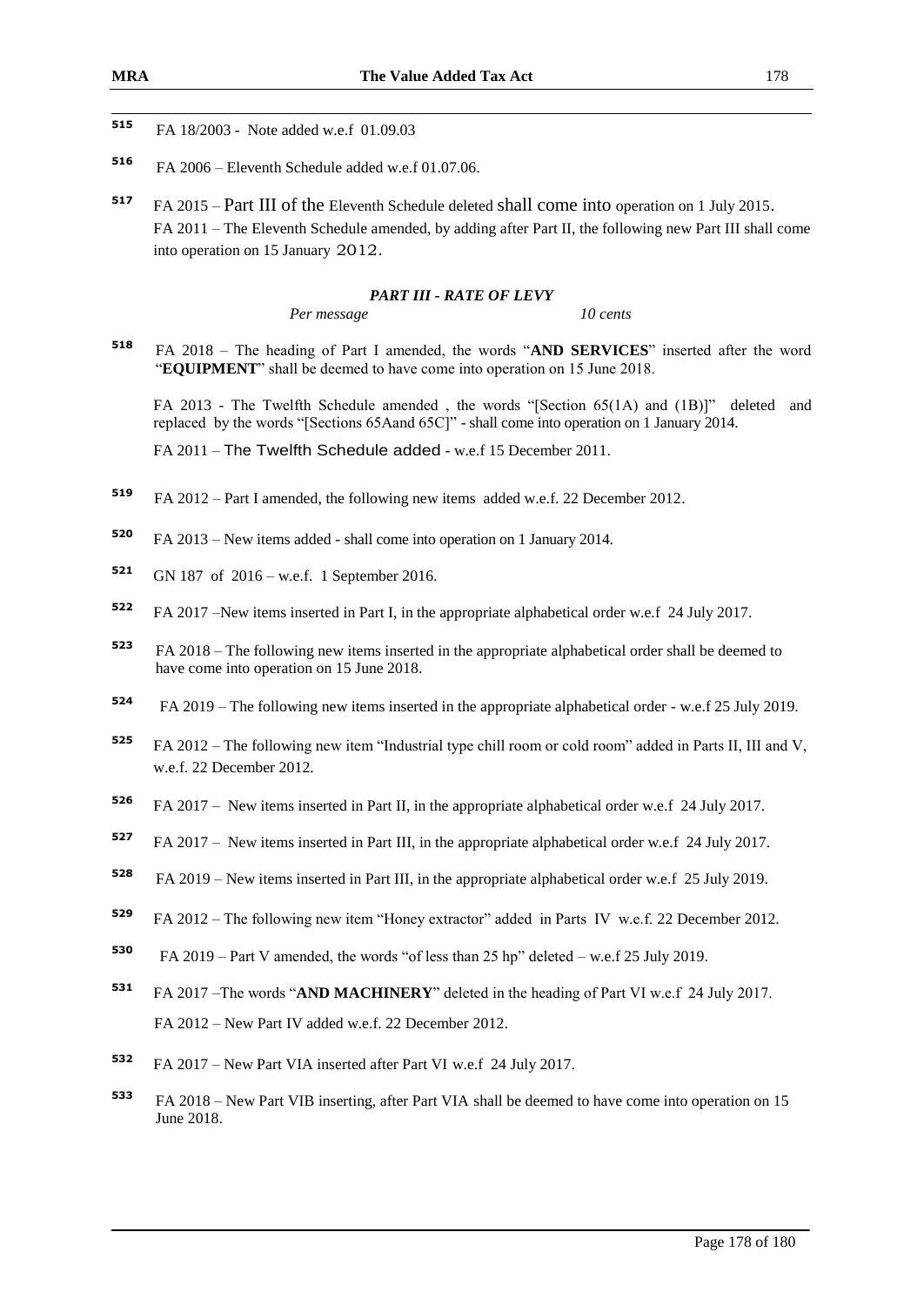515 FA 18/2003 - Note added w.e.f 01.09.03

516 FA 2006 – Eleventh Schedule added w.e.f 01.07.06.

517 FA 2015 – Part III of the Eleventh Schedule deleted shall come into operation on 1 July 2015.
FA 2011 – The Eleventh Schedule amended, by adding after Part II, the following new Part III shall come into operation on 15 January 2012.

***PART III - RATE OF LEVY***

*Per message* *10 cents*

518 FA 2018 – The heading of Part I amended, the words "**AND SERVICES**" inserted after the word "**EQUIPMENT**" shall be deemed to have come into operation on 15 June 2018.

FA 2013 - The Twelfth Schedule amended , the words "[Section 65(1A) and (1B)]" deleted and replaced by the words "[Sections 65Aand 65C]" - shall come into operation on 1 January 2014.

FA 2011 – The Twelfth Schedule added - w.e.f 15 December 2011.

519 FA 2012 – Part I amended, the following new items added w.e.f. 22 December 2012.

520 FA 2013 – New items added - shall come into operation on 1 January 2014.

521 GN 187 of 2016 – w.e.f. 1 September 2016.

522 FA 2017 –New items inserted in Part I, in the appropriate alphabetical order w.e.f 24 July 2017.

523 FA 2018 – The following new items inserted in the appropriate alphabetical order shall be deemed to have come into operation on 15 June 2018.

524 FA 2019 – The following new items inserted in the appropriate alphabetical order - w.e.f 25 July 2019.

525 FA 2012 – The following new item "Industrial type chill room or cold room" added in Parts II, III and V, w.e.f. 22 December 2012.

526 FA 2017 – New items inserted in Part II, in the appropriate alphabetical order w.e.f 24 July 2017.

527 FA 2017 – New items inserted in Part III, in the appropriate alphabetical order w.e.f 24 July 2017.

528 FA 2019 – New items inserted in Part III, in the appropriate alphabetical order w.e.f 25 July 2019.

529 FA 2012 – The following new item "Honey extractor" added in Parts IV w.e.f. 22 December 2012.

530 FA 2019 – Part V amended, the words "of less than 25 hp" deleted – w.e.f 25 July 2019.

531 FA 2017 –The words "**AND MACHINERY**" deleted in the heading of Part VI w.e.f 24 July 2017.
FA 2012 – New Part IV added w.e.f. 22 December 2012.

532 FA 2017 – New Part VIA inserted after Part VI w.e.f 24 July 2017.

533 FA 2018 – New Part VIB inserting, after Part VIA shall be deemed to have come into operation on 15 June 2018.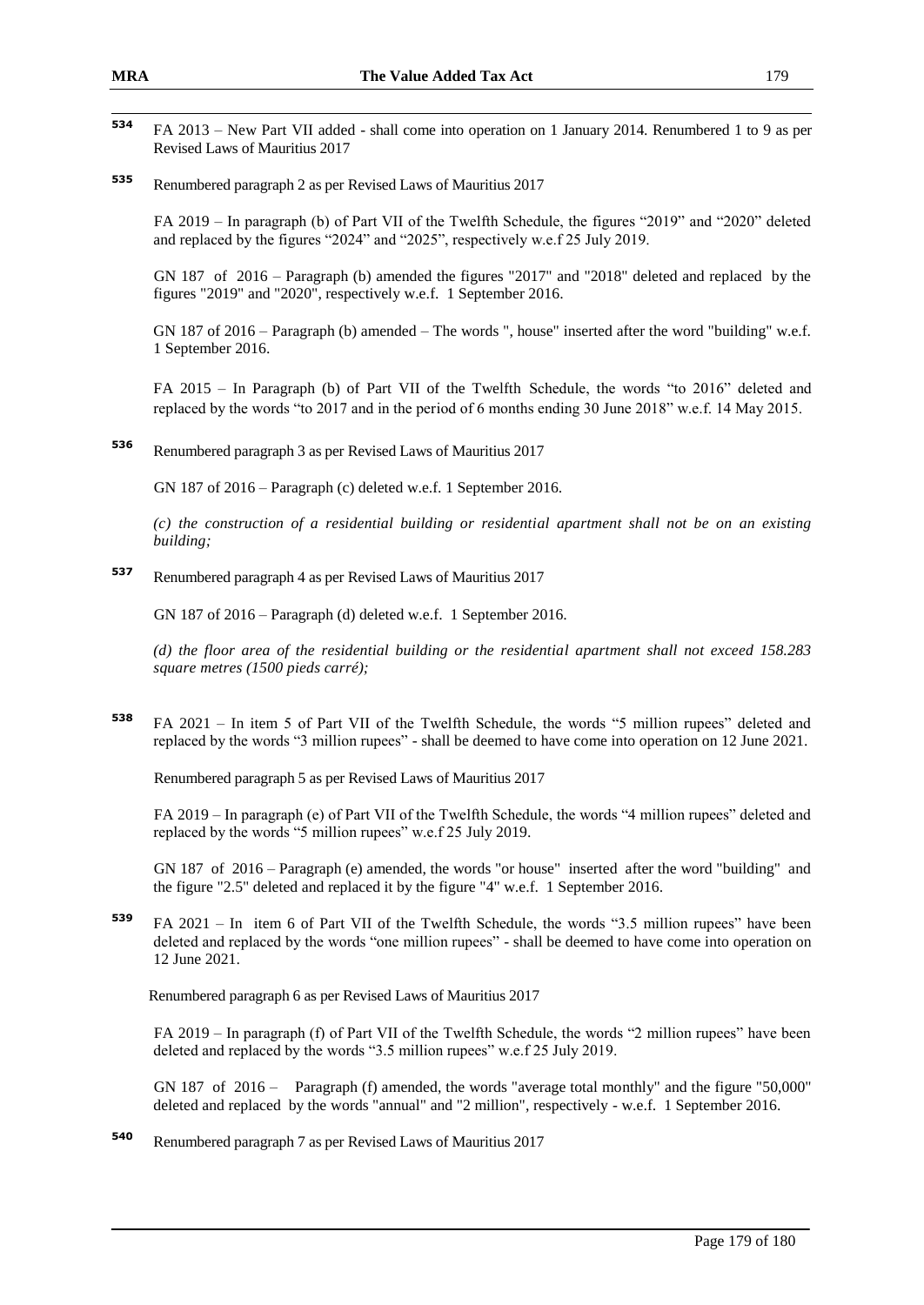[534] FA 2013 – New Part VII added - shall come into operation on 1 January 2014. Renumbered 1 to 9 as per Revised Laws of Mauritius 2017

[535] Renumbered paragraph 2 as per Revised Laws of Mauritius 2017

FA 2019 – In paragraph (b) of Part VII of the Twelfth Schedule, the figures "2019" and "2020" deleted and replaced by the figures "2024" and "2025", respectively w.e.f 25 July 2019.

GN 187 of 2016 – Paragraph (b) amended the figures "2017" and "2018" deleted and replaced by the figures "2019" and "2020", respectively w.e.f. 1 September 2016.

GN 187 of 2016 – Paragraph (b) amended – The words ", house" inserted after the word "building" w.e.f. 1 September 2016.

FA 2015 – In Paragraph (b) of Part VII of the Twelfth Schedule, the words "to 2016" deleted and replaced by the words "to 2017 and in the period of 6 months ending 30 June 2018" w.e.f. 14 May 2015.

[536] Renumbered paragraph 3 as per Revised Laws of Mauritius 2017

GN 187 of 2016 – Paragraph (c) deleted w.e.f. 1 September 2016.

*(c) the construction of a residential building or residential apartment shall not be on an existing building;*

[537] Renumbered paragraph 4 as per Revised Laws of Mauritius 2017

GN 187 of 2016 – Paragraph (d) deleted w.e.f. 1 September 2016.

*(d) the floor area of the residential building or the residential apartment shall not exceed 158.283 square metres (1500 pieds carré);*

[538] FA 2021 – In item 5 of Part VII of the Twelfth Schedule, the words "5 million rupees" deleted and replaced by the words "3 million rupees" - shall be deemed to have come into operation on 12 June 2021.

Renumbered paragraph 5 as per Revised Laws of Mauritius 2017

FA 2019 – In paragraph (e) of Part VII of the Twelfth Schedule, the words "4 million rupees" deleted and replaced by the words "5 million rupees" w.e.f 25 July 2019.

GN 187 of 2016 – Paragraph (e) amended, the words "or house" inserted after the word "building" and the figure "2.5" deleted and replaced it by the figure "4" w.e.f. 1 September 2016.

[539] FA 2021 – In item 6 of Part VII of the Twelfth Schedule, the words "3.5 million rupees" have been deleted and replaced by the words "one million rupees" - shall be deemed to have come into operation on 12 June 2021.

Renumbered paragraph 6 as per Revised Laws of Mauritius 2017

FA 2019 – In paragraph (f) of Part VII of the Twelfth Schedule, the words "2 million rupees" have been deleted and replaced by the words "3.5 million rupees" w.e.f 25 July 2019.

GN 187 of 2016 – Paragraph (f) amended, the words "average total monthly" and the figure "50,000" deleted and replaced by the words "annual" and "2 million", respectively - w.e.f. 1 September 2016.

[540] Renumbered paragraph 7 as per Revised Laws of Mauritius 2017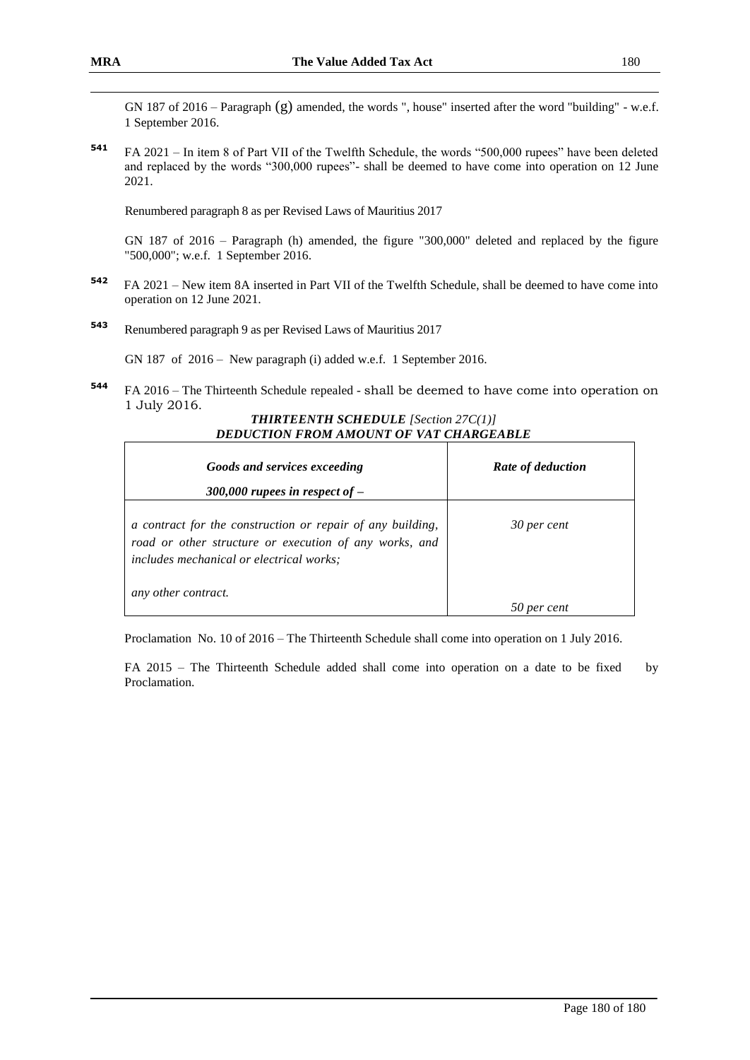GN 187 of 2016 – Paragraph (g) amended, the words ", house" inserted after the word "building" - w.e.f. 1 September 2016.

[541] FA 2021 – In item 8 of Part VII of the Twelfth Schedule, the words "500,000 rupees" have been deleted and replaced by the words "300,000 rupees"- shall be deemed to have come into operation on 12 June 2021.

Renumbered paragraph 8 as per Revised Laws of Mauritius 2017

GN 187 of 2016 – Paragraph (h) amended, the figure "300,000" deleted and replaced by the figure "500,000"; w.e.f. 1 September 2016.

[542] FA 2021 – New item 8A inserted in Part VII of the Twelfth Schedule, shall be deemed to have come into operation on 12 June 2021.

[543] Renumbered paragraph 9 as per Revised Laws of Mauritius 2017

GN 187 of 2016 – New paragraph (i) added w.e.f. 1 September 2016.

[544] FA 2016 – The Thirteenth Schedule repealed - shall be deemed to have come into operation on 1 July 2016.

***THIRTEENTH SCHEDULE*** *[Section 27C(1)]*
***DEDUCTION FROM AMOUNT OF VAT CHARGEABLE***

| ***Goods and services exceeding 300,000 rupees in respect of –*** | ***Rate of deduction*** |
|---|---|
| *a contract for the construction or repair of any building, road or other structure or execution of any works, and includes mechanical or electrical works;* | *30 per cent* |
| *any other contract.* | *50 per cent* |

Proclamation No. 10 of 2016 – The Thirteenth Schedule shall come into operation on 1 July 2016.

FA 2015 – The Thirteenth Schedule added shall come into operation on a date to be fixed by Proclamation.